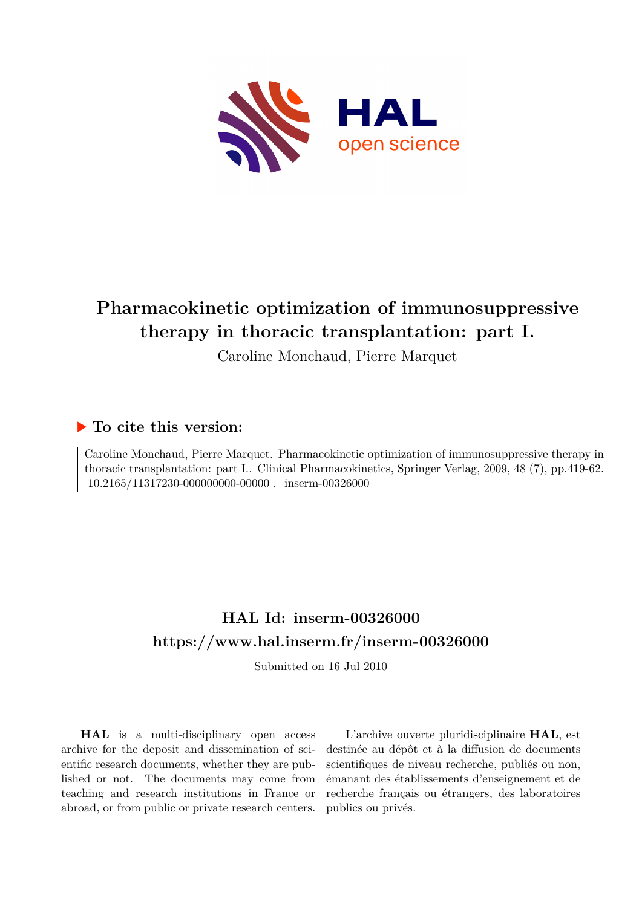# Pharmacokinetic optimization of immunosuppressive therapy in thoracic transplantation: part I.

Caroline Monchaud, Pierre Marquet

## ▶ To cite this version:

Caroline Monchaud, Pierre Marquet. Pharmacokinetic optimization of immunosuppressive therapy in thoracic transplantation: part I.. Clinical Pharmacokinetics, Springer Verlag, 2009, 48 (7), pp.419-62. 10.2165/11317230-000000000-00000 . inserm-00326000

## HAL Id: inserm-00326000

## https://www.hal.inserm.fr/inserm-00326000

Submitted on 16 Jul 2010

**HAL** is a multi-disciplinary open access archive for the deposit and dissemination of scientific research documents, whether they are published or not. The documents may come from teaching and research institutions in France or abroad, or from public or private research centers.

L'archive ouverte pluridisciplinaire **HAL**, est destinée au dépôt et à la diffusion de documents scientifiques de niveau recherche, publiés ou non, émanant des établissements d'enseignement et de recherche français ou étrangers, des laboratoires publics ou privés.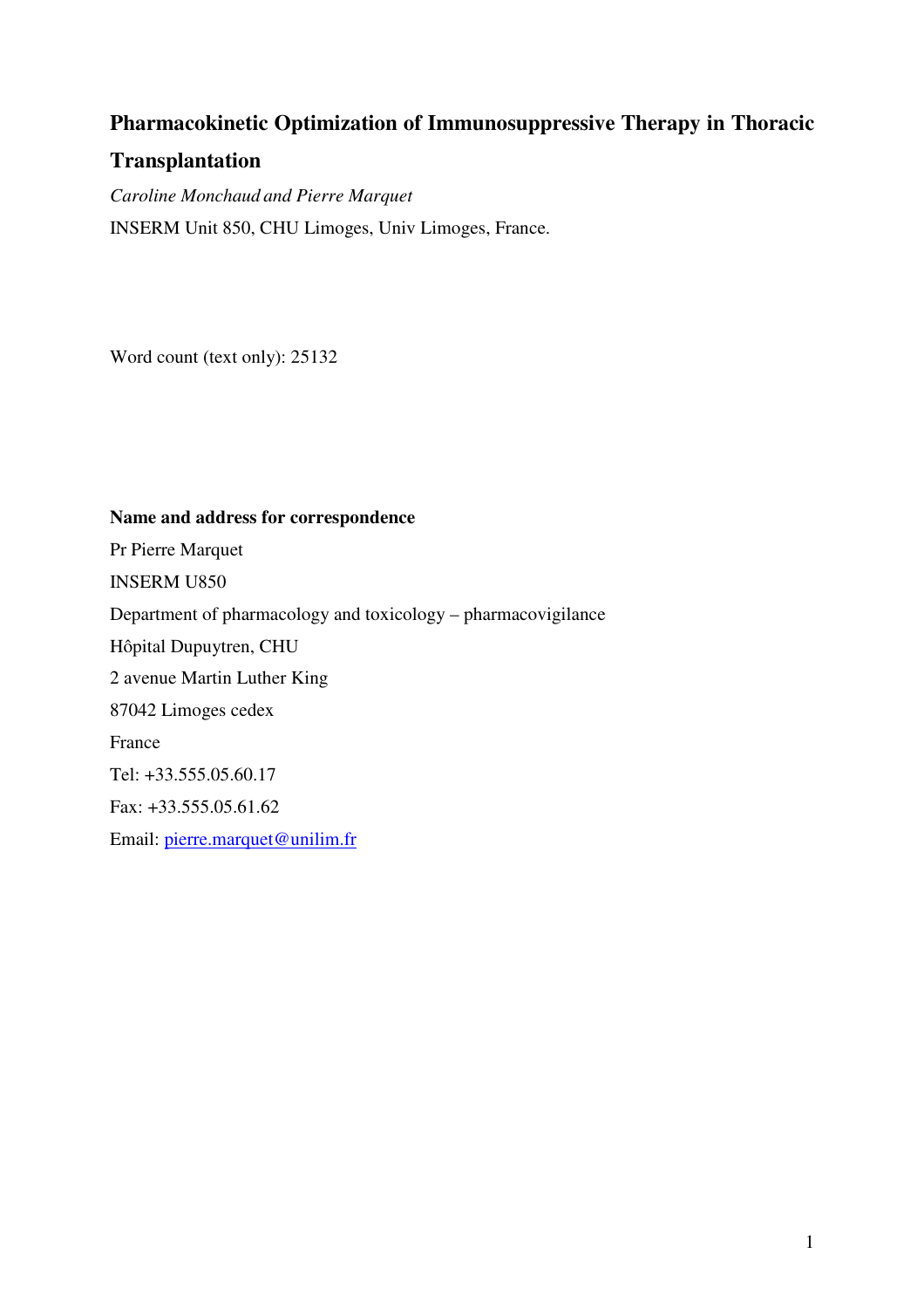# Pharmacokinetic Optimization of Immunosuppressive Therapy in Thoracic Transplantation

*Caroline Monchaud and Pierre Marquet*

INSERM Unit 850, CHU Limoges, Univ Limoges, France.

Word count (text only): 25132

**Name and address for correspondence**

Pr Pierre Marquet

INSERM U850

Department of pharmacology and toxicology – pharmacovigilance

Hôpital Dupuytren, CHU

2 avenue Martin Luther King

87042 Limoges cedex

France

Tel: +33.555.05.60.17

Fax: +33.555.05.61.62

Email: pierre.marquet@unilim.fr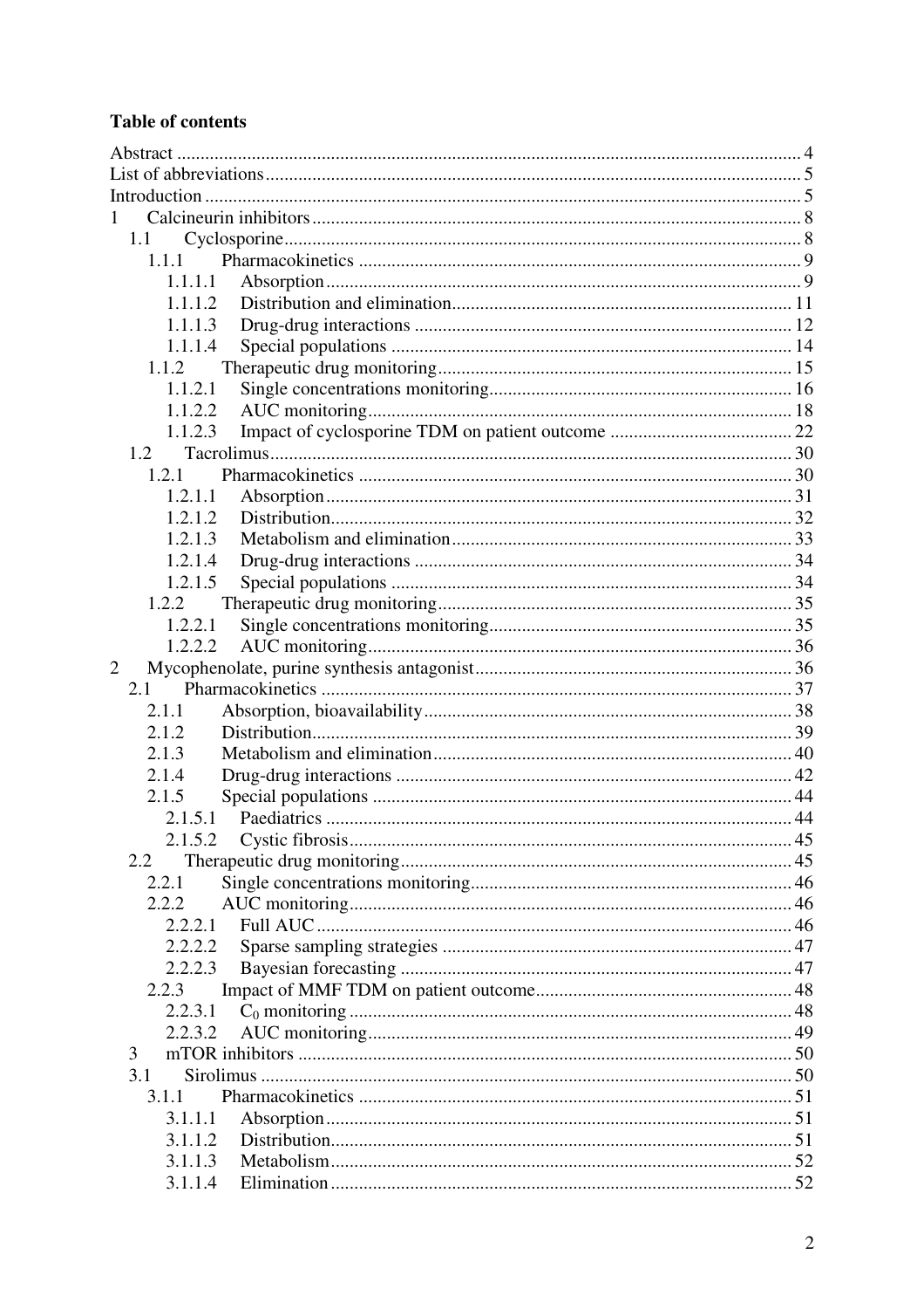**Table of contents**

Abstract ........ 4
List of abbreviations ........ 5
Introduction ........ 5
1 Calcineurin inhibitors ........ 8
- 1.1 Cyclosporine ........ 8
  - 1.1.1 Pharmacokinetics ........ 9
    - 1.1.1.1 Absorption ........ 9
    - 1.1.1.2 Distribution and elimination ........ 11
    - 1.1.1.3 Drug-drug interactions ........ 12
    - 1.1.1.4 Special populations ........ 14
  - 1.1.2 Therapeutic drug monitoring ........ 15
    - 1.1.2.1 Single concentrations monitoring ........ 16
    - 1.1.2.2 AUC monitoring ........ 18
    - 1.1.2.3 Impact of cyclosporine TDM on patient outcome ........ 22
- 1.2 Tacrolimus ........ 30
  - 1.2.1 Pharmacokinetics ........ 30
    - 1.2.1.1 Absorption ........ 31
    - 1.2.1.2 Distribution ........ 32
    - 1.2.1.3 Metabolism and elimination ........ 33
    - 1.2.1.4 Drug-drug interactions ........ 34
    - 1.2.1.5 Special populations ........ 34
  - 1.2.2 Therapeutic drug monitoring ........ 35
    - 1.2.2.1 Single concentrations monitoring ........ 35
    - 1.2.2.2 AUC monitoring ........ 36

2 Mycophenolate, purine synthesis antagonist ........ 36
- 2.1 Pharmacokinetics ........ 37
  - 2.1.1 Absorption, bioavailability ........ 38
  - 2.1.2 Distribution ........ 39
  - 2.1.3 Metabolism and elimination ........ 40
  - 2.1.4 Drug-drug interactions ........ 42
  - 2.1.5 Special populations ........ 44
    - 2.1.5.1 Paediatrics ........ 44
    - 2.1.5.2 Cystic fibrosis ........ 45
- 2.2 Therapeutic drug monitoring ........ 45
  - 2.2.1 Single concentrations monitoring ........ 46
  - 2.2.2 AUC monitoring ........ 46
    - 2.2.2.1 Full AUC ........ 46
    - 2.2.2.2 Sparse sampling strategies ........ 47
    - 2.2.2.3 Bayesian forecasting ........ 47
  - 2.2.3 Impact of MMF TDM on patient outcome ........ 48
    - 2.2.3.1 $C_0$ monitoring ........ 48
    - 2.2.3.2 AUC monitoring ........ 49

3 mTOR inhibitors ........ 50
- 3.1 Sirolimus ........ 50
  - 3.1.1 Pharmacokinetics ........ 51
    - 3.1.1.1 Absorption ........ 51
    - 3.1.1.2 Distribution ........ 51
    - 3.1.1.3 Metabolism ........ 52
    - 3.1.1.4 Elimination ........ 52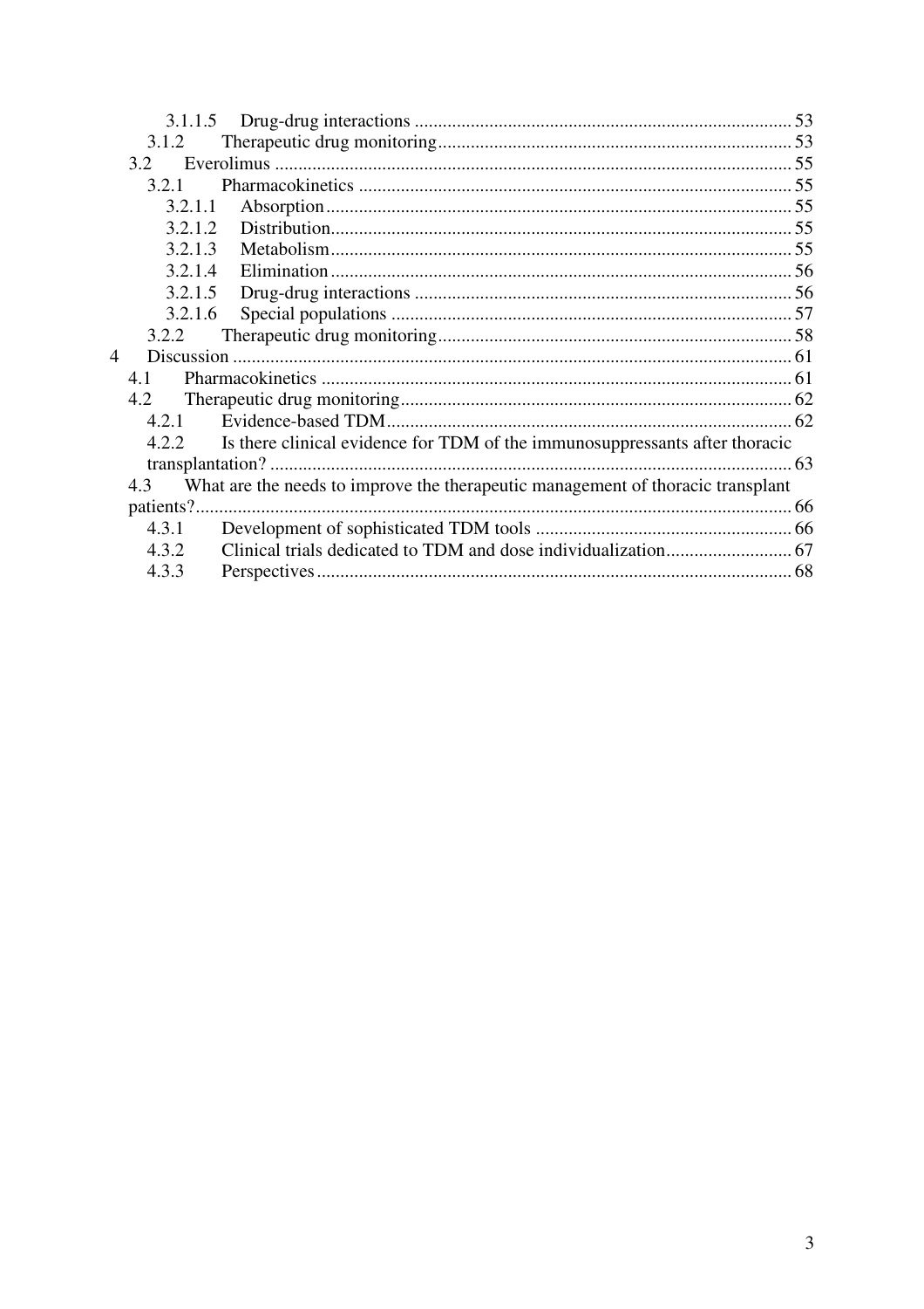3.1.1.5 Drug-drug interactions ................................................................................ 53
3.1.2 Therapeutic drug monitoring........................................................................... 53
3.2 Everolimus .............................................................................................................. 55
3.2.1 Pharmacokinetics ............................................................................................ 55
3.2.1.1 Absorption................................................................................................... 55
3.2.1.2 Distribution.................................................................................................. 55
3.2.1.3 Metabolism.................................................................................................. 55
3.2.1.4 Elimination .................................................................................................. 56
3.2.1.5 Drug-drug interactions ................................................................................ 56
3.2.1.6 Special populations ..................................................................................... 57
3.2.2 Therapeutic drug monitoring........................................................................... 58
4 Discussion ....................................................................................................................... 61
4.1 Pharmacokinetics .................................................................................................... 61
4.2 Therapeutic drug monitoring................................................................................... 62
4.2.1 Evidence-based TDM...................................................................................... 62
4.2.2 Is there clinical evidence for TDM of the immunosuppressants after thoracic transplantation? ............................................................................................................... 63
4.3 What are the needs to improve the therapeutic management of thoracic transplant patients?............................................................................................................................... 66
4.3.1 Development of sophisticated TDM tools ...................................................... 66
4.3.2 Clinical trials dedicated to TDM and dose individualization........................... 67
4.3.3 Perspectives..................................................................................................... 68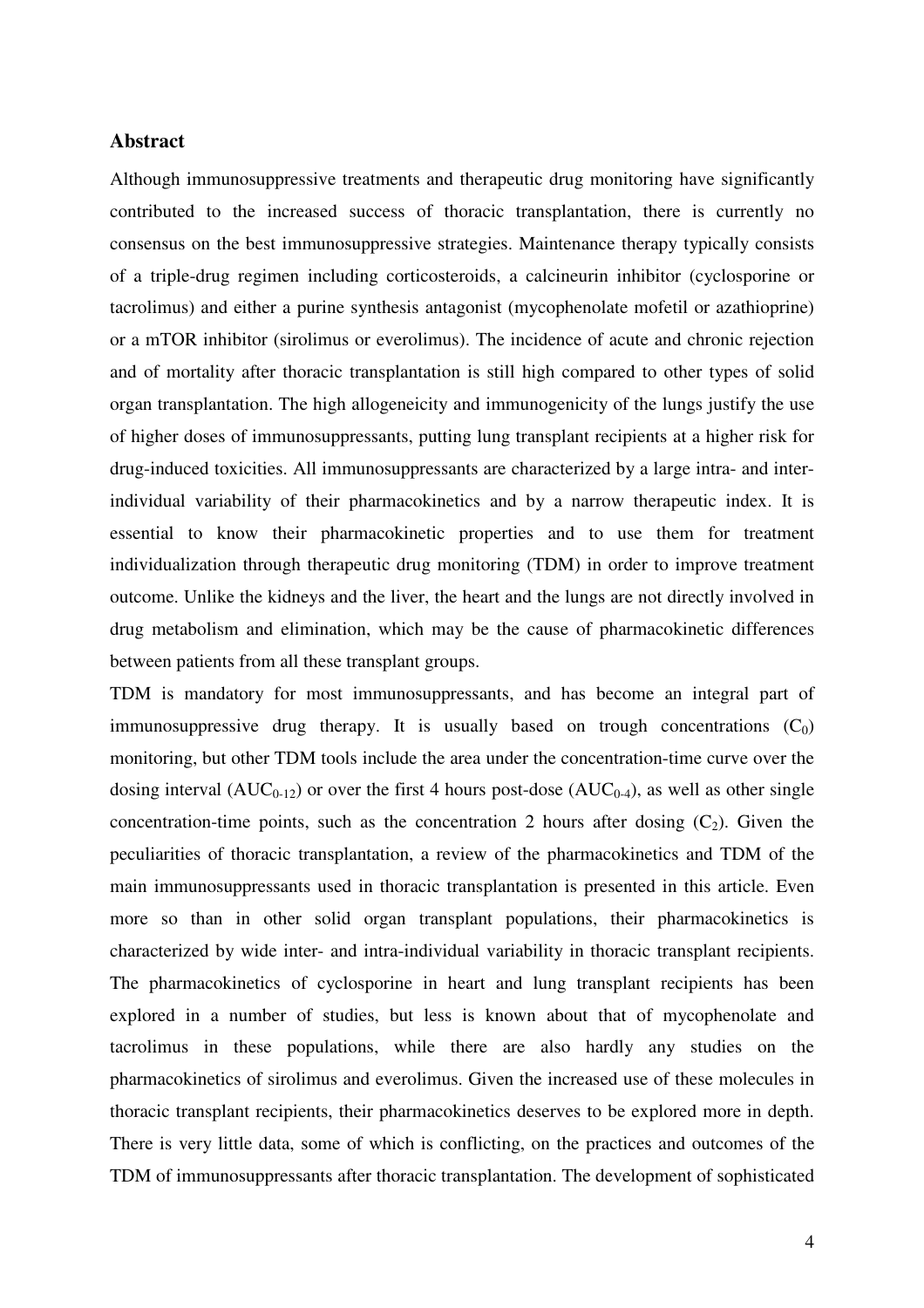## Abstract

Although immunosuppressive treatments and therapeutic drug monitoring have significantly contributed to the increased success of thoracic transplantation, there is currently no consensus on the best immunosuppressive strategies. Maintenance therapy typically consists of a triple-drug regimen including corticosteroids, a calcineurin inhibitor (cyclosporine or tacrolimus) and either a purine synthesis antagonist (mycophenolate mofetil or azathioprine) or a mTOR inhibitor (sirolimus or everolimus). The incidence of acute and chronic rejection and of mortality after thoracic transplantation is still high compared to other types of solid organ transplantation. The high allogeneicity and immunogenicity of the lungs justify the use of higher doses of immunosuppressants, putting lung transplant recipients at a higher risk for drug-induced toxicities. All immunosuppressants are characterized by a large intra- and inter-individual variability of their pharmacokinetics and by a narrow therapeutic index. It is essential to know their pharmacokinetic properties and to use them for treatment individualization through therapeutic drug monitoring (TDM) in order to improve treatment outcome. Unlike the kidneys and the liver, the heart and the lungs are not directly involved in drug metabolism and elimination, which may be the cause of pharmacokinetic differences between patients from all these transplant groups.

TDM is mandatory for most immunosuppressants, and has become an integral part of immunosuppressive drug therapy. It is usually based on trough concentrations ($C_0$) monitoring, but other TDM tools include the area under the concentration-time curve over the dosing interval ($AUC_{0-12}$) or over the first 4 hours post-dose ($AUC_{0-4}$), as well as other single concentration-time points, such as the concentration 2 hours after dosing ($C_2$). Given the peculiarities of thoracic transplantation, a review of the pharmacokinetics and TDM of the main immunosuppressants used in thoracic transplantation is presented in this article. Even more so than in other solid organ transplant populations, their pharmacokinetics is characterized by wide inter- and intra-individual variability in thoracic transplant recipients. The pharmacokinetics of cyclosporine in heart and lung transplant recipients has been explored in a number of studies, but less is known about that of mycophenolate and tacrolimus in these populations, while there are also hardly any studies on the pharmacokinetics of sirolimus and everolimus. Given the increased use of these molecules in thoracic transplant recipients, their pharmacokinetics deserves to be explored more in depth. There is very little data, some of which is conflicting, on the practices and outcomes of the TDM of immunosuppressants after thoracic transplantation. The development of sophisticated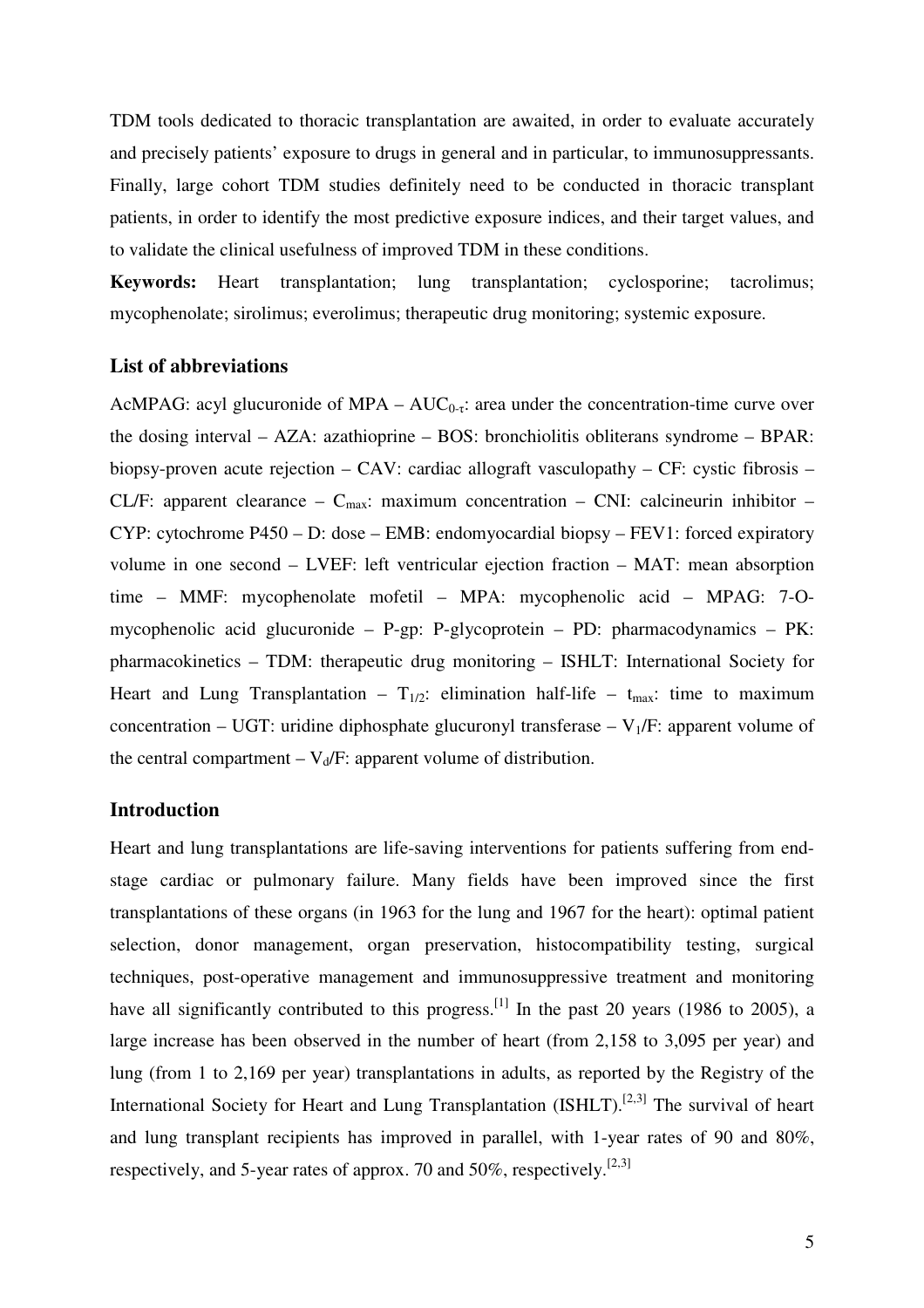TDM tools dedicated to thoracic transplantation are awaited, in order to evaluate accurately and precisely patients' exposure to drugs in general and in particular, to immunosuppressants. Finally, large cohort TDM studies definitely need to be conducted in thoracic transplant patients, in order to identify the most predictive exposure indices, and their target values, and to validate the clinical usefulness of improved TDM in these conditions.

**Keywords:** Heart transplantation; lung transplantation; cyclosporine; tacrolimus; mycophenolate; sirolimus; everolimus; therapeutic drug monitoring; systemic exposure.

### List of abbreviations

AcMPAG: acyl glucuronide of MPA – $AUC_{0-\tau}$: area under the concentration-time curve over the dosing interval – AZA: azathioprine – BOS: bronchiolitis obliterans syndrome – BPAR: biopsy-proven acute rejection – CAV: cardiac allograft vasculopathy – CF: cystic fibrosis – CL/F: apparent clearance – $C_{max}$: maximum concentration – CNI: calcineurin inhibitor – CYP: cytochrome P450 – D: dose – EMB: endomyocardial biopsy – FEV1: forced expiratory volume in one second – LVEF: left ventricular ejection fraction – MAT: mean absorption time – MMF: mycophenolate mofetil – MPA: mycophenolic acid – MPAG: 7-O-mycophenolic acid glucuronide – P-gp: P-glycoprotein – PD: pharmacodynamics – PK: pharmacokinetics – TDM: therapeutic drug monitoring – ISHLT: International Society for Heart and Lung Transplantation – $T_{1/2}$: elimination half-life – $t_{max}$: time to maximum concentration – UGT: uridine diphosphate glucuronyl transferase – $V_1/F$: apparent volume of the central compartment – $V_d/F$: apparent volume of distribution.

### Introduction

Heart and lung transplantations are life-saving interventions for patients suffering from end-stage cardiac or pulmonary failure. Many fields have been improved since the first transplantations of these organs (in 1963 for the lung and 1967 for the heart): optimal patient selection, donor management, organ preservation, histocompatibility testing, surgical techniques, post-operative management and immunosuppressive treatment and monitoring have all significantly contributed to this progress.[1] In the past 20 years (1986 to 2005), a large increase has been observed in the number of heart (from 2,158 to 3,095 per year) and lung (from 1 to 2,169 per year) transplantations in adults, as reported by the Registry of the International Society for Heart and Lung Transplantation (ISHLT).[2,3] The survival of heart and lung transplant recipients has improved in parallel, with 1-year rates of 90 and 80%, respectively, and 5-year rates of approx. 70 and 50%, respectively.[2,3]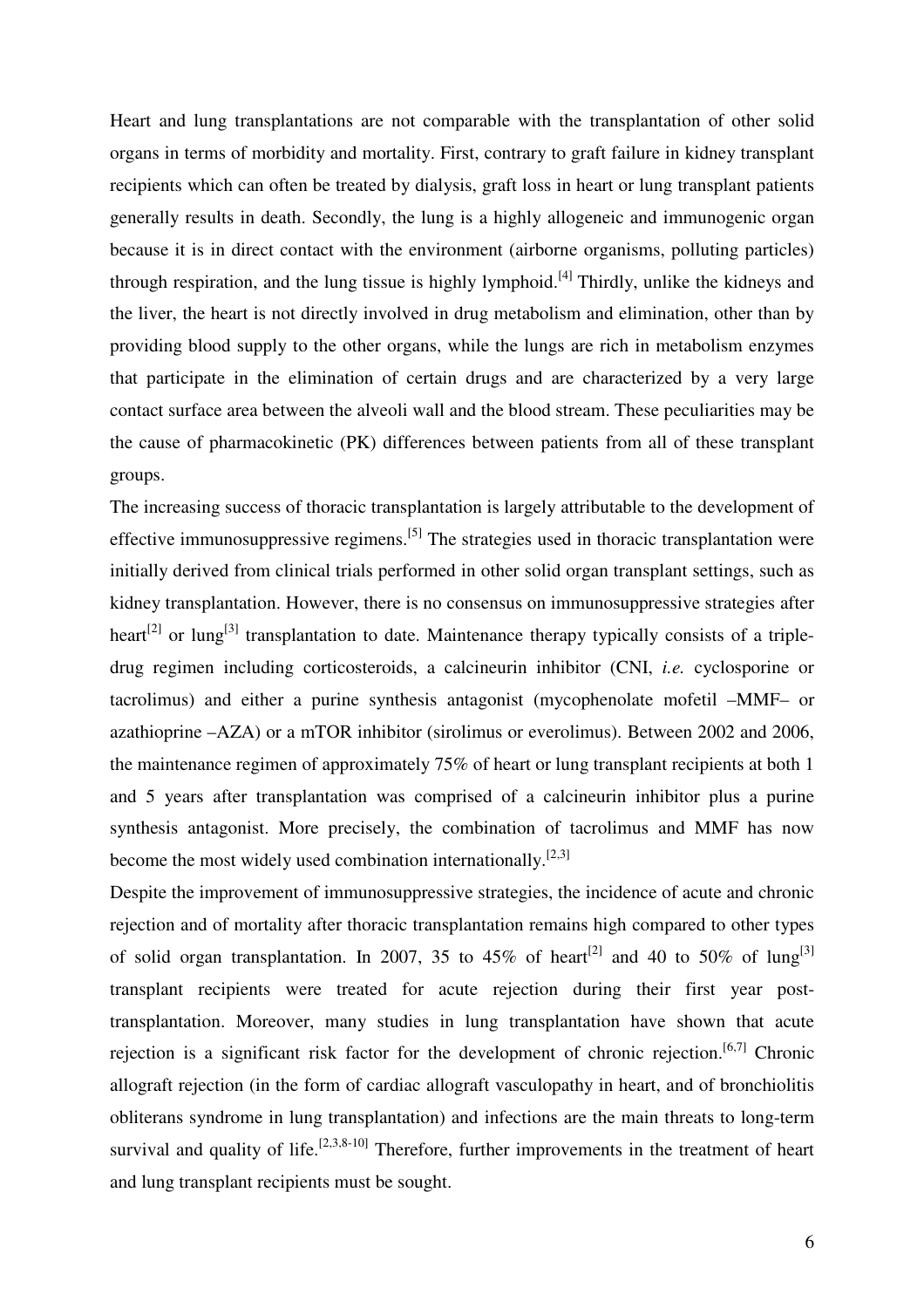Heart and lung transplantations are not comparable with the transplantation of other solid organs in terms of morbidity and mortality. First, contrary to graft failure in kidney transplant recipients which can often be treated by dialysis, graft loss in heart or lung transplant patients generally results in death. Secondly, the lung is a highly allogeneic and immunogenic organ because it is in direct contact with the environment (airborne organisms, polluting particles) through respiration, and the lung tissue is highly lymphoid.[4] Thirdly, unlike the kidneys and the liver, the heart is not directly involved in drug metabolism and elimination, other than by providing blood supply to the other organs, while the lungs are rich in metabolism enzymes that participate in the elimination of certain drugs and are characterized by a very large contact surface area between the alveoli wall and the blood stream. These peculiarities may be the cause of pharmacokinetic (PK) differences between patients from all of these transplant groups.

The increasing success of thoracic transplantation is largely attributable to the development of effective immunosuppressive regimens.[5] The strategies used in thoracic transplantation were initially derived from clinical trials performed in other solid organ transplant settings, such as kidney transplantation. However, there is no consensus on immunosuppressive strategies after heart[2] or lung[3] transplantation to date. Maintenance therapy typically consists of a triple-drug regimen including corticosteroids, a calcineurin inhibitor (CNI, *i.e.* cyclosporine or tacrolimus) and either a purine synthesis antagonist (mycophenolate mofetil –MMF– or azathioprine –AZA) or a mTOR inhibitor (sirolimus or everolimus). Between 2002 and 2006, the maintenance regimen of approximately 75% of heart or lung transplant recipients at both 1 and 5 years after transplantation was comprised of a calcineurin inhibitor plus a purine synthesis antagonist. More precisely, the combination of tacrolimus and MMF has now become the most widely used combination internationally.[2,3]

Despite the improvement of immunosuppressive strategies, the incidence of acute and chronic rejection and of mortality after thoracic transplantation remains high compared to other types of solid organ transplantation. In 2007, 35 to 45% of heart[2] and 40 to 50% of lung[3] transplant recipients were treated for acute rejection during their first year post-transplantation. Moreover, many studies in lung transplantation have shown that acute rejection is a significant risk factor for the development of chronic rejection.[6,7] Chronic allograft rejection (in the form of cardiac allograft vasculopathy in heart, and of bronchiolitis obliterans syndrome in lung transplantation) and infections are the main threats to long-term survival and quality of life.[2,3,8-10] Therefore, further improvements in the treatment of heart and lung transplant recipients must be sought.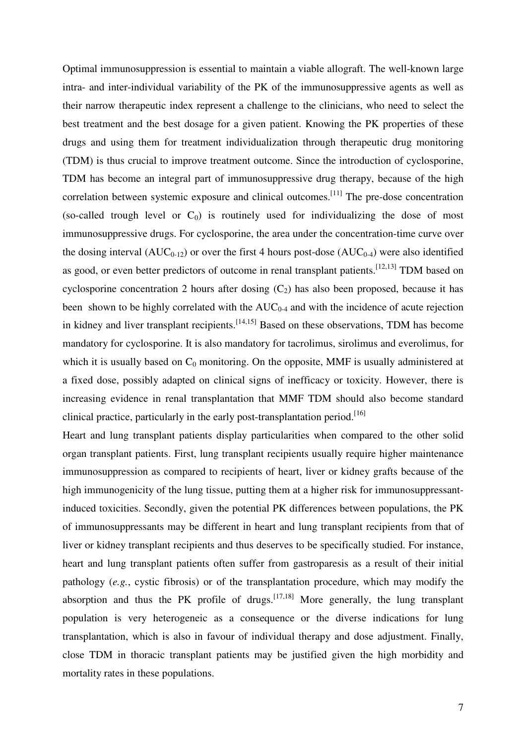Optimal immunosuppression is essential to maintain a viable allograft. The well-known large intra- and inter-individual variability of the PK of the immunosuppressive agents as well as their narrow therapeutic index represent a challenge to the clinicians, who need to select the best treatment and the best dosage for a given patient. Knowing the PK properties of these drugs and using them for treatment individualization through therapeutic drug monitoring (TDM) is thus crucial to improve treatment outcome. Since the introduction of cyclosporine, TDM has become an integral part of immunosuppressive drug therapy, because of the high correlation between systemic exposure and clinical outcomes.[11] The pre-dose concentration (so-called trough level or $C_0$) is routinely used for individualizing the dose of most immunosuppressive drugs. For cyclosporine, the area under the concentration-time curve over the dosing interval ($AUC_{0-12}$) or over the first 4 hours post-dose ($AUC_{0-4}$) were also identified as good, or even better predictors of outcome in renal transplant patients.[12,13] TDM based on cyclosporine concentration 2 hours after dosing ($C_2$) has also been proposed, because it has been shown to be highly correlated with the $AUC_{0-4}$ and with the incidence of acute rejection in kidney and liver transplant recipients.[14,15] Based on these observations, TDM has become mandatory for cyclosporine. It is also mandatory for tacrolimus, sirolimus and everolimus, for which it is usually based on $C_0$ monitoring. On the opposite, MMF is usually administered at a fixed dose, possibly adapted on clinical signs of inefficacy or toxicity. However, there is increasing evidence in renal transplantation that MMF TDM should also become standard clinical practice, particularly in the early post-transplantation period.[16]

Heart and lung transplant patients display particularities when compared to the other solid organ transplant patients. First, lung transplant recipients usually require higher maintenance immunosuppression as compared to recipients of heart, liver or kidney grafts because of the high immunogenicity of the lung tissue, putting them at a higher risk for immunosuppressant-induced toxicities. Secondly, given the potential PK differences between populations, the PK of immunosuppressants may be different in heart and lung transplant recipients from that of liver or kidney transplant recipients and thus deserves to be specifically studied. For instance, heart and lung transplant patients often suffer from gastroparesis as a result of their initial pathology (*e.g.*, cystic fibrosis) or of the transplantation procedure, which may modify the absorption and thus the PK profile of drugs.[17,18] More generally, the lung transplant population is very heterogeneic as a consequence or the diverse indications for lung transplantation, which is also in favour of individual therapy and dose adjustment. Finally, close TDM in thoracic transplant patients may be justified given the high morbidity and mortality rates in these populations.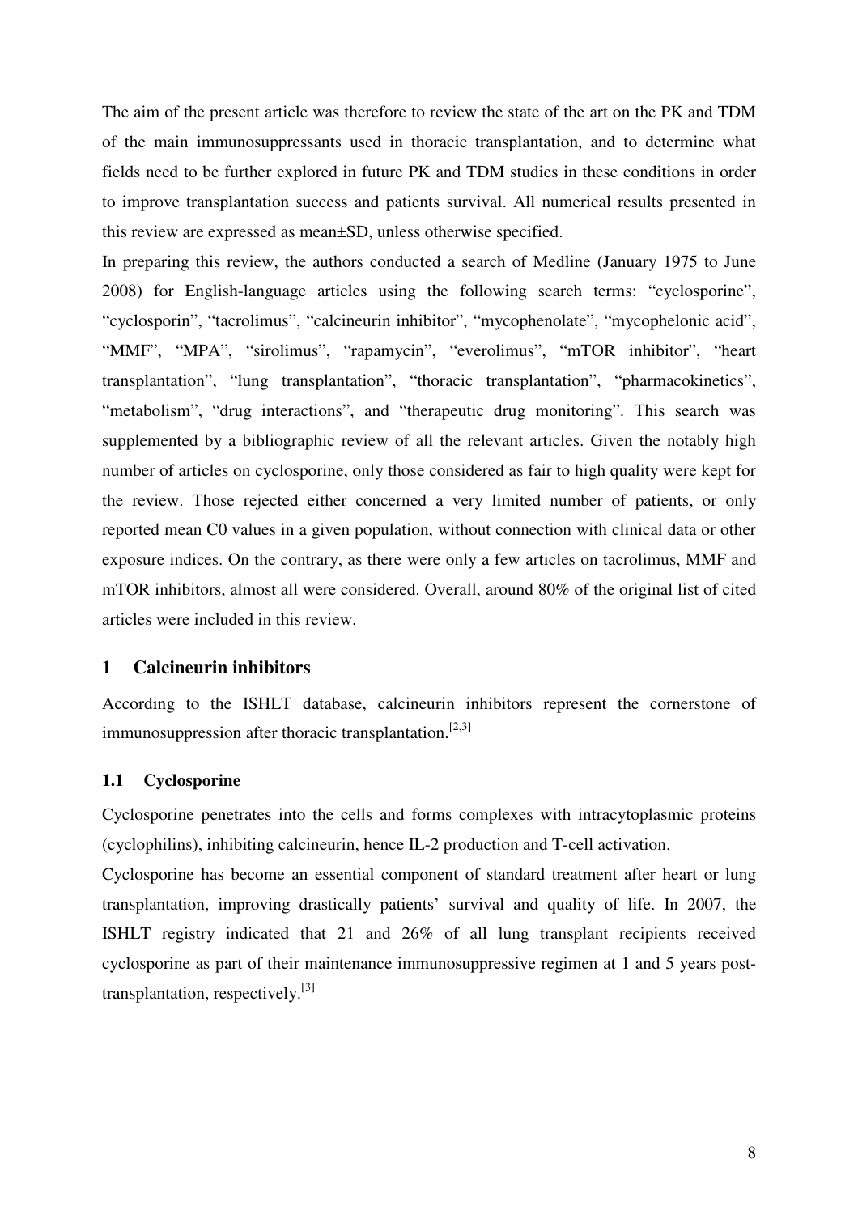The aim of the present article was therefore to review the state of the art on the PK and TDM of the main immunosuppressants used in thoracic transplantation, and to determine what fields need to be further explored in future PK and TDM studies in these conditions in order to improve transplantation success and patients survival. All numerical results presented in this review are expressed as mean±SD, unless otherwise specified.

In preparing this review, the authors conducted a search of Medline (January 1975 to June 2008) for English-language articles using the following search terms: "cyclosporine", "cyclosporin", "tacrolimus", "calcineurin inhibitor", "mycophenolate", "mycophelonic acid", "MMF", "MPA", "sirolimus", "rapamycin", "everolimus", "mTOR inhibitor", "heart transplantation", "lung transplantation", "thoracic transplantation", "pharmacokinetics", "metabolism", "drug interactions", and "therapeutic drug monitoring". This search was supplemented by a bibliographic review of all the relevant articles. Given the notably high number of articles on cyclosporine, only those considered as fair to high quality were kept for the review. Those rejected either concerned a very limited number of patients, or only reported mean C0 values in a given population, without connection with clinical data or other exposure indices. On the contrary, as there were only a few articles on tacrolimus, MMF and mTOR inhibitors, almost all were considered. Overall, around 80% of the original list of cited articles were included in this review.

## 1 Calcineurin inhibitors

According to the ISHLT database, calcineurin inhibitors represent the cornerstone of immunosuppression after thoracic transplantation.[2,3]

### 1.1 Cyclosporine

Cyclosporine penetrates into the cells and forms complexes with intracytoplasmic proteins (cyclophilins), inhibiting calcineurin, hence IL-2 production and T-cell activation.

Cyclosporine has become an essential component of standard treatment after heart or lung transplantation, improving drastically patients' survival and quality of life. In 2007, the ISHLT registry indicated that 21 and 26% of all lung transplant recipients received cyclosporine as part of their maintenance immunosuppressive regimen at 1 and 5 years post-transplantation, respectively.[3]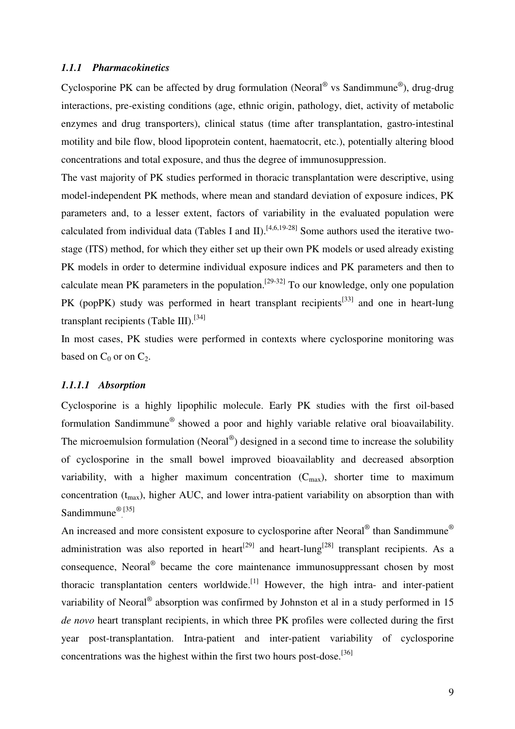### *1.1.1 Pharmacokinetics*

Cyclosporine PK can be affected by drug formulation (Neoral® vs Sandimmune®), drug-drug interactions, pre-existing conditions (age, ethnic origin, pathology, diet, activity of metabolic enzymes and drug transporters), clinical status (time after transplantation, gastro-intestinal motility and bile flow, blood lipoprotein content, haematocrit, etc.), potentially altering blood concentrations and total exposure, and thus the degree of immunosuppression.

The vast majority of PK studies performed in thoracic transplantation were descriptive, using model-independent PK methods, where mean and standard deviation of exposure indices, PK parameters and, to a lesser extent, factors of variability in the evaluated population were calculated from individual data (Tables I and II).[4,6,19-28] Some authors used the iterative two-stage (ITS) method, for which they either set up their own PK models or used already existing PK models in order to determine individual exposure indices and PK parameters and then to calculate mean PK parameters in the population.[29-32] To our knowledge, only one population PK (popPK) study was performed in heart transplant recipients[33] and one in heart-lung transplant recipients (Table III).[34]

In most cases, PK studies were performed in contexts where cyclosporine monitoring was based on $C_0$ or on $C_2$.

#### *1.1.1.1 Absorption*

Cyclosporine is a highly lipophilic molecule. Early PK studies with the first oil-based formulation Sandimmune® showed a poor and highly variable relative oral bioavailability. The microemulsion formulation (Neoral®) designed in a second time to increase the solubility of cyclosporine in the small bowel improved bioavailablity and decreased absorption variability, with a higher maximum concentration ($C_{max}$), shorter time to maximum concentration ($t_{max}$), higher AUC, and lower intra-patient variability on absorption than with Sandimmune®.[35]

An increased and more consistent exposure to cyclosporine after Neoral® than Sandimmune® administration was also reported in heart[29] and heart-lung[28] transplant recipients. As a consequence, Neoral® became the core maintenance immunosuppressant chosen by most thoracic transplantation centers worldwide.[1] However, the high intra- and inter-patient variability of Neoral® absorption was confirmed by Johnston et al in a study performed in 15 *de novo* heart transplant recipients, in which three PK profiles were collected during the first year post-transplantation. Intra-patient and inter-patient variability of cyclosporine concentrations was the highest within the first two hours post-dose.[36]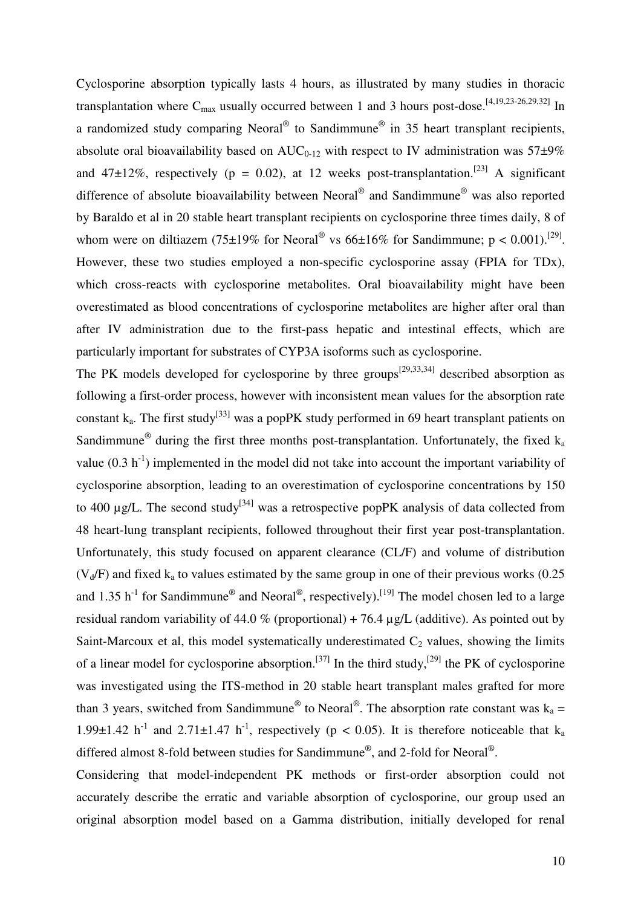Cyclosporine absorption typically lasts 4 hours, as illustrated by many studies in thoracic transplantation where $C_{max}$ usually occurred between 1 and 3 hours post-dose.[4,19,23-26,29,32] In a randomized study comparing Neoral® to Sandimmune® in 35 heart transplant recipients, absolute oral bioavailability based on $AUC_{0-12}$ with respect to IV administration was 57±9% and 47±12%, respectively ($p = 0.02$), at 12 weeks post-transplantation.[23] A significant difference of absolute bioavailability between Neoral® and Sandimmune® was also reported by Baraldo et al in 20 stable heart transplant recipients on cyclosporine three times daily, 8 of whom were on diltiazem (75±19% for Neoral® vs 66±16% for Sandimmune; $p < 0.001$).[29]. However, these two studies employed a non-specific cyclosporine assay (FPIA for TDx), which cross-reacts with cyclosporine metabolites. Oral bioavailability might have been overestimated as blood concentrations of cyclosporine metabolites are higher after oral than after IV administration due to the first-pass hepatic and intestinal effects, which are particularly important for substrates of CYP3A isoforms such as cyclosporine.

The PK models developed for cyclosporine by three groups[29,33,34] described absorption as following a first-order process, however with inconsistent mean values for the absorption rate constant $k_a$. The first study[33] was a popPK study performed in 69 heart transplant patients on Sandimmune® during the first three months post-transplantation. Unfortunately, the fixed $k_a$ value (0.3 $h^{-1}$) implemented in the model did not take into account the important variability of cyclosporine absorption, leading to an overestimation of cyclosporine concentrations by 150 to 400 µg/L. The second study[34] was a retrospective popPK analysis of data collected from 48 heart-lung transplant recipients, followed throughout their first year post-transplantation. Unfortunately, this study focused on apparent clearance (CL/F) and volume of distribution ($V_d$/F) and fixed $k_a$ to values estimated by the same group in one of their previous works (0.25 and 1.35 $h^{-1}$ for Sandimmune® and Neoral®, respectively).[19] The model chosen led to a large residual random variability of 44.0 % (proportional) + 76.4 µg/L (additive). As pointed out by Saint-Marcoux et al, this model systematically underestimated $C_2$ values, showing the limits of a linear model for cyclosporine absorption.[37] In the third study,[29] the PK of cyclosporine was investigated using the ITS-method in 20 stable heart transplant males grafted for more than 3 years, switched from Sandimmune® to Neoral®. The absorption rate constant was $k_a$ = 1.99±1.42 $h^{-1}$ and 2.71±1.47 $h^{-1}$, respectively ($p < 0.05$). It is therefore noticeable that $k_a$ differed almost 8-fold between studies for Sandimmune®, and 2-fold for Neoral®.

Considering that model-independent PK methods or first-order absorption could not accurately describe the erratic and variable absorption of cyclosporine, our group used an original absorption model based on a Gamma distribution, initially developed for renal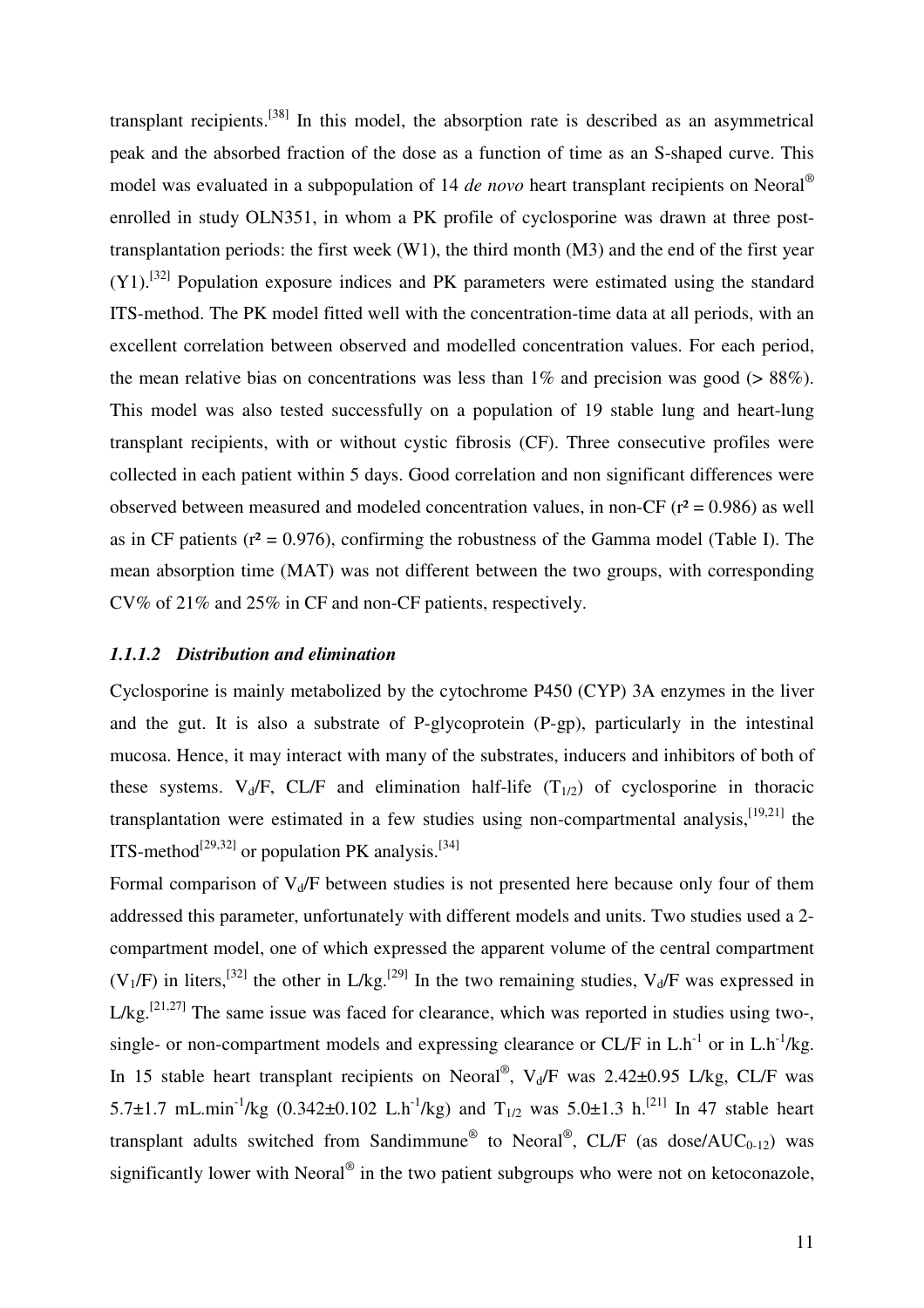transplant recipients.[38] In this model, the absorption rate is described as an asymmetrical peak and the absorbed fraction of the dose as a function of time as an S-shaped curve. This model was evaluated in a subpopulation of 14 *de novo* heart transplant recipients on Neoral® enrolled in study OLN351, in whom a PK profile of cyclosporine was drawn at three post-transplantation periods: the first week (W1), the third month (M3) and the end of the first year (Y1).[32] Population exposure indices and PK parameters were estimated using the standard ITS-method. The PK model fitted well with the concentration-time data at all periods, with an excellent correlation between observed and modelled concentration values. For each period, the mean relative bias on concentrations was less than 1% and precision was good (> 88%). This model was also tested successfully on a population of 19 stable lung and heart-lung transplant recipients, with or without cystic fibrosis (CF). Three consecutive profiles were collected in each patient within 5 days. Good correlation and non significant differences were observed between measured and modeled concentration values, in non-CF ($r^2 = 0.986$) as well as in CF patients ($r^2 = 0.976$), confirming the robustness of the Gamma model (Table I). The mean absorption time (MAT) was not different between the two groups, with corresponding CV% of 21% and 25% in CF and non-CF patients, respectively.

#### *1.1.1.2 Distribution and elimination*

Cyclosporine is mainly metabolized by the cytochrome P450 (CYP) 3A enzymes in the liver and the gut. It is also a substrate of P-glycoprotein (P-gp), particularly in the intestinal mucosa. Hence, it may interact with many of the substrates, inducers and inhibitors of both of these systems. $V_d/F$, CL/F and elimination half-life ($T_{1/2}$) of cyclosporine in thoracic transplantation were estimated in a few studies using non-compartmental analysis,[19,21] the ITS-method[29,32] or population PK analysis.[34]

Formal comparison of $V_d/F$ between studies is not presented here because only four of them addressed this parameter, unfortunately with different models and units. Two studies used a 2-compartment model, one of which expressed the apparent volume of the central compartment ($V_1/F$) in liters,[32] the other in L/kg.[29] In the two remaining studies, $V_d/F$ was expressed in L/kg.[21,27] The same issue was faced for clearance, which was reported in studies using two-, single- or non-compartment models and expressing clearance or CL/F in $L.h^{-1}$ or in $L.h^{-1}/kg$. In 15 stable heart transplant recipients on Neoral®, $V_d/F$ was 2.42±0.95 L/kg, CL/F was 5.7±1.7 $mL.min^{-1}/kg$ (0.342±0.102 $L.h^{-1}/kg$) and $T_{1/2}$ was 5.0±1.3 h.[21] In 47 stable heart transplant adults switched from Sandimmune® to Neoral®, CL/F (as dose/$AUC_{0-12}$) was significantly lower with Neoral® in the two patient subgroups who were not on ketoconazole,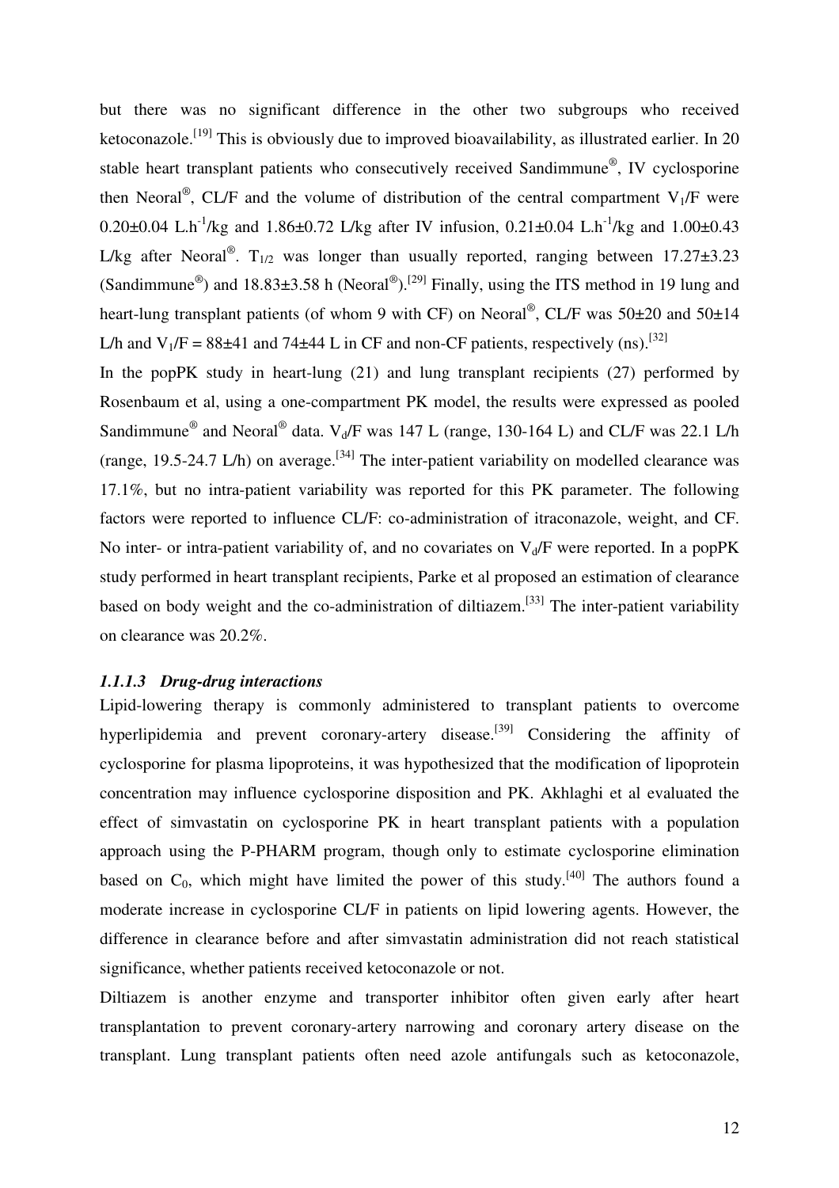but there was no significant difference in the other two subgroups who received ketoconazole.[19] This is obviously due to improved bioavailability, as illustrated earlier. In 20 stable heart transplant patients who consecutively received Sandimmune®, IV cyclosporine then Neoral®, CL/F and the volume of distribution of the central compartment $V_1$/F were 0.20±0.04 L.h$^{-1}$/kg and 1.86±0.72 L/kg after IV infusion, 0.21±0.04 L.h$^{-1}$/kg and 1.00±0.43 L/kg after Neoral®. $T_{1/2}$ was longer than usually reported, ranging between 17.27±3.23 (Sandimmune®) and 18.83±3.58 h (Neoral®).[29] Finally, using the ITS method in 19 lung and heart-lung transplant patients (of whom 9 with CF) on Neoral®, CL/F was 50±20 and 50±14 L/h and $V_1$/F = 88±41 and 74±44 L in CF and non-CF patients, respectively (ns).[32]

In the popPK study in heart-lung (21) and lung transplant recipients (27) performed by Rosenbaum et al, using a one-compartment PK model, the results were expressed as pooled Sandimmune® and Neoral® data. $V_d$/F was 147 L (range, 130-164 L) and CL/F was 22.1 L/h (range, 19.5-24.7 L/h) on average.[34] The inter-patient variability on modelled clearance was 17.1%, but no intra-patient variability was reported for this PK parameter. The following factors were reported to influence CL/F: co-administration of itraconazole, weight, and CF. No inter- or intra-patient variability of, and no covariates on $V_d$/F were reported. In a popPK study performed in heart transplant recipients, Parke et al proposed an estimation of clearance based on body weight and the co-administration of diltiazem.[33] The inter-patient variability on clearance was 20.2%.

#### *1.1.1.3 Drug-drug interactions*

Lipid-lowering therapy is commonly administered to transplant patients to overcome hyperlipidemia and prevent coronary-artery disease.[39] Considering the affinity of cyclosporine for plasma lipoproteins, it was hypothesized that the modification of lipoprotein concentration may influence cyclosporine disposition and PK. Akhlaghi et al evaluated the effect of simvastatin on cyclosporine PK in heart transplant patients with a population approach using the P-PHARM program, though only to estimate cyclosporine elimination based on $C_0$, which might have limited the power of this study.[40] The authors found a moderate increase in cyclosporine CL/F in patients on lipid lowering agents. However, the difference in clearance before and after simvastatin administration did not reach statistical significance, whether patients received ketoconazole or not.

Diltiazem is another enzyme and transporter inhibitor often given early after heart transplantation to prevent coronary-artery narrowing and coronary artery disease on the transplant. Lung transplant patients often need azole antifungals such as ketoconazole,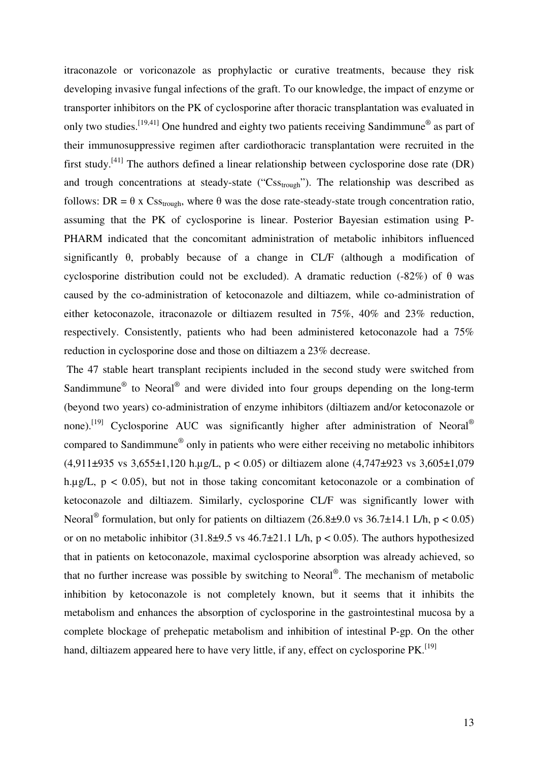itraconazole or voriconazole as prophylactic or curative treatments, because they risk developing invasive fungal infections of the graft. To our knowledge, the impact of enzyme or transporter inhibitors on the PK of cyclosporine after thoracic transplantation was evaluated in only two studies.[19,41] One hundred and eighty two patients receiving Sandimmune® as part of their immunosuppressive regimen after cardiothoracic transplantation were recruited in the first study.[41] The authors defined a linear relationship between cyclosporine dose rate (DR) and trough concentrations at steady-state ("$Css_{trough}$"). The relationship was described as follows: DR = θ x $Css_{trough}$, where θ was the dose rate-steady-state trough concentration ratio, assuming that the PK of cyclosporine is linear. Posterior Bayesian estimation using P-PHARM indicated that the concomitant administration of metabolic inhibitors influenced significantly θ, probably because of a change in CL/F (although a modification of cyclosporine distribution could not be excluded). A dramatic reduction (-82%) of θ was caused by the co-administration of ketoconazole and diltiazem, while co-administration of either ketoconazole, itraconazole or diltiazem resulted in 75%, 40% and 23% reduction, respectively. Consistently, patients who had been administered ketoconazole had a 75% reduction in cyclosporine dose and those on diltiazem a 23% decrease.

The 47 stable heart transplant recipients included in the second study were switched from Sandimmune® to Neoral® and were divided into four groups depending on the long-term (beyond two years) co-administration of enzyme inhibitors (diltiazem and/or ketoconazole or none).[19] Cyclosporine AUC was significantly higher after administration of Neoral® compared to Sandimmune® only in patients who were either receiving no metabolic inhibitors (4,911±935 vs 3,655±1,120 h.µg/L, $p < 0.05$) or diltiazem alone (4,747±923 vs 3,605±1,079 h.µg/L, $p < 0.05$), but not in those taking concomitant ketoconazole or a combination of ketoconazole and diltiazem. Similarly, cyclosporine CL/F was significantly lower with Neoral® formulation, but only for patients on diltiazem (26.8±9.0 vs 36.7±14.1 L/h, $p < 0.05$) or on no metabolic inhibitor (31.8±9.5 vs 46.7±21.1 L/h, $p < 0.05$). The authors hypothesized that in patients on ketoconazole, maximal cyclosporine absorption was already achieved, so that no further increase was possible by switching to Neoral®. The mechanism of metabolic inhibition by ketoconazole is not completely known, but it seems that it inhibits the metabolism and enhances the absorption of cyclosporine in the gastrointestinal mucosa by a complete blockage of prehepatic metabolism and inhibition of intestinal P-gp. On the other hand, diltiazem appeared here to have very little, if any, effect on cyclosporine PK.[19]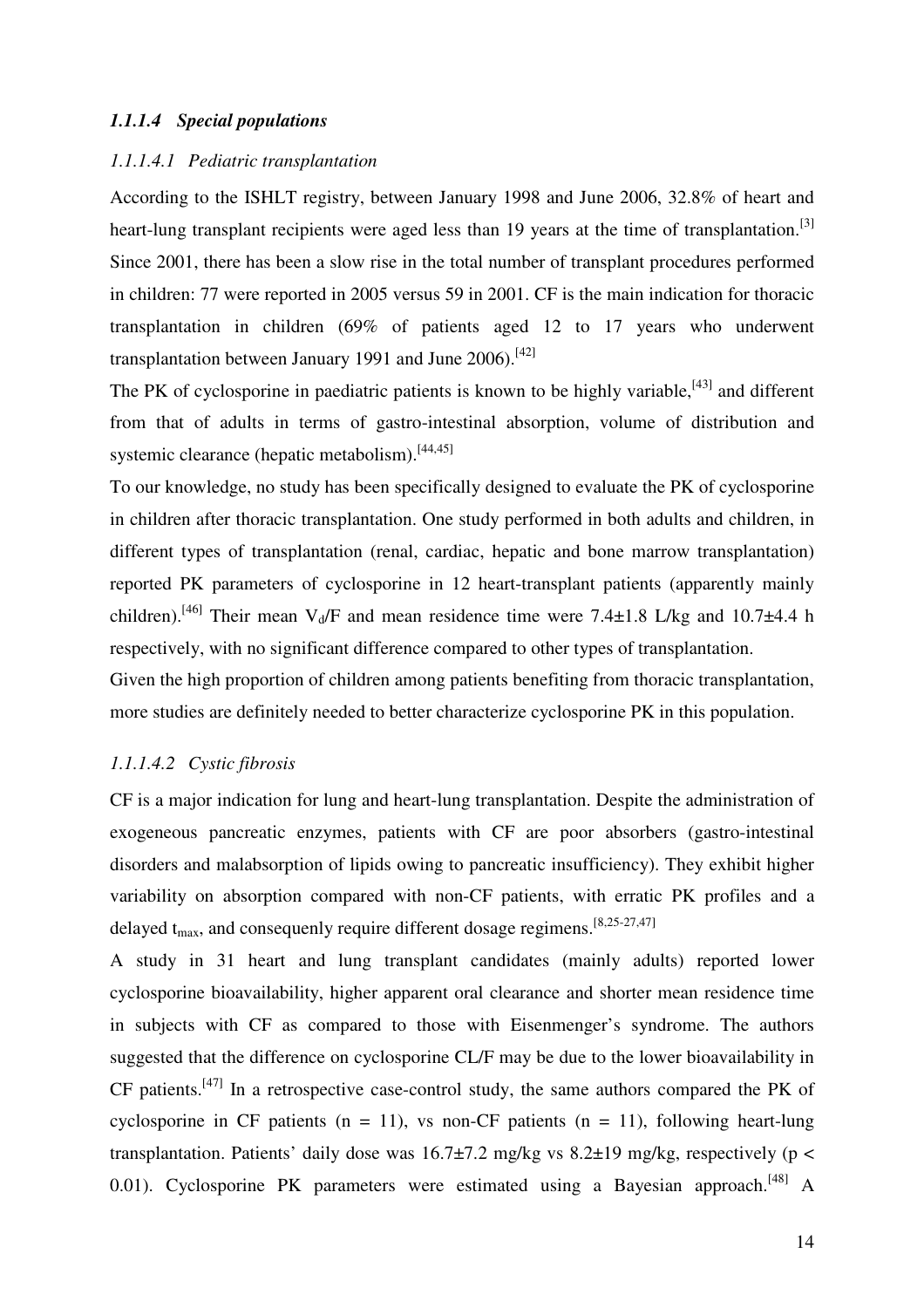#### *1.1.1.4 Special populations*

##### *1.1.1.4.1 Pediatric transplantation*

According to the ISHLT registry, between January 1998 and June 2006, 32.8% of heart and heart-lung transplant recipients were aged less than 19 years at the time of transplantation.[3] Since 2001, there has been a slow rise in the total number of transplant procedures performed in children: 77 were reported in 2005 versus 59 in 2001. CF is the main indication for thoracic transplantation in children (69% of patients aged 12 to 17 years who underwent transplantation between January 1991 and June 2006).[42]

The PK of cyclosporine in paediatric patients is known to be highly variable,[43] and different from that of adults in terms of gastro-intestinal absorption, volume of distribution and systemic clearance (hepatic metabolism).[44,45]

To our knowledge, no study has been specifically designed to evaluate the PK of cyclosporine in children after thoracic transplantation. One study performed in both adults and children, in different types of transplantation (renal, cardiac, hepatic and bone marrow transplantation) reported PK parameters of cyclosporine in 12 heart-transplant patients (apparently mainly children).[46] Their mean $V_d$/F and mean residence time were 7.4±1.8 L/kg and 10.7±4.4 h respectively, with no significant difference compared to other types of transplantation.

Given the high proportion of children among patients benefiting from thoracic transplantation, more studies are definitely needed to better characterize cyclosporine PK in this population.

##### *1.1.1.4.2 Cystic fibrosis*

CF is a major indication for lung and heart-lung transplantation. Despite the administration of exogeneous pancreatic enzymes, patients with CF are poor absorbers (gastro-intestinal disorders and malabsorption of lipids owing to pancreatic insufficiency). They exhibit higher variability on absorption compared with non-CF patients, with erratic PK profiles and a delayed $t_{max}$, and consequenly require different dosage regimens.[8,25-27,47]

A study in 31 heart and lung transplant candidates (mainly adults) reported lower cyclosporine bioavailability, higher apparent oral clearance and shorter mean residence time in subjects with CF as compared to those with Eisenmenger's syndrome. The authors suggested that the difference on cyclosporine CL/F may be due to the lower bioavailability in CF patients.[47] In a retrospective case-control study, the same authors compared the PK of cyclosporine in CF patients (n = 11), vs non-CF patients (n = 11), following heart-lung transplantation. Patients' daily dose was 16.7±7.2 mg/kg vs 8.2±19 mg/kg, respectively ($p < 0.01$). Cyclosporine PK parameters were estimated using a Bayesian approach.[48] A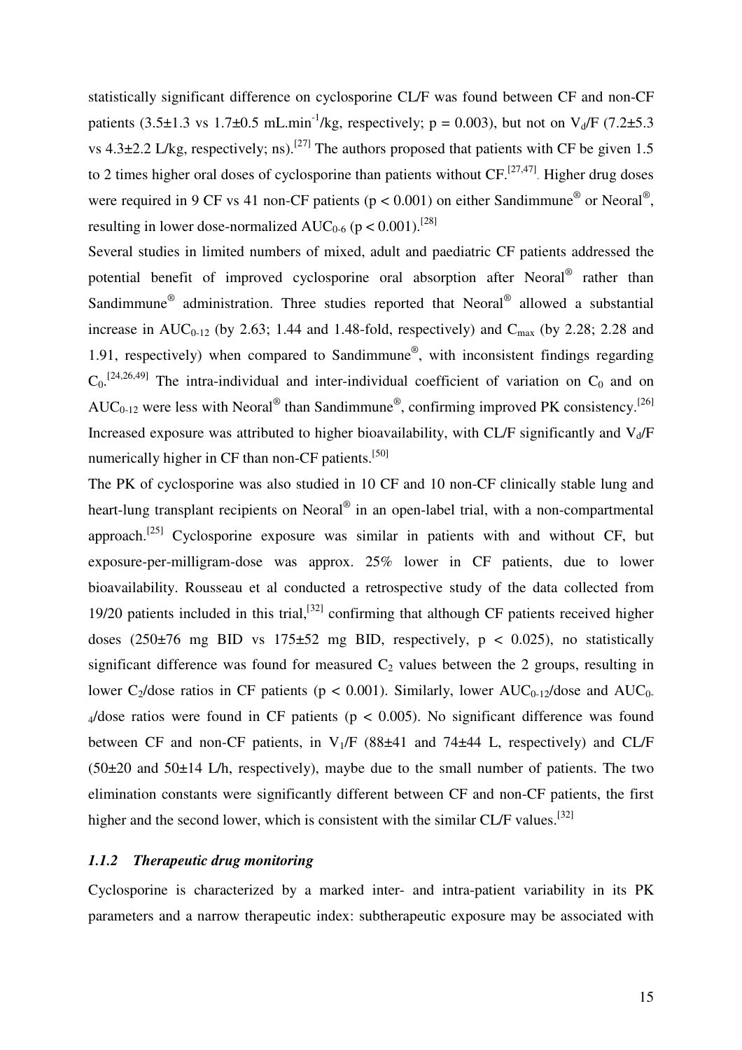statistically significant difference on cyclosporine CL/F was found between CF and non-CF patients (3.5±1.3 vs 1.7±0.5 mL.min$^{-1}$/kg, respectively; $p = 0.003$), but not on $V_d$/F (7.2±5.3 vs 4.3±2.2 L/kg, respectively; ns).[27] The authors proposed that patients with CF be given 1.5 to 2 times higher oral doses of cyclosporine than patients without CF.[27,47]. Higher drug doses were required in 9 CF vs 41 non-CF patients ($p < 0.001$) on either Sandimmune® or Neoral®, resulting in lower dose-normalized $AUC_{0-6}$ ($p < 0.001$).[28]

Several studies in limited numbers of mixed, adult and paediatric CF patients addressed the potential benefit of improved cyclosporine oral absorption after Neoral® rather than Sandimmune® administration. Three studies reported that Neoral® allowed a substantial increase in $AUC_{0-12}$ (by 2.63; 1.44 and 1.48-fold, respectively) and $C_{max}$ (by 2.28; 2.28 and 1.91, respectively) when compared to Sandimmune®, with inconsistent findings regarding $C_0$.[24,26,49] The intra-individual and inter-individual coefficient of variation on $C_0$ and on $AUC_{0-12}$ were less with Neoral® than Sandimmune®, confirming improved PK consistency.[26] Increased exposure was attributed to higher bioavailability, with CL/F significantly and $V_d$/F numerically higher in CF than non-CF patients.[50]

The PK of cyclosporine was also studied in 10 CF and 10 non-CF clinically stable lung and heart-lung transplant recipients on Neoral® in an open-label trial, with a non-compartmental approach.[25] Cyclosporine exposure was similar in patients with and without CF, but exposure-per-milligram-dose was approx. 25% lower in CF patients, due to lower bioavailability. Rousseau et al conducted a retrospective study of the data collected from 19/20 patients included in this trial,[32] confirming that although CF patients received higher doses (250±76 mg BID vs 175±52 mg BID, respectively, $p < 0.025$), no statistically significant difference was found for measured $C_2$ values between the 2 groups, resulting in lower $C_2$/dose ratios in CF patients ($p < 0.001$). Similarly, lower $AUC_{0-12}$/dose and $AUC_{0-4}$/dose ratios were found in CF patients ($p < 0.005$). No significant difference was found between CF and non-CF patients, in $V_1$/F (88±41 and 74±44 L, respectively) and CL/F (50±20 and 50±14 L/h, respectively), maybe due to the small number of patients. The two elimination constants were significantly different between CF and non-CF patients, the first higher and the second lower, which is consistent with the similar CL/F values.[32]

### *1.1.2 Therapeutic drug monitoring*

Cyclosporine is characterized by a marked inter- and intra-patient variability in its PK parameters and a narrow therapeutic index: subtherapeutic exposure may be associated with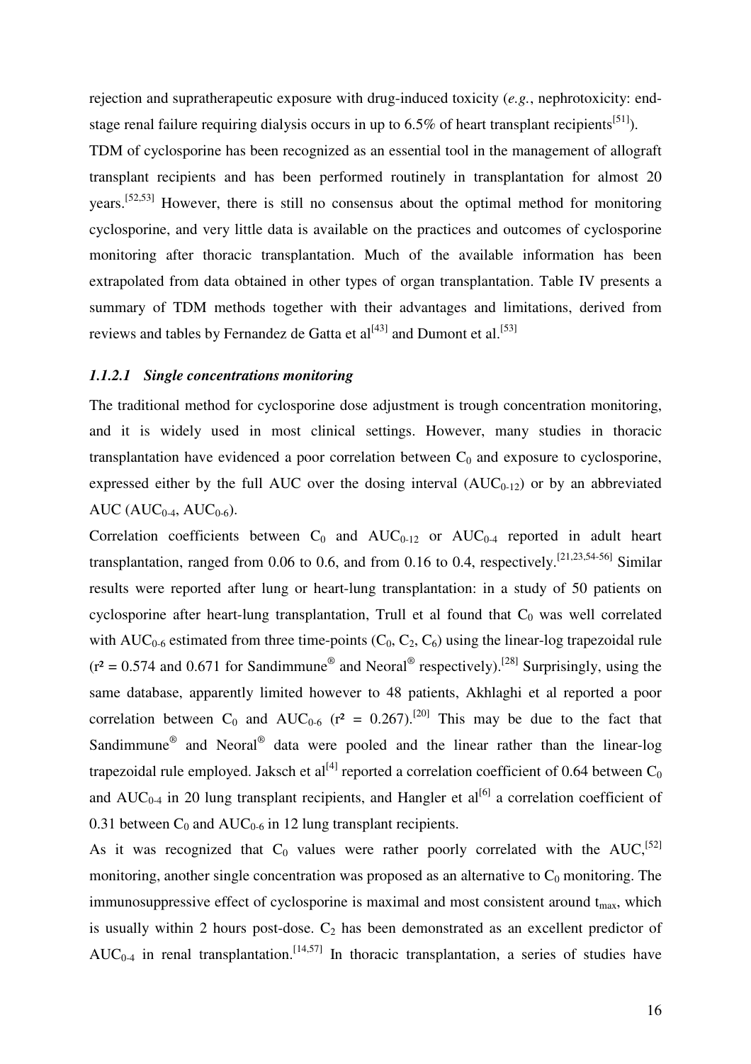rejection and supratherapeutic exposure with drug-induced toxicity (*e.g.*, nephrotoxicity: end-stage renal failure requiring dialysis occurs in up to 6.5% of heart transplant recipients[51]).

TDM of cyclosporine has been recognized as an essential tool in the management of allograft transplant recipients and has been performed routinely in transplantation for almost 20 years.[52,53] However, there is still no consensus about the optimal method for monitoring cyclosporine, and very little data is available on the practices and outcomes of cyclosporine monitoring after thoracic transplantation. Much of the available information has been extrapolated from data obtained in other types of organ transplantation. Table IV presents a summary of TDM methods together with their advantages and limitations, derived from reviews and tables by Fernandez de Gatta et al[43] and Dumont et al.[53]

#### *1.1.2.1 Single concentrations monitoring*

The traditional method for cyclosporine dose adjustment is trough concentration monitoring, and it is widely used in most clinical settings. However, many studies in thoracic transplantation have evidenced a poor correlation between $C_0$ and exposure to cyclosporine, expressed either by the full AUC over the dosing interval ($AUC_{0-12}$) or by an abbreviated AUC ($AUC_{0-4}$, $AUC_{0-6}$).

Correlation coefficients between $C_0$ and $AUC_{0-12}$ or $AUC_{0-4}$ reported in adult heart transplantation, ranged from 0.06 to 0.6, and from 0.16 to 0.4, respectively.[21,23,54-56] Similar results were reported after lung or heart-lung transplantation: in a study of 50 patients on cyclosporine after heart-lung transplantation, Trull et al found that $C_0$ was well correlated with $AUC_{0-6}$ estimated from three time-points ($C_0$, $C_2$, $C_6$) using the linear-log trapezoidal rule ($r^2 = 0.574$ and 0.671 for Sandimmune® and Neoral® respectively).[28] Surprisingly, using the same database, apparently limited however to 48 patients, Akhlaghi et al reported a poor correlation between $C_0$ and $AUC_{0-6}$ ($r^2 = 0.267$).[20] This may be due to the fact that Sandimmune® and Neoral® data were pooled and the linear rather than the linear-log trapezoidal rule employed. Jaksch et al[4] reported a correlation coefficient of 0.64 between $C_0$ and $AUC_{0-4}$ in 20 lung transplant recipients, and Hangler et al[6] a correlation coefficient of 0.31 between $C_0$ and $AUC_{0-6}$ in 12 lung transplant recipients.

As it was recognized that $C_0$ values were rather poorly correlated with the AUC,[52] monitoring, another single concentration was proposed as an alternative to $C_0$ monitoring. The immunosuppressive effect of cyclosporine is maximal and most consistent around $t_{max}$, which is usually within 2 hours post-dose. $C_2$ has been demonstrated as an excellent predictor of $AUC_{0-4}$ in renal transplantation.[14,57] In thoracic transplantation, a series of studies have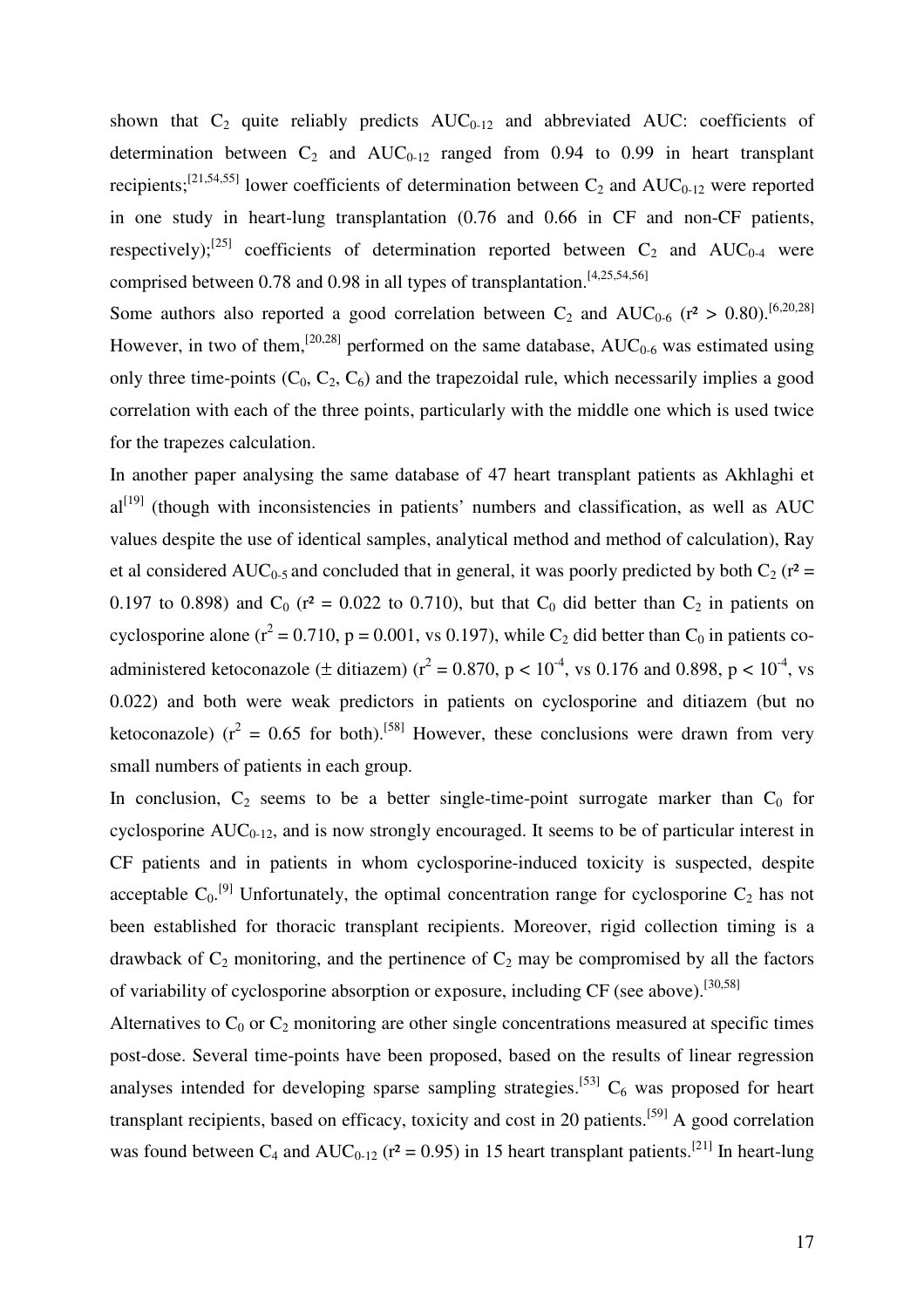shown that $C_2$ quite reliably predicts $AUC_{0-12}$ and abbreviated AUC: coefficients of determination between $C_2$ and $AUC_{0-12}$ ranged from 0.94 to 0.99 in heart transplant recipients;[21,54,55] lower coefficients of determination between $C_2$ and $AUC_{0-12}$ were reported in one study in heart-lung transplantation (0.76 and 0.66 in CF and non-CF patients, respectively);[25] coefficients of determination reported between $C_2$ and $AUC_{0-4}$ were comprised between 0.78 and 0.98 in all types of transplantation.[4,25,54,56]

Some authors also reported a good correlation between $C_2$ and $AUC_{0-6}$ ($r^2 > 0.80$).[6,20,28] However, in two of them,[20,28] performed on the same database, $AUC_{0-6}$ was estimated using only three time-points ($C_0$, $C_2$, $C_6$) and the trapezoidal rule, which necessarily implies a good correlation with each of the three points, particularly with the middle one which is used twice for the trapezes calculation.

In another paper analysing the same database of 47 heart transplant patients as Akhlaghi et al[19] (though with inconsistencies in patients' numbers and classification, as well as AUC values despite the use of identical samples, analytical method and method of calculation), Ray et al considered $AUC_{0-5}$ and concluded that in general, it was poorly predicted by both $C_2$ ($r^2$ = 0.197 to 0.898) and $C_0$ ($r^2$ = 0.022 to 0.710), but that $C_0$ did better than $C_2$ in patients on cyclosporine alone ($r^2 = 0.710$, $p = 0.001$, vs 0.197), while $C_2$ did better than $C_0$ in patients co-administered ketoconazole (± ditiazem) ($r^2 = 0.870$, $p < 10^{-4}$, vs 0.176 and 0.898, $p < 10^{-4}$, vs 0.022) and both were weak predictors in patients on cyclosporine and ditiazem (but no ketoconazole) ($r^2 = 0.65$ for both).[58] However, these conclusions were drawn from very small numbers of patients in each group.

In conclusion, $C_2$ seems to be a better single-time-point surrogate marker than $C_0$ for cyclosporine $AUC_{0-12}$, and is now strongly encouraged. It seems to be of particular interest in CF patients and in patients in whom cyclosporine-induced toxicity is suspected, despite acceptable $C_0$.[9] Unfortunately, the optimal concentration range for cyclosporine $C_2$ has not been established for thoracic transplant recipients. Moreover, rigid collection timing is a drawback of $C_2$ monitoring, and the pertinence of $C_2$ may be compromised by all the factors of variability of cyclosporine absorption or exposure, including CF (see above).[30,58]

Alternatives to $C_0$ or $C_2$ monitoring are other single concentrations measured at specific times post-dose. Several time-points have been proposed, based on the results of linear regression analyses intended for developing sparse sampling strategies.[53] $C_6$ was proposed for heart transplant recipients, based on efficacy, toxicity and cost in 20 patients.[59] A good correlation was found between $C_4$ and $AUC_{0-12}$ ($r^2 = 0.95$) in 15 heart transplant patients.[21] In heart-lung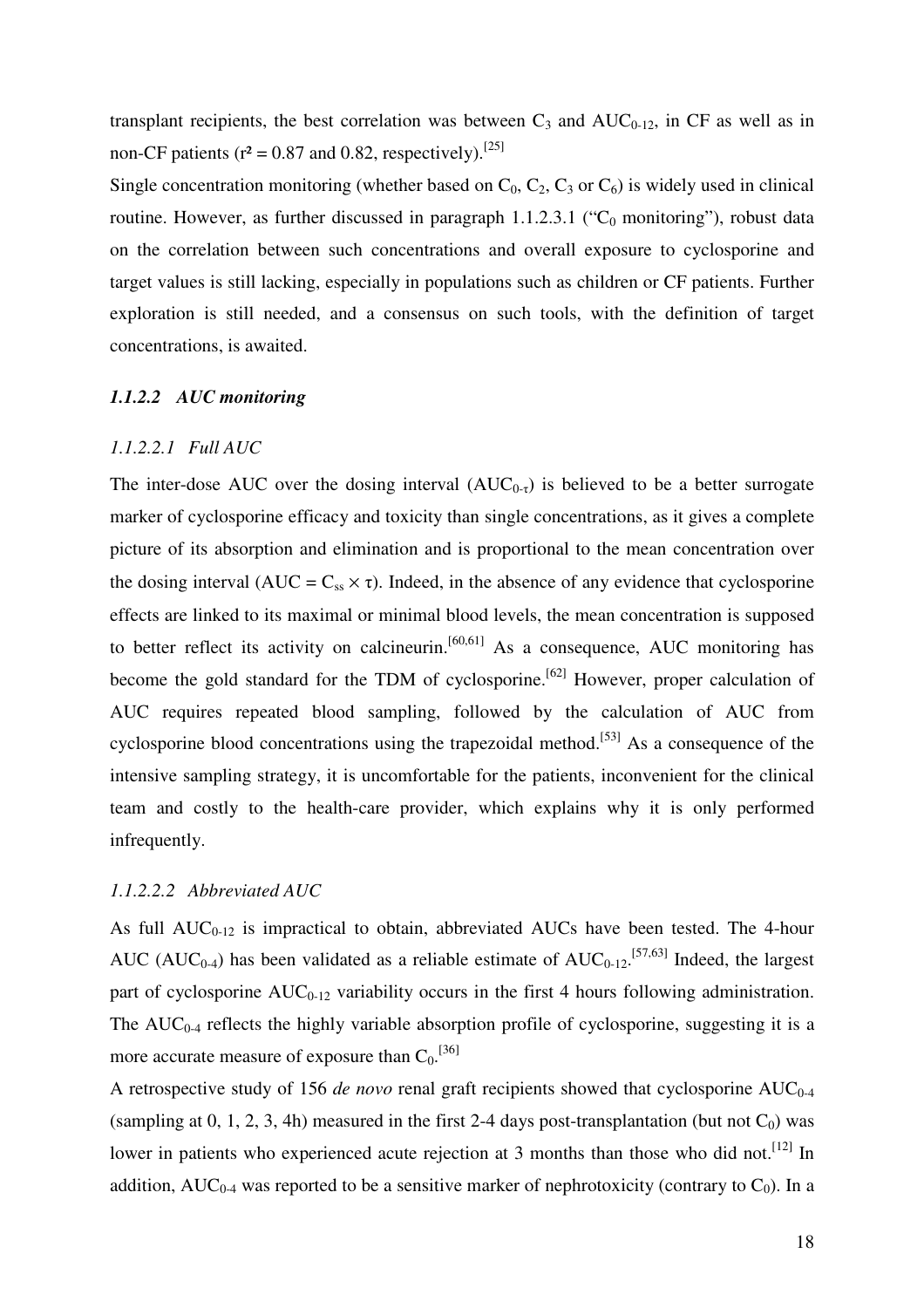transplant recipients, the best correlation was between $C_3$ and $AUC_{0-12}$, in CF as well as in non-CF patients ($r^2 = 0.87$ and 0.82, respectively).[25]

Single concentration monitoring (whether based on $C_0$, $C_2$, $C_3$ or $C_6$) is widely used in clinical routine. However, as further discussed in paragraph 1.1.2.3.1 ("$C_0$ monitoring"), robust data on the correlation between such concentrations and overall exposure to cyclosporine and target values is still lacking, especially in populations such as children or CF patients. Further exploration is still needed, and a consensus on such tools, with the definition of target concentrations, is awaited.

### *1.1.2.2 AUC monitoring*

#### *1.1.2.2.1 Full AUC*

The inter-dose AUC over the dosing interval ($AUC_{0-\tau}$) is believed to be a better surrogate marker of cyclosporine efficacy and toxicity than single concentrations, as it gives a complete picture of its absorption and elimination and is proportional to the mean concentration over the dosing interval ($AUC = C_{ss} \times \tau$). Indeed, in the absence of any evidence that cyclosporine effects are linked to its maximal or minimal blood levels, the mean concentration is supposed to better reflect its activity on calcineurin.[60,61] As a consequence, AUC monitoring has become the gold standard for the TDM of cyclosporine.[62] However, proper calculation of AUC requires repeated blood sampling, followed by the calculation of AUC from cyclosporine blood concentrations using the trapezoidal method.[53] As a consequence of the intensive sampling strategy, it is uncomfortable for the patients, inconvenient for the clinical team and costly to the health-care provider, which explains why it is only performed infrequently.

#### *1.1.2.2.2 Abbreviated AUC*

As full $AUC_{0-12}$ is impractical to obtain, abbreviated AUCs have been tested. The 4-hour AUC ($AUC_{0-4}$) has been validated as a reliable estimate of $AUC_{0-12}$.[57,63] Indeed, the largest part of cyclosporine $AUC_{0-12}$ variability occurs in the first 4 hours following administration. The $AUC_{0-4}$ reflects the highly variable absorption profile of cyclosporine, suggesting it is a more accurate measure of exposure than $C_0$.[36]

A retrospective study of 156 *de novo* renal graft recipients showed that cyclosporine $AUC_{0-4}$ (sampling at 0, 1, 2, 3, 4h) measured in the first 2-4 days post-transplantation (but not $C_0$) was lower in patients who experienced acute rejection at 3 months than those who did not.[12] In addition, $AUC_{0-4}$ was reported to be a sensitive marker of nephrotoxicity (contrary to $C_0$). In a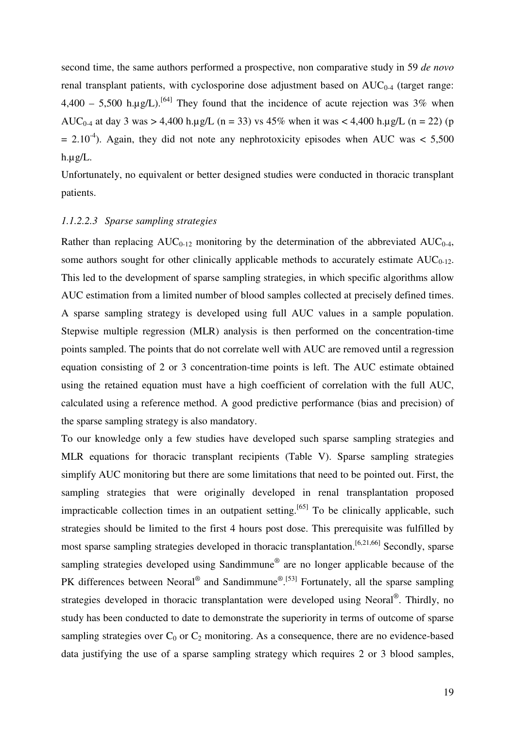second time, the same authors performed a prospective, non comparative study in 59 *de novo* renal transplant patients, with cyclosporine dose adjustment based on $AUC_{0-4}$ (target range: 4,400 – 5,500 h.µg/L).[64] They found that the incidence of acute rejection was 3% when $AUC_{0-4}$ at day 3 was > 4,400 h.µg/L (n = 33) vs 45% when it was < 4,400 h.µg/L (n = 22) (p = $2.10^{-4}$). Again, they did not note any nephrotoxicity episodes when AUC was < 5,500 h.µg/L.

Unfortunately, no equivalent or better designed studies were conducted in thoracic transplant patients.

#### *1.1.2.2.3 Sparse sampling strategies*

Rather than replacing $AUC_{0-12}$ monitoring by the determination of the abbreviated $AUC_{0-4}$, some authors sought for other clinically applicable methods to accurately estimate $AUC_{0-12}$. This led to the development of sparse sampling strategies, in which specific algorithms allow AUC estimation from a limited number of blood samples collected at precisely defined times. A sparse sampling strategy is developed using full AUC values in a sample population. Stepwise multiple regression (MLR) analysis is then performed on the concentration-time points sampled. The points that do not correlate well with AUC are removed until a regression equation consisting of 2 or 3 concentration-time points is left. The AUC estimate obtained using the retained equation must have a high coefficient of correlation with the full AUC, calculated using a reference method. A good predictive performance (bias and precision) of the sparse sampling strategy is also mandatory.

To our knowledge only a few studies have developed such sparse sampling strategies and MLR equations for thoracic transplant recipients (Table V). Sparse sampling strategies simplify AUC monitoring but there are some limitations that need to be pointed out. First, the sampling strategies that were originally developed in renal transplantation proposed impracticable collection times in an outpatient setting.[65] To be clinically applicable, such strategies should be limited to the first 4 hours post dose. This prerequisite was fulfilled by most sparse sampling strategies developed in thoracic transplantation.[6,21,66] Secondly, sparse sampling strategies developed using Sandimmune® are no longer applicable because of the PK differences between Neoral® and Sandimmune®.[53] Fortunately, all the sparse sampling strategies developed in thoracic transplantation were developed using Neoral®. Thirdly, no study has been conducted to date to demonstrate the superiority in terms of outcome of sparse sampling strategies over $C_0$ or $C_2$ monitoring. As a consequence, there are no evidence-based data justifying the use of a sparse sampling strategy which requires 2 or 3 blood samples,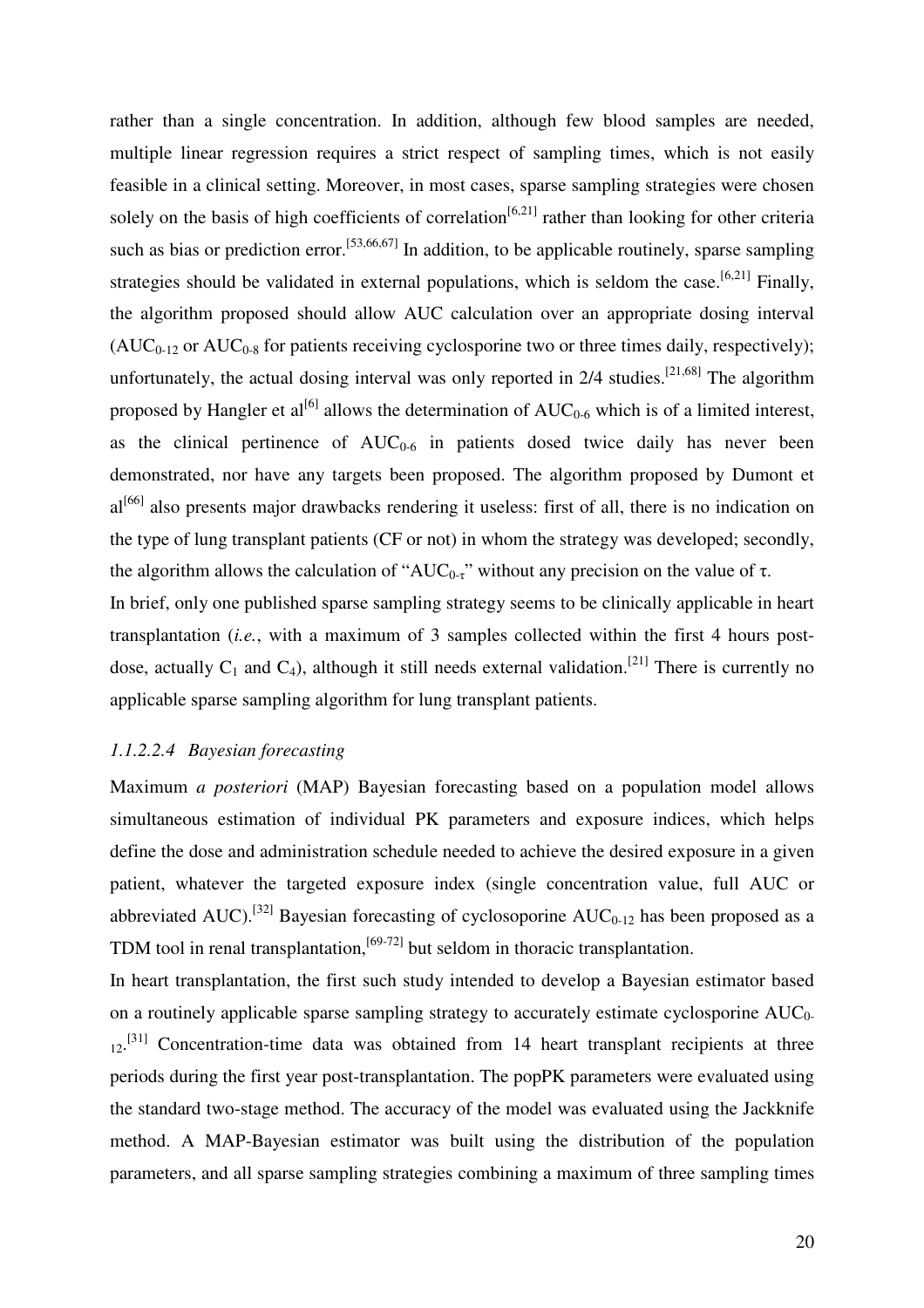rather than a single concentration. In addition, although few blood samples are needed, multiple linear regression requires a strict respect of sampling times, which is not easily feasible in a clinical setting. Moreover, in most cases, sparse sampling strategies were chosen solely on the basis of high coefficients of correlation[6,21] rather than looking for other criteria such as bias or prediction error.[53,66,67] In addition, to be applicable routinely, sparse sampling strategies should be validated in external populations, which is seldom the case.[6,21] Finally, the algorithm proposed should allow AUC calculation over an appropriate dosing interval ($AUC_{0-12}$ or $AUC_{0-8}$ for patients receiving cyclosporine two or three times daily, respectively); unfortunately, the actual dosing interval was only reported in 2/4 studies.[21,68] The algorithm proposed by Hangler et al[6] allows the determination of $AUC_{0-6}$ which is of a limited interest, as the clinical pertinence of $AUC_{0-6}$ in patients dosed twice daily has never been demonstrated, nor have any targets been proposed. The algorithm proposed by Dumont et al[66] also presents major drawbacks rendering it useless: first of all, there is no indication on the type of lung transplant patients (CF or not) in whom the strategy was developed; secondly, the algorithm allows the calculation of "$AUC_{0-\tau}$" without any precision on the value of τ.

In brief, only one published sparse sampling strategy seems to be clinically applicable in heart transplantation (*i.e.*, with a maximum of 3 samples collected within the first 4 hours post-dose, actually $C_1$ and $C_4$), although it still needs external validation.[21] There is currently no applicable sparse sampling algorithm for lung transplant patients.

#### *1.1.2.2.4 Bayesian forecasting*

Maximum *a posteriori* (MAP) Bayesian forecasting based on a population model allows simultaneous estimation of individual PK parameters and exposure indices, which helps define the dose and administration schedule needed to achieve the desired exposure in a given patient, whatever the targeted exposure index (single concentration value, full AUC or abbreviated AUC).[32] Bayesian forecasting of cyclosoporine $AUC_{0-12}$ has been proposed as a TDM tool in renal transplantation,[69-72] but seldom in thoracic transplantation.

In heart transplantation, the first such study intended to develop a Bayesian estimator based on a routinely applicable sparse sampling strategy to accurately estimate cyclosporine $AUC_{0-12}$.[31] Concentration-time data was obtained from 14 heart transplant recipients at three periods during the first year post-transplantation. The popPK parameters were evaluated using the standard two-stage method. The accuracy of the model was evaluated using the Jackknife method. A MAP-Bayesian estimator was built using the distribution of the population parameters, and all sparse sampling strategies combining a maximum of three sampling times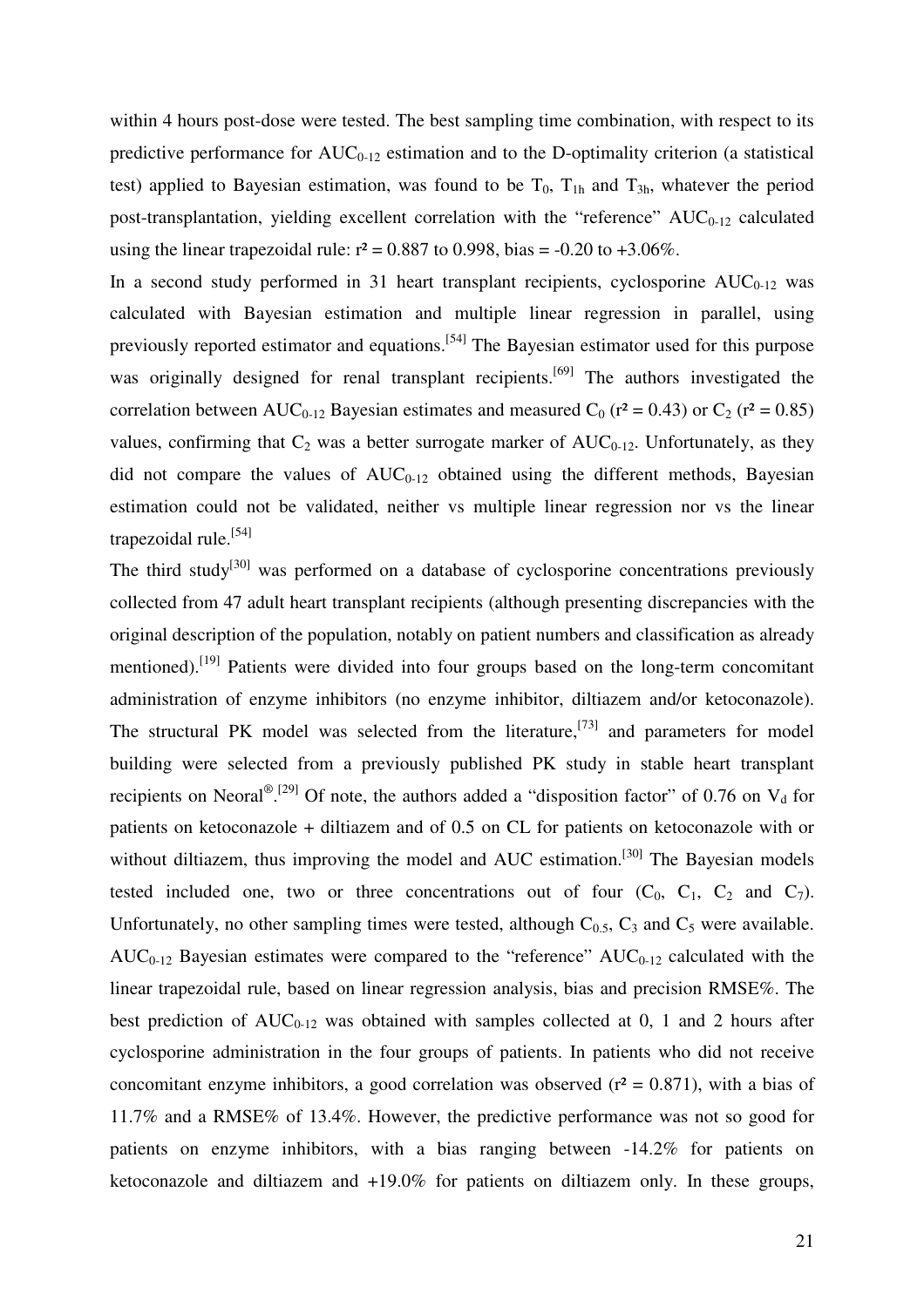within 4 hours post-dose were tested. The best sampling time combination, with respect to its predictive performance for $AUC_{0-12}$ estimation and to the D-optimality criterion (a statistical test) applied to Bayesian estimation, was found to be $T_0$, $T_{1h}$ and $T_{3h}$, whatever the period post-transplantation, yielding excellent correlation with the "reference" $AUC_{0-12}$ calculated using the linear trapezoidal rule: $r^2 = 0.887$ to $0.998$, bias = -0.20 to +3.06%.

In a second study performed in 31 heart transplant recipients, cyclosporine $AUC_{0-12}$ was calculated with Bayesian estimation and multiple linear regression in parallel, using previously reported estimator and equations.[54] The Bayesian estimator used for this purpose was originally designed for renal transplant recipients.[69] The authors investigated the correlation between $AUC_{0-12}$ Bayesian estimates and measured $C_0$ ($r^2 = 0.43$) or $C_2$ ($r^2 = 0.85$) values, confirming that $C_2$ was a better surrogate marker of $AUC_{0-12}$. Unfortunately, as they did not compare the values of $AUC_{0-12}$ obtained using the different methods, Bayesian estimation could not be validated, neither vs multiple linear regression nor vs the linear trapezoidal rule.[54]

The third study[30] was performed on a database of cyclosporine concentrations previously collected from 47 adult heart transplant recipients (although presenting discrepancies with the original description of the population, notably on patient numbers and classification as already mentioned).[19] Patients were divided into four groups based on the long-term concomitant administration of enzyme inhibitors (no enzyme inhibitor, diltiazem and/or ketoconazole). The structural PK model was selected from the literature,[73] and parameters for model building were selected from a previously published PK study in stable heart transplant recipients on Neoral®.[29] Of note, the authors added a "disposition factor" of 0.76 on $V_d$ for patients on ketoconazole + diltiazem and of 0.5 on CL for patients on ketoconazole with or without diltiazem, thus improving the model and AUC estimation.[30] The Bayesian models tested included one, two or three concentrations out of four ($C_0$, $C_1$, $C_2$ and $C_7$). Unfortunately, no other sampling times were tested, although $C_{0.5}$, $C_3$ and $C_5$ were available. $AUC_{0-12}$ Bayesian estimates were compared to the "reference" $AUC_{0-12}$ calculated with the linear trapezoidal rule, based on linear regression analysis, bias and precision RMSE%. The best prediction of $AUC_{0-12}$ was obtained with samples collected at 0, 1 and 2 hours after cyclosporine administration in the four groups of patients. In patients who did not receive concomitant enzyme inhibitors, a good correlation was observed ($r^2 = 0.871$), with a bias of 11.7% and a RMSE% of 13.4%. However, the predictive performance was not so good for patients on enzyme inhibitors, with a bias ranging between -14.2% for patients on ketoconazole and diltiazem and +19.0% for patients on diltiazem only. In these groups,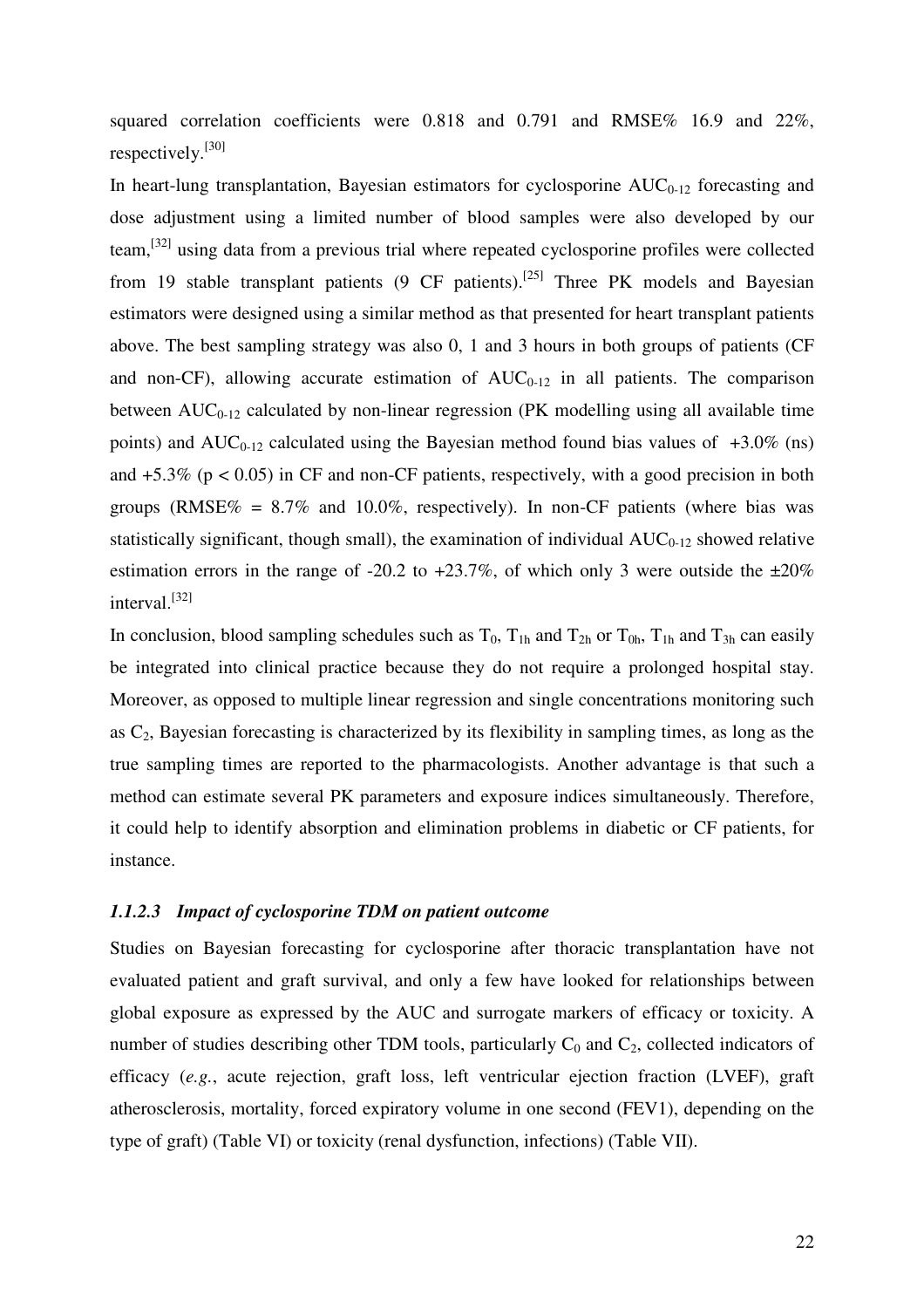squared correlation coefficients were 0.818 and 0.791 and RMSE% 16.9 and 22%, respectively.[30]

In heart-lung transplantation, Bayesian estimators for cyclosporine $AUC_{0-12}$ forecasting and dose adjustment using a limited number of blood samples were also developed by our team,[32] using data from a previous trial where repeated cyclosporine profiles were collected from 19 stable transplant patients (9 CF patients).[25] Three PK models and Bayesian estimators were designed using a similar method as that presented for heart transplant patients above. The best sampling strategy was also 0, 1 and 3 hours in both groups of patients (CF and non-CF), allowing accurate estimation of $AUC_{0-12}$ in all patients. The comparison between $AUC_{0-12}$ calculated by non-linear regression (PK modelling using all available time points) and $AUC_{0-12}$ calculated using the Bayesian method found bias values of +3.0% (ns) and +5.3% ($p < 0.05$) in CF and non-CF patients, respectively, with a good precision in both groups (RMSE% = 8.7% and 10.0%, respectively). In non-CF patients (where bias was statistically significant, though small), the examination of individual $AUC_{0-12}$ showed relative estimation errors in the range of -20.2 to +23.7%, of which only 3 were outside the ±20% interval.[32]

In conclusion, blood sampling schedules such as $T_0$, $T_{1h}$ and $T_{2h}$ or $T_{0h}$, $T_{1h}$ and $T_{3h}$ can easily be integrated into clinical practice because they do not require a prolonged hospital stay. Moreover, as opposed to multiple linear regression and single concentrations monitoring such as $C_2$, Bayesian forecasting is characterized by its flexibility in sampling times, as long as the true sampling times are reported to the pharmacologists. Another advantage is that such a method can estimate several PK parameters and exposure indices simultaneously. Therefore, it could help to identify absorption and elimination problems in diabetic or CF patients, for instance.

#### *1.1.2.3 Impact of cyclosporine TDM on patient outcome*

Studies on Bayesian forecasting for cyclosporine after thoracic transplantation have not evaluated patient and graft survival, and only a few have looked for relationships between global exposure as expressed by the AUC and surrogate markers of efficacy or toxicity. A number of studies describing other TDM tools, particularly $C_0$ and $C_2$, collected indicators of efficacy (*e.g.*, acute rejection, graft loss, left ventricular ejection fraction (LVEF), graft atherosclerosis, mortality, forced expiratory volume in one second (FEV1), depending on the type of graft) (Table VI) or toxicity (renal dysfunction, infections) (Table VII).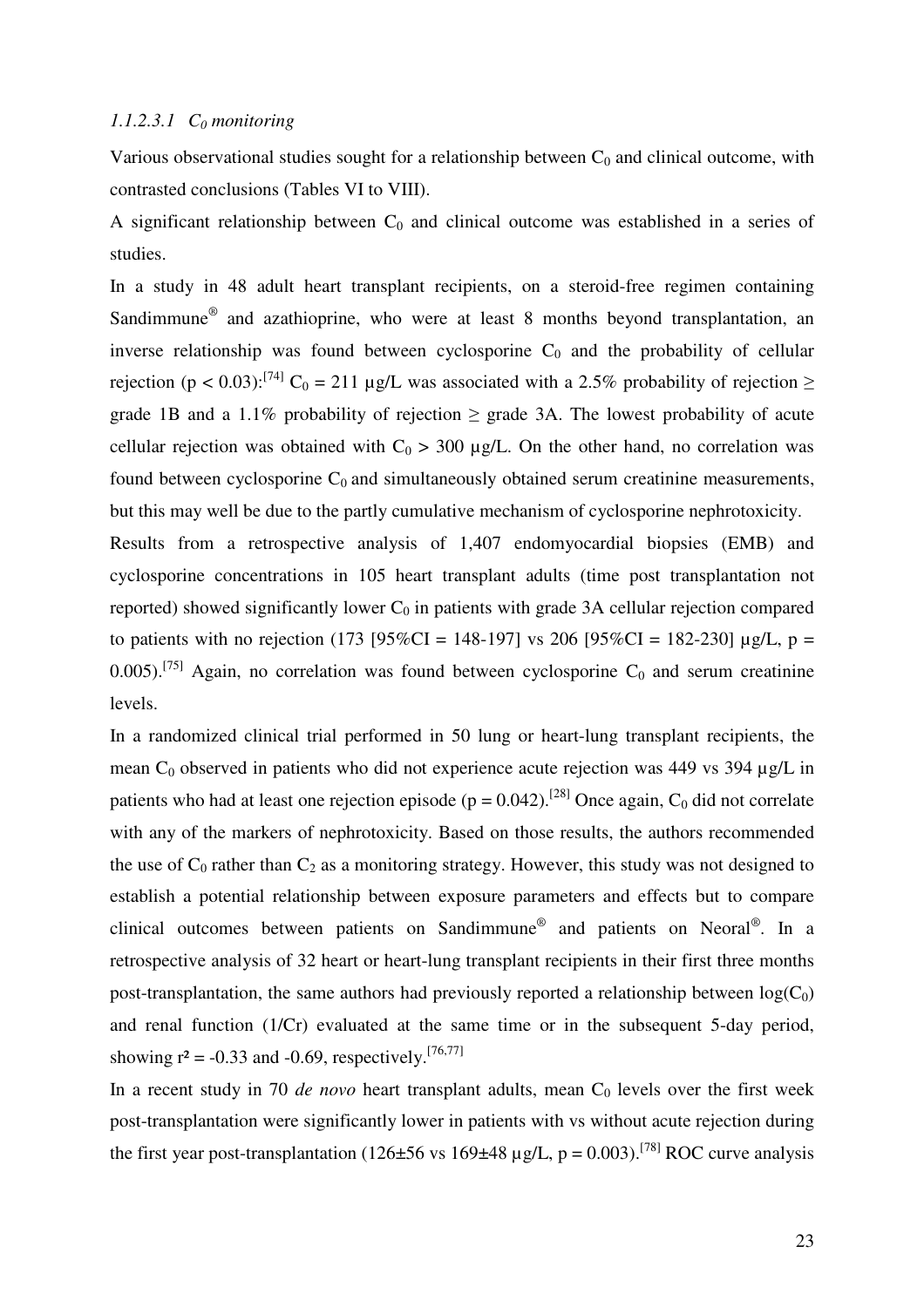#### 1.1.2.3.1 $C_0$ monitoring

Various observational studies sought for a relationship between $C_0$ and clinical outcome, with contrasted conclusions (Tables VI to VIII).

A significant relationship between $C_0$ and clinical outcome was established in a series of studies.

In a study in 48 adult heart transplant recipients, on a steroid-free regimen containing Sandimmune® and azathioprine, who were at least 8 months beyond transplantation, an inverse relationship was found between cyclosporine $C_0$ and the probability of cellular rejection ($p < 0.03$):[74] $C_0 = 211$ µg/L was associated with a 2.5% probability of rejection ≥ grade 1B and a 1.1% probability of rejection ≥ grade 3A. The lowest probability of acute cellular rejection was obtained with $C_0 > 300$ µg/L. On the other hand, no correlation was found between cyclosporine $C_0$ and simultaneously obtained serum creatinine measurements, but this may well be due to the partly cumulative mechanism of cyclosporine nephrotoxicity.

Results from a retrospective analysis of 1,407 endomyocardial biopsies (EMB) and cyclosporine concentrations in 105 heart transplant adults (time post transplantation not reported) showed significantly lower $C_0$ in patients with grade 3A cellular rejection compared to patients with no rejection (173 [95%CI = 148-197] vs 206 [95%CI = 182-230] µg/L, $p = 0.005$).[75] Again, no correlation was found between cyclosporine $C_0$ and serum creatinine levels.

In a randomized clinical trial performed in 50 lung or heart-lung transplant recipients, the mean $C_0$ observed in patients who did not experience acute rejection was 449 vs 394 µg/L in patients who had at least one rejection episode ($p = 0.042$).[28] Once again, $C_0$ did not correlate with any of the markers of nephrotoxicity. Based on those results, the authors recommended the use of $C_0$ rather than $C_2$ as a monitoring strategy. However, this study was not designed to establish a potential relationship between exposure parameters and effects but to compare clinical outcomes between patients on Sandimmune® and patients on Neoral®. In a retrospective analysis of 32 heart or heart-lung transplant recipients in their first three months post-transplantation, the same authors had previously reported a relationship between $\log(C_0)$ and renal function (1/Cr) evaluated at the same time or in the subsequent 5-day period, showing $r^2 = -0.33$ and $-0.69$, respectively.[76,77]

In a recent study in 70 *de novo* heart transplant adults, mean $C_0$ levels over the first week post-transplantation were significantly lower in patients with vs without acute rejection during the first year post-transplantation (126±56 vs 169±48 µg/L, $p = 0.003$).[78] ROC curve analysis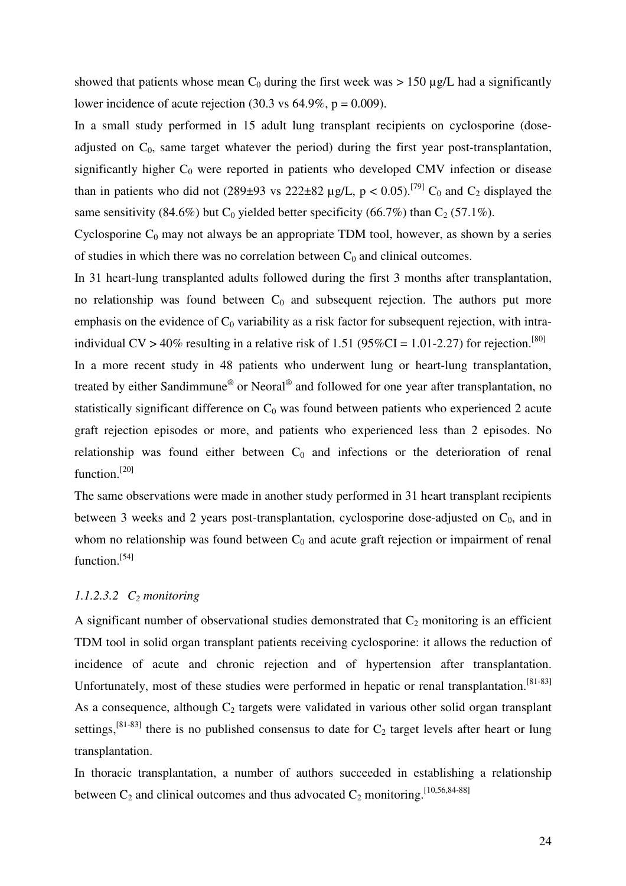showed that patients whose mean $C_0$ during the first week was > 150 µg/L had a significantly lower incidence of acute rejection (30.3 vs 64.9%, $p = 0.009$).

In a small study performed in 15 adult lung transplant recipients on cyclosporine (dose-adjusted on $C_0$, same target whatever the period) during the first year post-transplantation, significantly higher $C_0$ were reported in patients who developed CMV infection or disease than in patients who did not (289±93 vs 222±82 µg/L, $p < 0.05$).[79] $C_0$ and $C_2$ displayed the same sensitivity (84.6%) but $C_0$ yielded better specificity (66.7%) than $C_2$ (57.1%).

Cyclosporine $C_0$ may not always be an appropriate TDM tool, however, as shown by a series of studies in which there was no correlation between $C_0$ and clinical outcomes.

In 31 heart-lung transplanted adults followed during the first 3 months after transplantation, no relationship was found between $C_0$ and subsequent rejection. The authors put more emphasis on the evidence of $C_0$ variability as a risk factor for subsequent rejection, with intra-individual CV > 40% resulting in a relative risk of 1.51 (95%CI = 1.01-2.27) for rejection.[80]

In a more recent study in 48 patients who underwent lung or heart-lung transplantation, treated by either Sandimmune® or Neoral® and followed for one year after transplantation, no statistically significant difference on $C_0$ was found between patients who experienced 2 acute graft rejection episodes or more, and patients who experienced less than 2 episodes. No relationship was found either between $C_0$ and infections or the deterioration of renal function.[20]

The same observations were made in another study performed in 31 heart transplant recipients between 3 weeks and 2 years post-transplantation, cyclosporine dose-adjusted on $C_0$, and in whom no relationship was found between $C_0$ and acute graft rejection or impairment of renal function.[54]

#### *1.1.2.3.2 $C_2$ monitoring*

A significant number of observational studies demonstrated that $C_2$ monitoring is an efficient TDM tool in solid organ transplant patients receiving cyclosporine: it allows the reduction of incidence of acute and chronic rejection and of hypertension after transplantation. Unfortunately, most of these studies were performed in hepatic or renal transplantation.[81-83] As a consequence, although $C_2$ targets were validated in various other solid organ transplant settings,[81-83] there is no published consensus to date for $C_2$ target levels after heart or lung transplantation.

In thoracic transplantation, a number of authors succeeded in establishing a relationship between $C_2$ and clinical outcomes and thus advocated $C_2$ monitoring.[10,56,84-88]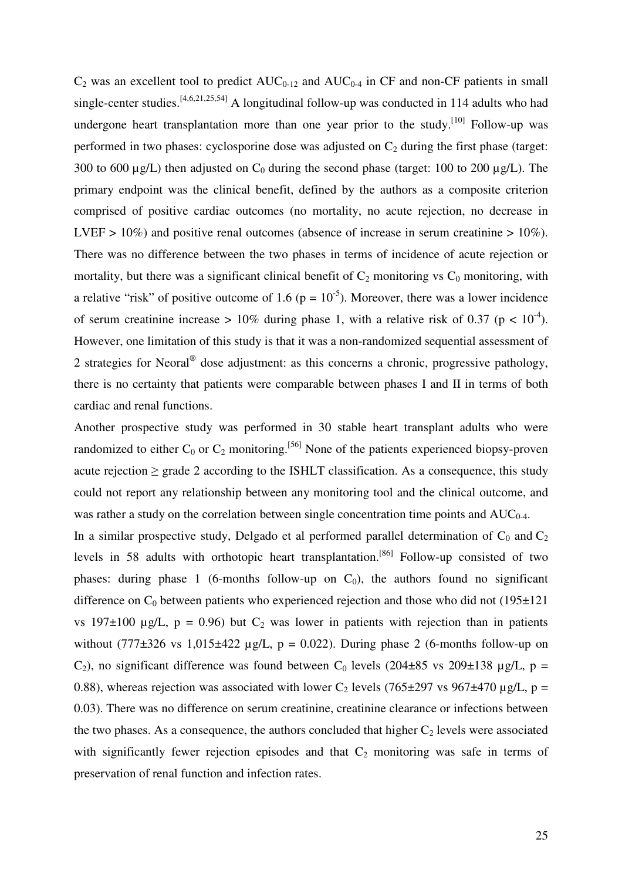$C_2$ was an excellent tool to predict $AUC_{0-12}$ and $AUC_{0-4}$ in CF and non-CF patients in small single-center studies.[4,6,21,25,54] A longitudinal follow-up was conducted in 114 adults who had undergone heart transplantation more than one year prior to the study.[10] Follow-up was performed in two phases: cyclosporine dose was adjusted on $C_2$ during the first phase (target: 300 to 600 µg/L) then adjusted on $C_0$ during the second phase (target: 100 to 200 µg/L). The primary endpoint was the clinical benefit, defined by the authors as a composite criterion comprised of positive cardiac outcomes (no mortality, no acute rejection, no decrease in LVEF > 10%) and positive renal outcomes (absence of increase in serum creatinine > 10%). There was no difference between the two phases in terms of incidence of acute rejection or mortality, but there was a significant clinical benefit of $C_2$ monitoring vs $C_0$ monitoring, with a relative "risk" of positive outcome of 1.6 ($p = 10^{-5}$). Moreover, there was a lower incidence of serum creatinine increase > 10% during phase 1, with a relative risk of 0.37 ($p < 10^{-4}$). However, one limitation of this study is that it was a non-randomized sequential assessment of 2 strategies for Neoral® dose adjustment: as this concerns a chronic, progressive pathology, there is no certainty that patients were comparable between phases I and II in terms of both cardiac and renal functions.

Another prospective study was performed in 30 stable heart transplant adults who were randomized to either $C_0$ or $C_2$ monitoring.[56] None of the patients experienced biopsy-proven acute rejection ≥ grade 2 according to the ISHLT classification. As a consequence, this study could not report any relationship between any monitoring tool and the clinical outcome, and was rather a study on the correlation between single concentration time points and $AUC_{0-4}$.

In a similar prospective study, Delgado et al performed parallel determination of $C_0$ and $C_2$ levels in 58 adults with orthotopic heart transplantation.[86] Follow-up consisted of two phases: during phase 1 (6-months follow-up on $C_0$), the authors found no significant difference on $C_0$ between patients who experienced rejection and those who did not (195±121 vs 197±100 µg/L, $p = 0.96$) but $C_2$ was lower in patients with rejection than in patients without (777±326 vs 1,015±422 µg/L, $p = 0.022$). During phase 2 (6-months follow-up on $C_2$), no significant difference was found between $C_0$ levels (204±85 vs 209±138 µg/L, $p = 0.88$), whereas rejection was associated with lower $C_2$ levels (765±297 vs 967±470 µg/L, $p = 0.03$). There was no difference on serum creatinine, creatinine clearance or infections between the two phases. As a consequence, the authors concluded that higher $C_2$ levels were associated with significantly fewer rejection episodes and that $C_2$ monitoring was safe in terms of preservation of renal function and infection rates.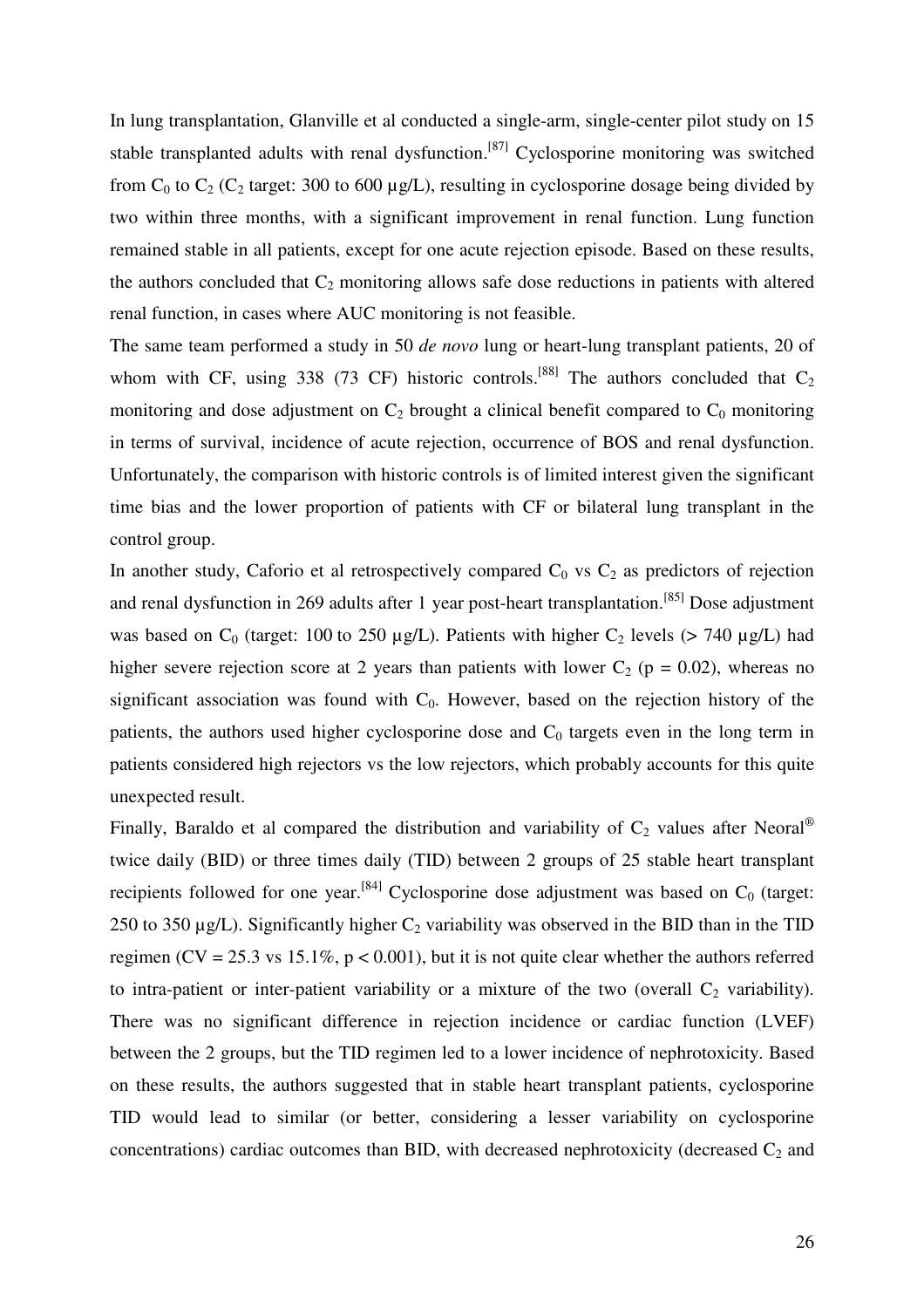In lung transplantation, Glanville et al conducted a single-arm, single-center pilot study on 15 stable transplanted adults with renal dysfunction.[87] Cyclosporine monitoring was switched from $C_0$ to $C_2$ ($C_2$ target: 300 to 600 µg/L), resulting in cyclosporine dosage being divided by two within three months, with a significant improvement in renal function. Lung function remained stable in all patients, except for one acute rejection episode. Based on these results, the authors concluded that $C_2$ monitoring allows safe dose reductions in patients with altered renal function, in cases where AUC monitoring is not feasible.

The same team performed a study in 50 *de novo* lung or heart-lung transplant patients, 20 of whom with CF, using 338 (73 CF) historic controls.[88] The authors concluded that $C_2$ monitoring and dose adjustment on $C_2$ brought a clinical benefit compared to $C_0$ monitoring in terms of survival, incidence of acute rejection, occurrence of BOS and renal dysfunction. Unfortunately, the comparison with historic controls is of limited interest given the significant time bias and the lower proportion of patients with CF or bilateral lung transplant in the control group.

In another study, Caforio et al retrospectively compared $C_0$ vs $C_2$ as predictors of rejection and renal dysfunction in 269 adults after 1 year post-heart transplantation.[85] Dose adjustment was based on $C_0$ (target: 100 to 250 µg/L). Patients with higher $C_2$ levels (> 740 µg/L) had higher severe rejection score at 2 years than patients with lower $C_2$ ($p = 0.02$), whereas no significant association was found with $C_0$. However, based on the rejection history of the patients, the authors used higher cyclosporine dose and $C_0$ targets even in the long term in patients considered high rejectors vs the low rejectors, which probably accounts for this quite unexpected result.

Finally, Baraldo et al compared the distribution and variability of $C_2$ values after Neoral® twice daily (BID) or three times daily (TID) between 2 groups of 25 stable heart transplant recipients followed for one year.[84] Cyclosporine dose adjustment was based on $C_0$ (target: 250 to 350 µg/L). Significantly higher $C_2$ variability was observed in the BID than in the TID regimen (CV = 25.3 vs 15.1%, $p < 0.001$), but it is not quite clear whether the authors referred to intra-patient or inter-patient variability or a mixture of the two (overall $C_2$ variability). There was no significant difference in rejection incidence or cardiac function (LVEF) between the 2 groups, but the TID regimen led to a lower incidence of nephrotoxicity. Based on these results, the authors suggested that in stable heart transplant patients, cyclosporine TID would lead to similar (or better, considering a lesser variability on cyclosporine concentrations) cardiac outcomes than BID, with decreased nephrotoxicity (decreased $C_2$ and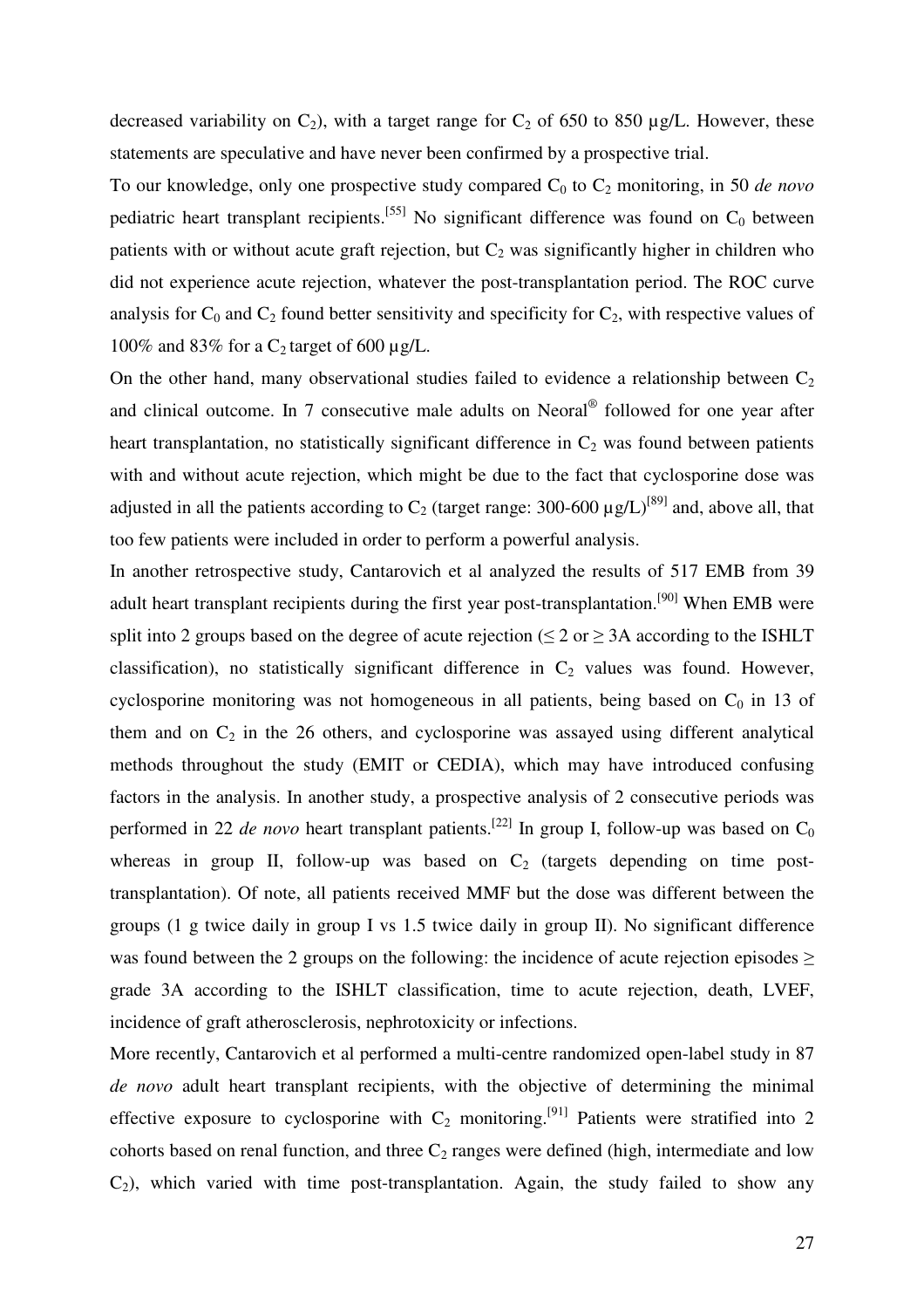decreased variability on $C_2$), with a target range for $C_2$ of 650 to 850 µg/L. However, these statements are speculative and have never been confirmed by a prospective trial.

To our knowledge, only one prospective study compared $C_0$ to $C_2$ monitoring, in 50 *de novo* pediatric heart transplant recipients.[55] No significant difference was found on $C_0$ between patients with or without acute graft rejection, but $C_2$ was significantly higher in children who did not experience acute rejection, whatever the post-transplantation period. The ROC curve analysis for $C_0$ and $C_2$ found better sensitivity and specificity for $C_2$, with respective values of 100% and 83% for a $C_2$ target of 600 µg/L.

On the other hand, many observational studies failed to evidence a relationship between $C_2$ and clinical outcome. In 7 consecutive male adults on Neoral® followed for one year after heart transplantation, no statistically significant difference in $C_2$ was found between patients with and without acute rejection, which might be due to the fact that cyclosporine dose was adjusted in all the patients according to $C_2$ (target range: 300-600 µg/L)[89] and, above all, that too few patients were included in order to perform a powerful analysis.

In another retrospective study, Cantarovich et al analyzed the results of 517 EMB from 39 adult heart transplant recipients during the first year post-transplantation.[90] When EMB were split into 2 groups based on the degree of acute rejection ($\leq$ 2 or $\geq$ 3A according to the ISHLT classification), no statistically significant difference in $C_2$ values was found. However, cyclosporine monitoring was not homogeneous in all patients, being based on $C_0$ in 13 of them and on $C_2$ in the 26 others, and cyclosporine was assayed using different analytical methods throughout the study (EMIT or CEDIA), which may have introduced confusing factors in the analysis. In another study, a prospective analysis of 2 consecutive periods was performed in 22 *de novo* heart transplant patients.[22] In group I, follow-up was based on $C_0$ whereas in group II, follow-up was based on $C_2$ (targets depending on time post-transplantation). Of note, all patients received MMF but the dose was different between the groups (1 g twice daily in group I vs 1.5 twice daily in group II). No significant difference was found between the 2 groups on the following: the incidence of acute rejection episodes $\geq$ grade 3A according to the ISHLT classification, time to acute rejection, death, LVEF, incidence of graft atherosclerosis, nephrotoxicity or infections.

More recently, Cantarovich et al performed a multi-centre randomized open-label study in 87 *de novo* adult heart transplant recipients, with the objective of determining the minimal effective exposure to cyclosporine with $C_2$ monitoring.[91] Patients were stratified into 2 cohorts based on renal function, and three $C_2$ ranges were defined (high, intermediate and low $C_2$), which varied with time post-transplantation. Again, the study failed to show any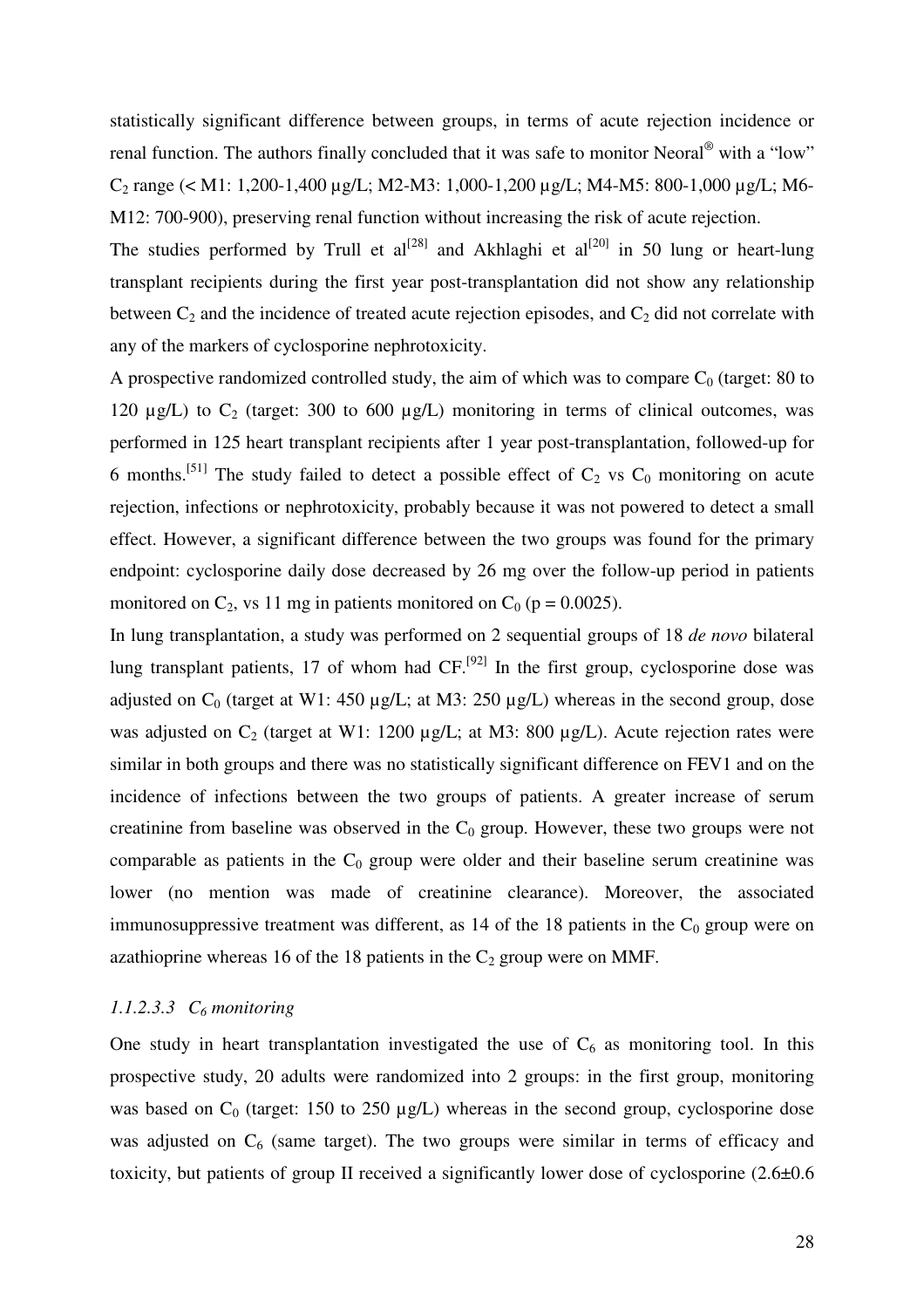statistically significant difference between groups, in terms of acute rejection incidence or renal function. The authors finally concluded that it was safe to monitor Neoral® with a "low" $C_2$ range (< M1: 1,200-1,400 µg/L; M2-M3: 1,000-1,200 µg/L; M4-M5: 800-1,000 µg/L; M6-M12: 700-900), preserving renal function without increasing the risk of acute rejection.

The studies performed by Trull et al[28] and Akhlaghi et al[20] in 50 lung or heart-lung transplant recipients during the first year post-transplantation did not show any relationship between $C_2$ and the incidence of treated acute rejection episodes, and $C_2$ did not correlate with any of the markers of cyclosporine nephrotoxicity.

A prospective randomized controlled study, the aim of which was to compare $C_0$ (target: 80 to 120 µg/L) to $C_2$ (target: 300 to 600 µg/L) monitoring in terms of clinical outcomes, was performed in 125 heart transplant recipients after 1 year post-transplantation, followed-up for 6 months.[51] The study failed to detect a possible effect of $C_2$ vs $C_0$ monitoring on acute rejection, infections or nephrotoxicity, probably because it was not powered to detect a small effect. However, a significant difference between the two groups was found for the primary endpoint: cyclosporine daily dose decreased by 26 mg over the follow-up period in patients monitored on $C_2$, vs 11 mg in patients monitored on $C_0$ ($p = 0.0025$).

In lung transplantation, a study was performed on 2 sequential groups of 18 *de novo* bilateral lung transplant patients, 17 of whom had CF.[92] In the first group, cyclosporine dose was adjusted on $C_0$ (target at W1: 450 µg/L; at M3: 250 µg/L) whereas in the second group, dose was adjusted on $C_2$ (target at W1: 1200 µg/L; at M3: 800 µg/L). Acute rejection rates were similar in both groups and there was no statistically significant difference on FEV1 and on the incidence of infections between the two groups of patients. A greater increase of serum creatinine from baseline was observed in the $C_0$ group. However, these two groups were not comparable as patients in the $C_0$ group were older and their baseline serum creatinine was lower (no mention was made of creatinine clearance). Moreover, the associated immunosuppressive treatment was different, as 14 of the 18 patients in the $C_0$ group were on azathioprine whereas 16 of the 18 patients in the $C_2$ group were on MMF.

#### *1.1.2.3.3 $C_6$ monitoring*

One study in heart transplantation investigated the use of $C_6$ as monitoring tool. In this prospective study, 20 adults were randomized into 2 groups: in the first group, monitoring was based on $C_0$ (target: 150 to 250 µg/L) whereas in the second group, cyclosporine dose was adjusted on $C_6$ (same target). The two groups were similar in terms of efficacy and toxicity, but patients of group II received a significantly lower dose of cyclosporine (2.6±0.6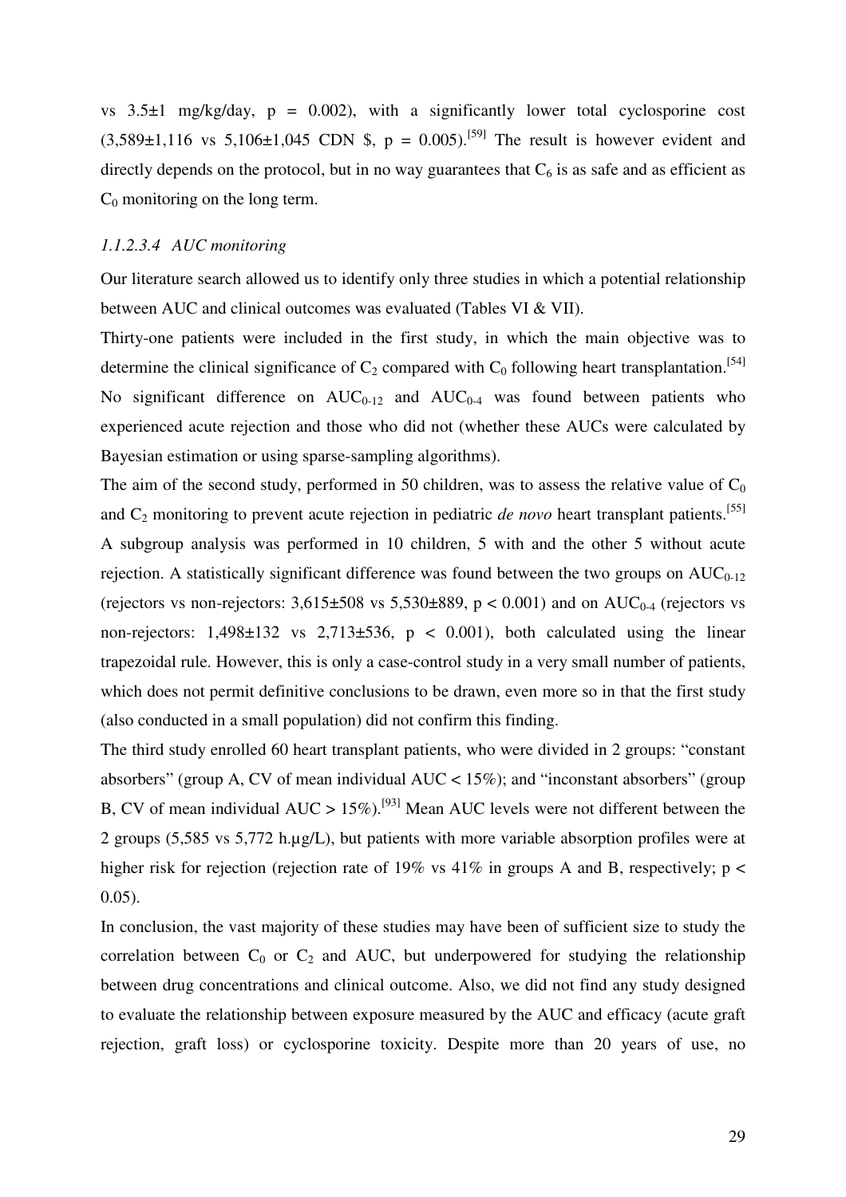vs 3.5±1 mg/kg/day, $p = 0.002$), with a significantly lower total cyclosporine cost (3,589±1,116 vs 5,106±1,045 CDN \$, $p = 0.005$).[59] The result is however evident and directly depends on the protocol, but in no way guarantees that $C_6$ is as safe and as efficient as $C_0$ monitoring on the long term.

#### *1.1.2.3.4 AUC monitoring*

Our literature search allowed us to identify only three studies in which a potential relationship between AUC and clinical outcomes was evaluated (Tables VI & VII).

Thirty-one patients were included in the first study, in which the main objective was to determine the clinical significance of $C_2$ compared with $C_0$ following heart transplantation.[54] No significant difference on $AUC_{0-12}$ and $AUC_{0-4}$ was found between patients who experienced acute rejection and those who did not (whether these AUCs were calculated by Bayesian estimation or using sparse-sampling algorithms).

The aim of the second study, performed in 50 children, was to assess the relative value of $C_0$ and $C_2$ monitoring to prevent acute rejection in pediatric *de novo* heart transplant patients.[55] A subgroup analysis was performed in 10 children, 5 with and the other 5 without acute rejection. A statistically significant difference was found between the two groups on $AUC_{0-12}$ (rejectors vs non-rejectors: 3,615±508 vs 5,530±889, $p < 0.001$) and on $AUC_{0-4}$ (rejectors vs non-rejectors: 1,498±132 vs 2,713±536, $p < 0.001$), both calculated using the linear trapezoidal rule. However, this is only a case-control study in a very small number of patients, which does not permit definitive conclusions to be drawn, even more so in that the first study (also conducted in a small population) did not confirm this finding.

The third study enrolled 60 heart transplant patients, who were divided in 2 groups: "constant absorbers" (group A, CV of mean individual AUC < 15%); and "inconstant absorbers" (group B, CV of mean individual AUC > 15%).[93] Mean AUC levels were not different between the 2 groups (5,585 vs 5,772 h.µg/L), but patients with more variable absorption profiles were at higher risk for rejection (rejection rate of 19% vs 41% in groups A and B, respectively; $p < 0.05$).

In conclusion, the vast majority of these studies may have been of sufficient size to study the correlation between $C_0$ or $C_2$ and AUC, but underpowered for studying the relationship between drug concentrations and clinical outcome. Also, we did not find any study designed to evaluate the relationship between exposure measured by the AUC and efficacy (acute graft rejection, graft loss) or cyclosporine toxicity. Despite more than 20 years of use, no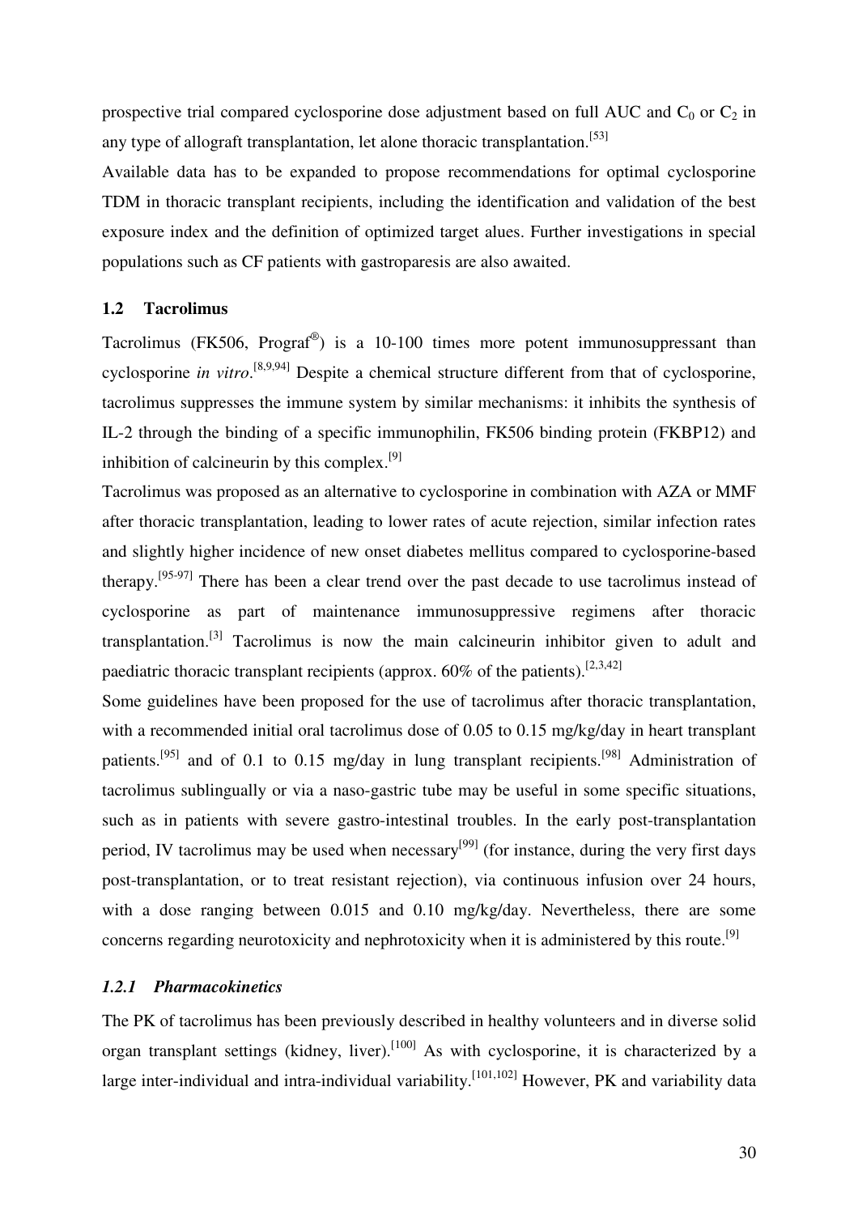prospective trial compared cyclosporine dose adjustment based on full AUC and $C_0$ or $C_2$ in any type of allograft transplantation, let alone thoracic transplantation.[53]

Available data has to be expanded to propose recommendations for optimal cyclosporine TDM in thoracic transplant recipients, including the identification and validation of the best exposure index and the definition of optimized target alues. Further investigations in special populations such as CF patients with gastroparesis are also awaited.

### 1.2 Tacrolimus

Tacrolimus (FK506, Prograf®) is a 10-100 times more potent immunosuppressant than cyclosporine *in vitro*.[8,9,94] Despite a chemical structure different from that of cyclosporine, tacrolimus suppresses the immune system by similar mechanisms: it inhibits the synthesis of IL-2 through the binding of a specific immunophilin, FK506 binding protein (FKBP12) and inhibition of calcineurin by this complex.[9]

Tacrolimus was proposed as an alternative to cyclosporine in combination with AZA or MMF after thoracic transplantation, leading to lower rates of acute rejection, similar infection rates and slightly higher incidence of new onset diabetes mellitus compared to cyclosporine-based therapy.[95-97] There has been a clear trend over the past decade to use tacrolimus instead of cyclosporine as part of maintenance immunosuppressive regimens after thoracic transplantation.[3] Tacrolimus is now the main calcineurin inhibitor given to adult and paediatric thoracic transplant recipients (approx. 60% of the patients).[2,3,42]

Some guidelines have been proposed for the use of tacrolimus after thoracic transplantation, with a recommended initial oral tacrolimus dose of 0.05 to 0.15 mg/kg/day in heart transplant patients.[95] and of 0.1 to 0.15 mg/day in lung transplant recipients.[98] Administration of tacrolimus sublingually or via a naso-gastric tube may be useful in some specific situations, such as in patients with severe gastro-intestinal troubles. In the early post-transplantation period, IV tacrolimus may be used when necessary[99] (for instance, during the very first days post-transplantation, or to treat resistant rejection), via continuous infusion over 24 hours, with a dose ranging between 0.015 and 0.10 mg/kg/day. Nevertheless, there are some concerns regarding neurotoxicity and nephrotoxicity when it is administered by this route.[9]

#### *1.2.1 Pharmacokinetics*

The PK of tacrolimus has been previously described in healthy volunteers and in diverse solid organ transplant settings (kidney, liver).[100] As with cyclosporine, it is characterized by a large inter-individual and intra-individual variability.[101,102] However, PK and variability data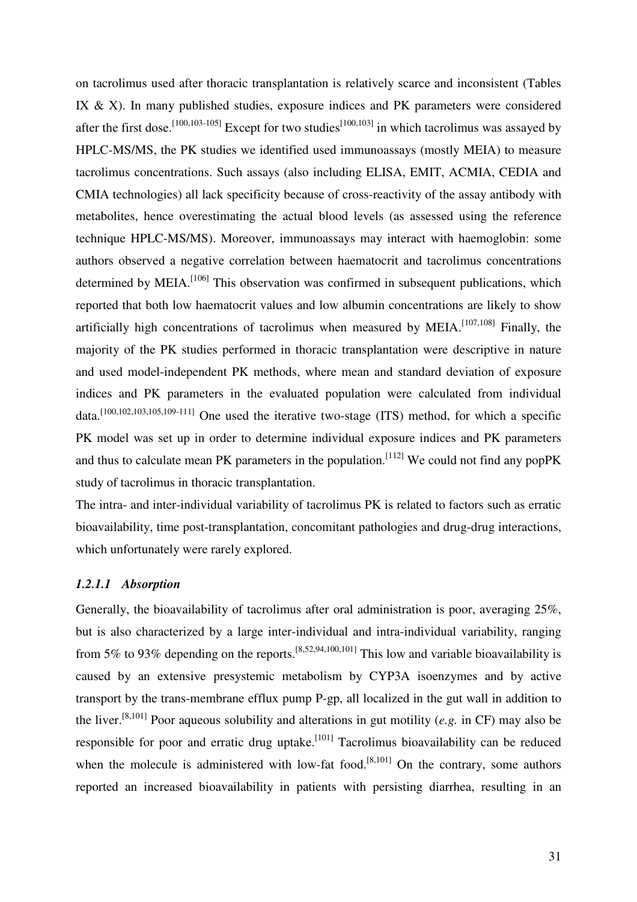on tacrolimus used after thoracic transplantation is relatively scarce and inconsistent (Tables IX & X). In many published studies, exposure indices and PK parameters were considered after the first dose.[100,103-105] Except for two studies[100,103] in which tacrolimus was assayed by HPLC-MS/MS, the PK studies we identified used immunoassays (mostly MEIA) to measure tacrolimus concentrations. Such assays (also including ELISA, EMIT, ACMIA, CEDIA and CMIA technologies) all lack specificity because of cross-reactivity of the assay antibody with metabolites, hence overestimating the actual blood levels (as assessed using the reference technique HPLC-MS/MS). Moreover, immunoassays may interact with haemoglobin: some authors observed a negative correlation between haematocrit and tacrolimus concentrations determined by MEIA.[106] This observation was confirmed in subsequent publications, which reported that both low haematocrit values and low albumin concentrations are likely to show artificially high concentrations of tacrolimus when measured by MEIA.[107,108] Finally, the majority of the PK studies performed in thoracic transplantation were descriptive in nature and used model-independent PK methods, where mean and standard deviation of exposure indices and PK parameters in the evaluated population were calculated from individual data.[100,102,103,105,109-111] One used the iterative two-stage (ITS) method, for which a specific PK model was set up in order to determine individual exposure indices and PK parameters and thus to calculate mean PK parameters in the population.[112] We could not find any popPK study of tacrolimus in thoracic transplantation.

The intra- and inter-individual variability of tacrolimus PK is related to factors such as erratic bioavailability, time post-transplantation, concomitant pathologies and drug-drug interactions, which unfortunately were rarely explored.

#### *1.2.1.1 Absorption*

Generally, the bioavailability of tacrolimus after oral administration is poor, averaging 25%, but is also characterized by a large inter-individual and intra-individual variability, ranging from 5% to 93% depending on the reports.[8,52,94,100,101] This low and variable bioavailability is caused by an extensive presystemic metabolism by CYP3A isoenzymes and by active transport by the trans-membrane efflux pump P-gp, all localized in the gut wall in addition to the liver.[8,101] Poor aqueous solubility and alterations in gut motility (*e.g.* in CF) may also be responsible for poor and erratic drug uptake.[101] Tacrolimus bioavailability can be reduced when the molecule is administered with low-fat food.[8,101] On the contrary, some authors reported an increased bioavailability in patients with persisting diarrhea, resulting in an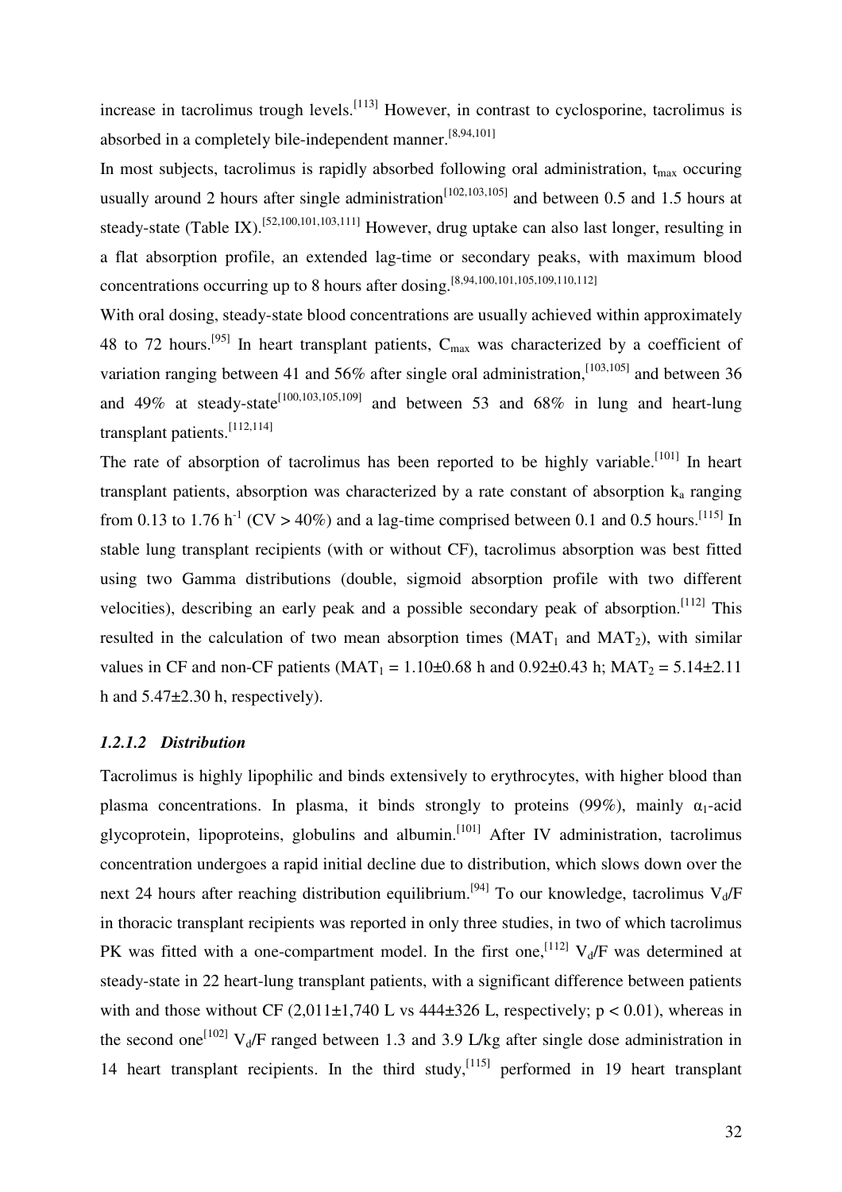increase in tacrolimus trough levels.[113] However, in contrast to cyclosporine, tacrolimus is absorbed in a completely bile-independent manner.[8,94,101]

In most subjects, tacrolimus is rapidly absorbed following oral administration, $t_{max}$ occuring usually around 2 hours after single administration[102,103,105] and between 0.5 and 1.5 hours at steady-state (Table IX).[52,100,101,103,111] However, drug uptake can also last longer, resulting in a flat absorption profile, an extended lag-time or secondary peaks, with maximum blood concentrations occurring up to 8 hours after dosing.[8,94,100,101,105,109,110,112]

With oral dosing, steady-state blood concentrations are usually achieved within approximately 48 to 72 hours.[95] In heart transplant patients, $C_{max}$ was characterized by a coefficient of variation ranging between 41 and 56% after single oral administration,[103,105] and between 36 and 49% at steady-state[100,103,105,109] and between 53 and 68% in lung and heart-lung transplant patients.[112,114]

The rate of absorption of tacrolimus has been reported to be highly variable.[101] In heart transplant patients, absorption was characterized by a rate constant of absorption $k_a$ ranging from 0.13 to 1.76 $h^{-1}$ (CV > 40%) and a lag-time comprised between 0.1 and 0.5 hours.[115] In stable lung transplant recipients (with or without CF), tacrolimus absorption was best fitted using two Gamma distributions (double, sigmoid absorption profile with two different velocities), describing an early peak and a possible secondary peak of absorption.[112] This resulted in the calculation of two mean absorption times ($MAT_1$ and $MAT_2$), with similar values in CF and non-CF patients ($MAT_1$ = 1.10±0.68 h and 0.92±0.43 h; $MAT_2$ = 5.14±2.11 h and 5.47±2.30 h, respectively).

### *1.2.1.2 Distribution*

Tacrolimus is highly lipophilic and binds extensively to erythrocytes, with higher blood than plasma concentrations. In plasma, it binds strongly to proteins (99%), mainly $\alpha_1$-acid glycoprotein, lipoproteins, globulins and albumin.[101] After IV administration, tacrolimus concentration undergoes a rapid initial decline due to distribution, which slows down over the next 24 hours after reaching distribution equilibrium.[94] To our knowledge, tacrolimus $V_d/F$ in thoracic transplant recipients was reported in only three studies, in two of which tacrolimus PK was fitted with a one-compartment model. In the first one,[112] $V_d/F$ was determined at steady-state in 22 heart-lung transplant patients, with a significant difference between patients with and those without CF (2,011±1,740 L vs 444±326 L, respectively; $p < 0.01$), whereas in the second one[102] $V_d/F$ ranged between 1.3 and 3.9 L/kg after single dose administration in 14 heart transplant recipients. In the third study,[115] performed in 19 heart transplant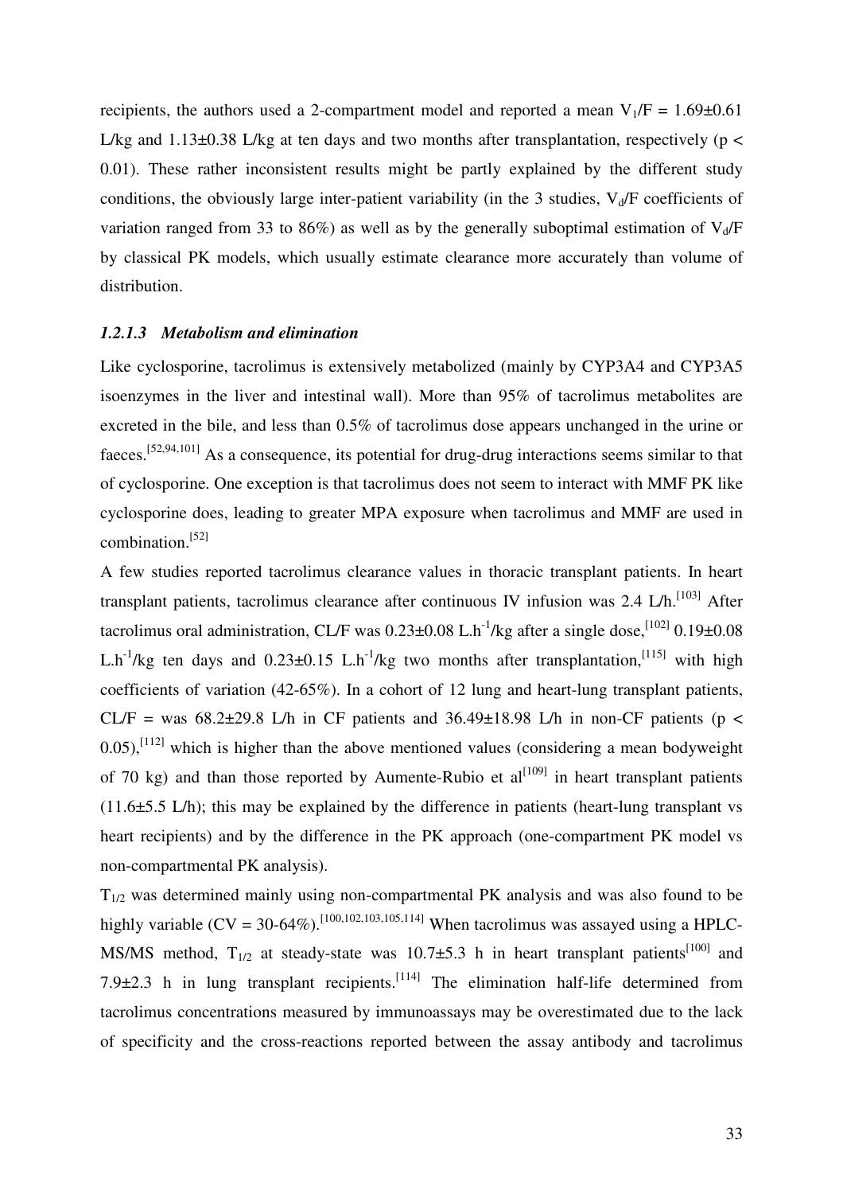recipients, the authors used a 2-compartment model and reported a mean $V_1/F = 1.69 \pm 0.61$ L/kg and $1.13 \pm 0.38$ L/kg at ten days and two months after transplantation, respectively ($p < 0.01$). These rather inconsistent results might be partly explained by the different study conditions, the obviously large inter-patient variability (in the 3 studies, $V_d/F$ coefficients of variation ranged from 33 to 86%) as well as by the generally suboptimal estimation of $V_d/F$ by classical PK models, which usually estimate clearance more accurately than volume of distribution.

#### *1.2.1.3 Metabolism and elimination*

Like cyclosporine, tacrolimus is extensively metabolized (mainly by CYP3A4 and CYP3A5 isoenzymes in the liver and intestinal wall). More than 95% of tacrolimus metabolites are excreted in the bile, and less than 0.5% of tacrolimus dose appears unchanged in the urine or faeces.[52,94,101] As a consequence, its potential for drug-drug interactions seems similar to that of cyclosporine. One exception is that tacrolimus does not seem to interact with MMF PK like cyclosporine does, leading to greater MPA exposure when tacrolimus and MMF are used in combination.[52]

A few studies reported tacrolimus clearance values in thoracic transplant patients. In heart transplant patients, tacrolimus clearance after continuous IV infusion was 2.4 L/h.[103] After tacrolimus oral administration, CL/F was $0.23 \pm 0.08$ $L.h^{-1}/kg$ after a single dose,[102] $0.19 \pm 0.08$ $L.h^{-1}/kg$ ten days and $0.23 \pm 0.15$ $L.h^{-1}/kg$ two months after transplantation,[115] with high coefficients of variation (42-65%). In a cohort of 12 lung and heart-lung transplant patients, CL/F = was $68.2 \pm 29.8$ L/h in CF patients and $36.49 \pm 18.98$ L/h in non-CF patients ($p < 0.05$),[112] which is higher than the above mentioned values (considering a mean bodyweight of 70 kg) and than those reported by Aumente-Rubio et al[109] in heart transplant patients ($11.6 \pm 5.5$ L/h); this may be explained by the difference in patients (heart-lung transplant vs heart recipients) and by the difference in the PK approach (one-compartment PK model vs non-compartmental PK analysis).

$T_{1/2}$ was determined mainly using non-compartmental PK analysis and was also found to be highly variable (CV = 30-64%).[100,102,103,105,114] When tacrolimus was assayed using a HPLC-MS/MS method, $T_{1/2}$ at steady-state was $10.7 \pm 5.3$ h in heart transplant patients[100] and $7.9 \pm 2.3$ h in lung transplant recipients.[114] The elimination half-life determined from tacrolimus concentrations measured by immunoassays may be overestimated due to the lack of specificity and the cross-reactions reported between the assay antibody and tacrolimus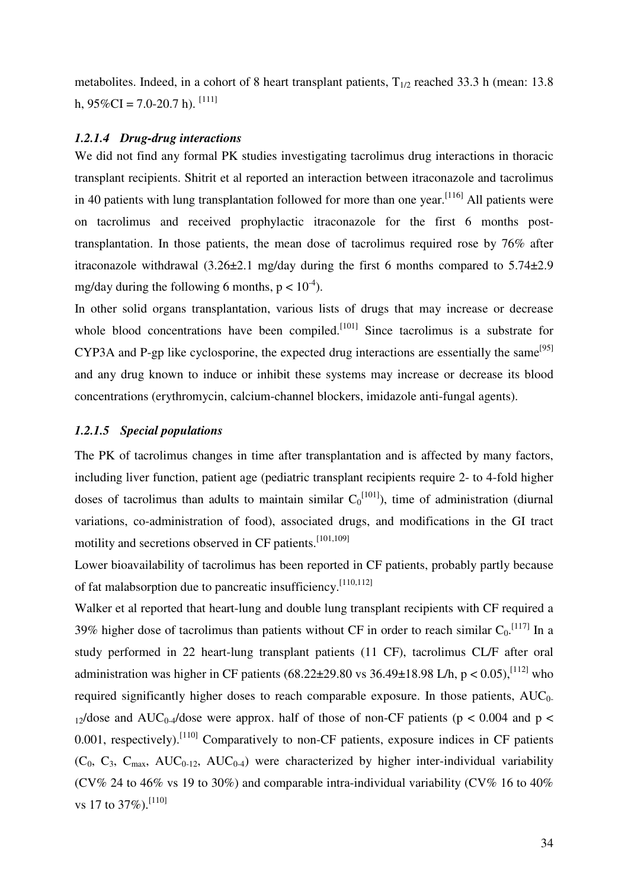metabolites. Indeed, in a cohort of 8 heart transplant patients, $T_{1/2}$ reached 33.3 h (mean: 13.8 h, 95%CI = 7.0-20.7 h). [111]

#### *1.2.1.4 Drug-drug interactions*

We did not find any formal PK studies investigating tacrolimus drug interactions in thoracic transplant recipients. Shitrit et al reported an interaction between itraconazole and tacrolimus in 40 patients with lung transplantation followed for more than one year.[116] All patients were on tacrolimus and received prophylactic itraconazole for the first 6 months post-transplantation. In those patients, the mean dose of tacrolimus required rose by 76% after itraconazole withdrawal (3.26±2.1 mg/day during the first 6 months compared to 5.74±2.9 mg/day during the following 6 months, $p < 10^{-4}$).

In other solid organs transplantation, various lists of drugs that may increase or decrease whole blood concentrations have been compiled.[101] Since tacrolimus is a substrate for CYP3A and P-gp like cyclosporine, the expected drug interactions are essentially the same[95] and any drug known to induce or inhibit these systems may increase or decrease its blood concentrations (erythromycin, calcium-channel blockers, imidazole anti-fungal agents).

#### *1.2.1.5 Special populations*

The PK of tacrolimus changes in time after transplantation and is affected by many factors, including liver function, patient age (pediatric transplant recipients require 2- to 4-fold higher doses of tacrolimus than adults to maintain similar $C_0$[101]), time of administration (diurnal variations, co-administration of food), associated drugs, and modifications in the GI tract motility and secretions observed in CF patients.[101,109]

Lower bioavailability of tacrolimus has been reported in CF patients, probably partly because of fat malabsorption due to pancreatic insufficiency.[110,112]

Walker et al reported that heart-lung and double lung transplant recipients with CF required a 39% higher dose of tacrolimus than patients without CF in order to reach similar $C_0$.[117] In a study performed in 22 heart-lung transplant patients (11 CF), tacrolimus CL/F after oral administration was higher in CF patients (68.22±29.80 vs 36.49±18.98 L/h, $p < 0.05$),[112] who required significantly higher doses to reach comparable exposure. In those patients, $AUC_{0-12}$/dose and $AUC_{0-4}$/dose were approx. half of those of non-CF patients ($p < 0.004$ and $p < 0.001$, respectively).[110] Comparatively to non-CF patients, exposure indices in CF patients ($C_0$, $C_3$, $C_{max}$, $AUC_{0-12}$, $AUC_{0-4}$) were characterized by higher inter-individual variability (CV% 24 to 46% vs 19 to 30%) and comparable intra-individual variability (CV% 16 to 40% vs 17 to 37%).[110]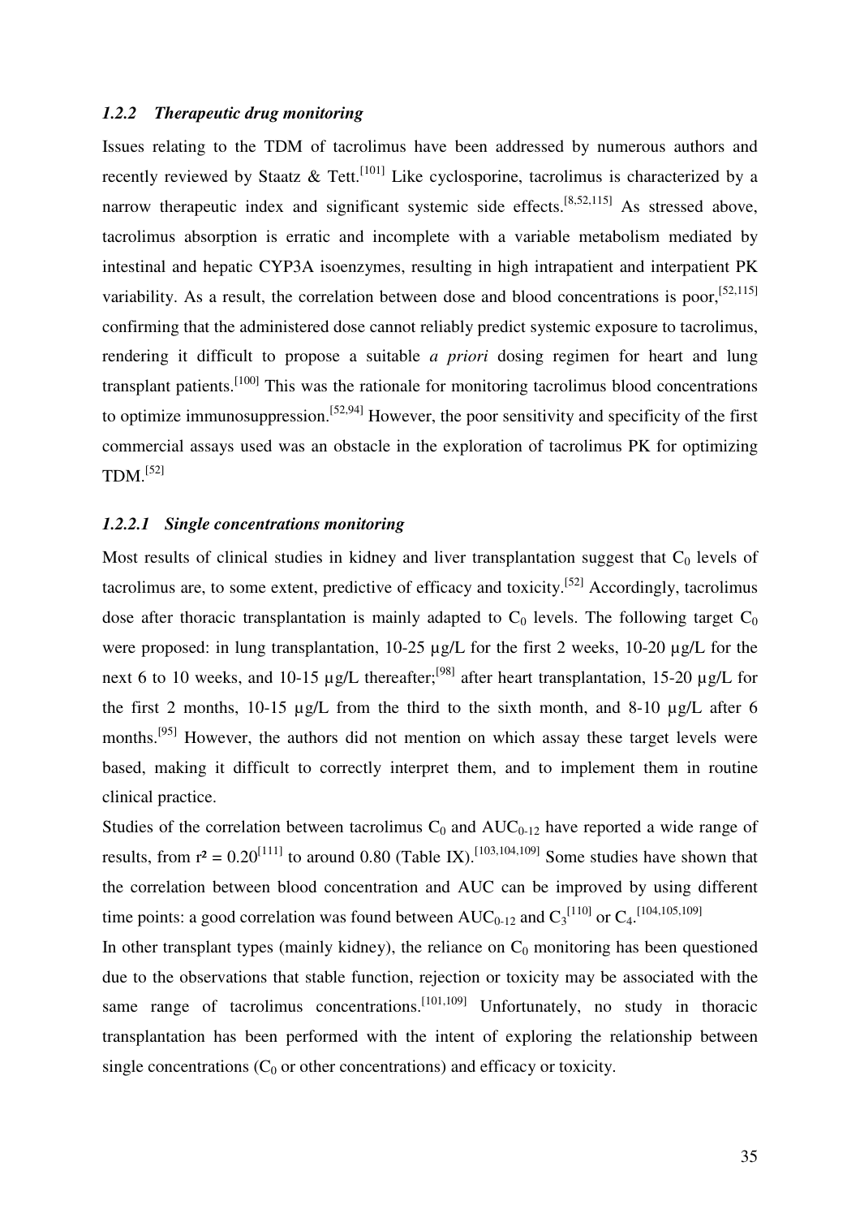### *1.2.2 Therapeutic drug monitoring*

Issues relating to the TDM of tacrolimus have been addressed by numerous authors and recently reviewed by Staatz & Tett.[101] Like cyclosporine, tacrolimus is characterized by a narrow therapeutic index and significant systemic side effects.[8,52,115] As stressed above, tacrolimus absorption is erratic and incomplete with a variable metabolism mediated by intestinal and hepatic CYP3A isoenzymes, resulting in high intrapatient and interpatient PK variability. As a result, the correlation between dose and blood concentrations is poor,[52,115] confirming that the administered dose cannot reliably predict systemic exposure to tacrolimus, rendering it difficult to propose a suitable *a priori* dosing regimen for heart and lung transplant patients.[100] This was the rationale for monitoring tacrolimus blood concentrations to optimize immunosuppression.[52,94] However, the poor sensitivity and specificity of the first commercial assays used was an obstacle in the exploration of tacrolimus PK for optimizing TDM.[52]

#### *1.2.2.1 Single concentrations monitoring*

Most results of clinical studies in kidney and liver transplantation suggest that $C_0$ levels of tacrolimus are, to some extent, predictive of efficacy and toxicity.[52] Accordingly, tacrolimus dose after thoracic transplantation is mainly adapted to $C_0$ levels. The following target $C_0$ were proposed: in lung transplantation, 10-25 µg/L for the first 2 weeks, 10-20 µg/L for the next 6 to 10 weeks, and 10-15 µg/L thereafter;[98] after heart transplantation, 15-20 µg/L for the first 2 months, 10-15 µg/L from the third to the sixth month, and 8-10 µg/L after 6 months.[95] However, the authors did not mention on which assay these target levels were based, making it difficult to correctly interpret them, and to implement them in routine clinical practice.

Studies of the correlation between tacrolimus $C_0$ and $AUC_{0\text{-}12}$ have reported a wide range of results, from $r^2 = 0.20$[111] to around 0.80 (Table IX).[103,104,109] Some studies have shown that the correlation between blood concentration and AUC can be improved by using different time points: a good correlation was found between $AUC_{0\text{-}12}$ and $C_3$[110] or $C_4$.[104,105,109]

In other transplant types (mainly kidney), the reliance on $C_0$ monitoring has been questioned due to the observations that stable function, rejection or toxicity may be associated with the same range of tacrolimus concentrations.[101,109] Unfortunately, no study in thoracic transplantation has been performed with the intent of exploring the relationship between single concentrations ($C_0$ or other concentrations) and efficacy or toxicity.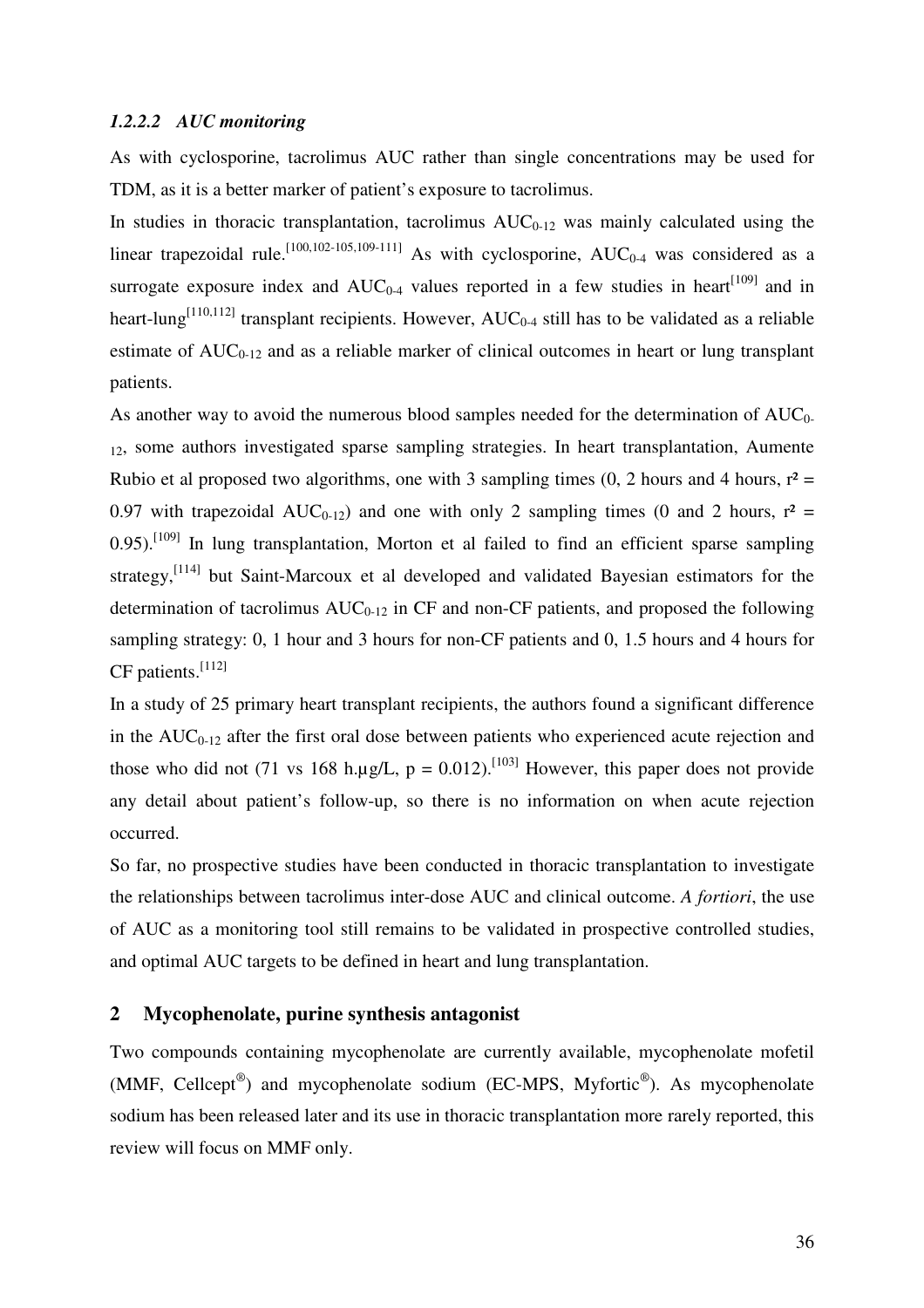#### *1.2.2.2 AUC monitoring*

As with cyclosporine, tacrolimus AUC rather than single concentrations may be used for TDM, as it is a better marker of patient's exposure to tacrolimus.

In studies in thoracic transplantation, tacrolimus $AUC_{0-12}$ was mainly calculated using the linear trapezoidal rule.[100,102-105,109-111] As with cyclosporine, $AUC_{0-4}$ was considered as a surrogate exposure index and $AUC_{0-4}$ values reported in a few studies in heart[109] and in heart-lung[110,112] transplant recipients. However, $AUC_{0-4}$ still has to be validated as a reliable estimate of $AUC_{0-12}$ and as a reliable marker of clinical outcomes in heart or lung transplant patients.

As another way to avoid the numerous blood samples needed for the determination of $AUC_{0-12}$, some authors investigated sparse sampling strategies. In heart transplantation, Aumente Rubio et al proposed two algorithms, one with 3 sampling times (0, 2 hours and 4 hours, $r^2 = 0.97$ with trapezoidal $AUC_{0-12}$) and one with only 2 sampling times (0 and 2 hours, $r^2 = 0.95$).[109] In lung transplantation, Morton et al failed to find an efficient sparse sampling strategy,[114] but Saint-Marcoux et al developed and validated Bayesian estimators for the determination of tacrolimus $AUC_{0-12}$ in CF and non-CF patients, and proposed the following sampling strategy: 0, 1 hour and 3 hours for non-CF patients and 0, 1.5 hours and 4 hours for CF patients.[112]

In a study of 25 primary heart transplant recipients, the authors found a significant difference in the $AUC_{0-12}$ after the first oral dose between patients who experienced acute rejection and those who did not (71 vs 168 h.µg/L, $p = 0.012$).[103] However, this paper does not provide any detail about patient's follow-up, so there is no information on when acute rejection occurred.

So far, no prospective studies have been conducted in thoracic transplantation to investigate the relationships between tacrolimus inter-dose AUC and clinical outcome. *A fortiori*, the use of AUC as a monitoring tool still remains to be validated in prospective controlled studies, and optimal AUC targets to be defined in heart and lung transplantation.

## 2 Mycophenolate, purine synthesis antagonist

Two compounds containing mycophenolate are currently available, mycophenolate mofetil (MMF, Cellcept®) and mycophenolate sodium (EC-MPS, Myfortic®). As mycophenolate sodium has been released later and its use in thoracic transplantation more rarely reported, this review will focus on MMF only.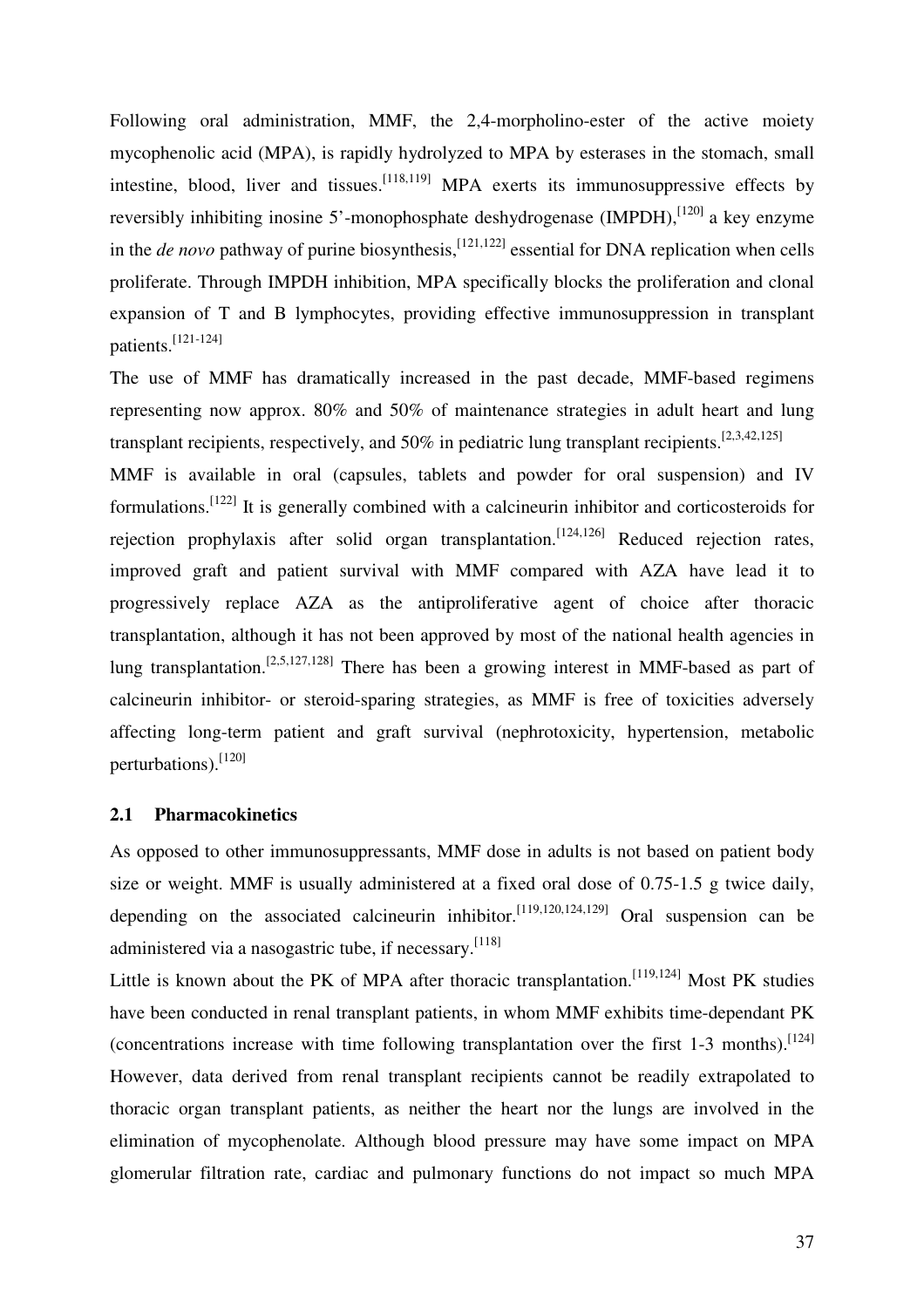Following oral administration, MMF, the 2,4-morpholino-ester of the active moiety mycophenolic acid (MPA), is rapidly hydrolyzed to MPA by esterases in the stomach, small intestine, blood, liver and tissues.[118,119] MPA exerts its immunosuppressive effects by reversibly inhibiting inosine 5'-monophosphate deshydrogenase (IMPDH),[120] a key enzyme in the *de novo* pathway of purine biosynthesis,[121,122] essential for DNA replication when cells proliferate. Through IMPDH inhibition, MPA specifically blocks the proliferation and clonal expansion of T and B lymphocytes, providing effective immunosuppression in transplant patients.[121-124]

The use of MMF has dramatically increased in the past decade, MMF-based regimens representing now approx. 80% and 50% of maintenance strategies in adult heart and lung transplant recipients, respectively, and 50% in pediatric lung transplant recipients.[2,3,42,125]

MMF is available in oral (capsules, tablets and powder for oral suspension) and IV formulations.[122] It is generally combined with a calcineurin inhibitor and corticosteroids for rejection prophylaxis after solid organ transplantation.[124,126] Reduced rejection rates, improved graft and patient survival with MMF compared with AZA have lead it to progressively replace AZA as the antiproliferative agent of choice after thoracic transplantation, although it has not been approved by most of the national health agencies in lung transplantation.[2,5,127,128] There has been a growing interest in MMF-based as part of calcineurin inhibitor- or steroid-sparing strategies, as MMF is free of toxicities adversely affecting long-term patient and graft survival (nephrotoxicity, hypertension, metabolic perturbations).[120]

### 2.1 Pharmacokinetics

As opposed to other immunosuppressants, MMF dose in adults is not based on patient body size or weight. MMF is usually administered at a fixed oral dose of 0.75-1.5 g twice daily, depending on the associated calcineurin inhibitor.[119,120,124,129] Oral suspension can be administered via a nasogastric tube, if necessary.[118]

Little is known about the PK of MPA after thoracic transplantation.[119,124] Most PK studies have been conducted in renal transplant patients, in whom MMF exhibits time-dependant PK (concentrations increase with time following transplantation over the first 1-3 months).[124] However, data derived from renal transplant recipients cannot be readily extrapolated to thoracic organ transplant patients, as neither the heart nor the lungs are involved in the elimination of mycophenolate. Although blood pressure may have some impact on MPA glomerular filtration rate, cardiac and pulmonary functions do not impact so much MPA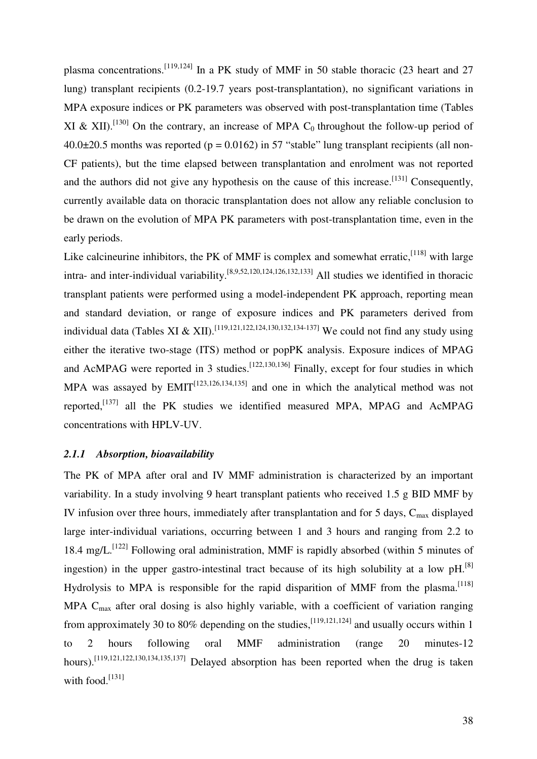plasma concentrations.[119,124] In a PK study of MMF in 50 stable thoracic (23 heart and 27 lung) transplant recipients (0.2-19.7 years post-transplantation), no significant variations in MPA exposure indices or PK parameters was observed with post-transplantation time (Tables XI & XII).[130] On the contrary, an increase of MPA $C_0$ throughout the follow-up period of 40.0±20.5 months was reported ($p = 0.0162$) in 57 "stable" lung transplant recipients (all non-CF patients), but the time elapsed between transplantation and enrolment was not reported and the authors did not give any hypothesis on the cause of this increase.[131] Consequently, currently available data on thoracic transplantation does not allow any reliable conclusion to be drawn on the evolution of MPA PK parameters with post-transplantation time, even in the early periods.

Like calcineurine inhibitors, the PK of MMF is complex and somewhat erratic,[118] with large intra- and inter-individual variability.[8,9,52,120,124,126,132,133] All studies we identified in thoracic transplant patients were performed using a model-independent PK approach, reporting mean and standard deviation, or range of exposure indices and PK parameters derived from individual data (Tables XI & XII).[119,121,122,124,130,132,134-137] We could not find any study using either the iterative two-stage (ITS) method or popPK analysis. Exposure indices of MPAG and AcMPAG were reported in 3 studies.[122,130,136] Finally, except for four studies in which MPA was assayed by EMIT[123,126,134,135] and one in which the analytical method was not reported,[137] all the PK studies we identified measured MPA, MPAG and AcMPAG concentrations with HPLV-UV.

### *2.1.1 Absorption, bioavailability*

The PK of MPA after oral and IV MMF administration is characterized by an important variability. In a study involving 9 heart transplant patients who received 1.5 g BID MMF by IV infusion over three hours, immediately after transplantation and for 5 days, $C_{max}$ displayed large inter-individual variations, occurring between 1 and 3 hours and ranging from 2.2 to 18.4 mg/L.[122] Following oral administration, MMF is rapidly absorbed (within 5 minutes of ingestion) in the upper gastro-intestinal tract because of its high solubility at a low pH.[8] Hydrolysis to MPA is responsible for the rapid disparition of MMF from the plasma.[118] MPA $C_{max}$ after oral dosing is also highly variable, with a coefficient of variation ranging from approximately 30 to 80% depending on the studies,[119,121,124] and usually occurs within 1 to 2 hours following oral MMF administration (range 20 minutes-12 hours).[119,121,122,130,134,135,137] Delayed absorption has been reported when the drug is taken with food.[131]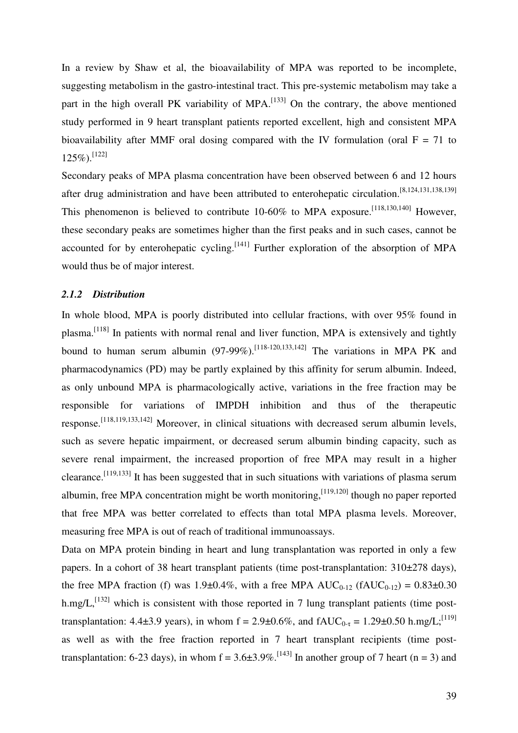In a review by Shaw et al, the bioavailability of MPA was reported to be incomplete, suggesting metabolism in the gastro-intestinal tract. This pre-systemic metabolism may take a part in the high overall PK variability of MPA.[133] On the contrary, the above mentioned study performed in 9 heart transplant patients reported excellent, high and consistent MPA bioavailability after MMF oral dosing compared with the IV formulation (oral F = 71 to 125%).[122]

Secondary peaks of MPA plasma concentration have been observed between 6 and 12 hours after drug administration and have been attributed to enterohepatic circulation.[8,124,131,138,139] This phenomenon is believed to contribute 10-60% to MPA exposure.[118,130,140] However, these secondary peaks are sometimes higher than the first peaks and in such cases, cannot be accounted for by enterohepatic cycling.[141] Further exploration of the absorption of MPA would thus be of major interest.

### *2.1.2 Distribution*

In whole blood, MPA is poorly distributed into cellular fractions, with over 95% found in plasma.[118] In patients with normal renal and liver function, MPA is extensively and tightly bound to human serum albumin (97-99%).[118-120,133,142] The variations in MPA PK and pharmacodynamics (PD) may be partly explained by this affinity for serum albumin. Indeed, as only unbound MPA is pharmacologically active, variations in the free fraction may be responsible for variations of IMPDH inhibition and thus of the therapeutic response.[118,119,133,142] Moreover, in clinical situations with decreased serum albumin levels, such as severe hepatic impairment, or decreased serum albumin binding capacity, such as severe renal impairment, the increased proportion of free MPA may result in a higher clearance.[119,133] It has been suggested that in such situations with variations of plasma serum albumin, free MPA concentration might be worth monitoring,[119,120] though no paper reported that free MPA was better correlated to effects than total MPA plasma levels. Moreover, measuring free MPA is out of reach of traditional immunoassays.

Data on MPA protein binding in heart and lung transplantation was reported in only a few papers. In a cohort of 38 heart transplant patients (time post-transplantation: 310±278 days), the free MPA fraction (f) was 1.9±0.4%, with a free MPA $AUC_{0-12}$ ($fAUC_{0-12}$) = 0.83±0.30 h.mg/L,[132] which is consistent with those reported in 7 lung transplant patients (time post-transplantation: 4.4±3.9 years), in whom f = 2.9±0.6%, and $fAUC_{0-\tau}$ = 1.29±0.50 h.mg/L;[119] as well as with the free fraction reported in 7 heart transplant recipients (time post-transplantation: 6-23 days), in whom f = 3.6±3.9%.[143] In another group of 7 heart (n = 3) and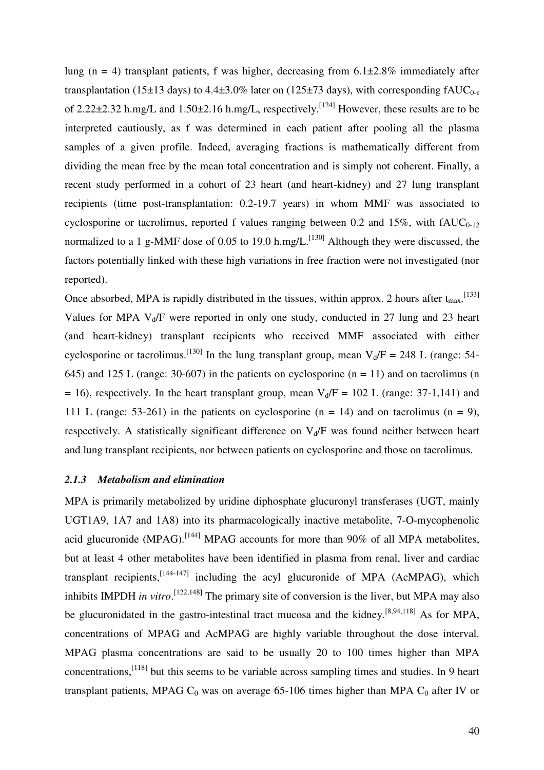lung (n = 4) transplant patients, f was higher, decreasing from 6.1±2.8% immediately after transplantation (15±13 days) to 4.4±3.0% later on (125±73 days), with corresponding $fAUC_{0-\tau}$ of 2.22±2.32 h.mg/L and 1.50±2.16 h.mg/L, respectively.[124] However, these results are to be interpreted cautiously, as f was determined in each patient after pooling all the plasma samples of a given profile. Indeed, averaging fractions is mathematically different from dividing the mean free by the mean total concentration and is simply not coherent. Finally, a recent study performed in a cohort of 23 heart (and heart-kidney) and 27 lung transplant recipients (time post-transplantation: 0.2-19.7 years) in whom MMF was associated to cyclosporine or tacrolimus, reported f values ranging between 0.2 and 15%, with $fAUC_{0-12}$ normalized to a 1 g-MMF dose of 0.05 to 19.0 h.mg/L.[130] Although they were discussed, the factors potentially linked with these high variations in free fraction were not investigated (nor reported).

Once absorbed, MPA is rapidly distributed in the tissues, within approx. 2 hours after $t_{max}$.[133] Values for MPA $V_d/F$ were reported in only one study, conducted in 27 lung and 23 heart (and heart-kidney) transplant recipients who received MMF associated with either cyclosporine or tacrolimus.[130] In the lung transplant group, mean $V_d/F$ = 248 L (range: 54-645) and 125 L (range: 30-607) in the patients on cyclosporine (n = 11) and on tacrolimus (n = 16), respectively. In the heart transplant group, mean $V_d/F$ = 102 L (range: 37-1,141) and 111 L (range: 53-261) in the patients on cyclosporine (n = 14) and on tacrolimus (n = 9), respectively. A statistically significant difference on $V_d/F$ was found neither between heart and lung transplant recipients, nor between patients on cyclosporine and those on tacrolimus.

### *2.1.3 Metabolism and elimination*

MPA is primarily metabolized by uridine diphosphate glucuronyl transferases (UGT, mainly UGT1A9, 1A7 and 1A8) into its pharmacologically inactive metabolite, 7-O-mycophenolic acid glucuronide (MPAG).[144] MPAG accounts for more than 90% of all MPA metabolites, but at least 4 other metabolites have been identified in plasma from renal, liver and cardiac transplant recipients,[144-147] including the acyl glucuronide of MPA (AcMPAG), which inhibits IMPDH *in vitro*.[122,148] The primary site of conversion is the liver, but MPA may also be glucuronidated in the gastro-intestinal tract mucosa and the kidney.[8,94,118] As for MPA, concentrations of MPAG and AcMPAG are highly variable throughout the dose interval. MPAG plasma concentrations are said to be usually 20 to 100 times higher than MPA concentrations,[118] but this seems to be variable across sampling times and studies. In 9 heart transplant patients, MPAG $C_0$ was on average 65-106 times higher than MPA $C_0$ after IV or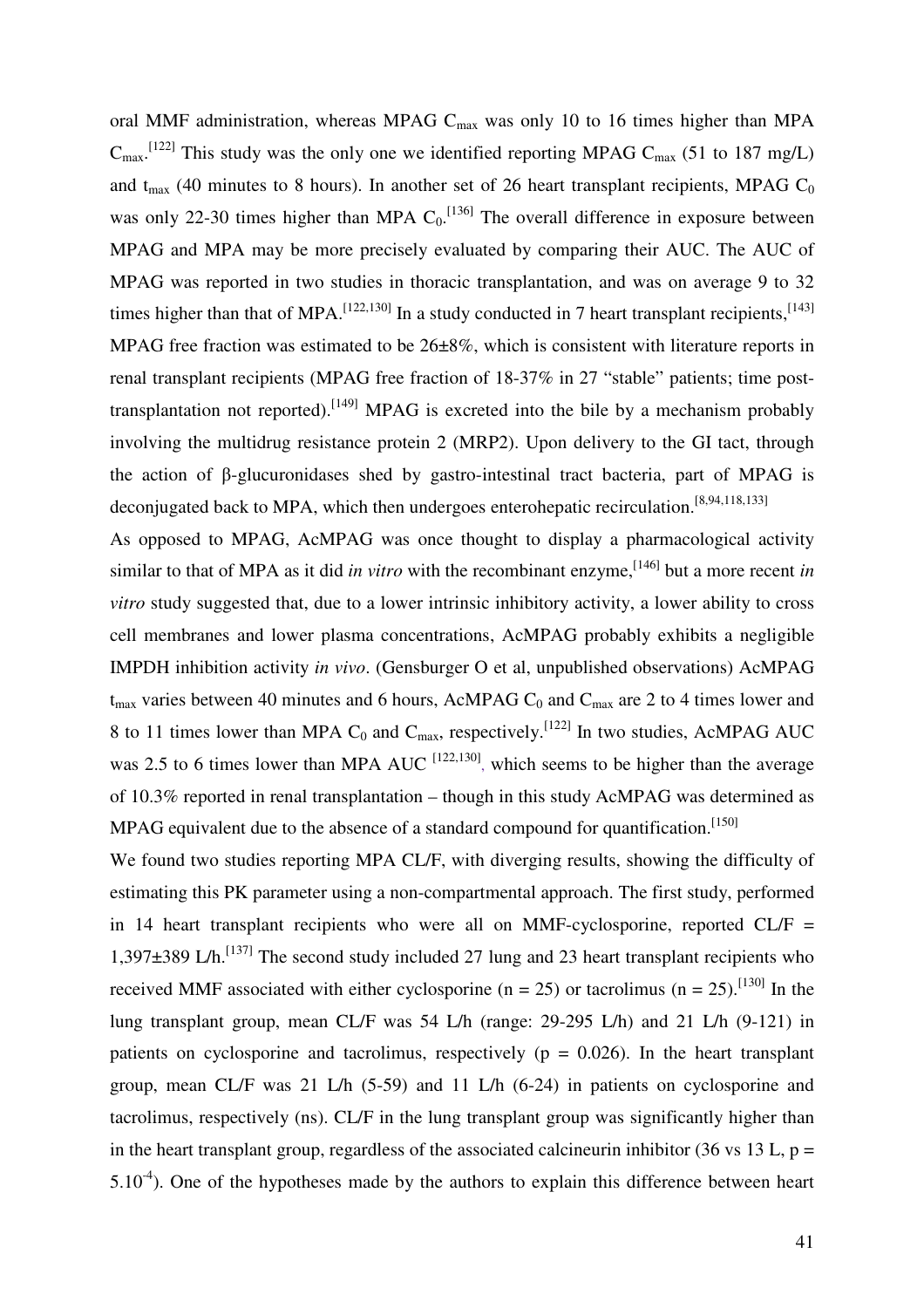oral MMF administration, whereas MPAG $C_{max}$ was only 10 to 16 times higher than MPA $C_{max}$.[122] This study was the only one we identified reporting MPAG $C_{max}$ (51 to 187 mg/L) and $t_{max}$ (40 minutes to 8 hours). In another set of 26 heart transplant recipients, MPAG $C_0$ was only 22-30 times higher than MPA $C_0$.[136] The overall difference in exposure between MPAG and MPA may be more precisely evaluated by comparing their AUC. The AUC of MPAG was reported in two studies in thoracic transplantation, and was on average 9 to 32 times higher than that of MPA.[122,130] In a study conducted in 7 heart transplant recipients,[143] MPAG free fraction was estimated to be 26±8%, which is consistent with literature reports in renal transplant recipients (MPAG free fraction of 18-37% in 27 "stable" patients; time post-transplantation not reported).[149] MPAG is excreted into the bile by a mechanism probably involving the multidrug resistance protein 2 (MRP2). Upon delivery to the GI tact, through the action of β-glucuronidases shed by gastro-intestinal tract bacteria, part of MPAG is deconjugated back to MPA, which then undergoes enterohepatic recirculation.[8,94,118,133]

As opposed to MPAG, AcMPAG was once thought to display a pharmacological activity similar to that of MPA as it did *in vitro* with the recombinant enzyme,[146] but a more recent *in vitro* study suggested that, due to a lower intrinsic inhibitory activity, a lower ability to cross cell membranes and lower plasma concentrations, AcMPAG probably exhibits a negligible IMPDH inhibition activity *in vivo*. (Gensburger O et al, unpublished observations) AcMPAG $t_{max}$ varies between 40 minutes and 6 hours, AcMPAG $C_0$ and $C_{max}$ are 2 to 4 times lower and 8 to 11 times lower than MPA $C_0$ and $C_{max}$, respectively.[122] In two studies, AcMPAG AUC was 2.5 to 6 times lower than MPA AUC [122,130], which seems to be higher than the average of 10.3% reported in renal transplantation – though in this study AcMPAG was determined as MPAG equivalent due to the absence of a standard compound for quantification.[150]

We found two studies reporting MPA CL/F, with diverging results, showing the difficulty of estimating this PK parameter using a non-compartmental approach. The first study, performed in 14 heart transplant recipients who were all on MMF-cyclosporine, reported CL/F = 1,397±389 L/h.[137] The second study included 27 lung and 23 heart transplant recipients who received MMF associated with either cyclosporine (n = 25) or tacrolimus (n = 25).[130] In the lung transplant group, mean CL/F was 54 L/h (range: 29-295 L/h) and 21 L/h (9-121) in patients on cyclosporine and tacrolimus, respectively ($p = 0.026$). In the heart transplant group, mean CL/F was 21 L/h (5-59) and 11 L/h (6-24) in patients on cyclosporine and tacrolimus, respectively (ns). CL/F in the lung transplant group was significantly higher than in the heart transplant group, regardless of the associated calcineurin inhibitor (36 vs 13 L, $p = 5.10^{-4}$). One of the hypotheses made by the authors to explain this difference between heart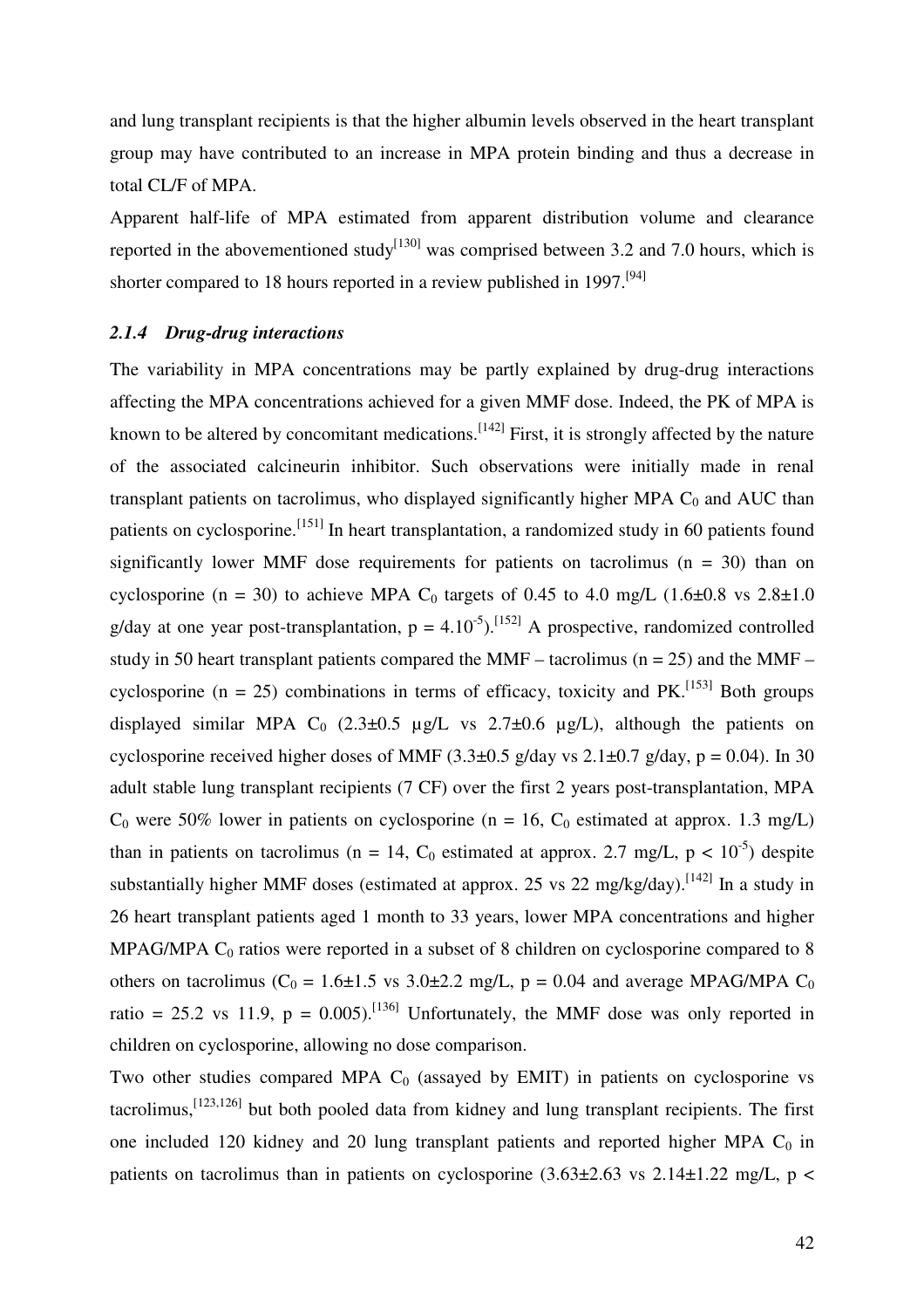and lung transplant recipients is that the higher albumin levels observed in the heart transplant group may have contributed to an increase in MPA protein binding and thus a decrease in total CL/F of MPA.

Apparent half-life of MPA estimated from apparent distribution volume and clearance reported in the abovementioned study[130] was comprised between 3.2 and 7.0 hours, which is shorter compared to 18 hours reported in a review published in 1997.[94]

### *2.1.4 Drug-drug interactions*

The variability in MPA concentrations may be partly explained by drug-drug interactions affecting the MPA concentrations achieved for a given MMF dose. Indeed, the PK of MPA is known to be altered by concomitant medications.[142] First, it is strongly affected by the nature of the associated calcineurin inhibitor. Such observations were initially made in renal transplant patients on tacrolimus, who displayed significantly higher MPA $C_0$ and AUC than patients on cyclosporine.[151] In heart transplantation, a randomized study in 60 patients found significantly lower MMF dose requirements for patients on tacrolimus (n = 30) than on cyclosporine (n = 30) to achieve MPA $C_0$ targets of 0.45 to 4.0 mg/L (1.6±0.8 vs 2.8±1.0 g/day at one year post-transplantation, $p = 4.10^{-5}$).[152] A prospective, randomized controlled study in 50 heart transplant patients compared the MMF – tacrolimus (n = 25) and the MMF – cyclosporine (n = 25) combinations in terms of efficacy, toxicity and PK.[153] Both groups displayed similar MPA $C_0$ (2.3±0.5 µg/L vs 2.7±0.6 µg/L), although the patients on cyclosporine received higher doses of MMF (3.3±0.5 g/day vs 2.1±0.7 g/day, p = 0.04). In 30 adult stable lung transplant recipients (7 CF) over the first 2 years post-transplantation, MPA $C_0$ were 50% lower in patients on cyclosporine (n = 16, $C_0$ estimated at approx. 1.3 mg/L) than in patients on tacrolimus (n = 14, $C_0$ estimated at approx. 2.7 mg/L, $p < 10^{-5}$) despite substantially higher MMF doses (estimated at approx. 25 vs 22 mg/kg/day).[142] In a study in 26 heart transplant patients aged 1 month to 33 years, lower MPA concentrations and higher MPAG/MPA $C_0$ ratios were reported in a subset of 8 children on cyclosporine compared to 8 others on tacrolimus ($C_0$ = 1.6±1.5 vs 3.0±2.2 mg/L, p = 0.04 and average MPAG/MPA $C_0$ ratio = 25.2 vs 11.9, p = 0.005).[136] Unfortunately, the MMF dose was only reported in children on cyclosporine, allowing no dose comparison.

Two other studies compared MPA $C_0$ (assayed by EMIT) in patients on cyclosporine vs tacrolimus,[123,126] but both pooled data from kidney and lung transplant recipients. The first one included 120 kidney and 20 lung transplant patients and reported higher MPA $C_0$ in patients on tacrolimus than in patients on cyclosporine (3.63±2.63 vs 2.14±1.22 mg/L, p <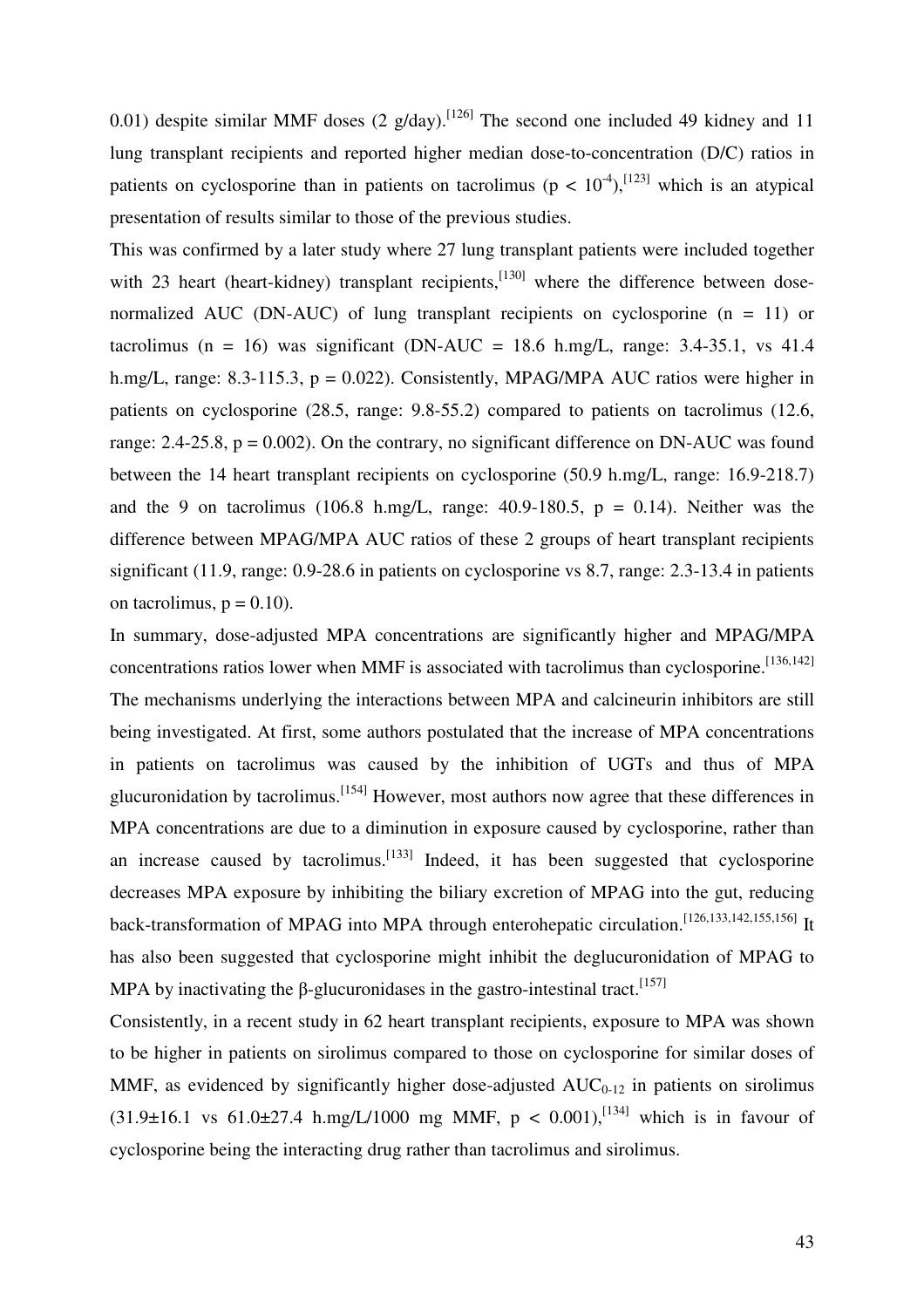0.01) despite similar MMF doses (2 g/day).[126] The second one included 49 kidney and 11 lung transplant recipients and reported higher median dose-to-concentration (D/C) ratios in patients on cyclosporine than in patients on tacrolimus ($p < 10^{-4}$),[123] which is an atypical presentation of results similar to those of the previous studies.

This was confirmed by a later study where 27 lung transplant patients were included together with 23 heart (heart-kidney) transplant recipients,[130] where the difference between dose-normalized AUC (DN-AUC) of lung transplant recipients on cyclosporine (n = 11) or tacrolimus (n = 16) was significant (DN-AUC = 18.6 h.mg/L, range: 3.4-35.1, vs 41.4 h.mg/L, range: 8.3-115.3, $p = 0.022$). Consistently, MPAG/MPA AUC ratios were higher in patients on cyclosporine (28.5, range: 9.8-55.2) compared to patients on tacrolimus (12.6, range: 2.4-25.8, $p = 0.002$). On the contrary, no significant difference on DN-AUC was found between the 14 heart transplant recipients on cyclosporine (50.9 h.mg/L, range: 16.9-218.7) and the 9 on tacrolimus (106.8 h.mg/L, range: 40.9-180.5, $p = 0.14$). Neither was the difference between MPAG/MPA AUC ratios of these 2 groups of heart transplant recipients significant (11.9, range: 0.9-28.6 in patients on cyclosporine vs 8.7, range: 2.3-13.4 in patients on tacrolimus, $p = 0.10$).

In summary, dose-adjusted MPA concentrations are significantly higher and MPAG/MPA concentrations ratios lower when MMF is associated with tacrolimus than cyclosporine.[136,142] The mechanisms underlying the interactions between MPA and calcineurin inhibitors are still being investigated. At first, some authors postulated that the increase of MPA concentrations in patients on tacrolimus was caused by the inhibition of UGTs and thus of MPA glucuronidation by tacrolimus.[154] However, most authors now agree that these differences in MPA concentrations are due to a diminution in exposure caused by cyclosporine, rather than an increase caused by tacrolimus.[133] Indeed, it has been suggested that cyclosporine decreases MPA exposure by inhibiting the biliary excretion of MPAG into the gut, reducing back-transformation of MPAG into MPA through enterohepatic circulation.[126,133,142,155,156] It has also been suggested that cyclosporine might inhibit the deglucuronidation of MPAG to MPA by inactivating the β-glucuronidases in the gastro-intestinal tract.[157]

Consistently, in a recent study in 62 heart transplant recipients, exposure to MPA was shown to be higher in patients on sirolimus compared to those on cyclosporine for similar doses of MMF, as evidenced by significantly higher dose-adjusted $AUC_{0-12}$ in patients on sirolimus (31.9±16.1 vs 61.0±27.4 h.mg/L/1000 mg MMF, $p < 0.001$),[134] which is in favour of cyclosporine being the interacting drug rather than tacrolimus and sirolimus.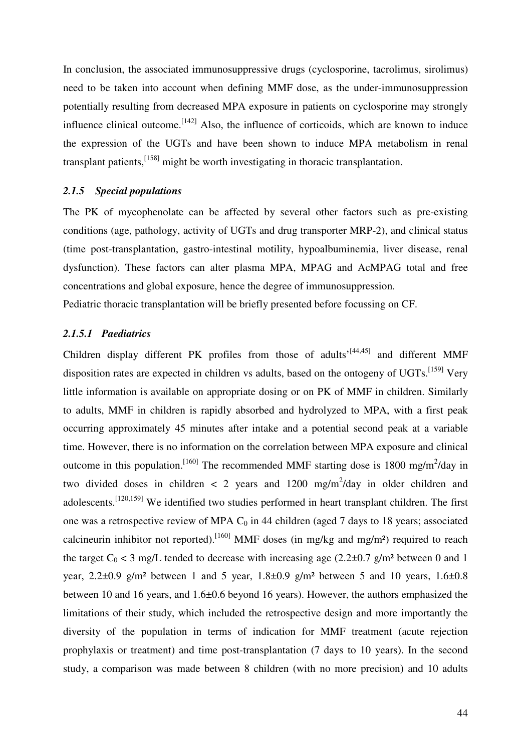In conclusion, the associated immunosuppressive drugs (cyclosporine, tacrolimus, sirolimus) need to be taken into account when defining MMF dose, as the under-immunosuppression potentially resulting from decreased MPA exposure in patients on cyclosporine may strongly influence clinical outcome.[142] Also, the influence of corticoids, which are known to induce the expression of the UGTs and have been shown to induce MPA metabolism in renal transplant patients,[158] might be worth investigating in thoracic transplantation.

### *2.1.5 Special populations*

The PK of mycophenolate can be affected by several other factors such as pre-existing conditions (age, pathology, activity of UGTs and drug transporter MRP-2), and clinical status (time post-transplantation, gastro-intestinal motility, hypoalbuminemia, liver disease, renal dysfunction). These factors can alter plasma MPA, MPAG and AcMPAG total and free concentrations and global exposure, hence the degree of immunosuppression.

Pediatric thoracic transplantation will be briefly presented before focussing on CF.

#### *2.1.5.1 Paediatrics*

Children display different PK profiles from those of adults'[44,45] and different MMF disposition rates are expected in children vs adults, based on the ontogeny of UGTs.[159] Very little information is available on appropriate dosing or on PK of MMF in children. Similarly to adults, MMF in children is rapidly absorbed and hydrolyzed to MPA, with a first peak occurring approximately 45 minutes after intake and a potential second peak at a variable time. However, there is no information on the correlation between MPA exposure and clinical outcome in this population.[160] The recommended MMF starting dose is 1800 mg/m$^2$/day in two divided doses in children < 2 years and 1200 mg/m$^2$/day in older children and adolescents.[120,159] We identified two studies performed in heart transplant children. The first one was a retrospective review of MPA $C_0$ in 44 children (aged 7 days to 18 years; associated calcineurin inhibitor not reported).[160] MMF doses (in mg/kg and mg/m²) required to reach the target $C_0 < 3$ mg/L tended to decrease with increasing age (2.2±0.7 g/m² between 0 and 1 year, 2.2±0.9 g/m² between 1 and 5 year, 1.8±0.9 g/m² between 5 and 10 years, 1.6±0.8 between 10 and 16 years, and 1.6±0.6 beyond 16 years). However, the authors emphasized the limitations of their study, which included the retrospective design and more importantly the diversity of the population in terms of indication for MMF treatment (acute rejection prophylaxis or treatment) and time post-transplantation (7 days to 10 years). In the second study, a comparison was made between 8 children (with no more precision) and 10 adults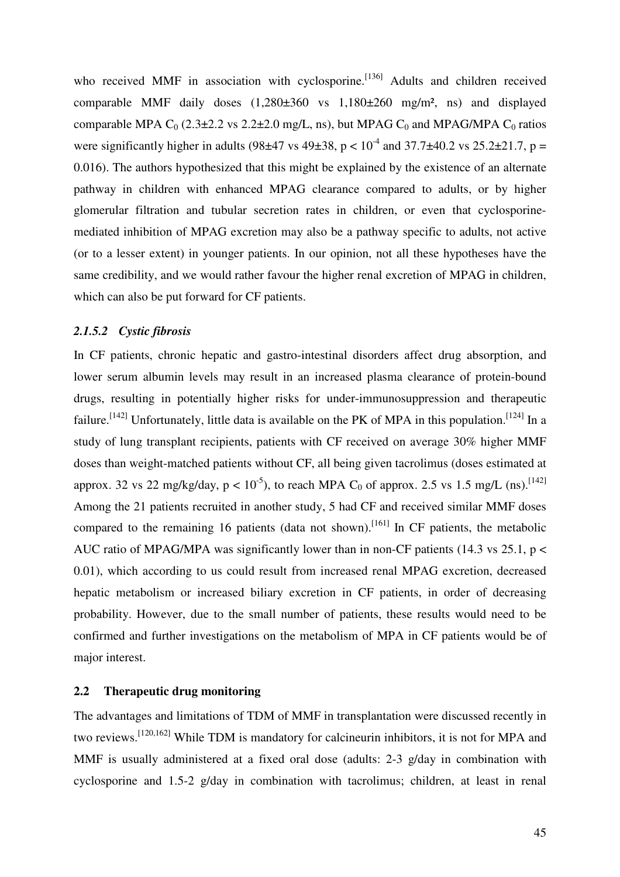who received MMF in association with cyclosporine.[136] Adults and children received comparable MMF daily doses (1,280±360 vs 1,180±260 mg/m², ns) and displayed comparable MPA $C_0$ (2.3±2.2 vs 2.2±2.0 mg/L, ns), but MPAG $C_0$ and MPAG/MPA $C_0$ ratios were significantly higher in adults (98±47 vs 49±38, $p < 10^{-4}$ and 37.7±40.2 vs 25.2±21.7, $p = 0.016$). The authors hypothesized that this might be explained by the existence of an alternate pathway in children with enhanced MPAG clearance compared to adults, or by higher glomerular filtration and tubular secretion rates in children, or even that cyclosporine-mediated inhibition of MPAG excretion may also be a pathway specific to adults, not active (or to a lesser extent) in younger patients. In our opinion, not all these hypotheses have the same credibility, and we would rather favour the higher renal excretion of MPAG in children, which can also be put forward for CF patients.

#### *2.1.5.2 Cystic fibrosis*

In CF patients, chronic hepatic and gastro-intestinal disorders affect drug absorption, and lower serum albumin levels may result in an increased plasma clearance of protein-bound drugs, resulting in potentially higher risks for under-immunosuppression and therapeutic failure.[142] Unfortunately, little data is available on the PK of MPA in this population.[124] In a study of lung transplant recipients, patients with CF received on average 30% higher MMF doses than weight-matched patients without CF, all being given tacrolimus (doses estimated at approx. 32 vs 22 mg/kg/day, $p < 10^{-5}$), to reach MPA $C_0$ of approx. 2.5 vs 1.5 mg/L (ns).[142] Among the 21 patients recruited in another study, 5 had CF and received similar MMF doses compared to the remaining 16 patients (data not shown).[161] In CF patients, the metabolic AUC ratio of MPAG/MPA was significantly lower than in non-CF patients (14.3 vs 25.1, $p < 0.01$), which according to us could result from increased renal MPAG excretion, decreased hepatic metabolism or increased biliary excretion in CF patients, in order of decreasing probability. However, due to the small number of patients, these results would need to be confirmed and further investigations on the metabolism of MPA in CF patients would be of major interest.

### **2.2 Therapeutic drug monitoring**

The advantages and limitations of TDM of MMF in transplantation were discussed recently in two reviews.[120,162] While TDM is mandatory for calcineurin inhibitors, it is not for MPA and MMF is usually administered at a fixed oral dose (adults: 2-3 g/day in combination with cyclosporine and 1.5-2 g/day in combination with tacrolimus; children, at least in renal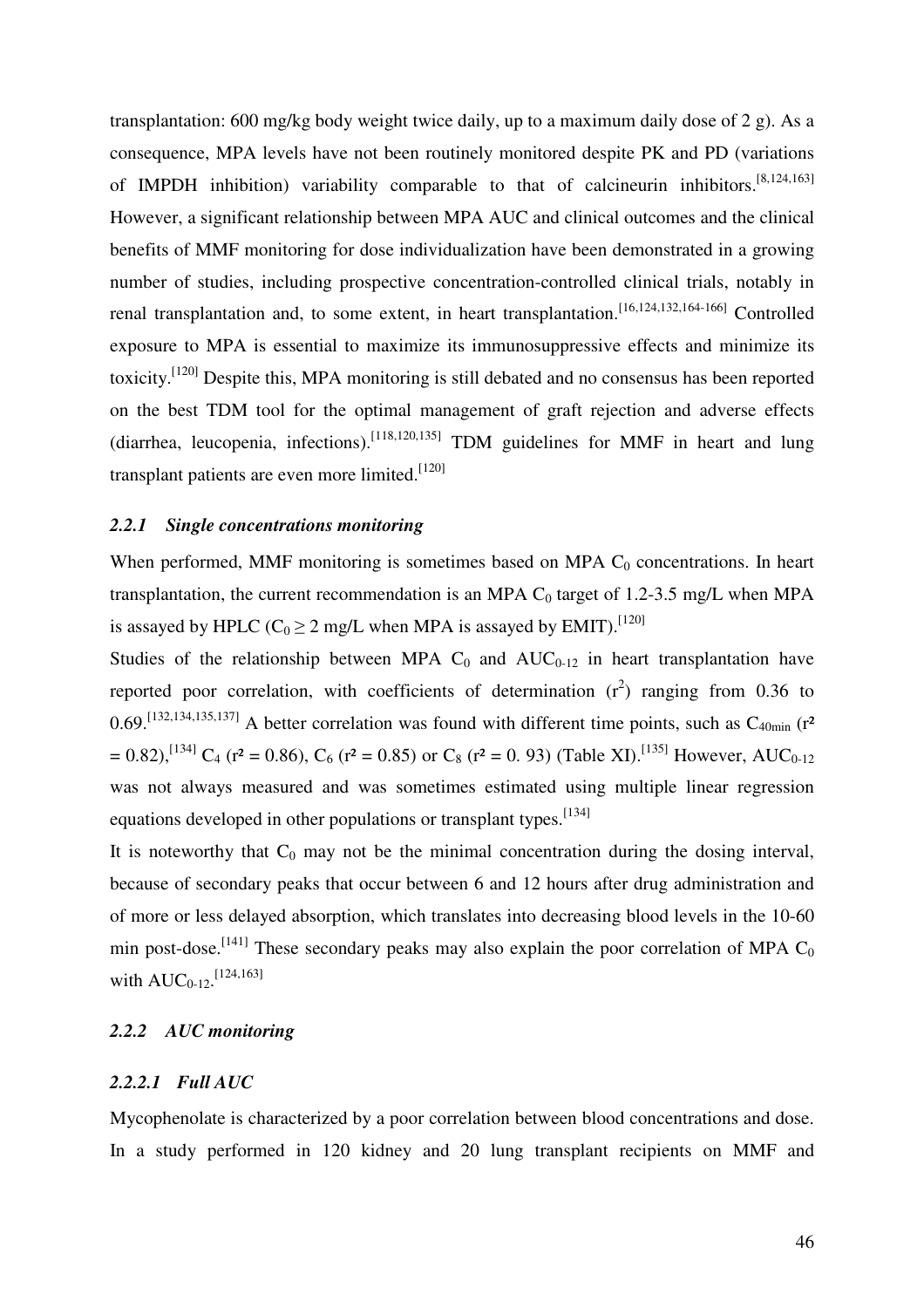transplantation: 600 mg/kg body weight twice daily, up to a maximum daily dose of 2 g). As a consequence, MPA levels have not been routinely monitored despite PK and PD (variations of IMPDH inhibition) variability comparable to that of calcineurin inhibitors.[8,124,163] However, a significant relationship between MPA AUC and clinical outcomes and the clinical benefits of MMF monitoring for dose individualization have been demonstrated in a growing number of studies, including prospective concentration-controlled clinical trials, notably in renal transplantation and, to some extent, in heart transplantation.[16,124,132,164-166] Controlled exposure to MPA is essential to maximize its immunosuppressive effects and minimize its toxicity.[120] Despite this, MPA monitoring is still debated and no consensus has been reported on the best TDM tool for the optimal management of graft rejection and adverse effects (diarrhea, leucopenia, infections).[118,120,135] TDM guidelines for MMF in heart and lung transplant patients are even more limited.[120]

### *2.2.1 Single concentrations monitoring*

When performed, MMF monitoring is sometimes based on MPA $C_0$ concentrations. In heart transplantation, the current recommendation is an MPA $C_0$ target of 1.2-3.5 mg/L when MPA is assayed by HPLC ($C_0 \geq 2$ mg/L when MPA is assayed by EMIT).[120]

Studies of the relationship between MPA $C_0$ and $AUC_{0\text{-}12}$ in heart transplantation have reported poor correlation, with coefficients of determination ($r^2$) ranging from 0.36 to 0.69.[132,134,135,137] A better correlation was found with different time points, such as $C_{40min}$ ($r^2 = 0.82$),[134] $C_4$ ($r^2 = 0.86$), $C_6$ ($r^2 = 0.85$) or $C_8$ ($r^2 = 0.93$) (Table XI).[135] However, $AUC_{0\text{-}12}$ was not always measured and was sometimes estimated using multiple linear regression equations developed in other populations or transplant types.[134]

It is noteworthy that $C_0$ may not be the minimal concentration during the dosing interval, because of secondary peaks that occur between 6 and 12 hours after drug administration and of more or less delayed absorption, which translates into decreasing blood levels in the 10-60 min post-dose.[141] These secondary peaks may also explain the poor correlation of MPA $C_0$ with $AUC_{0\text{-}12}$.[124,163]

### *2.2.2 AUC monitoring*

#### *2.2.2.1 Full AUC*

Mycophenolate is characterized by a poor correlation between blood concentrations and dose. In a study performed in 120 kidney and 20 lung transplant recipients on MMF and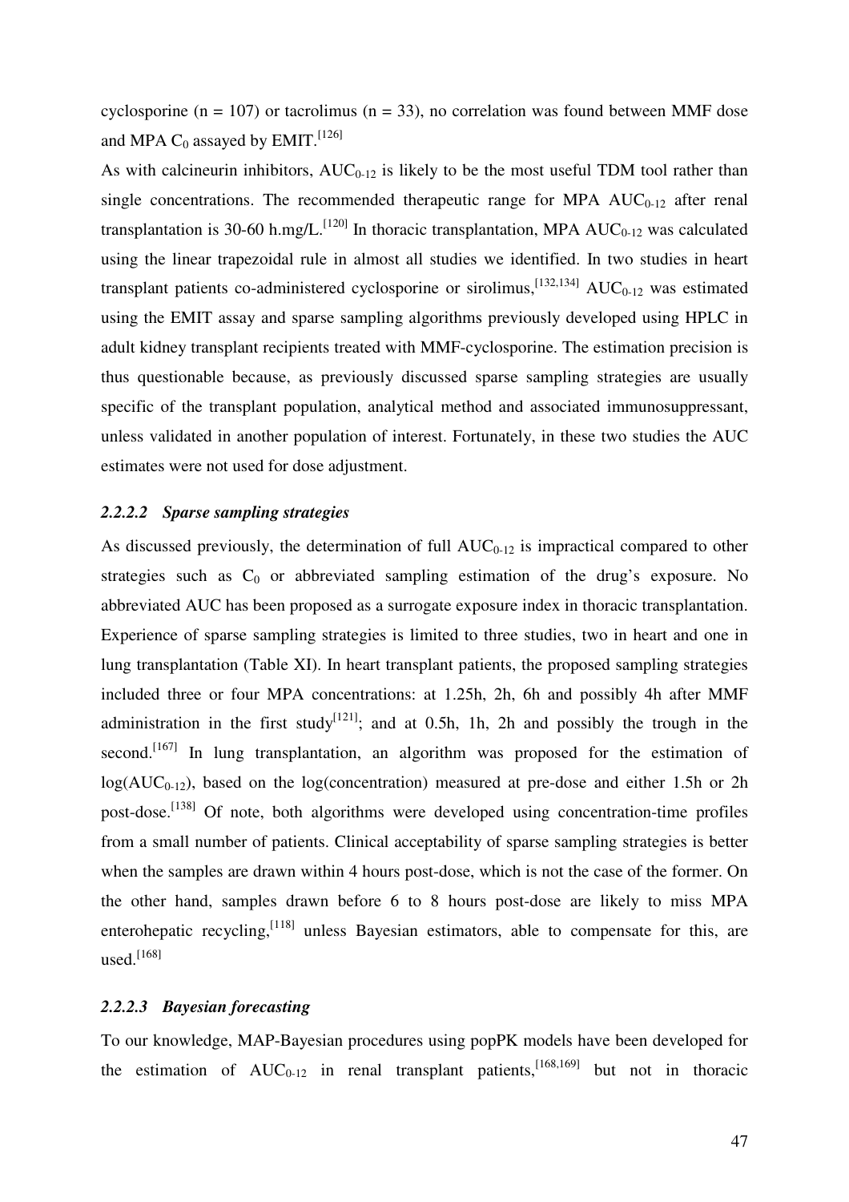cyclosporine (n = 107) or tacrolimus (n = 33), no correlation was found between MMF dose and MPA $C_0$ assayed by EMIT.[126]

As with calcineurin inhibitors, $AUC_{0-12}$ is likely to be the most useful TDM tool rather than single concentrations. The recommended therapeutic range for MPA $AUC_{0-12}$ after renal transplantation is 30-60 h.mg/L.[120] In thoracic transplantation, MPA $AUC_{0-12}$ was calculated using the linear trapezoidal rule in almost all studies we identified. In two studies in heart transplant patients co-administered cyclosporine or sirolimus,[132,134] $AUC_{0-12}$ was estimated using the EMIT assay and sparse sampling algorithms previously developed using HPLC in adult kidney transplant recipients treated with MMF-cyclosporine. The estimation precision is thus questionable because, as previously discussed sparse sampling strategies are usually specific of the transplant population, analytical method and associated immunosuppressant, unless validated in another population of interest. Fortunately, in these two studies the AUC estimates were not used for dose adjustment.

#### *2.2.2.2 Sparse sampling strategies*

As discussed previously, the determination of full $AUC_{0-12}$ is impractical compared to other strategies such as $C_0$ or abbreviated sampling estimation of the drug's exposure. No abbreviated AUC has been proposed as a surrogate exposure index in thoracic transplantation. Experience of sparse sampling strategies is limited to three studies, two in heart and one in lung transplantation (Table XI). In heart transplant patients, the proposed sampling strategies included three or four MPA concentrations: at 1.25h, 2h, 6h and possibly 4h after MMF administration in the first study[121]; and at 0.5h, 1h, 2h and possibly the trough in the second.[167] In lung transplantation, an algorithm was proposed for the estimation of $\log(AUC_{0-12})$, based on the log(concentration) measured at pre-dose and either 1.5h or 2h post-dose.[138] Of note, both algorithms were developed using concentration-time profiles from a small number of patients. Clinical acceptability of sparse sampling strategies is better when the samples are drawn within 4 hours post-dose, which is not the case of the former. On the other hand, samples drawn before 6 to 8 hours post-dose are likely to miss MPA enterohepatic recycling,[118] unless Bayesian estimators, able to compensate for this, are used.[168]

#### *2.2.2.3 Bayesian forecasting*

To our knowledge, MAP-Bayesian procedures using popPK models have been developed for the estimation of $AUC_{0-12}$ in renal transplant patients,[168,169] but not in thoracic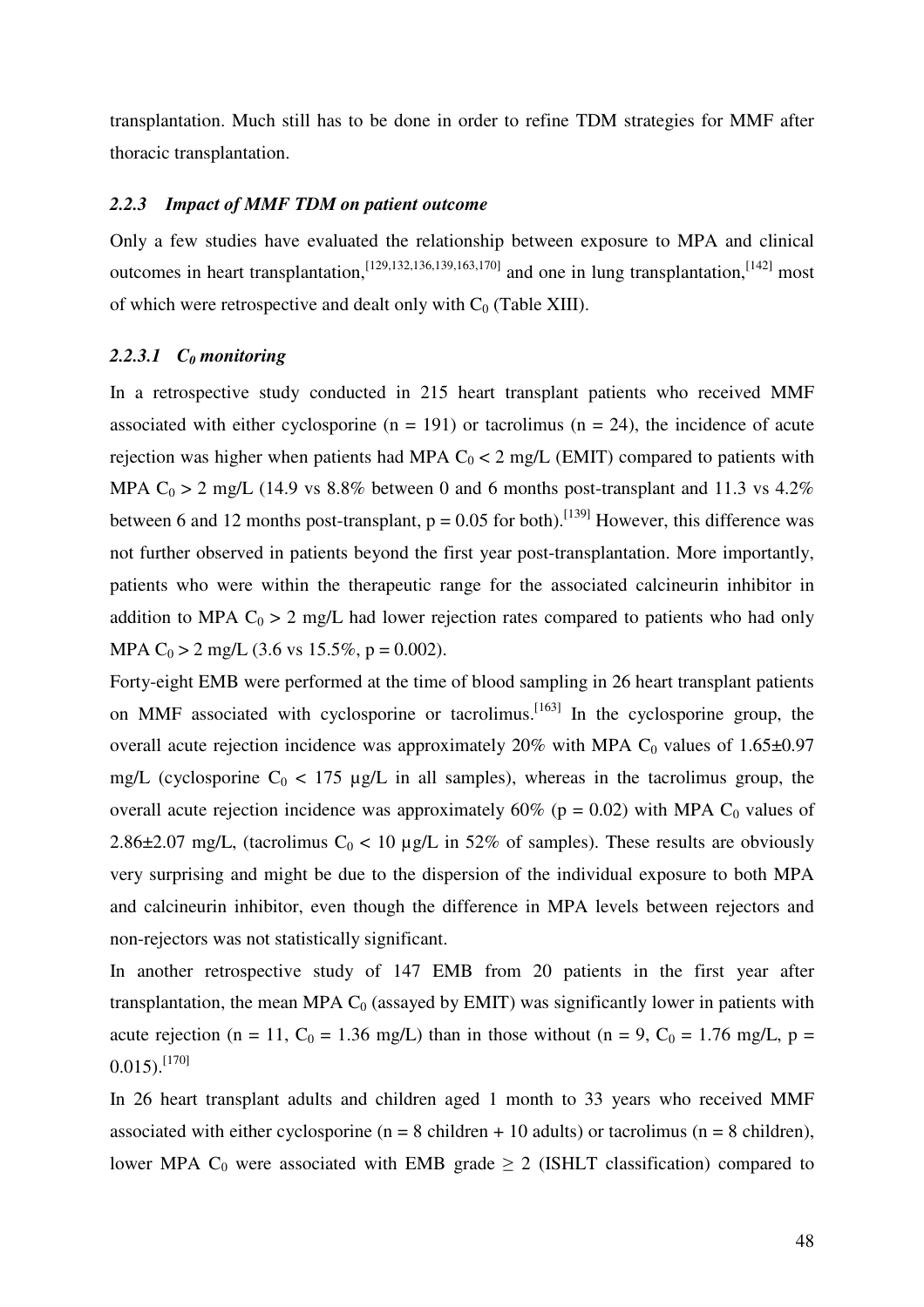transplantation. Much still has to be done in order to refine TDM strategies for MMF after thoracic transplantation.

### *2.2.3 Impact of MMF TDM on patient outcome*

Only a few studies have evaluated the relationship between exposure to MPA and clinical outcomes in heart transplantation,[129,132,136,139,163,170] and one in lung transplantation,[142] most of which were retrospective and dealt only with $C_0$ (Table XIII).

#### *2.2.3.1 $C_0$ monitoring*

In a retrospective study conducted in 215 heart transplant patients who received MMF associated with either cyclosporine (n = 191) or tacrolimus (n = 24), the incidence of acute rejection was higher when patients had MPA $C_0 < 2$ mg/L (EMIT) compared to patients with MPA $C_0 > 2$ mg/L (14.9 vs 8.8% between 0 and 6 months post-transplant and 11.3 vs 4.2% between 6 and 12 months post-transplant, $p = 0.05$ for both).[139] However, this difference was not further observed in patients beyond the first year post-transplantation. More importantly, patients who were within the therapeutic range for the associated calcineurin inhibitor in addition to MPA $C_0 > 2$ mg/L had lower rejection rates compared to patients who had only MPA $C_0 > 2$ mg/L (3.6 vs 15.5%, $p = 0.002$).

Forty-eight EMB were performed at the time of blood sampling in 26 heart transplant patients on MMF associated with cyclosporine or tacrolimus.[163] In the cyclosporine group, the overall acute rejection incidence was approximately 20% with MPA $C_0$ values of 1.65±0.97 mg/L (cyclosporine $C_0 < 175$ µg/L in all samples), whereas in the tacrolimus group, the overall acute rejection incidence was approximately 60% ($p = 0.02$) with MPA $C_0$ values of 2.86±2.07 mg/L, (tacrolimus $C_0 < 10$ µg/L in 52% of samples). These results are obviously very surprising and might be due to the dispersion of the individual exposure to both MPA and calcineurin inhibitor, even though the difference in MPA levels between rejectors and non-rejectors was not statistically significant.

In another retrospective study of 147 EMB from 20 patients in the first year after transplantation, the mean MPA $C_0$ (assayed by EMIT) was significantly lower in patients with acute rejection (n = 11, $C_0$ = 1.36 mg/L) than in those without (n = 9, $C_0$ = 1.76 mg/L, $p$ = 0.015).[170]

In 26 heart transplant adults and children aged 1 month to 33 years who received MMF associated with either cyclosporine (n = 8 children + 10 adults) or tacrolimus (n = 8 children), lower MPA $C_0$ were associated with EMB grade ≥ 2 (ISHLT classification) compared to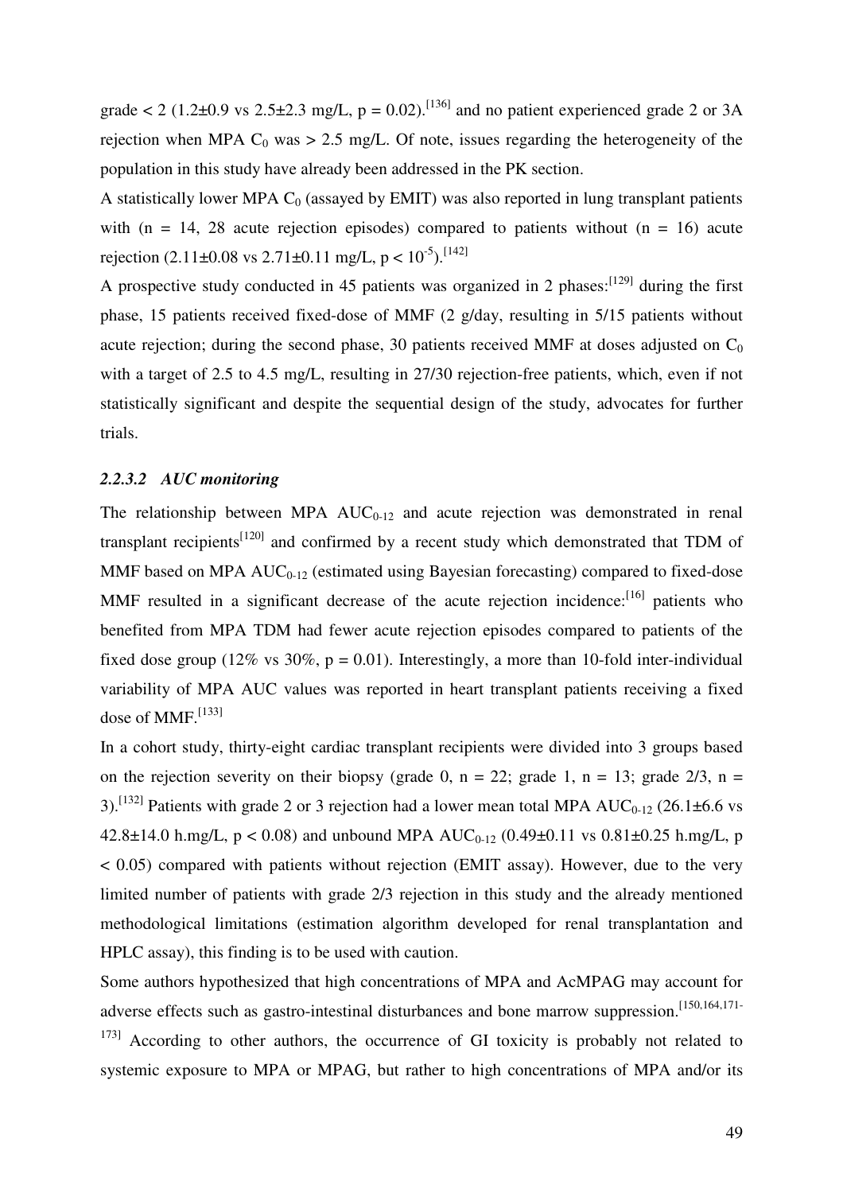grade < 2 (1.2±0.9 vs 2.5±2.3 mg/L, $p = 0.02$).[136] and no patient experienced grade 2 or 3A rejection when MPA $C_0$ was > 2.5 mg/L. Of note, issues regarding the heterogeneity of the population in this study have already been addressed in the PK section.

A statistically lower MPA $C_0$ (assayed by EMIT) was also reported in lung transplant patients with (n = 14, 28 acute rejection episodes) compared to patients without (n = 16) acute rejection (2.11±0.08 vs 2.71±0.11 mg/L, $p < 10^{-5}$).[142]

A prospective study conducted in 45 patients was organized in 2 phases:[129] during the first phase, 15 patients received fixed-dose of MMF (2 g/day, resulting in 5/15 patients without acute rejection; during the second phase, 30 patients received MMF at doses adjusted on $C_0$ with a target of 2.5 to 4.5 mg/L, resulting in 27/30 rejection-free patients, which, even if not statistically significant and despite the sequential design of the study, advocates for further trials.

#### *2.2.3.2 AUC monitoring*

The relationship between MPA $AUC_{0\text{-}12}$ and acute rejection was demonstrated in renal transplant recipients[120] and confirmed by a recent study which demonstrated that TDM of MMF based on MPA $AUC_{0\text{-}12}$ (estimated using Bayesian forecasting) compared to fixed-dose MMF resulted in a significant decrease of the acute rejection incidence:[16] patients who benefited from MPA TDM had fewer acute rejection episodes compared to patients of the fixed dose group (12% vs 30%, $p = 0.01$). Interestingly, a more than 10-fold inter-individual variability of MPA AUC values was reported in heart transplant patients receiving a fixed dose of MMF.[133]

In a cohort study, thirty-eight cardiac transplant recipients were divided into 3 groups based on the rejection severity on their biopsy (grade 0, n = 22; grade 1, n = 13; grade 2/3, n = 3).[132] Patients with grade 2 or 3 rejection had a lower mean total MPA $AUC_{0\text{-}12}$ (26.1±6.6 vs 42.8±14.0 h.mg/L, $p < 0.08$) and unbound MPA $AUC_{0\text{-}12}$ (0.49±0.11 vs 0.81±0.25 h.mg/L, $p < 0.05$) compared with patients without rejection (EMIT assay). However, due to the very limited number of patients with grade 2/3 rejection in this study and the already mentioned methodological limitations (estimation algorithm developed for renal transplantation and HPLC assay), this finding is to be used with caution.

Some authors hypothesized that high concentrations of MPA and AcMPAG may account for adverse effects such as gastro-intestinal disturbances and bone marrow suppression.[150,164,171-173] According to other authors, the occurrence of GI toxicity is probably not related to systemic exposure to MPA or MPAG, but rather to high concentrations of MPA and/or its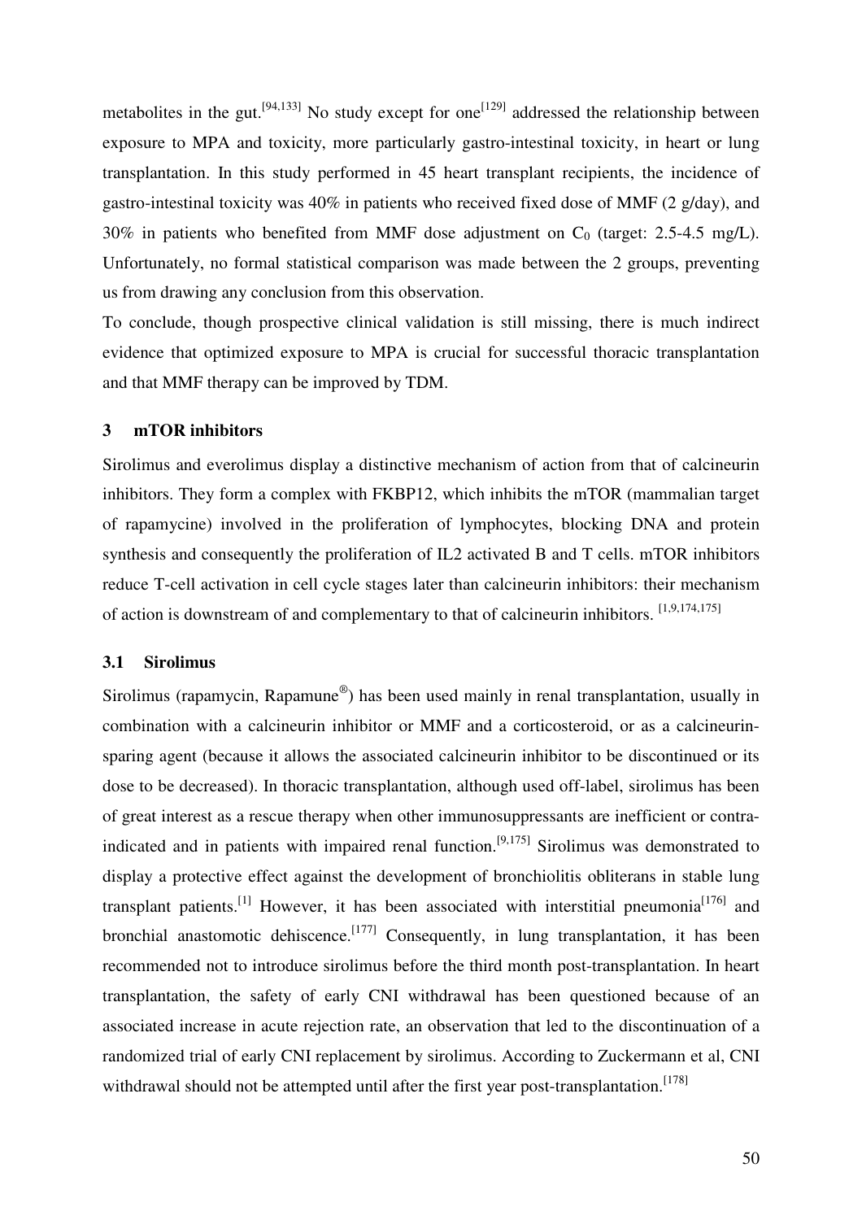metabolites in the gut.[94,133] No study except for one[129] addressed the relationship between exposure to MPA and toxicity, more particularly gastro-intestinal toxicity, in heart or lung transplantation. In this study performed in 45 heart transplant recipients, the incidence of gastro-intestinal toxicity was 40% in patients who received fixed dose of MMF (2 g/day), and 30% in patients who benefited from MMF dose adjustment on $C_0$ (target: 2.5-4.5 mg/L). Unfortunately, no formal statistical comparison was made between the 2 groups, preventing us from drawing any conclusion from this observation.

To conclude, though prospective clinical validation is still missing, there is much indirect evidence that optimized exposure to MPA is crucial for successful thoracic transplantation and that MMF therapy can be improved by TDM.

## 3 mTOR inhibitors

Sirolimus and everolimus display a distinctive mechanism of action from that of calcineurin inhibitors. They form a complex with FKBP12, which inhibits the mTOR (mammalian target of rapamycine) involved in the proliferation of lymphocytes, blocking DNA and protein synthesis and consequently the proliferation of IL2 activated B and T cells. mTOR inhibitors reduce T-cell activation in cell cycle stages later than calcineurin inhibitors: their mechanism of action is downstream of and complementary to that of calcineurin inhibitors. [1,9,174,175]

### 3.1 Sirolimus

Sirolimus (rapamycin, Rapamune®) has been used mainly in renal transplantation, usually in combination with a calcineurin inhibitor or MMF and a corticosteroid, or as a calcineurin-sparing agent (because it allows the associated calcineurin inhibitor to be discontinued or its dose to be decreased). In thoracic transplantation, although used off-label, sirolimus has been of great interest as a rescue therapy when other immunosuppressants are inefficient or contra-indicated and in patients with impaired renal function.[9,175] Sirolimus was demonstrated to display a protective effect against the development of bronchiolitis obliterans in stable lung transplant patients.[1] However, it has been associated with interstitial pneumonia[176] and bronchial anastomotic dehiscence.[177] Consequently, in lung transplantation, it has been recommended not to introduce sirolimus before the third month post-transplantation. In heart transplantation, the safety of early CNI withdrawal has been questioned because of an associated increase in acute rejection rate, an observation that led to the discontinuation of a randomized trial of early CNI replacement by sirolimus. According to Zuckermann et al, CNI withdrawal should not be attempted until after the first year post-transplantation.[178]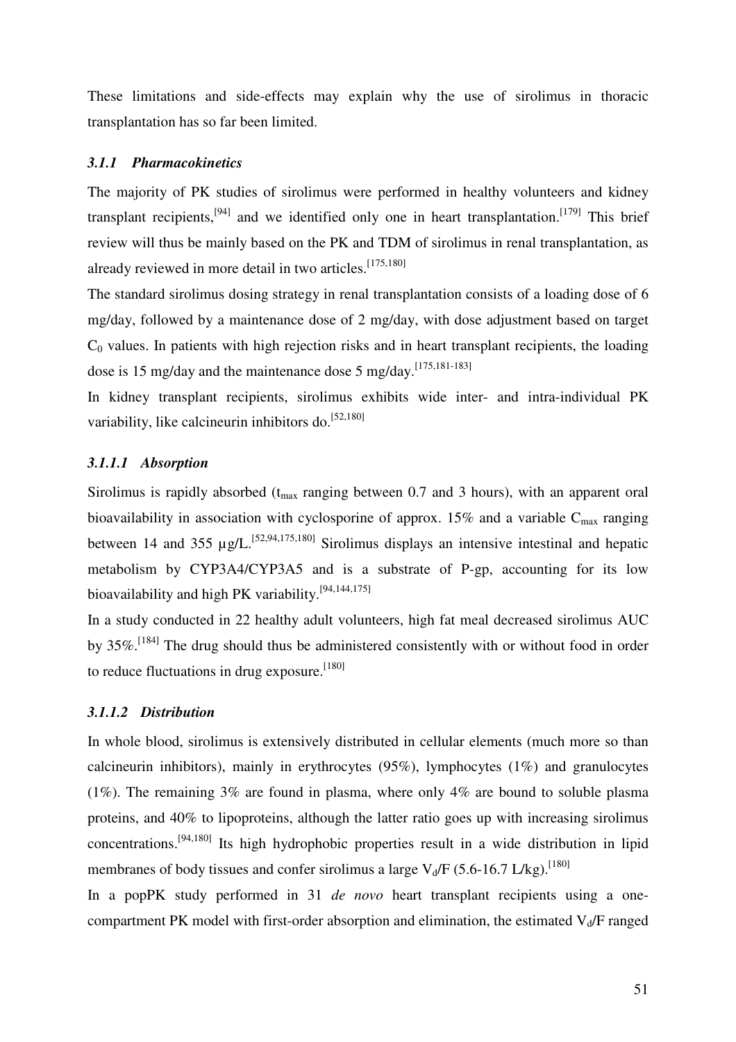These limitations and side-effects may explain why the use of sirolimus in thoracic transplantation has so far been limited.

### *3.1.1 Pharmacokinetics*

The majority of PK studies of sirolimus were performed in healthy volunteers and kidney transplant recipients,[94] and we identified only one in heart transplantation.[179] This brief review will thus be mainly based on the PK and TDM of sirolimus in renal transplantation, as already reviewed in more detail in two articles.[175,180]

The standard sirolimus dosing strategy in renal transplantation consists of a loading dose of 6 mg/day, followed by a maintenance dose of 2 mg/day, with dose adjustment based on target $C_0$ values. In patients with high rejection risks and in heart transplant recipients, the loading dose is 15 mg/day and the maintenance dose 5 mg/day.[175,181-183]

In kidney transplant recipients, sirolimus exhibits wide inter- and intra-individual PK variability, like calcineurin inhibitors do.[52,180]

#### *3.1.1.1 Absorption*

Sirolimus is rapidly absorbed ($t_{max}$ ranging between 0.7 and 3 hours), with an apparent oral bioavailability in association with cyclosporine of approx. 15% and a variable $C_{max}$ ranging between 14 and 355 µg/L.[52,94,175,180] Sirolimus displays an intensive intestinal and hepatic metabolism by CYP3A4/CYP3A5 and is a substrate of P-gp, accounting for its low bioavailability and high PK variability.[94,144,175]

In a study conducted in 22 healthy adult volunteers, high fat meal decreased sirolimus AUC by 35%.[184] The drug should thus be administered consistently with or without food in order to reduce fluctuations in drug exposure.[180]

#### *3.1.1.2 Distribution*

In whole blood, sirolimus is extensively distributed in cellular elements (much more so than calcineurin inhibitors), mainly in erythrocytes (95%), lymphocytes (1%) and granulocytes (1%). The remaining 3% are found in plasma, where only 4% are bound to soluble plasma proteins, and 40% to lipoproteins, although the latter ratio goes up with increasing sirolimus concentrations.[94,180] Its high hydrophobic properties result in a wide distribution in lipid membranes of body tissues and confer sirolimus a large $V_d/F$ (5.6-16.7 L/kg).[180]

In a popPK study performed in 31 *de novo* heart transplant recipients using a one-compartment PK model with first-order absorption and elimination, the estimated $V_d/F$ ranged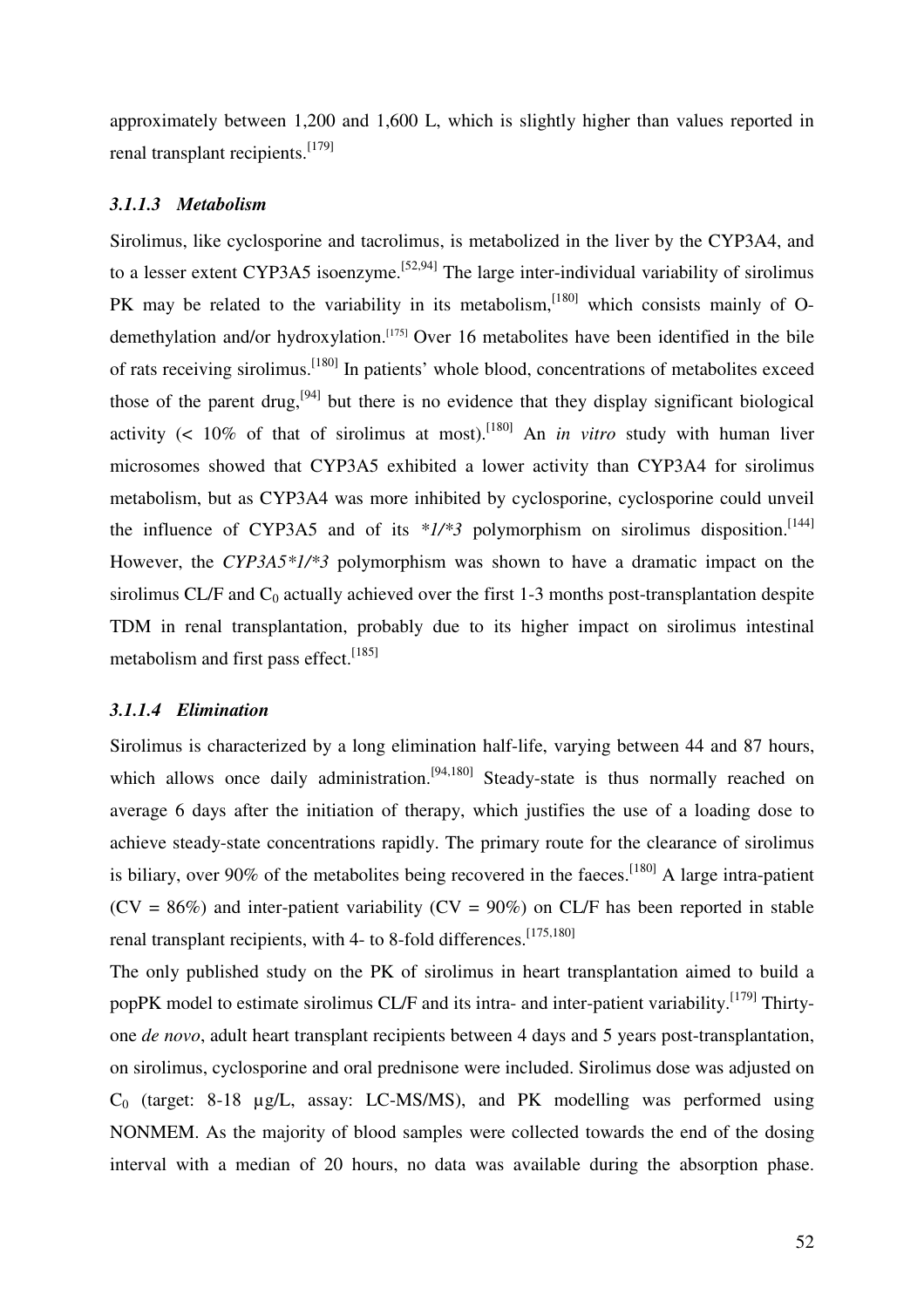approximately between 1,200 and 1,600 L, which is slightly higher than values reported in renal transplant recipients.[179]

#### *3.1.1.3 Metabolism*

Sirolimus, like cyclosporine and tacrolimus, is metabolized in the liver by the CYP3A4, and to a lesser extent CYP3A5 isoenzyme.[52,94] The large inter-individual variability of sirolimus PK may be related to the variability in its metabolism,[180] which consists mainly of O-demethylation and/or hydroxylation.[175] Over 16 metabolites have been identified in the bile of rats receiving sirolimus.[180] In patients' whole blood, concentrations of metabolites exceed those of the parent drug,[94] but there is no evidence that they display significant biological activity (< 10% of that of sirolimus at most).[180] An *in vitro* study with human liver microsomes showed that CYP3A5 exhibited a lower activity than CYP3A4 for sirolimus metabolism, but as CYP3A4 was more inhibited by cyclosporine, cyclosporine could unveil the influence of CYP3A5 and of its *\*1/\*3* polymorphism on sirolimus disposition.[144] However, the *CYP3A5\*1/\*3* polymorphism was shown to have a dramatic impact on the sirolimus CL/F and $C_0$ actually achieved over the first 1-3 months post-transplantation despite TDM in renal transplantation, probably due to its higher impact on sirolimus intestinal metabolism and first pass effect.[185]

#### *3.1.1.4 Elimination*

Sirolimus is characterized by a long elimination half-life, varying between 44 and 87 hours, which allows once daily administration.[94,180] Steady-state is thus normally reached on average 6 days after the initiation of therapy, which justifies the use of a loading dose to achieve steady-state concentrations rapidly. The primary route for the clearance of sirolimus is biliary, over 90% of the metabolites being recovered in the faeces.[180] A large intra-patient (CV = 86%) and inter-patient variability (CV = 90%) on CL/F has been reported in stable renal transplant recipients, with 4- to 8-fold differences.[175,180]

The only published study on the PK of sirolimus in heart transplantation aimed to build a popPK model to estimate sirolimus CL/F and its intra- and inter-patient variability.[179] Thirty-one *de novo*, adult heart transplant recipients between 4 days and 5 years post-transplantation, on sirolimus, cyclosporine and oral prednisone were included. Sirolimus dose was adjusted on $C_0$ (target: 8-18 µg/L, assay: LC-MS/MS), and PK modelling was performed using NONMEM. As the majority of blood samples were collected towards the end of the dosing interval with a median of 20 hours, no data was available during the absorption phase.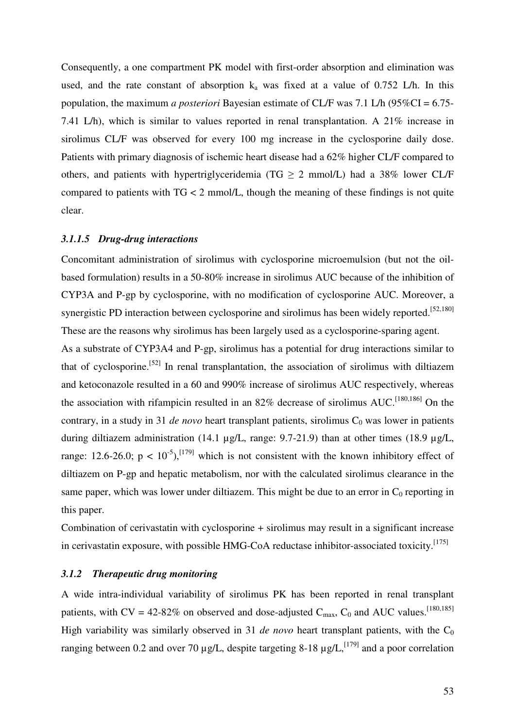Consequently, a one compartment PK model with first-order absorption and elimination was used, and the rate constant of absorption $k_a$ was fixed at a value of 0.752 L/h. In this population, the maximum *a posteriori* Bayesian estimate of CL/F was 7.1 L/h (95%CI = 6.75-7.41 L/h), which is similar to values reported in renal transplantation. A 21% increase in sirolimus CL/F was observed for every 100 mg increase in the cyclosporine daily dose. Patients with primary diagnosis of ischemic heart disease had a 62% higher CL/F compared to others, and patients with hypertriglyceridemia (TG $\geq$ 2 mmol/L) had a 38% lower CL/F compared to patients with TG < 2 mmol/L, though the meaning of these findings is not quite clear.

#### *3.1.1.5 Drug-drug interactions*

Concomitant administration of sirolimus with cyclosporine microemulsion (but not the oil-based formulation) results in a 50-80% increase in sirolimus AUC because of the inhibition of CYP3A and P-gp by cyclosporine, with no modification of cyclosporine AUC. Moreover, a synergistic PD interaction between cyclosporine and sirolimus has been widely reported.[52,180] These are the reasons why sirolimus has been largely used as a cyclosporine-sparing agent.

As a substrate of CYP3A4 and P-gp, sirolimus has a potential for drug interactions similar to that of cyclosporine.[52] In renal transplantation, the association of sirolimus with diltiazem and ketoconazole resulted in a 60 and 990% increase of sirolimus AUC respectively, whereas the association with rifampicin resulted in an 82% decrease of sirolimus AUC.[180,186] On the contrary, in a study in 31 *de novo* heart transplant patients, sirolimus $C_0$ was lower in patients during diltiazem administration (14.1 µg/L, range: 9.7-21.9) than at other times (18.9 µg/L, range: 12.6-26.0; $p < 10^{-5}$),[179] which is not consistent with the known inhibitory effect of diltiazem on P-gp and hepatic metabolism, nor with the calculated sirolimus clearance in the same paper, which was lower under diltiazem. This might be due to an error in $C_0$ reporting in this paper.

Combination of cerivastatin with cyclosporine + sirolimus may result in a significant increase in cerivastatin exposure, with possible HMG-CoA reductase inhibitor-associated toxicity.[175]

### *3.1.2 Therapeutic drug monitoring*

A wide intra-individual variability of sirolimus PK has been reported in renal transplant patients, with CV = 42-82% on observed and dose-adjusted $C_{max}$, $C_0$ and AUC values.[180,185] High variability was similarly observed in 31 *de novo* heart transplant patients, with the $C_0$ ranging between 0.2 and over 70 µg/L, despite targeting 8-18 µg/L,[179] and a poor correlation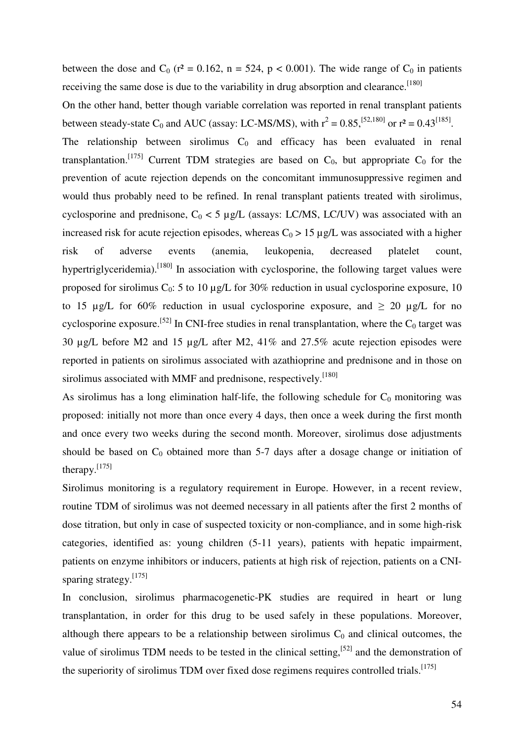between the dose and $C_0$ ($r^2 = 0.162$, $n = 524$, $p < 0.001$). The wide range of $C_0$ in patients receiving the same dose is due to the variability in drug absorption and clearance.[180]

On the other hand, better though variable correlation was reported in renal transplant patients between steady-state $C_0$ and AUC (assay: LC-MS/MS), with $r^2 = 0.85$,[52,180] or $r^2 = 0.43$[185].

The relationship between sirolimus $C_0$ and efficacy has been evaluated in renal transplantation.[175] Current TDM strategies are based on $C_0$, but appropriate $C_0$ for the prevention of acute rejection depends on the concomitant immunosuppressive regimen and would thus probably need to be refined. In renal transplant patients treated with sirolimus, cyclosporine and prednisone, $C_0 < 5$ µg/L (assays: LC/MS, LC/UV) was associated with an increased risk for acute rejection episodes, whereas $C_0 > 15$ µg/L was associated with a higher risk of adverse events (anemia, leukopenia, decreased platelet count, hypertriglyceridemia).[180] In association with cyclosporine, the following target values were proposed for sirolimus $C_0$: 5 to 10 µg/L for 30% reduction in usual cyclosporine exposure, 10 to 15 µg/L for 60% reduction in usual cyclosporine exposure, and $\geq$ 20 µg/L for no cyclosporine exposure.[52] In CNI-free studies in renal transplantation, where the $C_0$ target was 30 µg/L before M2 and 15 µg/L after M2, 41% and 27.5% acute rejection episodes were reported in patients on sirolimus associated with azathioprine and prednisone and in those on sirolimus associated with MMF and prednisone, respectively.[180]

As sirolimus has a long elimination half-life, the following schedule for $C_0$ monitoring was proposed: initially not more than once every 4 days, then once a week during the first month and once every two weeks during the second month. Moreover, sirolimus dose adjustments should be based on $C_0$ obtained more than 5-7 days after a dosage change or initiation of therapy.[175]

Sirolimus monitoring is a regulatory requirement in Europe. However, in a recent review, routine TDM of sirolimus was not deemed necessary in all patients after the first 2 months of dose titration, but only in case of suspected toxicity or non-compliance, and in some high-risk categories, identified as: young children (5-11 years), patients with hepatic impairment, patients on enzyme inhibitors or inducers, patients at high risk of rejection, patients on a CNI-sparing strategy.[175]

In conclusion, sirolimus pharmacogenetic-PK studies are required in heart or lung transplantation, in order for this drug to be used safely in these populations. Moreover, although there appears to be a relationship between sirolimus $C_0$ and clinical outcomes, the value of sirolimus TDM needs to be tested in the clinical setting,[52] and the demonstration of the superiority of sirolimus TDM over fixed dose regimens requires controlled trials.[175]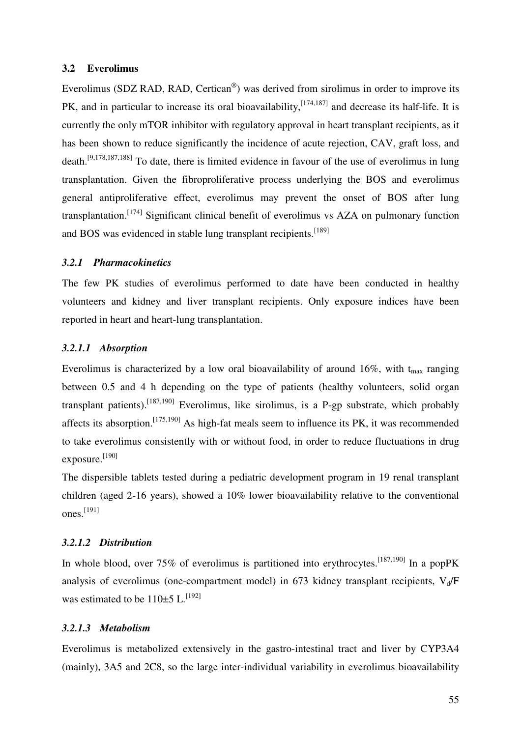## 3.2 Everolimus

Everolimus (SDZ RAD, RAD, Certican®) was derived from sirolimus in order to improve its PK, and in particular to increase its oral bioavailability,[174,187] and decrease its half-life. It is currently the only mTOR inhibitor with regulatory approval in heart transplant recipients, as it has been shown to reduce significantly the incidence of acute rejection, CAV, graft loss, and death.[9,178,187,188] To date, there is limited evidence in favour of the use of everolimus in lung transplantation. Given the fibroproliferative process underlying the BOS and everolimus general antiproliferative effect, everolimus may prevent the onset of BOS after lung transplantation.[174] Significant clinical benefit of everolimus vs AZA on pulmonary function and BOS was evidenced in stable lung transplant recipients.[189]

### *3.2.1 Pharmacokinetics*

The few PK studies of everolimus performed to date have been conducted in healthy volunteers and kidney and liver transplant recipients. Only exposure indices have been reported in heart and heart-lung transplantation.

#### *3.2.1.1 Absorption*

Everolimus is characterized by a low oral bioavailability of around 16%, with $t_{max}$ ranging between 0.5 and 4 h depending on the type of patients (healthy volunteers, solid organ transplant patients).[187,190] Everolimus, like sirolimus, is a P-gp substrate, which probably affects its absorption.[175,190] As high-fat meals seem to influence its PK, it was recommended to take everolimus consistently with or without food, in order to reduce fluctuations in drug exposure.[190]

The dispersible tablets tested during a pediatric development program in 19 renal transplant children (aged 2-16 years), showed a 10% lower bioavailability relative to the conventional ones.[191]

#### *3.2.1.2 Distribution*

In whole blood, over 75% of everolimus is partitioned into erythrocytes.[187,190] In a popPK analysis of everolimus (one-compartment model) in 673 kidney transplant recipients, $V_d/F$ was estimated to be 110±5 L.[192]

#### *3.2.1.3 Metabolism*

Everolimus is metabolized extensively in the gastro-intestinal tract and liver by CYP3A4 (mainly), 3A5 and 2C8, so the large inter-individual variability in everolimus bioavailability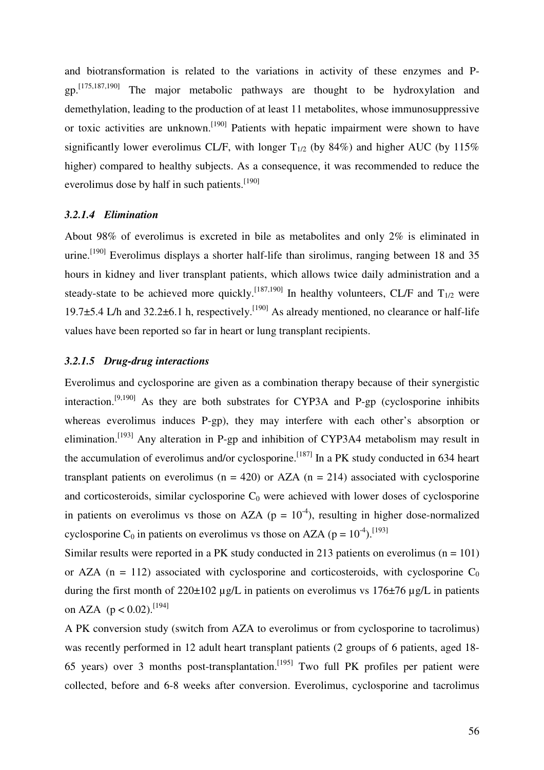and biotransformation is related to the variations in activity of these enzymes and P-gp.[175,187,190] The major metabolic pathways are thought to be hydroxylation and demethylation, leading to the production of at least 11 metabolites, whose immunosuppressive or toxic activities are unknown.[190] Patients with hepatic impairment were shown to have significantly lower everolimus CL/F, with longer $T_{1/2}$ (by 84%) and higher AUC (by 115% higher) compared to healthy subjects. As a consequence, it was recommended to reduce the everolimus dose by half in such patients.[190]

#### *3.2.1.4 Elimination*

About 98% of everolimus is excreted in bile as metabolites and only 2% is eliminated in urine.[190] Everolimus displays a shorter half-life than sirolimus, ranging between 18 and 35 hours in kidney and liver transplant patients, which allows twice daily administration and a steady-state to be achieved more quickly.[187,190] In healthy volunteers, CL/F and $T_{1/2}$ were 19.7±5.4 L/h and 32.2±6.1 h, respectively.[190] As already mentioned, no clearance or half-life values have been reported so far in heart or lung transplant recipients.

#### *3.2.1.5 Drug-drug interactions*

Everolimus and cyclosporine are given as a combination therapy because of their synergistic interaction.[9,190] As they are both substrates for CYP3A and P-gp (cyclosporine inhibits whereas everolimus induces P-gp), they may interfere with each other's absorption or elimination.[193] Any alteration in P-gp and inhibition of CYP3A4 metabolism may result in the accumulation of everolimus and/or cyclosporine.[187] In a PK study conducted in 634 heart transplant patients on everolimus (n = 420) or AZA (n = 214) associated with cyclosporine and corticosteroids, similar cyclosporine $C_0$ were achieved with lower doses of cyclosporine in patients on everolimus vs those on AZA ($p = 10^{-4}$), resulting in higher dose-normalized cyclosporine $C_0$ in patients on everolimus vs those on AZA ($p = 10^{-4}$).[193]

Similar results were reported in a PK study conducted in 213 patients on everolimus (n = 101) or AZA (n = 112) associated with cyclosporine and corticosteroids, with cyclosporine $C_0$ during the first month of 220±102 µg/L in patients on everolimus vs 176±76 µg/L in patients on AZA ($p < 0.02$).[194]

A PK conversion study (switch from AZA to everolimus or from cyclosporine to tacrolimus) was recently performed in 12 adult heart transplant patients (2 groups of 6 patients, aged 18-65 years) over 3 months post-transplantation.[195] Two full PK profiles per patient were collected, before and 6-8 weeks after conversion. Everolimus, cyclosporine and tacrolimus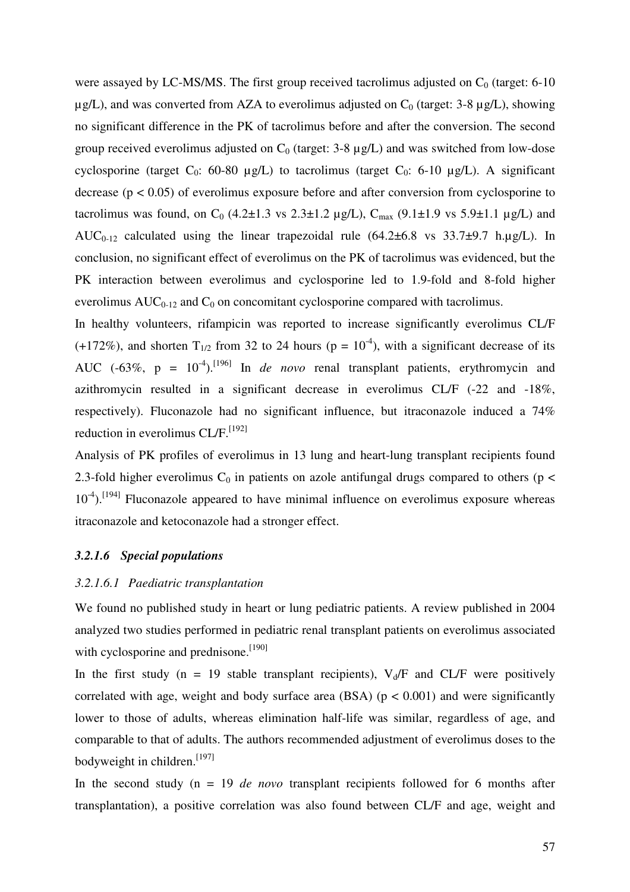were assayed by LC-MS/MS. The first group received tacrolimus adjusted on $C_0$ (target: 6-10 µg/L), and was converted from AZA to everolimus adjusted on $C_0$ (target: 3-8 µg/L), showing no significant difference in the PK of tacrolimus before and after the conversion. The second group received everolimus adjusted on $C_0$ (target: 3-8 µg/L) and was switched from low-dose cyclosporine (target $C_0$: 60-80 µg/L) to tacrolimus (target $C_0$: 6-10 µg/L). A significant decrease ($p < 0.05$) of everolimus exposure before and after conversion from cyclosporine to tacrolimus was found, on $C_0$ (4.2±1.3 vs 2.3±1.2 µg/L), $C_{max}$ (9.1±1.9 vs 5.9±1.1 µg/L) and $AUC_{0-12}$ calculated using the linear trapezoidal rule (64.2±6.8 vs 33.7±9.7 h.µg/L). In conclusion, no significant effect of everolimus on the PK of tacrolimus was evidenced, but the PK interaction between everolimus and cyclosporine led to 1.9-fold and 8-fold higher everolimus $AUC_{0-12}$ and $C_0$ on concomitant cyclosporine compared with tacrolimus.

In healthy volunteers, rifampicin was reported to increase significantly everolimus CL/F (+172%), and shorten $T_{1/2}$ from 32 to 24 hours ($p = 10^{-4}$), with a significant decrease of its AUC (-63%, $p = 10^{-4}$).[196] In *de novo* renal transplant patients, erythromycin and azithromycin resulted in a significant decrease in everolimus CL/F (-22 and -18%, respectively). Fluconazole had no significant influence, but itraconazole induced a 74% reduction in everolimus CL/F.[192]

Analysis of PK profiles of everolimus in 13 lung and heart-lung transplant recipients found 2.3-fold higher everolimus $C_0$ in patients on azole antifungal drugs compared to others ($p < 10^{-4}$).[194] Fluconazole appeared to have minimal influence on everolimus exposure whereas itraconazole and ketoconazole had a stronger effect.

#### *3.2.1.6 Special populations*

##### *3.2.1.6.1 Paediatric transplantation*

We found no published study in heart or lung pediatric patients. A review published in 2004 analyzed two studies performed in pediatric renal transplant patients on everolimus associated with cyclosporine and prednisone.[190]

In the first study (n = 19 stable transplant recipients), $V_d/F$ and CL/F were positively correlated with age, weight and body surface area (BSA) ($p < 0.001$) and were significantly lower to those of adults, whereas elimination half-life was similar, regardless of age, and comparable to that of adults. The authors recommended adjustment of everolimus doses to the bodyweight in children.[197]

In the second study (n = 19 *de novo* transplant recipients followed for 6 months after transplantation), a positive correlation was also found between CL/F and age, weight and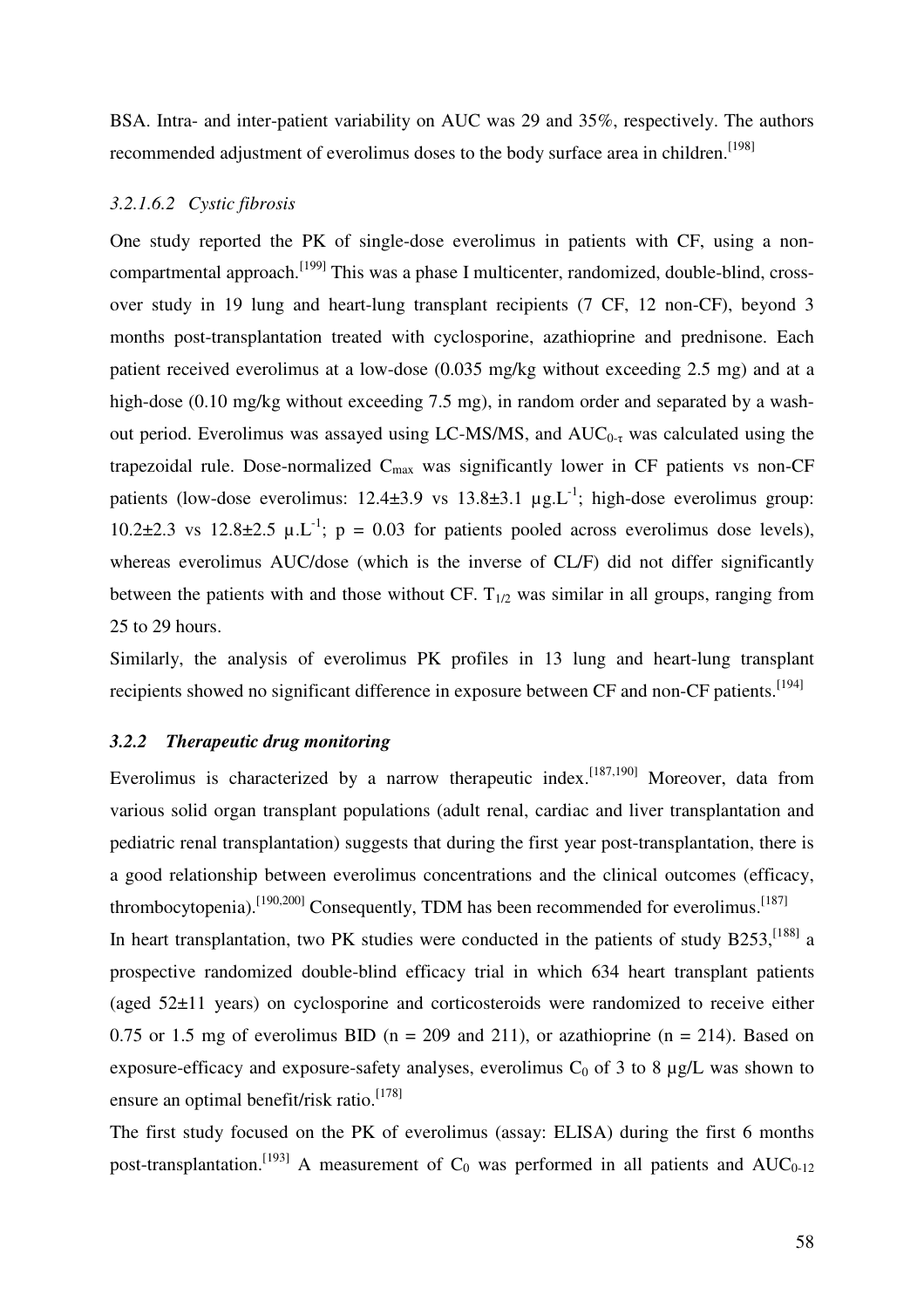BSA. Intra- and inter-patient variability on AUC was 29 and 35%, respectively. The authors recommended adjustment of everolimus doses to the body surface area in children.[198]

#### *3.2.1.6.2 Cystic fibrosis*

One study reported the PK of single-dose everolimus in patients with CF, using a non-compartmental approach.[199] This was a phase I multicenter, randomized, double-blind, cross-over study in 19 lung and heart-lung transplant recipients (7 CF, 12 non-CF), beyond 3 months post-transplantation treated with cyclosporine, azathioprine and prednisone. Each patient received everolimus at a low-dose (0.035 mg/kg without exceeding 2.5 mg) and at a high-dose (0.10 mg/kg without exceeding 7.5 mg), in random order and separated by a wash-out period. Everolimus was assayed using LC-MS/MS, and $AUC_{0-\tau}$ was calculated using the trapezoidal rule. Dose-normalized $C_{max}$ was significantly lower in CF patients vs non-CF patients (low-dose everolimus: 12.4±3.9 vs 13.8±3.1 µg.L$^{-1}$; high-dose everolimus group: 10.2±2.3 vs 12.8±2.5 µ.L$^{-1}$; $p = 0.03$ for patients pooled across everolimus dose levels), whereas everolimus AUC/dose (which is the inverse of CL/F) did not differ significantly between the patients with and those without CF. $T_{1/2}$ was similar in all groups, ranging from 25 to 29 hours.

Similarly, the analysis of everolimus PK profiles in 13 lung and heart-lung transplant recipients showed no significant difference in exposure between CF and non-CF patients.[194]

### ***3.2.2 Therapeutic drug monitoring***

Everolimus is characterized by a narrow therapeutic index.[187,190] Moreover, data from various solid organ transplant populations (adult renal, cardiac and liver transplantation and pediatric renal transplantation) suggests that during the first year post-transplantation, there is a good relationship between everolimus concentrations and the clinical outcomes (efficacy, thrombocytopenia).[190,200] Consequently, TDM has been recommended for everolimus.[187]

In heart transplantation, two PK studies were conducted in the patients of study B253,[188] a prospective randomized double-blind efficacy trial in which 634 heart transplant patients (aged 52±11 years) on cyclosporine and corticosteroids were randomized to receive either 0.75 or 1.5 mg of everolimus BID (n = 209 and 211), or azathioprine (n = 214). Based on exposure-efficacy and exposure-safety analyses, everolimus $C_0$ of 3 to 8 µg/L was shown to ensure an optimal benefit/risk ratio.[178]

The first study focused on the PK of everolimus (assay: ELISA) during the first 6 months post-transplantation.[193] A measurement of $C_0$ was performed in all patients and $AUC_{0-12}$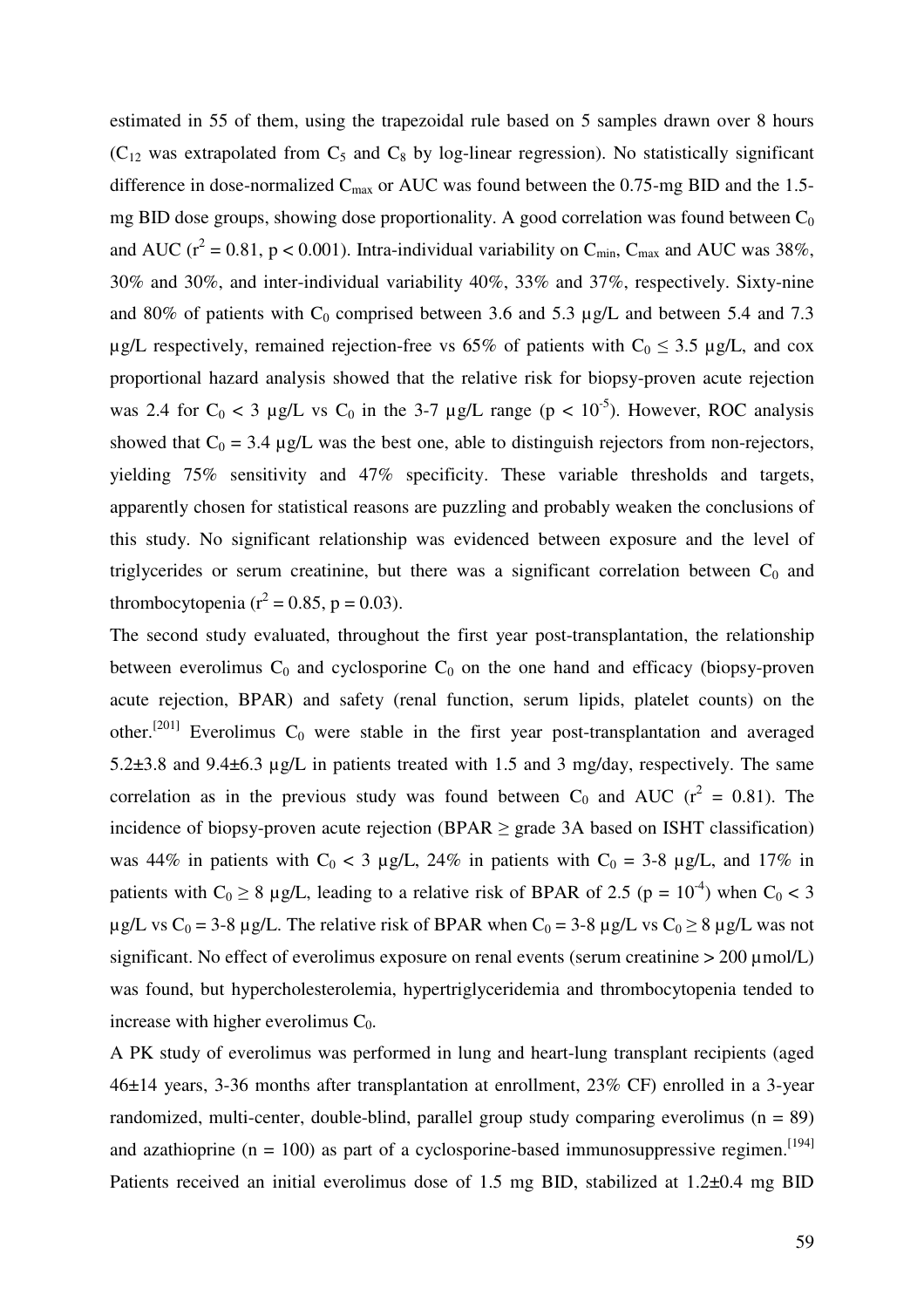estimated in 55 of them, using the trapezoidal rule based on 5 samples drawn over 8 hours ($C_{12}$ was extrapolated from $C_5$ and $C_8$ by log-linear regression). No statistically significant difference in dose-normalized $C_{max}$ or AUC was found between the 0.75-mg BID and the 1.5-mg BID dose groups, showing dose proportionality. A good correlation was found between $C_0$ and AUC ($r^2 = 0.81$, $p < 0.001$). Intra-individual variability on $C_{min}$, $C_{max}$ and AUC was 38%, 30% and 30%, and inter-individual variability 40%, 33% and 37%, respectively. Sixty-nine and 80% of patients with $C_0$ comprised between 3.6 and 5.3 µg/L and between 5.4 and 7.3 µg/L respectively, remained rejection-free vs 65% of patients with $C_0 \leq 3.5$ µg/L, and cox proportional hazard analysis showed that the relative risk for biopsy-proven acute rejection was 2.4 for $C_0 < 3$ µg/L vs $C_0$ in the 3-7 µg/L range ($p < 10^{-5}$). However, ROC analysis showed that $C_0 = 3.4$ µg/L was the best one, able to distinguish rejectors from non-rejectors, yielding 75% sensitivity and 47% specificity. These variable thresholds and targets, apparently chosen for statistical reasons are puzzling and probably weaken the conclusions of this study. No significant relationship was evidenced between exposure and the level of triglycerides or serum creatinine, but there was a significant correlation between $C_0$ and thrombocytopenia ($r^2 = 0.85$, $p = 0.03$).

The second study evaluated, throughout the first year post-transplantation, the relationship between everolimus $C_0$ and cyclosporine $C_0$ on the one hand and efficacy (biopsy-proven acute rejection, BPAR) and safety (renal function, serum lipids, platelet counts) on the other.[201] Everolimus $C_0$ were stable in the first year post-transplantation and averaged 5.2±3.8 and 9.4±6.3 µg/L in patients treated with 1.5 and 3 mg/day, respectively. The same correlation as in the previous study was found between $C_0$ and AUC ($r^2 = 0.81$). The incidence of biopsy-proven acute rejection (BPAR ≥ grade 3A based on ISHT classification) was 44% in patients with $C_0 < 3$ µg/L, 24% in patients with $C_0 = 3$-8 µg/L, and 17% in patients with $C_0 \geq 8$ µg/L, leading to a relative risk of BPAR of 2.5 ($p = 10^{-4}$) when $C_0 < 3$ µg/L vs $C_0 = 3$-8 µg/L. The relative risk of BPAR when $C_0 = 3$-8 µg/L vs $C_0 \geq 8$ µg/L was not significant. No effect of everolimus exposure on renal events (serum creatinine > 200 µmol/L) was found, but hypercholesterolemia, hypertriglyceridemia and thrombocytopenia tended to increase with higher everolimus $C_0$.

A PK study of everolimus was performed in lung and heart-lung transplant recipients (aged 46±14 years, 3-36 months after transplantation at enrollment, 23% CF) enrolled in a 3-year randomized, multi-center, double-blind, parallel group study comparing everolimus (n = 89) and azathioprine (n = 100) as part of a cyclosporine-based immunosuppressive regimen.[194] Patients received an initial everolimus dose of 1.5 mg BID, stabilized at 1.2±0.4 mg BID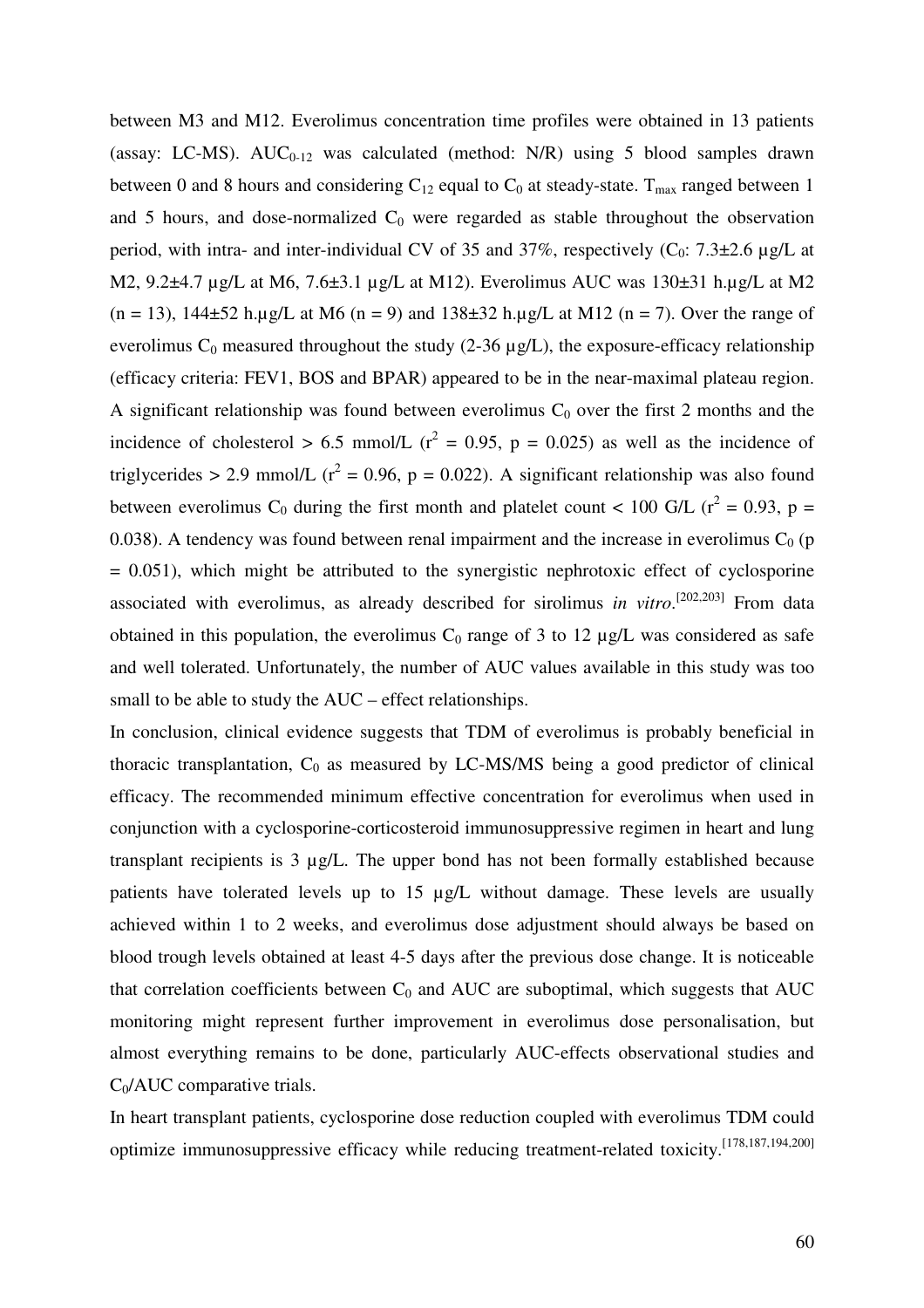between M3 and M12. Everolimus concentration time profiles were obtained in 13 patients (assay: LC-MS). $AUC_{0\text{-}12}$ was calculated (method: N/R) using 5 blood samples drawn between 0 and 8 hours and considering $C_{12}$ equal to $C_0$ at steady-state. $T_{max}$ ranged between 1 and 5 hours, and dose-normalized $C_0$ were regarded as stable throughout the observation period, with intra- and inter-individual CV of 35 and 37%, respectively ($C_0$: 7.3±2.6 µg/L at M2, 9.2±4.7 µg/L at M6, 7.6±3.1 µg/L at M12). Everolimus AUC was 130±31 h.µg/L at M2 (n = 13), 144±52 h.µg/L at M6 (n = 9) and 138±32 h.µg/L at M12 (n = 7). Over the range of everolimus $C_0$ measured throughout the study (2-36 µg/L), the exposure-efficacy relationship (efficacy criteria: FEV1, BOS and BPAR) appeared to be in the near-maximal plateau region. A significant relationship was found between everolimus $C_0$ over the first 2 months and the incidence of cholesterol > 6.5 mmol/L ($r^2$ = 0.95, p = 0.025) as well as the incidence of triglycerides > 2.9 mmol/L ($r^2$ = 0.96, p = 0.022). A significant relationship was also found between everolimus $C_0$ during the first month and platelet count < 100 G/L ($r^2$ = 0.93, p = 0.038). A tendency was found between renal impairment and the increase in everolimus $C_0$ (p = 0.051), which might be attributed to the synergistic nephrotoxic effect of cyclosporine associated with everolimus, as already described for sirolimus *in vitro*.[202,203] From data obtained in this population, the everolimus $C_0$ range of 3 to 12 µg/L was considered as safe and well tolerated. Unfortunately, the number of AUC values available in this study was too small to be able to study the AUC – effect relationships.

In conclusion, clinical evidence suggests that TDM of everolimus is probably beneficial in thoracic transplantation, $C_0$ as measured by LC-MS/MS being a good predictor of clinical efficacy. The recommended minimum effective concentration for everolimus when used in conjunction with a cyclosporine-corticosteroid immunosuppressive regimen in heart and lung transplant recipients is 3 µg/L. The upper bond has not been formally established because patients have tolerated levels up to 15 µg/L without damage. These levels are usually achieved within 1 to 2 weeks, and everolimus dose adjustment should always be based on blood trough levels obtained at least 4-5 days after the previous dose change. It is noticeable that correlation coefficients between $C_0$ and AUC are suboptimal, which suggests that AUC monitoring might represent further improvement in everolimus dose personalisation, but almost everything remains to be done, particularly AUC-effects observational studies and $C_0$/AUC comparative trials.

In heart transplant patients, cyclosporine dose reduction coupled with everolimus TDM could optimize immunosuppressive efficacy while reducing treatment-related toxicity.[178,187,194,200]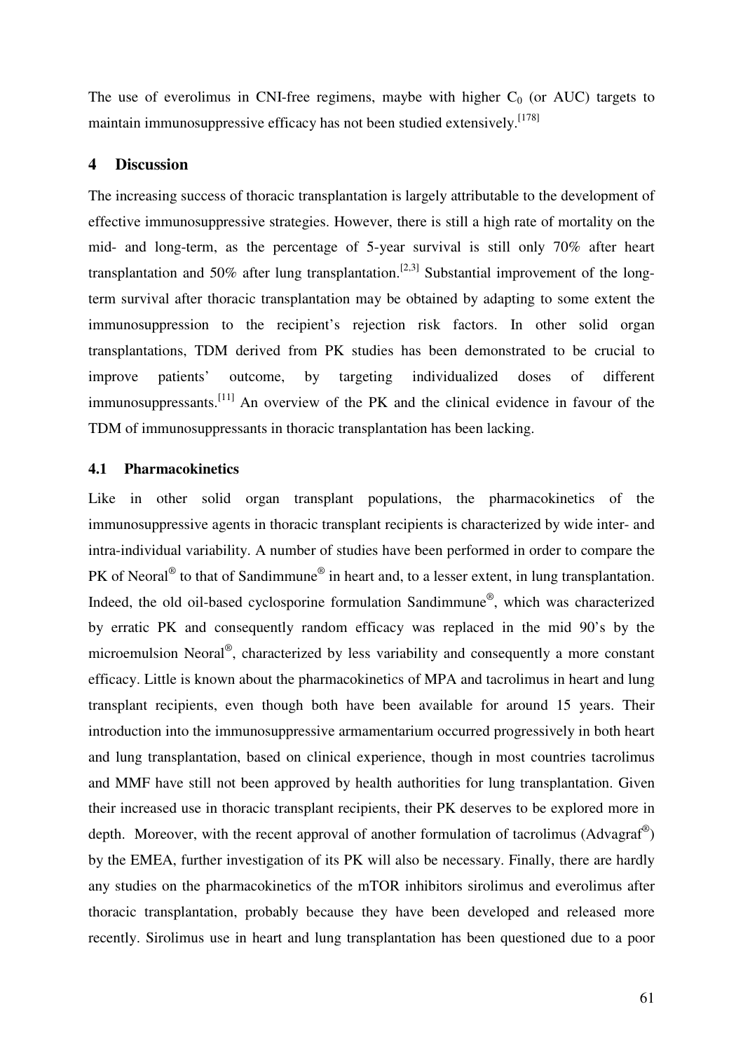The use of everolimus in CNI-free regimens, maybe with higher $C_0$ (or AUC) targets to maintain immunosuppressive efficacy has not been studied extensively.[178]

## 4 Discussion

The increasing success of thoracic transplantation is largely attributable to the development of effective immunosuppressive strategies. However, there is still a high rate of mortality on the mid- and long-term, as the percentage of 5-year survival is still only 70% after heart transplantation and 50% after lung transplantation.[2,3] Substantial improvement of the long-term survival after thoracic transplantation may be obtained by adapting to some extent the immunosuppression to the recipient's rejection risk factors. In other solid organ transplantations, TDM derived from PK studies has been demonstrated to be crucial to improve patients' outcome, by targeting individualized doses of different immunosuppressants.[11] An overview of the PK and the clinical evidence in favour of the TDM of immunosuppressants in thoracic transplantation has been lacking.

### 4.1 Pharmacokinetics

Like in other solid organ transplant populations, the pharmacokinetics of the immunosuppressive agents in thoracic transplant recipients is characterized by wide inter- and intra-individual variability. A number of studies have been performed in order to compare the PK of Neoral® to that of Sandimmune® in heart and, to a lesser extent, in lung transplantation. Indeed, the old oil-based cyclosporine formulation Sandimmune®, which was characterized by erratic PK and consequently random efficacy was replaced in the mid 90's by the microemulsion Neoral®, characterized by less variability and consequently a more constant efficacy. Little is known about the pharmacokinetics of MPA and tacrolimus in heart and lung transplant recipients, even though both have been available for around 15 years. Their introduction into the immunosuppressive armamentarium occurred progressively in both heart and lung transplantation, based on clinical experience, though in most countries tacrolimus and MMF have still not been approved by health authorities for lung transplantation. Given their increased use in thoracic transplant recipients, their PK deserves to be explored more in depth. Moreover, with the recent approval of another formulation of tacrolimus (Advagraf®) by the EMEA, further investigation of its PK will also be necessary. Finally, there are hardly any studies on the pharmacokinetics of the mTOR inhibitors sirolimus and everolimus after thoracic transplantation, probably because they have been developed and released more recently. Sirolimus use in heart and lung transplantation has been questioned due to a poor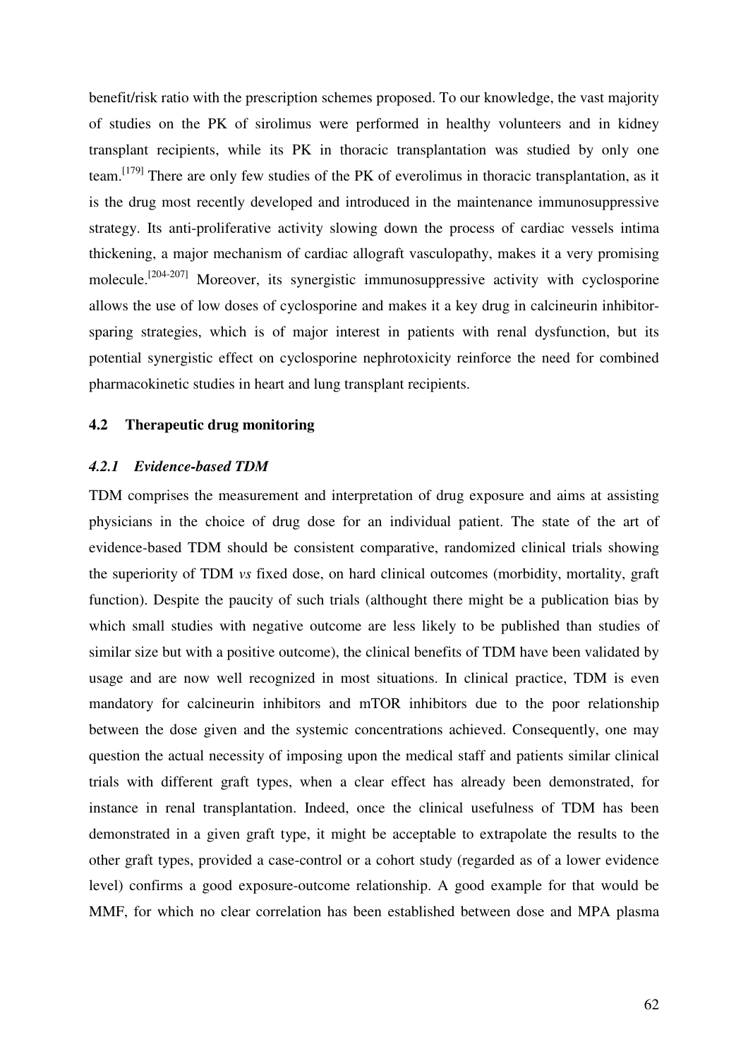benefit/risk ratio with the prescription schemes proposed. To our knowledge, the vast majority of studies on the PK of sirolimus were performed in healthy volunteers and in kidney transplant recipients, while its PK in thoracic transplantation was studied by only one team.[179] There are only few studies of the PK of everolimus in thoracic transplantation, as it is the drug most recently developed and introduced in the maintenance immunosuppressive strategy. Its anti-proliferative activity slowing down the process of cardiac vessels intima thickening, a major mechanism of cardiac allograft vasculopathy, makes it a very promising molecule.[204-207] Moreover, its synergistic immunosuppressive activity with cyclosporine allows the use of low doses of cyclosporine and makes it a key drug in calcineurin inhibitor-sparing strategies, which is of major interest in patients with renal dysfunction, but its potential synergistic effect on cyclosporine nephrotoxicity reinforce the need for combined pharmacokinetic studies in heart and lung transplant recipients.

## 4.2 Therapeutic drug monitoring

### *4.2.1 Evidence-based TDM*

TDM comprises the measurement and interpretation of drug exposure and aims at assisting physicians in the choice of drug dose for an individual patient. The state of the art of evidence-based TDM should be consistent comparative, randomized clinical trials showing the superiority of TDM *vs* fixed dose, on hard clinical outcomes (morbidity, mortality, graft function). Despite the paucity of such trials (althought there might be a publication bias by which small studies with negative outcome are less likely to be published than studies of similar size but with a positive outcome), the clinical benefits of TDM have been validated by usage and are now well recognized in most situations. In clinical practice, TDM is even mandatory for calcineurin inhibitors and mTOR inhibitors due to the poor relationship between the dose given and the systemic concentrations achieved. Consequently, one may question the actual necessity of imposing upon the medical staff and patients similar clinical trials with different graft types, when a clear effect has already been demonstrated, for instance in renal transplantation. Indeed, once the clinical usefulness of TDM has been demonstrated in a given graft type, it might be acceptable to extrapolate the results to the other graft types, provided a case-control or a cohort study (regarded as of a lower evidence level) confirms a good exposure-outcome relationship. A good example for that would be MMF, for which no clear correlation has been established between dose and MPA plasma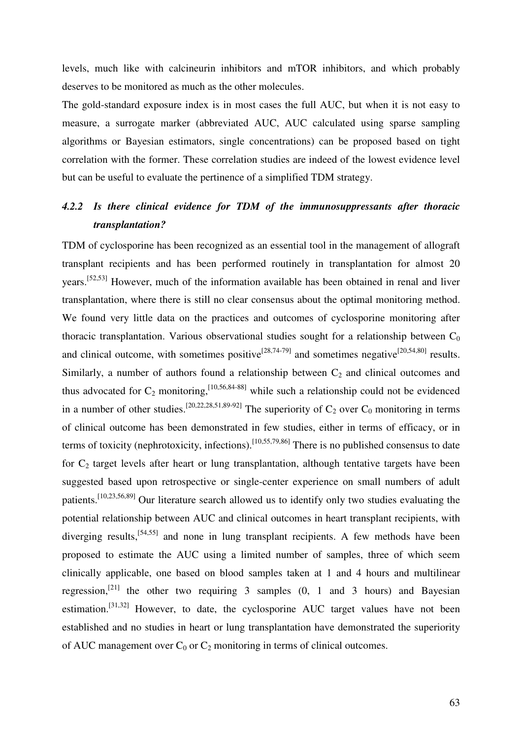levels, much like with calcineurin inhibitors and mTOR inhibitors, and which probably deserves to be monitored as much as the other molecules.

The gold-standard exposure index is in most cases the full AUC, but when it is not easy to measure, a surrogate marker (abbreviated AUC, AUC calculated using sparse sampling algorithms or Bayesian estimators, single concentrations) can be proposed based on tight correlation with the former. These correlation studies are indeed of the lowest evidence level but can be useful to evaluate the pertinence of a simplified TDM strategy.

### *4.2.2 Is there clinical evidence for TDM of the immunosuppressants after thoracic transplantation?*

TDM of cyclosporine has been recognized as an essential tool in the management of allograft transplant recipients and has been performed routinely in transplantation for almost 20 years.[52,53] However, much of the information available has been obtained in renal and liver transplantation, where there is still no clear consensus about the optimal monitoring method. We found very little data on the practices and outcomes of cyclosporine monitoring after thoracic transplantation. Various observational studies sought for a relationship between $C_0$ and clinical outcome, with sometimes positive[28,74-79] and sometimes negative[20,54,80] results. Similarly, a number of authors found a relationship between $C_2$ and clinical outcomes and thus advocated for $C_2$ monitoring,[10,56,84-88] while such a relationship could not be evidenced in a number of other studies.[20,22,28,51,89-92] The superiority of $C_2$ over $C_0$ monitoring in terms of clinical outcome has been demonstrated in few studies, either in terms of efficacy, or in terms of toxicity (nephrotoxicity, infections).[10,55,79,86] There is no published consensus to date for $C_2$ target levels after heart or lung transplantation, although tentative targets have been suggested based upon retrospective or single-center experience on small numbers of adult patients.[10,23,56,89] Our literature search allowed us to identify only two studies evaluating the potential relationship between AUC and clinical outcomes in heart transplant recipients, with diverging results,[54,55] and none in lung transplant recipients. A few methods have been proposed to estimate the AUC using a limited number of samples, three of which seem clinically applicable, one based on blood samples taken at 1 and 4 hours and multilinear regression,[21] the other two requiring 3 samples (0, 1 and 3 hours) and Bayesian estimation.[31,32] However, to date, the cyclosporine AUC target values have not been established and no studies in heart or lung transplantation have demonstrated the superiority of AUC management over $C_0$ or $C_2$ monitoring in terms of clinical outcomes.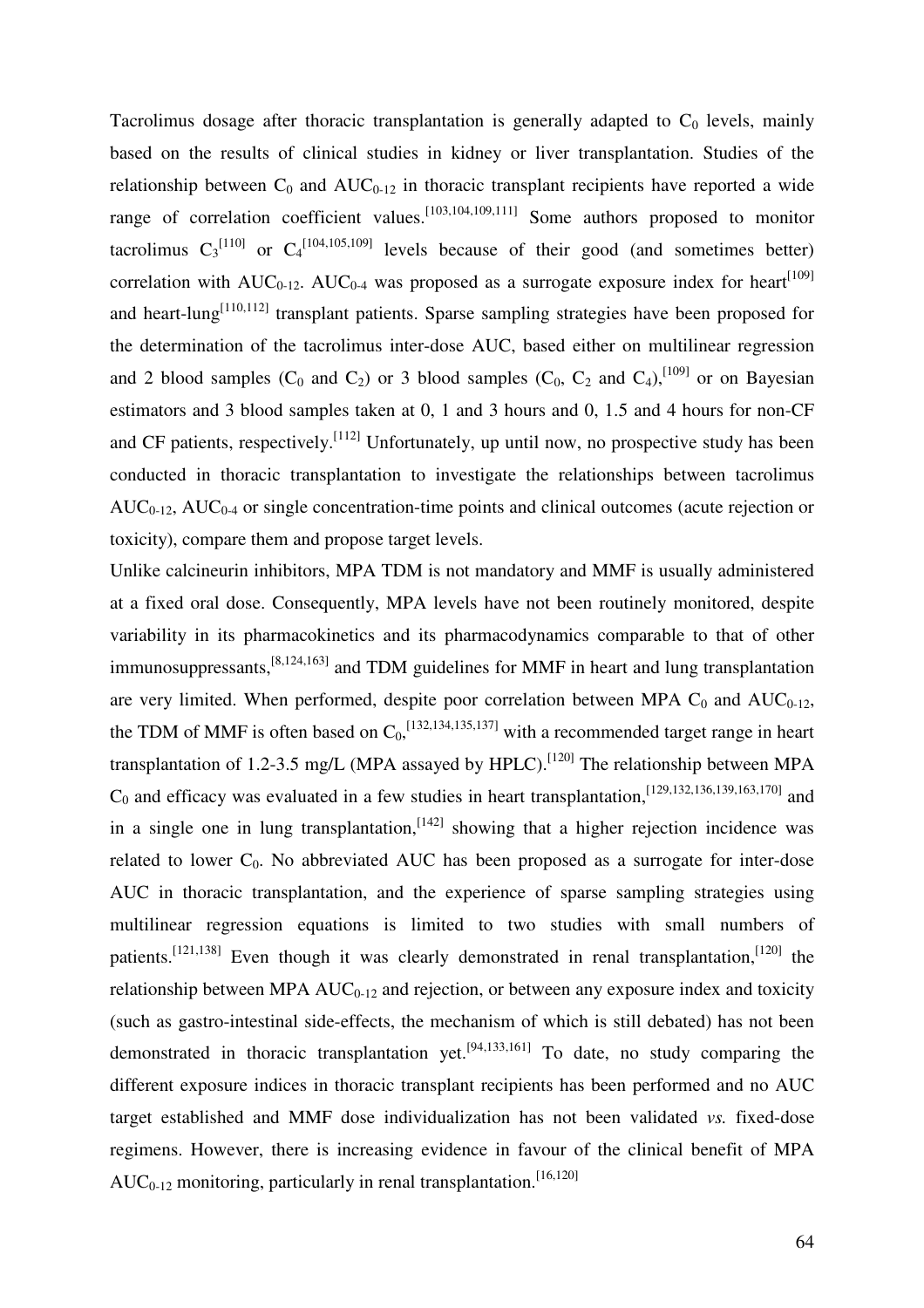Tacrolimus dosage after thoracic transplantation is generally adapted to $C_0$ levels, mainly based on the results of clinical studies in kidney or liver transplantation. Studies of the relationship between $C_0$ and $AUC_{0\text{-}12}$ in thoracic transplant recipients have reported a wide range of correlation coefficient values.[103,104,109,111] Some authors proposed to monitor tacrolimus $C_3$[110] or $C_4$[104,105,109] levels because of their good (and sometimes better) correlation with $AUC_{0\text{-}12}$. $AUC_{0\text{-}4}$ was proposed as a surrogate exposure index for heart[109] and heart-lung[110,112] transplant patients. Sparse sampling strategies have been proposed for the determination of the tacrolimus inter-dose AUC, based either on multilinear regression and 2 blood samples ($C_0$ and $C_2$) or 3 blood samples ($C_0$, $C_2$ and $C_4$),[109] or on Bayesian estimators and 3 blood samples taken at 0, 1 and 3 hours and 0, 1.5 and 4 hours for non-CF and CF patients, respectively.[112] Unfortunately, up until now, no prospective study has been conducted in thoracic transplantation to investigate the relationships between tacrolimus $AUC_{0\text{-}12}$, $AUC_{0\text{-}4}$ or single concentration-time points and clinical outcomes (acute rejection or toxicity), compare them and propose target levels.

Unlike calcineurin inhibitors, MPA TDM is not mandatory and MMF is usually administered at a fixed oral dose. Consequently, MPA levels have not been routinely monitored, despite variability in its pharmacokinetics and its pharmacodynamics comparable to that of other immunosuppressants,[8,124,163] and TDM guidelines for MMF in heart and lung transplantation are very limited. When performed, despite poor correlation between MPA $C_0$ and $AUC_{0\text{-}12}$, the TDM of MMF is often based on $C_0$,[132,134,135,137] with a recommended target range in heart transplantation of 1.2-3.5 mg/L (MPA assayed by HPLC).[120] The relationship between MPA $C_0$ and efficacy was evaluated in a few studies in heart transplantation,[129,132,136,139,163,170] and in a single one in lung transplantation,[142] showing that a higher rejection incidence was related to lower $C_0$. No abbreviated AUC has been proposed as a surrogate for inter-dose AUC in thoracic transplantation, and the experience of sparse sampling strategies using multilinear regression equations is limited to two studies with small numbers of patients.[121,138] Even though it was clearly demonstrated in renal transplantation,[120] the relationship between MPA $AUC_{0\text{-}12}$ and rejection, or between any exposure index and toxicity (such as gastro-intestinal side-effects, the mechanism of which is still debated) has not been demonstrated in thoracic transplantation yet.[94,133,161] To date, no study comparing the different exposure indices in thoracic transplant recipients has been performed and no AUC target established and MMF dose individualization has not been validated *vs.* fixed-dose regimens. However, there is increasing evidence in favour of the clinical benefit of MPA $AUC_{0\text{-}12}$ monitoring, particularly in renal transplantation.[16,120]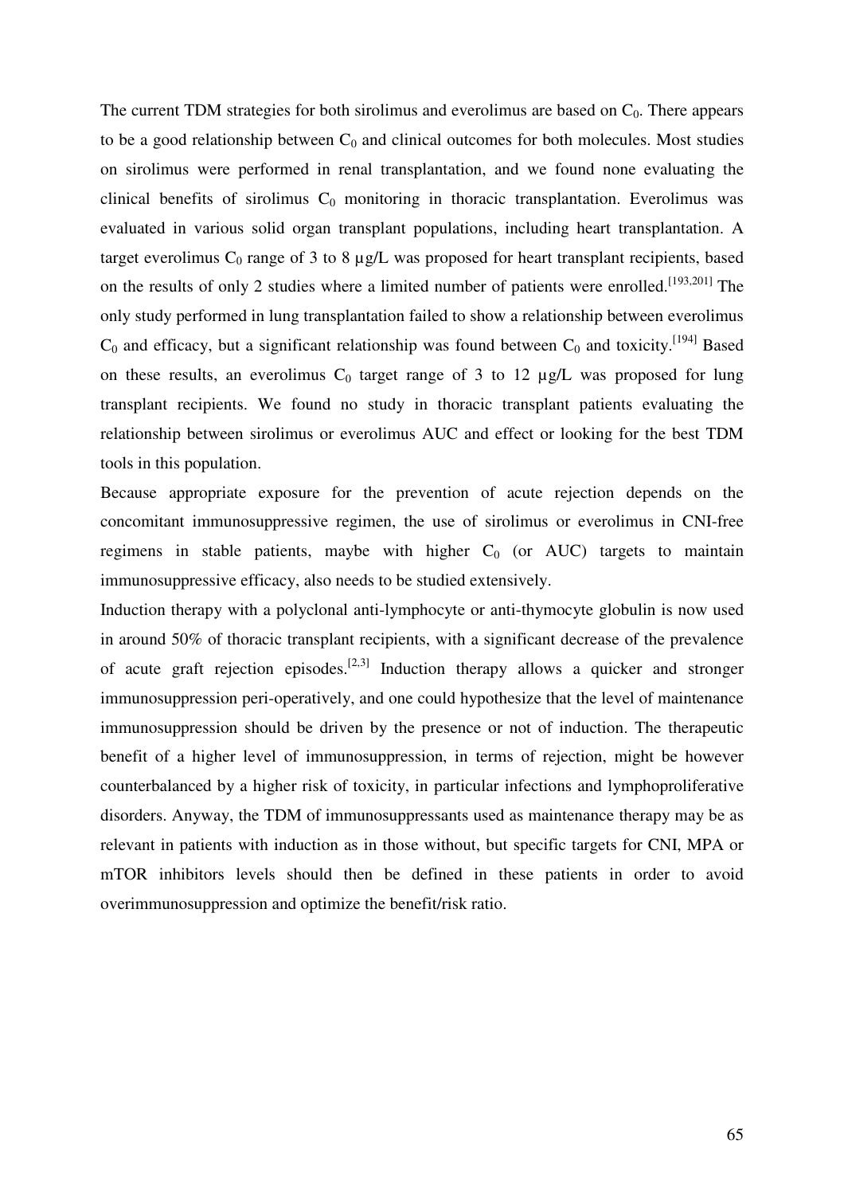The current TDM strategies for both sirolimus and everolimus are based on $C_0$. There appears to be a good relationship between $C_0$ and clinical outcomes for both molecules. Most studies on sirolimus were performed in renal transplantation, and we found none evaluating the clinical benefits of sirolimus $C_0$ monitoring in thoracic transplantation. Everolimus was evaluated in various solid organ transplant populations, including heart transplantation. A target everolimus $C_0$ range of 3 to 8 µg/L was proposed for heart transplant recipients, based on the results of only 2 studies where a limited number of patients were enrolled.[193,201] The only study performed in lung transplantation failed to show a relationship between everolimus $C_0$ and efficacy, but a significant relationship was found between $C_0$ and toxicity.[194] Based on these results, an everolimus $C_0$ target range of 3 to 12 µg/L was proposed for lung transplant recipients. We found no study in thoracic transplant patients evaluating the relationship between sirolimus or everolimus AUC and effect or looking for the best TDM tools in this population.

Because appropriate exposure for the prevention of acute rejection depends on the concomitant immunosuppressive regimen, the use of sirolimus or everolimus in CNI-free regimens in stable patients, maybe with higher $C_0$ (or AUC) targets to maintain immunosuppressive efficacy, also needs to be studied extensively.

Induction therapy with a polyclonal anti-lymphocyte or anti-thymocyte globulin is now used in around 50% of thoracic transplant recipients, with a significant decrease of the prevalence of acute graft rejection episodes.[2,3] Induction therapy allows a quicker and stronger immunosuppression peri-operatively, and one could hypothesize that the level of maintenance immunosuppression should be driven by the presence or not of induction. The therapeutic benefit of a higher level of immunosuppression, in terms of rejection, might be however counterbalanced by a higher risk of toxicity, in particular infections and lymphoproliferative disorders. Anyway, the TDM of immunosuppressants used as maintenance therapy may be as relevant in patients with induction as in those without, but specific targets for CNI, MPA or mTOR inhibitors levels should then be defined in these patients in order to avoid overimmunosuppression and optimize the benefit/risk ratio.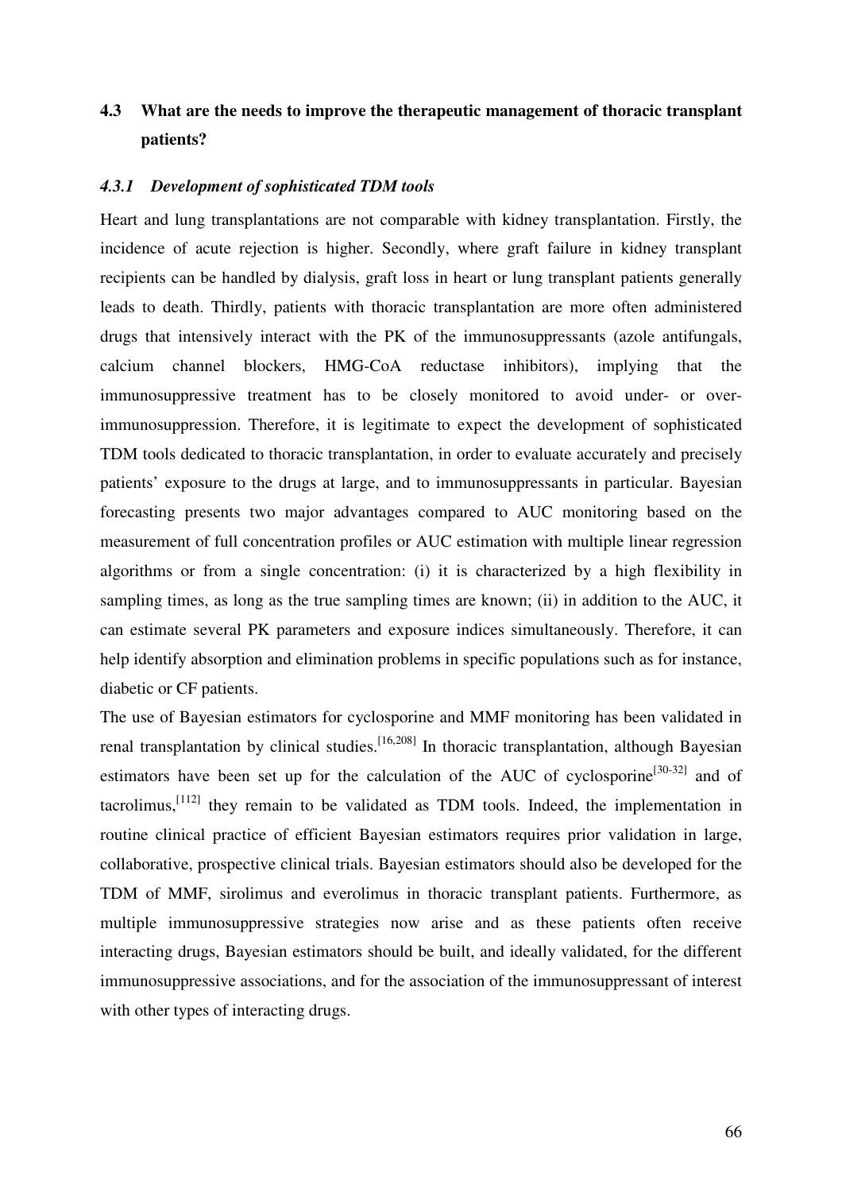## 4.3 What are the needs to improve the therapeutic management of thoracic transplant patients?

### *4.3.1 Development of sophisticated TDM tools*

Heart and lung transplantations are not comparable with kidney transplantation. Firstly, the incidence of acute rejection is higher. Secondly, where graft failure in kidney transplant recipients can be handled by dialysis, graft loss in heart or lung transplant patients generally leads to death. Thirdly, patients with thoracic transplantation are more often administered drugs that intensively interact with the PK of the immunosuppressants (azole antifungals, calcium channel blockers, HMG-CoA reductase inhibitors), implying that the immunosuppressive treatment has to be closely monitored to avoid under- or over-immunosuppression. Therefore, it is legitimate to expect the development of sophisticated TDM tools dedicated to thoracic transplantation, in order to evaluate accurately and precisely patients' exposure to the drugs at large, and to immunosuppressants in particular. Bayesian forecasting presents two major advantages compared to AUC monitoring based on the measurement of full concentration profiles or AUC estimation with multiple linear regression algorithms or from a single concentration: (i) it is characterized by a high flexibility in sampling times, as long as the true sampling times are known; (ii) in addition to the AUC, it can estimate several PK parameters and exposure indices simultaneously. Therefore, it can help identify absorption and elimination problems in specific populations such as for instance, diabetic or CF patients.

The use of Bayesian estimators for cyclosporine and MMF monitoring has been validated in renal transplantation by clinical studies.[16,208] In thoracic transplantation, although Bayesian estimators have been set up for the calculation of the AUC of cyclosporine[30-32] and of tacrolimus,[112] they remain to be validated as TDM tools. Indeed, the implementation in routine clinical practice of efficient Bayesian estimators requires prior validation in large, collaborative, prospective clinical trials. Bayesian estimators should also be developed for the TDM of MMF, sirolimus and everolimus in thoracic transplant patients. Furthermore, as multiple immunosuppressive strategies now arise and as these patients often receive interacting drugs, Bayesian estimators should be built, and ideally validated, for the different immunosuppressive associations, and for the association of the immunosuppressant of interest with other types of interacting drugs.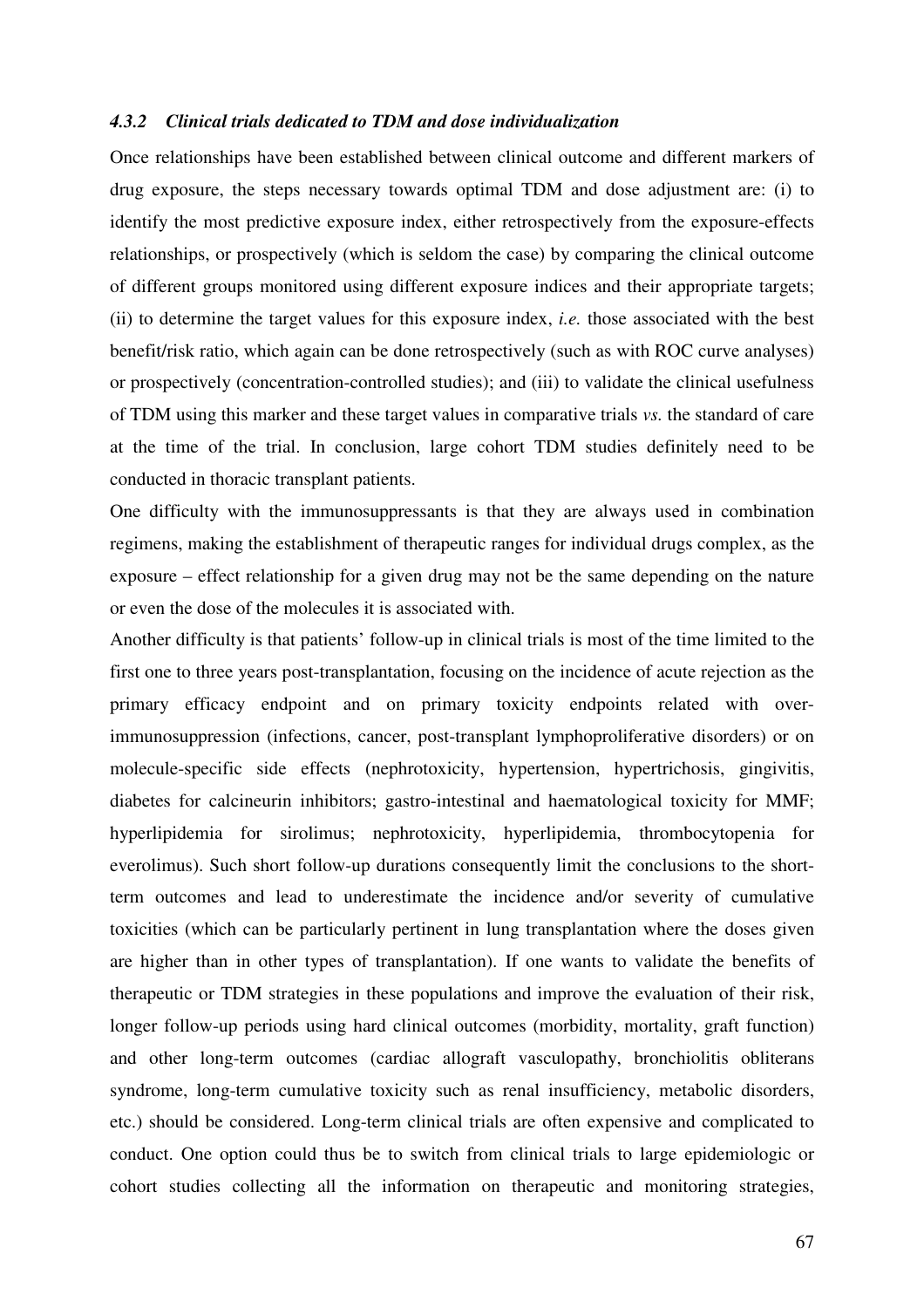#### *4.3.2 Clinical trials dedicated to TDM and dose individualization*

Once relationships have been established between clinical outcome and different markers of drug exposure, the steps necessary towards optimal TDM and dose adjustment are: (i) to identify the most predictive exposure index, either retrospectively from the exposure-effects relationships, or prospectively (which is seldom the case) by comparing the clinical outcome of different groups monitored using different exposure indices and their appropriate targets; (ii) to determine the target values for this exposure index, *i.e.* those associated with the best benefit/risk ratio, which again can be done retrospectively (such as with ROC curve analyses) or prospectively (concentration-controlled studies); and (iii) to validate the clinical usefulness of TDM using this marker and these target values in comparative trials *vs.* the standard of care at the time of the trial. In conclusion, large cohort TDM studies definitely need to be conducted in thoracic transplant patients.

One difficulty with the immunosuppressants is that they are always used in combination regimens, making the establishment of therapeutic ranges for individual drugs complex, as the exposure – effect relationship for a given drug may not be the same depending on the nature or even the dose of the molecules it is associated with.

Another difficulty is that patients' follow-up in clinical trials is most of the time limited to the first one to three years post-transplantation, focusing on the incidence of acute rejection as the primary efficacy endpoint and on primary toxicity endpoints related with over-immunosuppression (infections, cancer, post-transplant lymphoproliferative disorders) or on molecule-specific side effects (nephrotoxicity, hypertension, hypertrichosis, gingivitis, diabetes for calcineurin inhibitors; gastro-intestinal and haematological toxicity for MMF; hyperlipidemia for sirolimus; nephrotoxicity, hyperlipidemia, thrombocytopenia for everolimus). Such short follow-up durations consequently limit the conclusions to the short-term outcomes and lead to underestimate the incidence and/or severity of cumulative toxicities (which can be particularly pertinent in lung transplantation where the doses given are higher than in other types of transplantation). If one wants to validate the benefits of therapeutic or TDM strategies in these populations and improve the evaluation of their risk, longer follow-up periods using hard clinical outcomes (morbidity, mortality, graft function) and other long-term outcomes (cardiac allograft vasculopathy, bronchiolitis obliterans syndrome, long-term cumulative toxicity such as renal insufficiency, metabolic disorders, etc.) should be considered. Long-term clinical trials are often expensive and complicated to conduct. One option could thus be to switch from clinical trials to large epidemiologic or cohort studies collecting all the information on therapeutic and monitoring strategies,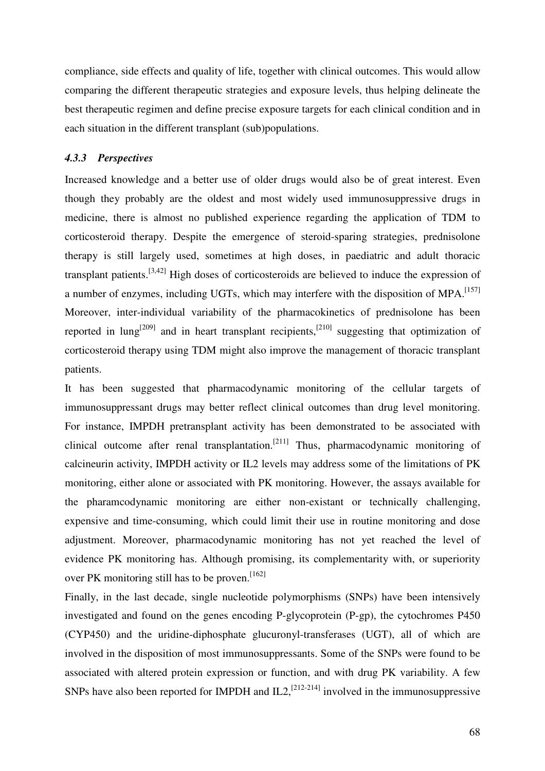compliance, side effects and quality of life, together with clinical outcomes. This would allow comparing the different therapeutic strategies and exposure levels, thus helping delineate the best therapeutic regimen and define precise exposure targets for each clinical condition and in each situation in the different transplant (sub)populations.

### *4.3.3 Perspectives*

Increased knowledge and a better use of older drugs would also be of great interest. Even though they probably are the oldest and most widely used immunosuppressive drugs in medicine, there is almost no published experience regarding the application of TDM to corticosteroid therapy. Despite the emergence of steroid-sparing strategies, prednisolone therapy is still largely used, sometimes at high doses, in paediatric and adult thoracic transplant patients.[3,42] High doses of corticosteroids are believed to induce the expression of a number of enzymes, including UGTs, which may interfere with the disposition of MPA.[157] Moreover, inter-individual variability of the pharmacokinetics of prednisolone has been reported in lung[209] and in heart transplant recipients,[210] suggesting that optimization of corticosteroid therapy using TDM might also improve the management of thoracic transplant patients.

It has been suggested that pharmacodynamic monitoring of the cellular targets of immunosuppressant drugs may better reflect clinical outcomes than drug level monitoring. For instance, IMPDH pretransplant activity has been demonstrated to be associated with clinical outcome after renal transplantation.[211] Thus, pharmacodynamic monitoring of calcineurin activity, IMPDH activity or IL2 levels may address some of the limitations of PK monitoring, either alone or associated with PK monitoring. However, the assays available for the pharamcodynamic monitoring are either non-existant or technically challenging, expensive and time-consuming, which could limit their use in routine monitoring and dose adjustment. Moreover, pharmacodynamic monitoring has not yet reached the level of evidence PK monitoring has. Although promising, its complementarity with, or superiority over PK monitoring still has to be proven.[162]

Finally, in the last decade, single nucleotide polymorphisms (SNPs) have been intensively investigated and found on the genes encoding P-glycoprotein (P-gp), the cytochromes P450 (CYP450) and the uridine-diphosphate glucuronyl-transferases (UGT), all of which are involved in the disposition of most immunosuppressants. Some of the SNPs were found to be associated with altered protein expression or function, and with drug PK variability. A few SNPs have also been reported for IMPDH and IL2,[212-214] involved in the immunosuppressive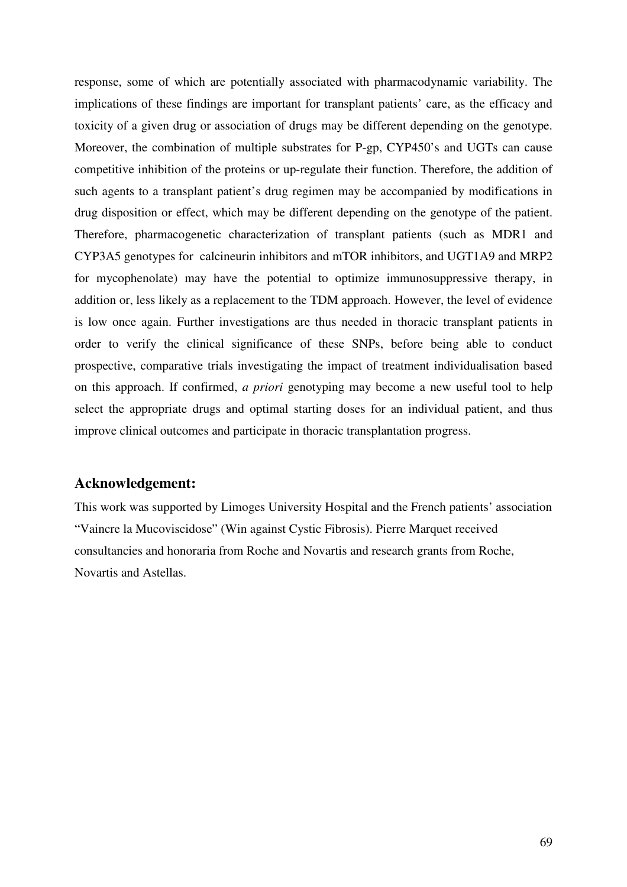response, some of which are potentially associated with pharmacodynamic variability. The implications of these findings are important for transplant patients' care, as the efficacy and toxicity of a given drug or association of drugs may be different depending on the genotype. Moreover, the combination of multiple substrates for P-gp, CYP450's and UGTs can cause competitive inhibition of the proteins or up-regulate their function. Therefore, the addition of such agents to a transplant patient's drug regimen may be accompanied by modifications in drug disposition or effect, which may be different depending on the genotype of the patient. Therefore, pharmacogenetic characterization of transplant patients (such as MDR1 and CYP3A5 genotypes for calcineurin inhibitors and mTOR inhibitors, and UGT1A9 and MRP2 for mycophenolate) may have the potential to optimize immunosuppressive therapy, in addition or, less likely as a replacement to the TDM approach. However, the level of evidence is low once again. Further investigations are thus needed in thoracic transplant patients in order to verify the clinical significance of these SNPs, before being able to conduct prospective, comparative trials investigating the impact of treatment individualisation based on this approach. If confirmed, *a priori* genotyping may become a new useful tool to help select the appropriate drugs and optimal starting doses for an individual patient, and thus improve clinical outcomes and participate in thoracic transplantation progress.

## Acknowledgement:

This work was supported by Limoges University Hospital and the French patients' association "Vaincre la Mucoviscidose" (Win against Cystic Fibrosis). Pierre Marquet received consultancies and honoraria from Roche and Novartis and research grants from Roche, Novartis and Astellas.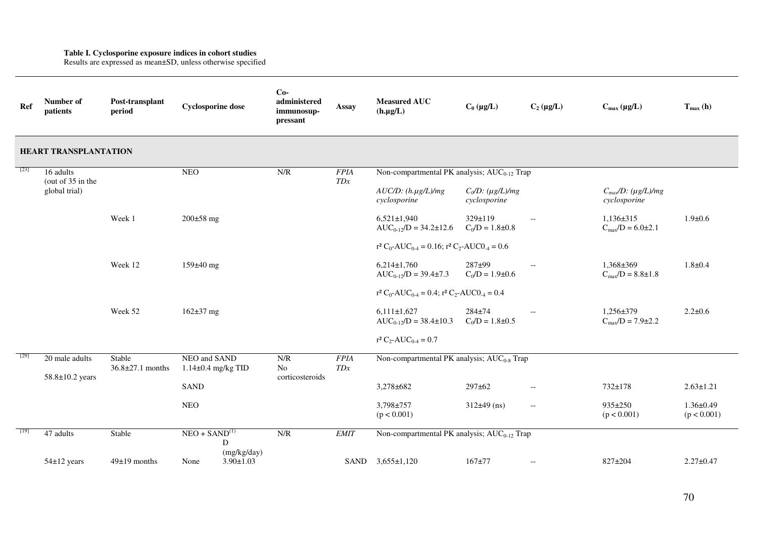**Table I. Cyclosporine exposure indices in cohort studies**
Results are expressed as mean±SD, unless otherwise specified

| Ref | Number of patients | Post-transplant period | Cyclosporine dose | Co-administered immunosuppressant | Assay | Measured AUC (h.µg/L) | $C_0$ (µg/L) | $C_2$ (µg/L) | $C_{max}$ (µg/L) | $T_{max}$ (h) |
|---|---|---|---|---|---|---|---|---|---|---|
| **HEART TRANSPLANTATION** | | | | | | | | | | |
| [23] | 16 adults (out of 35 in the global trial) | | NEO | N/R | *FPIA TDx* | Non-compartmental PK analysis; $AUC_{0-12}$ Trap | | | | |
| | | | | | | *AUC/D: (h.µg/L)/mg cyclosporine* | *$C_0$/D: (µg/L)/mg cyclosporine* | | *$C_{max}$/D: (µg/L)/mg cyclosporine* | |
| | | Week 1 | 200±58 mg | | | 6,521±1,940<br>$AUC_{0-12}$/D = 34.2±12.6 | 329±119<br>$C_0$/D = 1.8±0.8 | -- | 1,136±315<br>$C_{max}$/D = 6.0±2.1 | 1.9±0.6 |
| | | | | | | $r^2$ $C_0$-$AUC_{0-4}$ = 0.16; $r^2$ $C_2$-$AUC0_{-4}$ = 0.6 | | | | |
| | | Week 12 | 159±40 mg | | | 6,214±1,760<br>$AUC_{0-12}$/D = 39.4±7.3 | 287±99<br>$C_0$/D = 1.9±0.6 | -- | 1,368±369<br>$C_{max}$/D = 8.8±1.8 | 1.8±0.4 |
| | | | | | | $r^2$ $C_0$-$AUC_{0-4}$ = 0.4; $r^2$ $C_2$-$AUC0_{-4}$ = 0.4 | | | | |
| | | Week 52 | 162±37 mg | | | 6,111±1,627<br>$AUC_{0-12}$/D = 38.4±10.3 | 284±74<br>$C_0$/D = 1.8±0.5 | -- | 1,256±379<br>$C_{max}$/D = 7.9±2.2 | 2.2±0.6 |
| | | | | | | $r^2$ $C_2$-$AUC_{0-4}$ = 0.7 | | | | |
| [29] | 20 male adults<br>58.8±10.2 years | Stable<br>36.8±27.1 months | NEO and SAND<br>1.14±0.4 mg/kg TID | N/R<br>No corticosteroids | *FPIA TDx* | Non-compartmental PK analysis; $AUC_{0-8}$ Trap | | | | |
| | | | SAND | | | 3,278±682 | 297±62 | -- | 732±178 | 2.63±1.21 |
| | | | NEO | | | 3,798±757<br>($p < 0.001$) | 312±49 (ns) | -- | 935±250<br>($p < 0.001$) | 1.36±0.49<br>($p < 0.001$) |
| [19] | 47 adults | Stable | NEO + SAND[(1)]<br>D (mg/kg/day) | N/R | *EMIT* | Non-compartmental PK analysis; $AUC_{0-12}$ Trap | | | | |
| | 54±12 years | 49±19 months | None 3.90±1.03 | | SAND | 3,655±1,120 | 167±77 | -- | 827±204 | 2.27±0.47 |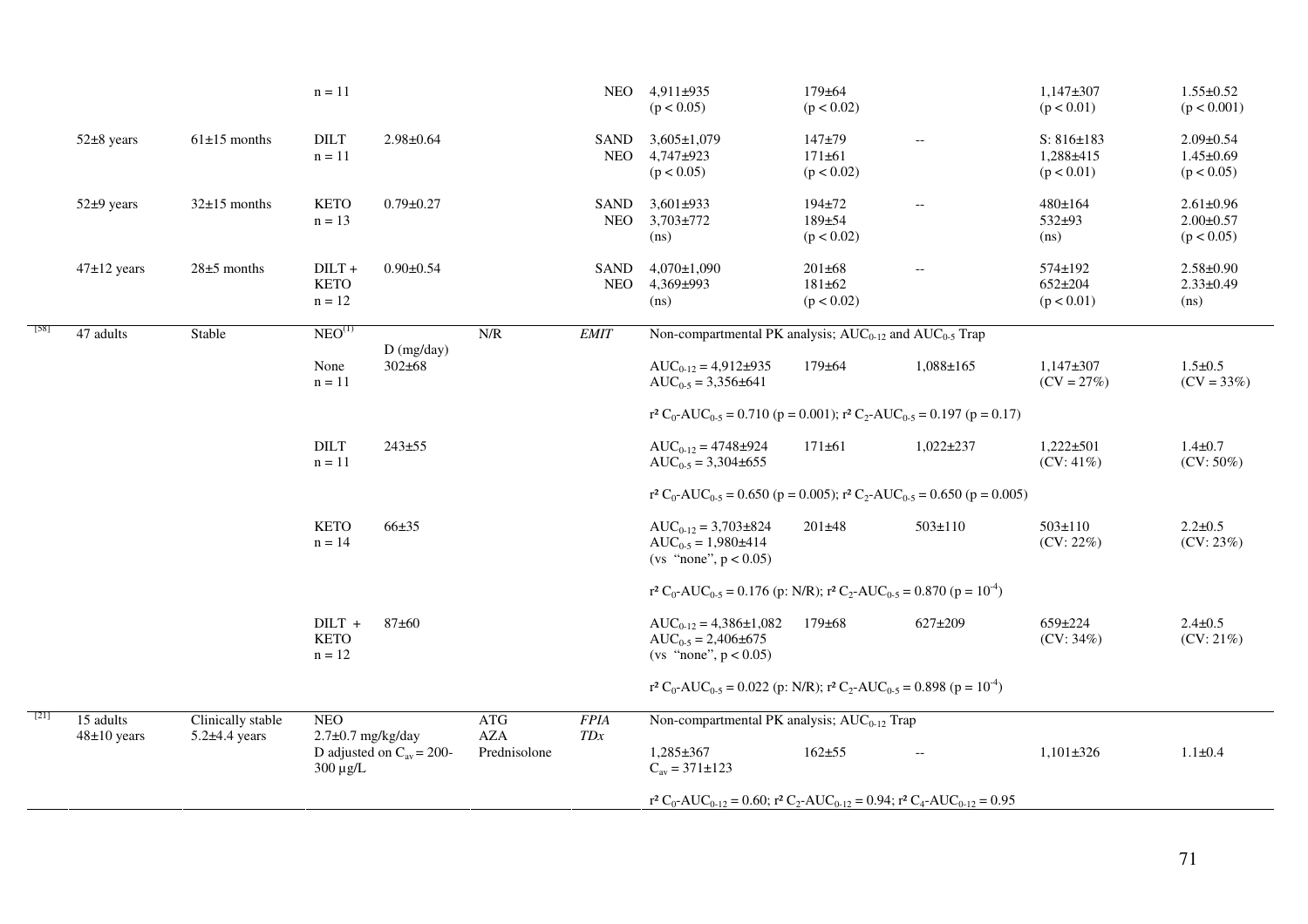| Ref | Patients | Time post-transplant | Comedication / Dose | Dose | Other immunosuppressants | Assay | AUC | $C_{0}$ | $C_{2}$ | $C_{max}$ | $T_{max}$ |
|---|---|---|---|---|---|---|---|---|---|---|---|
| | | | n = 11 | | | NEO | 4,911±935 (p < 0.05) | 179±64 (p < 0.02) | | 1,147±307 (p < 0.01) | 1.55±0.52 (p < 0.001) |
| | 52±8 years | 61±15 months | DILT n = 11 | 2.98±0.64 | | SAND NEO | 3,605±1,079 4,747±923 (p < 0.05) | 147±79 171±61 (p < 0.02) | -- | S: 816±183 1,288±415 (p < 0.01) | 2.09±0.54 1.45±0.69 (p < 0.05) |
| | 52±9 years | 32±15 months | KETO n = 13 | 0.79±0.27 | | SAND NEO | 3,601±933 3,703±772 (ns) | 194±72 189±54 (p < 0.02) | -- | 480±164 532±93 (ns) | 2.61±0.96 2.00±0.57 (p < 0.05) |
| | 47±12 years | 28±5 months | DILT + KETO n = 12 | 0.90±0.54 | | SAND NEO | 4,070±1,090 4,369±993 (ns) | 201±68 181±62 (p < 0.02) | -- | 574±192 652±204 (p < 0.01) | 2.58±0.90 2.33±0.49 (ns) |
| [58] | 47 adults | Stable | NEO[(1)] | D (mg/day) | N/R | *EMIT* | Non-compartmental PK analysis; $AUC_{0-12}$ and $AUC_{0-5}$ Trap | | | | |
| | | | None n = 11 | 302±68 | | | $AUC_{0-12}$ = 4,912±935 $AUC_{0-5}$ = 3,356±641 | 179±64 | 1,088±165 | 1,147±307 (CV = 27%) | 1.5±0.5 (CV = 33%) |
| | | | | | | | $r^2$ $C_0$-$AUC_{0-5}$ = 0.710 (p = 0.001); $r^2$ $C_2$-$AUC_{0-5}$ = 0.197 (p = 0.17) | | | | |
| | | | DILT n = 11 | 243±55 | | | $AUC_{0-12}$ = 4748±924 $AUC_{0-5}$ = 3,304±655 | 171±61 | 1,022±237 | 1,222±501 (CV: 41%) | 1.4±0.7 (CV: 50%) |
| | | | | | | | $r^2$ $C_0$-$AUC_{0-5}$ = 0.650 (p = 0.005); $r^2$ $C_2$-$AUC_{0-5}$ = 0.650 (p = 0.005) | | | | |
| | | | KETO n = 14 | 66±35 | | | $AUC_{0-12}$ = 3,703±824 $AUC_{0-5}$ = 1,980±414 (vs "none", p < 0.05) | 201±48 | 503±110 | 503±110 (CV: 22%) | 2.2±0.5 (CV: 23%) |
| | | | | | | | $r^2$ $C_0$-$AUC_{0-5}$ = 0.176 (p: N/R); $r^2$ $C_2$-$AUC_{0-5}$ = 0.870 (p = $10^{-4}$) | | | | |
| | | | DILT + KETO n = 12 | 87±60 | | | $AUC_{0-12}$ = 4,386±1,082 $AUC_{0-5}$ = 2,406±675 (vs "none", p < 0.05) | 179±68 | 627±209 | 659±224 (CV: 34%) | 2.4±0.5 (CV: 21%) |
| | | | | | | | $r^2$ $C_0$-$AUC_{0-5}$ = 0.022 (p: N/R); $r^2$ $C_2$-$AUC_{0-5}$ = 0.898 (p = $10^{-4}$) | | | | |
| [21] | 15 adults 48±10 years | Clinically stable 5.2±4.4 years | NEO 2.7±0.7 mg/kg/day D adjusted on $C_{av}$ = 200-300 µg/L | | ATG AZA Prednisolone | *FPIA TDx* | Non-compartmental PK analysis; $AUC_{0-12}$ Trap | | | | |
| | | | | | | | 1,285±367 $C_{av}$ = 371±123 | 162±55 | -- | 1,101±326 | 1.1±0.4 |
| | | | | | | | $r^2$ $C_0$-$AUC_{0-12}$ = 0.60; $r^2$ $C_2$-$AUC_{0-12}$ = 0.94; $r^2$ $C_4$-$AUC_{0-12}$ = 0.95 | | | | |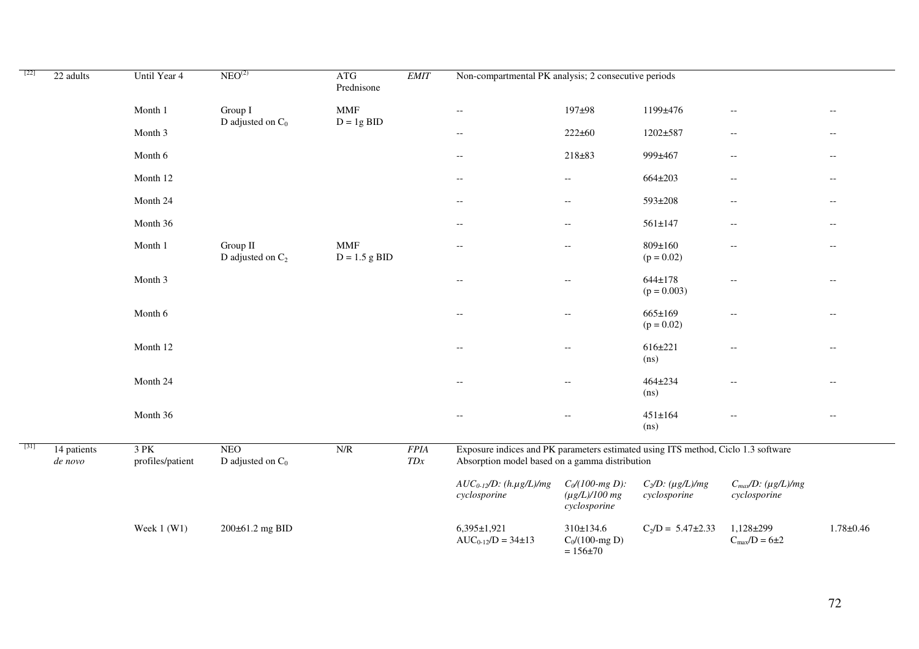| | | | | | | | | | | |
|---|---|---|---|---|---|---|---|---|---|---|
| [22] | 22 adults | Until Year 4 | NEO[(2)] | ATG Prednisone | *EMIT* | Non-compartmental PK analysis; 2 consecutive periods | | | | |
| | | Month 1 | Group I D adjusted on $C_0$ | MMF D = 1g BID | | -- | 197±98 | 1199±476 | -- | -- |
| | | Month 3 | | | | -- | 222±60 | 1202±587 | -- | -- |
| | | Month 6 | | | | -- | 218±83 | 999±467 | -- | -- |
| | | Month 12 | | | | -- | -- | 664±203 | -- | -- |
| | | Month 24 | | | | -- | -- | 593±208 | -- | -- |
| | | Month 36 | | | | -- | -- | 561±147 | -- | -- |
| | | Month 1 | Group II D adjusted on $C_2$ | MMF D = 1.5 g BID | | -- | -- | 809±160 (p = 0.02) | -- | -- |
| | | Month 3 | | | | -- | -- | 644±178 (p = 0.003) | -- | -- |
| | | Month 6 | | | | -- | -- | 665±169 (p = 0.02) | -- | -- |
| | | Month 12 | | | | -- | -- | 616±221 (ns) | -- | -- |
| | | Month 24 | | | | -- | -- | 464±234 (ns) | -- | -- |
| | | Month 36 | | | | -- | -- | 451±164 (ns) | -- | -- |
| [31] | 14 patients *de novo* | 3 PK profiles/patient | NEO D adjusted on $C_0$ | N/R | *FPIA TDx* | Exposure indices and PK parameters estimated using ITS method, Ciclo 1.3 software Absorption model based on a gamma distribution | | | | |
| | | | | | | *$AUC_{0-12}$/D: (h.µg/L)/mg cyclosporine* | *$C_0$/(100-mg D): (µg/L)/100 mg cyclosporine* | *$C_2$/D: (µg/L)/mg cyclosporine* | *$C_{max}$/D: (µg/L)/mg cyclosporine* | |
| | | Week 1 (W1) | 200±61.2 mg BID | | | 6,395±1,921 $AUC_{0-12}$/D = 34±13 | 310±134.6 $C_0$/(100-mg D) = 156±70 | $C_2$/D = 5.47±2.33 | 1,128±299 $C_{max}$/D = 6±2 | 1.78±0.46 |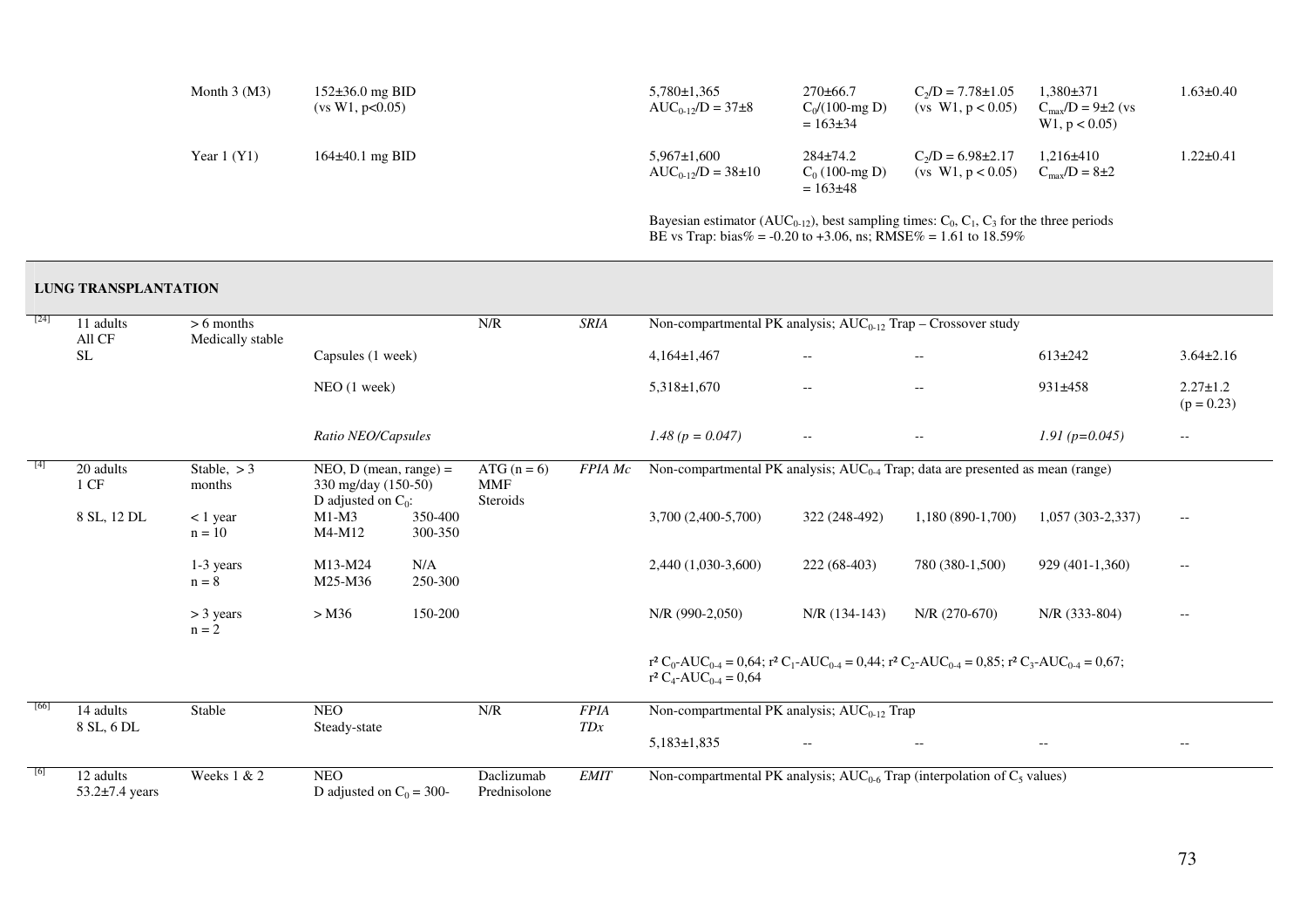| Ref | Patients | Period / status | Dose | | Co-medication | Assay | AUC | $C_0$ | $C_2$ | $C_{max}$ | $T_{max}$ |
|---|---|---|---|---|---|---|---|---|---|---|---|
| | | Month 3 (M3) | 152±36.0 mg BID (vs W1, p<0.05) | | | | 5,780±1,365 $AUC_{0-12}/D = 37±8$ | 270±66.7 $C_0/(100\text{-mg D}) = 163±34$ | $C_2/D = 7.78±1.05$ (vs W1, $p < 0.05$) | 1,380±371 $C_{max}/D = 9±2$ (vs W1, $p < 0.05$) | 1.63±0.40 |
| | | Year 1 (Y1) | 164±40.1 mg BID | | | | 5,967±1,600 $AUC_{0-12}/D = 38±10$ | 284±74.2 $C_0$ (100-mg D) = 163±48 | $C_2/D = 6.98±2.17$ (vs W1, $p < 0.05$) | 1,216±410 $C_{max}/D = 8±2$ | 1.22±0.41 |
| | | | | | | | Bayesian estimator ($AUC_{0-12}$), best sampling times: $C_0$, $C_1$, $C_3$ for the three periods BE vs Trap: bias% = -0.20 to +3.06, ns; RMSE% = 1.61 to 18.59% | | | | |
| **LUNG TRANSPLANTATION** | | | | | | | | | | | |
| [24] | 11 adults All CF SL | > 6 months Medically stable | | | N/R | *SRIA* | Non-compartmental PK analysis; $AUC_{0-12}$ Trap – Crossover study | | | | |
| | | | Capsules (1 week) | | | | 4,164±1,467 | -- | -- | 613±242 | 3.64±2.16 |
| | | | NEO (1 week) | | | | 5,318±1,670 | -- | -- | 931±458 | 2.27±1.2 ($p = 0.23$) |
| | | | *Ratio NEO/Capsules* | | | | *1.48 ($p = 0.047$)* | -- | -- | *1.91 ($p=0.045$)* | -- |
| [4] | 20 adults 1 CF | Stable, > 3 months | NEO, D (mean, range) = 330 mg/day (150-50) D adjusted on $C_0$: | | ATG (n = 6) MMF Steroids | *FPIA Mc* | Non-compartmental PK analysis; $AUC_{0-4}$ Trap; data are presented as mean (range) | | | | |
| | 8 SL, 12 DL | < 1 year n = 10 | M1-M3 M4-M12 | 350-400 300-350 | | | 3,700 (2,400-5,700) | 322 (248-492) | 1,180 (890-1,700) | 1,057 (303-2,337) | -- |
| | | 1-3 years n = 8 | M13-M24 M25-M36 | N/A 250-300 | | | 2,440 (1,030-3,600) | 222 (68-403) | 780 (380-1,500) | 929 (401-1,360) | -- |
| | | > 3 years n = 2 | > M36 | 150-200 | | | N/R (990-2,050) | N/R (134-143) | N/R (270-670) | N/R (333-804) | -- |
| | | | | | | | $r^2$ $C_0$-$AUC_{0-4}$ = 0,64; $r^2$ $C_1$-$AUC_{0-4}$ = 0,44; $r^2$ $C_2$-$AUC_{0-4}$ = 0,85; $r^2$ $C_3$-$AUC_{0-4}$ = 0,67; $r^2$ $C_4$-$AUC_{0-4}$ = 0,64 | | | | |
| [66] | 14 adults 8 SL, 6 DL | Stable | NEO Steady-state | | N/R | *FPIA TDx* | Non-compartmental PK analysis; $AUC_{0-12}$ Trap | | | | |
| | | | | | | | 5,183±1,835 | -- | -- | -- | -- |
| [6] | 12 adults 53.2±7.4 years | Weeks 1 & 2 | NEO D adjusted on $C_0$ = 300- | | Daclizumab Prednisolone | *EMIT* | Non-compartmental PK analysis; $AUC_{0-6}$ Trap (interpolation of $C_5$ values) | | | | |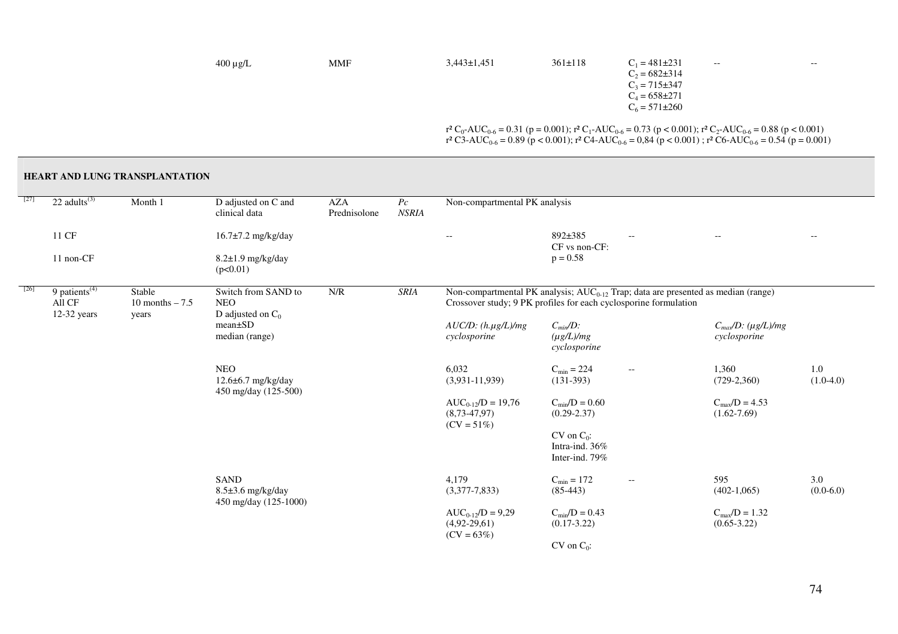| Ref | Patients | Time post-transplant | Dose / target | Co-medication | Assay | AUC | $C_0$ | $C_1$–$C_6$ | $C_{max}$ | $T_{max}$ |
|---|---|---|---|---|---|---|---|---|---|---|
| | | | 400 µg/L | MMF | | 3,443±1,451 | 361±118 | $C_1$ = 481±231<br>$C_2$ = 682±314<br>$C_3$ = 715±347<br>$C_4$ = 658±271<br>$C_6$ = 571±260 | -- | -- |
| | | | | | | $r^2$ $C_0$-$AUC_{0\text{-}6}$ = 0.31 ($p$ = 0.001); $r^2$ $C_1$-$AUC_{0\text{-}6}$ = 0.73 ($p < 0.001$); $r^2$ $C_2$-$AUC_{0\text{-}6}$ = 0.88 ($p < 0.001$)<br>$r^2$ C3-$AUC_{0\text{-}6}$ = 0.89 ($p < 0.001$); $r^2$ C4-$AUC_{0\text{-}6}$ = 0,84 ($p < 0.001$) ; $r^2$ C6-$AUC_{0\text{-}6}$ = 0.54 ($p$ = 0.001) | | | | |
| **HEART AND LUNG TRANSPLANTATION** | | | | | | | | | | |
| [27] | 22 adults[(3)] | Month 1 | D adjusted on C and clinical data | AZA<br>Prednisolone | *Pc NSRIA* | Non-compartmental PK analysis | | | | |
| | 11 CF | | 16.7±7.2 mg/kg/day | | | -- | 892±385<br>CF vs non-CF:<br>p = 0.58 | -- | -- | -- |
| | 11 non-CF | | 8.2±1.9 mg/kg/day<br>(p<0.01) | | | | | | | |
| [26] | 9 patients[(4)]<br>All CF<br>12-32 years | Stable<br>10 months – 7.5 years | Switch from SAND to NEO<br>D adjusted on $C_0$<br>mean±SD<br>median (range) | N/R | *SRIA* | Non-compartmental PK analysis; $AUC_{0\text{-}12}$ Trap; data are presented as median (range)<br>Crossover study; 9 PK profiles for each cyclosporine formulation | | | | |
| | | | | | | *AUC/D: (h.µg/L)/mg cyclosporine* | *$C_{min}$/D: (µg/L)/mg cyclosporine* | | *$C_{max}$/D: (µg/L)/mg cyclosporine* | |
| | | | NEO<br>12.6±6.7 mg/kg/day<br>450 mg/day (125-500) | | | 6,032<br>(3,931-11,939)<br><br>$AUC_{0\text{-}12}$/D = 19,76<br>(8,73-47,97)<br>(CV = 51%) | $C_{min}$ = 224<br>(131-393)<br><br>$C_{min}$/D = 0.60<br>(0.29-2.37)<br><br>CV on $C_0$:<br>Intra-ind. 36%<br>Inter-ind. 79% | -- | 1,360<br>(729-2,360)<br><br>$C_{max}$/D = 4.53<br>(1.62-7.69) | 1.0<br>(1.0-4.0) |
| | | | SAND<br>8.5±3.6 mg/kg/day<br>450 mg/day (125-1000) | | | 4,179<br>(3,377-7,833)<br><br>$AUC_{0\text{-}12}$/D = 9,29<br>(4,92-29,61)<br>(CV = 63%) | $C_{min}$ = 172<br>(85-443)<br><br>$C_{min}$/D = 0.43<br>(0.17-3.22)<br><br>CV on $C_0$: | -- | 595<br>(402-1,065)<br><br>$C_{max}$/D = 1.32<br>(0.65-3.22) | 3.0<br>(0.0-6.0) |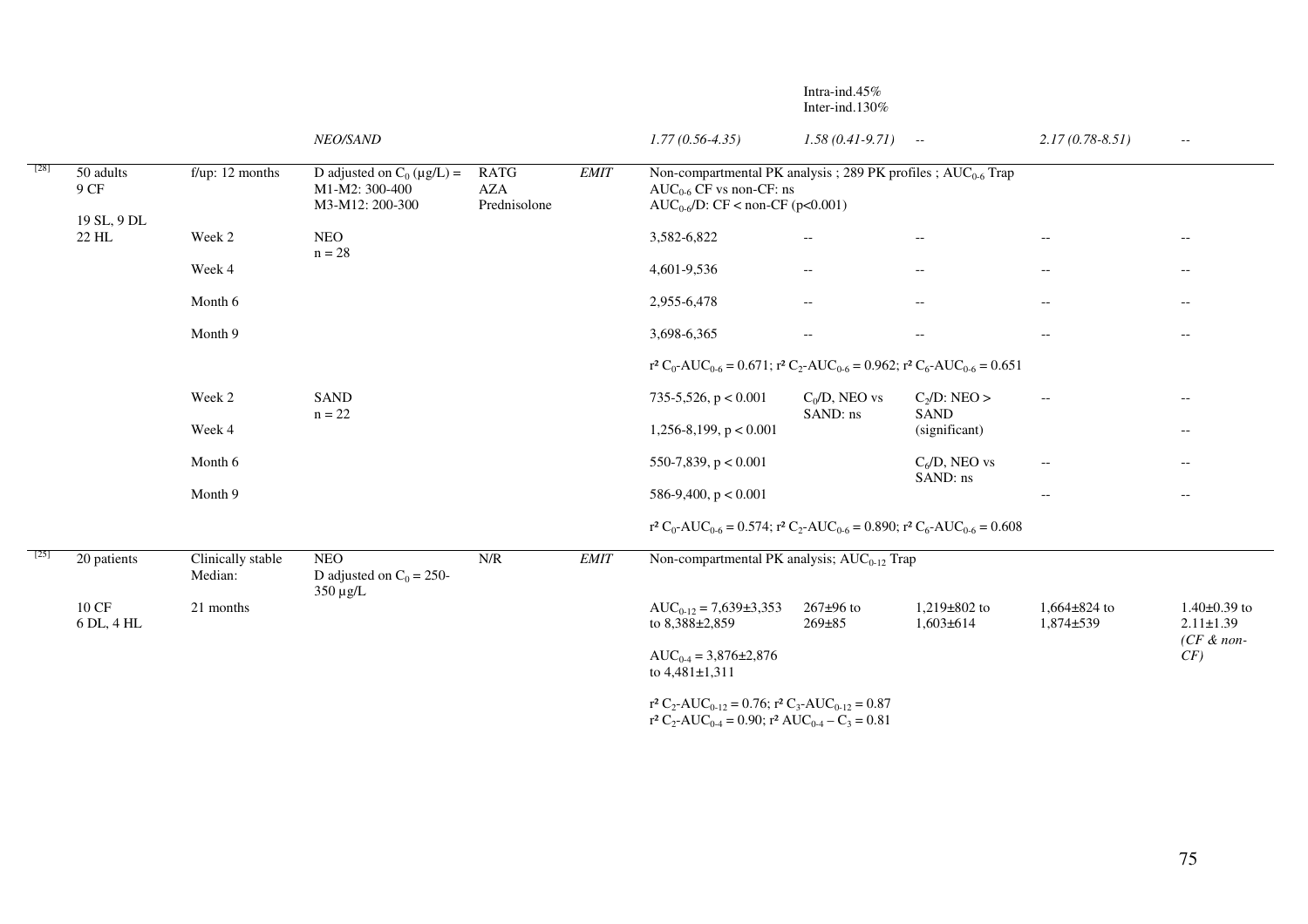| | | | | | | | | | | |
|---|---|---|---|---|---|---|---|---|---|---|
| | | | | | | | Intra-ind.45% Inter-ind.130% | | | |
| | | | *NEO/SAND* | | | *1.77 (0.56-4.35)* | *1.58 (0.41-9.71)* | -- | *2.17 (0.78-8.51)* | -- |
| [28] | 50 adults 9 CF | f/up: 12 months | D adjusted on $C_0$ (µg/L) = M1-M2: 300-400 M3-M12: 200-300 | RATG AZA Prednisolone | *EMIT* | Non-compartmental PK analysis ; 289 PK profiles ; $AUC_{0-6}$ Trap $AUC_{0-6}$ CF vs non-CF: ns $AUC_{0-6}/D$: CF < non-CF ($p<0.001$) | | | | |
| | 19 SL, 9 DL 22 HL | Week 2 | NEO n = 28 | | | 3,582-6,822 | -- | -- | -- | -- |
| | | Week 4 | | | | 4,601-9,536 | -- | -- | -- | -- |
| | | Month 6 | | | | 2,955-6,478 | -- | -- | -- | -- |
| | | Month 9 | | | | 3,698-6,365 | -- | -- | -- | -- |
| | | | | | | $r^2$ $C_0$-$AUC_{0-6}$ = 0.671; $r^2$ $C_2$-$AUC_{0-6}$ = 0.962; $r^2$ $C_6$-$AUC_{0-6}$ = 0.651 | | | | |
| | | Week 2 | SAND n = 22 | | | 735-5,526, $p < 0.001$ | $C_0/D$, NEO vs SAND: ns | $C_2/D$: NEO > SAND (significant) | -- | -- |
| | | Week 4 | | | | 1,256-8,199, $p < 0.001$ | | | | -- |
| | | Month 6 | | | | 550-7,839, $p < 0.001$ | | $C_6/D$, NEO vs SAND: ns | -- | -- |
| | | Month 9 | | | | 586-9,400, $p < 0.001$ | | | -- | -- |
| | | | | | | $r^2$ $C_0$-$AUC_{0-6}$ = 0.574; $r^2$ $C_2$-$AUC_{0-6}$ = 0.890; $r^2$ $C_6$-$AUC_{0-6}$ = 0.608 | | | | |
| [25] | 20 patients | Clinically stable Median: | NEO D adjusted on $C_0$ = 250-350 µg/L | N/R | *EMIT* | Non-compartmental PK analysis; $AUC_{0-12}$ Trap | | | | |
| | 10 CF 6 DL, 4 HL | 21 months | | | | $AUC_{0-12}$ = 7,639±3,353 to 8,388±2,859 | 267±96 to 269±85 | 1,219±802 to 1,603±614 | 1,664±824 to 1,874±539 | 1.40±0.39 to 2.11±1.39 *(CF & non-CF)* |
| | | | | | | $AUC_{0-4}$ = 3,876±2,876 to 4,481±1,311 | | | | |
| | | | | | | $r^2$ $C_2$-$AUC_{0-12}$ = 0.76; $r^2$ $C_3$-$AUC_{0-12}$ = 0.87 $r^2$ $C_2$-$AUC_{0-4}$ = 0.90; $r^2$ $AUC_{0-4}$ – $C_3$ = 0.81 | | | | |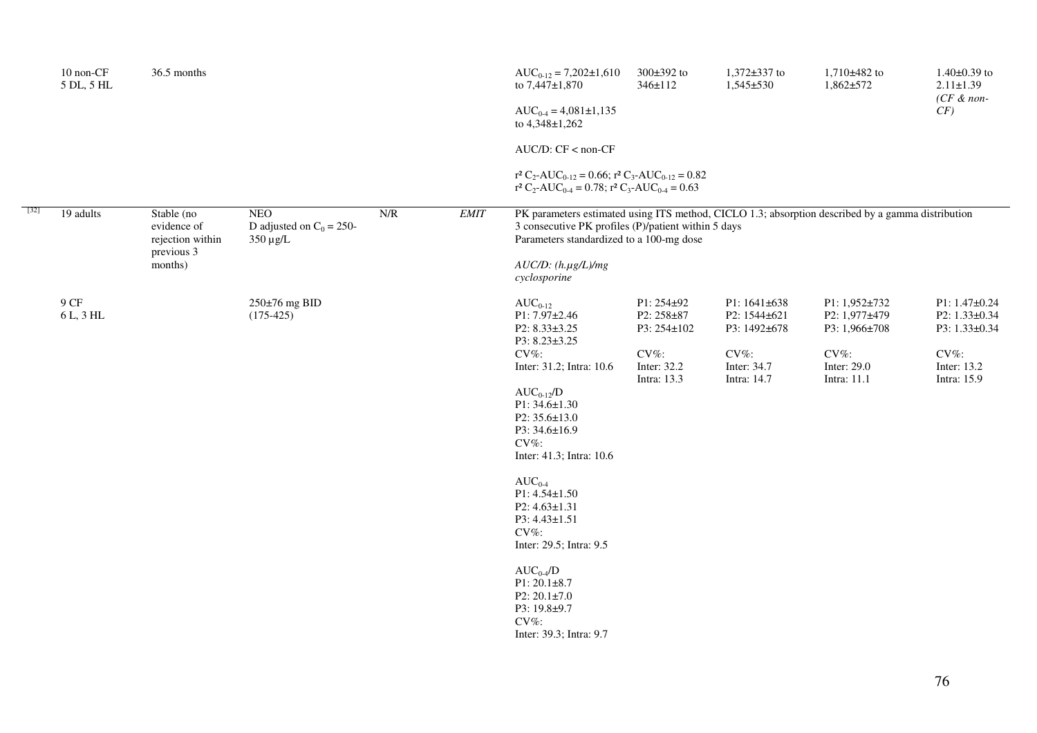| Ref | Patients | Time post-transplant | Formulation / Dose | Co-medication | Assay | AUC | $C_0$ | $C_{max}$ | $C_2$ | $T_{max}$ |
|---|---|---|---|---|---|---|---|---|---|---|
| | 10 non-CF<br>5 DL, 5 HL | 36.5 months | | | | $AUC_{0-12}$ = 7,202±1,610 to 7,447±1,870<br><br>$AUC_{0-4}$ = 4,081±1,135 to 4,348±1,262<br><br>AUC/D: CF < non-CF<br><br>$r^2$ $C_2$-$AUC_{0-12}$ = 0.66; $r^2$ $C_3$-$AUC_{0-12}$ = 0.82<br>$r^2$ $C_2$-$AUC_{0-4}$ = 0.78; $r^2$ $C_3$-$AUC_{0-4}$ = 0.63 | 300±392 to 346±112 | 1,372±337 to 1,545±530 | 1,710±482 to 1,862±572 | 1.40±0.39 to 2.11±1.39<br>*(CF & non-CF)* |
| [32] | 19 adults | Stable (no evidence of rejection within previous 3 months) | NEO<br>D adjusted on $C_0$ = 250-350 µg/L | N/R | *EMIT* | PK parameters estimated using ITS method, CICLO 1.3; absorption described by a gamma distribution<br>3 consecutive PK profiles (P)/patient within 5 days<br>Parameters standardized to a 100-mg dose<br><br>*AUC/D: (h.µg/L)/mg cyclosporine* | | | | |
| | 9 CF<br>6 L, 3 HL | | 250±76 mg BID<br>(175-425) | | | $AUC_{0-12}$<br>P1: 7.97±2.46<br>P2: 8.33±3.25<br>P3: 8.23±3.25<br>CV%:<br>Inter: 31.2; Intra: 10.6<br><br>$AUC_{0-12}$/D<br>P1: 34.6±1.30<br>P2: 35.6±13.0<br>P3: 34.6±16.9<br>CV%:<br>Inter: 41.3; Intra: 10.6<br><br>$AUC_{0-4}$<br>P1: 4.54±1.50<br>P2: 4.63±1.31<br>P3: 4.43±1.51<br>CV%:<br>Inter: 29.5; Intra: 9.5<br><br>$AUC_{0-4}$/D<br>P1: 20.1±8.7<br>P2: 20.1±7.0<br>P3: 19.8±9.7<br>CV%:<br>Inter: 39.3; Intra: 9.7 | P1: 254±92<br>P2: 258±87<br>P3: 254±102<br><br>CV%:<br>Inter: 32.2<br>Intra: 13.3 | P1: 1641±638<br>P2: 1544±621<br>P3: 1492±678<br><br>CV%:<br>Inter: 34.7<br>Intra: 14.7 | P1: 1,952±732<br>P2: 1,977±479<br>P3: 1,966±708<br><br>CV%:<br>Inter: 29.0<br>Intra: 11.1 | P1: 1.47±0.24<br>P2: 1.33±0.34<br>P3: 1.33±0.34<br><br>CV%:<br>Inter: 13.2<br>Intra: 15.9 |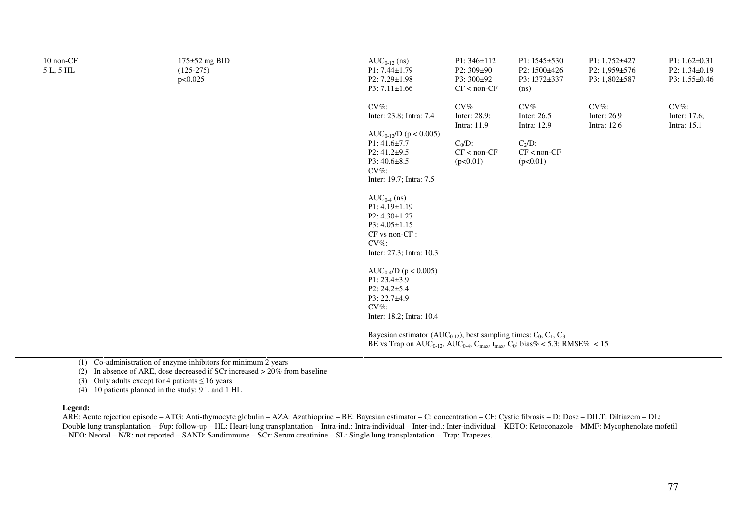| | | | | | | |
|---|---|---|---|---|---|---|
| 10 non-CF<br>5 L, 5 HL | 175±52 mg BID<br>(125-275)<br>p<0.025 | $AUC_{0-12}$ (ns)<br>P1: 7.44±1.79<br>P2: 7.29±1.98<br>P3: 7.11±1.66<br><br>CV%:<br>Inter: 23.8; Intra: 7.4<br><br>$AUC_{0-12}/D$ ($p < 0.005$)<br>P1: 41.6±7.7<br>P2: 41.2±9.5<br>P3: 40.6±8.5<br>CV%:<br>Inter: 19.7; Intra: 7.5<br><br>$AUC_{0-4}$ (ns)<br>P1: 4.19±1.19<br>P2: 4.30±1.27<br>P3: 4.05±1.15<br>CF vs non-CF :<br>CV%:<br>Inter: 27.3; Intra: 10.3<br><br>$AUC_{0-4}/D$ ($p < 0.005$)<br>P1: 23.4±3.9<br>P2: 24.2±5.4<br>P3: 22.7±4.9<br>CV%:<br>Inter: 18.2; Intra: 10.4<br><br>Bayesian estimator ($AUC_{0-12}$), best sampling times: $C_0$, $C_1$, $C_3$<br>BE vs Trap on $AUC_{0-12}$, $AUC_{0-4}$, $C_{max}$, $t_{max}$, $C_0$: bias% < 5.3; RMSE% < 15 | P1: 346±112<br>P2: 309±90<br>P3: 300±92<br>CF < non-CF<br><br>CV%<br>Inter: 28.9;<br>Intra: 11.9<br><br>$C_0/D$:<br>CF < non-CF<br>($p<0.01$) | P1: 1545±530<br>P2: 1500±426<br>P3: 1372±337<br>(ns)<br><br>CV%<br>Inter: 26.5<br>Intra: 12.9<br><br>$C_2/D$:<br>CF < non-CF<br>($p<0.01$) | P1: 1,752±427<br>P2: 1,959±576<br>P3: 1,802±587<br><br>CV%:<br>Inter: 26.9<br>Intra: 12.6 | P1: 1.62±0.31<br>P2: 1.34±0.19<br>P3: 1.55±0.46<br><br>CV%:<br>Inter: 17.6;<br>Intra: 15.1 |

(1) Co-administration of enzyme inhibitors for minimum 2 years
(2) In absence of ARE, dose decreased if SCr increased > 20% from baseline
(3) Only adults except for 4 patients ≤ 16 years
(4) 10 patients planned in the study: 9 L and 1 HL

**Legend:**
ARE: Acute rejection episode – ATG: Anti-thymocyte globulin – AZA: Azathioprine – BE: Bayesian estimator – C: concentration – CF: Cystic fibrosis – D: Dose – DILT: Diltiazem – DL: Double lung transplantation – f/up: follow-up – HL: Heart-lung transplantation – Intra-ind.: Intra-individual – Inter-ind.: Inter-individual – KETO: Ketoconazole – MMF: Mycophenolate mofetil – NEO: Neoral – N/R: not reported – SAND: Sandimmune – SCr: Serum creatinine – SL: Single lung transplantation – Trap: Trapezes.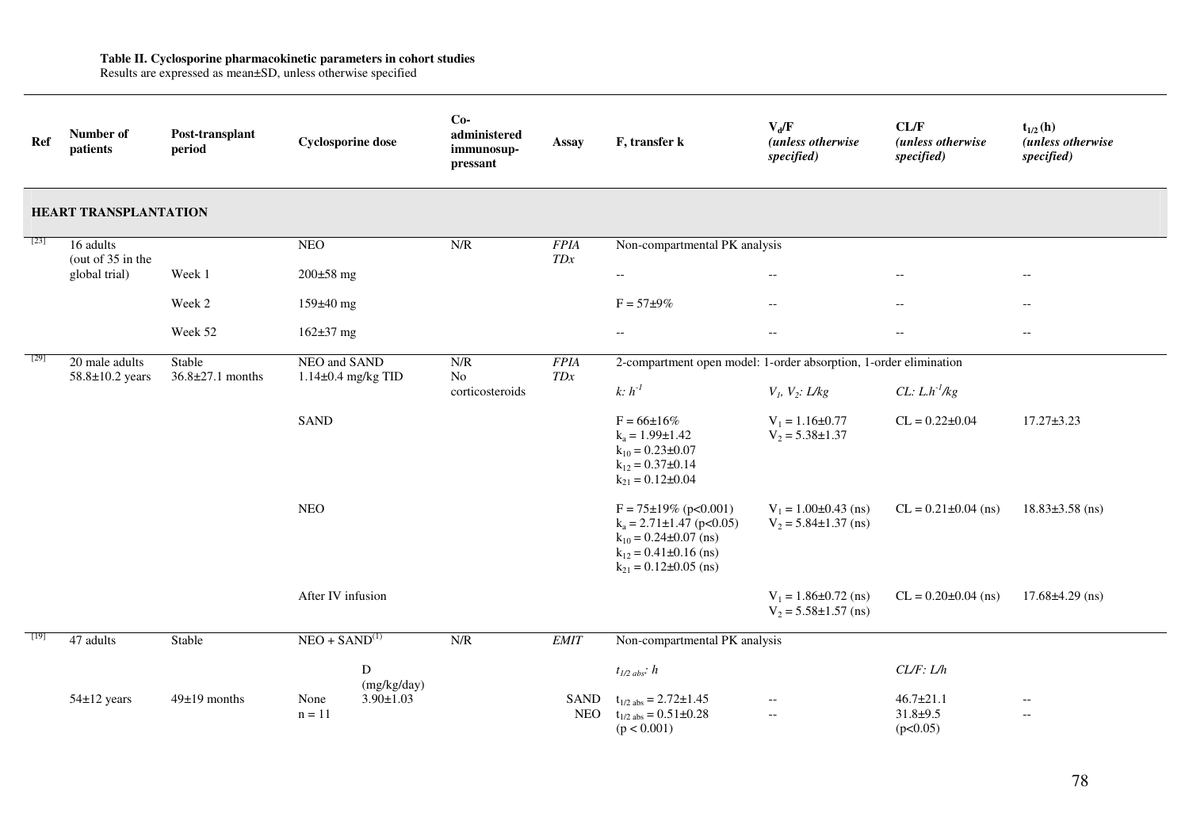**Table II. Cyclosporine pharmacokinetic parameters in cohort studies**
Results are expressed as mean±SD, unless otherwise specified

| Ref | Number of patients | Post-transplant period | Cyclosporine dose | Co-administered immunosuppressant | Assay | F, transfer k | $V_d/F$ *(unless otherwise specified)* | CL/F *(unless otherwise specified)* | $t_{1/2}$ (h) *(unless otherwise specified)* |
|---|---|---|---|---|---|---|---|---|---|
| **HEART TRANSPLANTATION** | | | | | | | | | |
| [23] | 16 adults (out of 35 in the global trial) | | NEO | N/R | *FPIA TDx* | Non-compartmental PK analysis | | | |
| | | Week 1 | 200±58 mg | | | -- | -- | -- | -- |
| | | Week 2 | 159±40 mg | | | F = 57±9% | -- | -- | -- |
| | | Week 52 | 162±37 mg | | | -- | -- | -- | -- |
| [29] | 20 male adults 58.8±10.2 years | Stable 36.8±27.1 months | NEO and SAND 1.14±0.4 mg/kg TID | N/R No corticosteroids | *FPIA TDx* | 2-compartment open model: 1-order absorption, 1-order elimination | | | |
| | | | | | | *k*: $h^{-1}$ | $V_1$, $V_2$: L/kg | CL: $L.h^{-1}/kg$ | |
| | | | SAND | | | F = 66±16%<br>$k_a$ = 1.99±1.42<br>$k_{10}$ = 0.23±0.07<br>$k_{12}$ = 0.37±0.14<br>$k_{21}$ = 0.12±0.04 | $V_1$ = 1.16±0.77<br>$V_2$ = 5.38±1.37 | CL = 0.22±0.04 | 17.27±3.23 |
| | | | NEO | | | F = 75±19% ($p<0.001$)<br>$k_a$ = 2.71±1.47 ($p<0.05$)<br>$k_{10}$ = 0.24±0.07 (ns)<br>$k_{12}$ = 0.41±0.16 (ns)<br>$k_{21}$ = 0.12±0.05 (ns) | $V_1$ = 1.00±0.43 (ns)<br>$V_2$ = 5.84±1.37 (ns) | CL = 0.21±0.04 (ns) | 18.83±3.58 (ns) |
| | | | After IV infusion | | | | $V_1$ = 1.86±0.72 (ns)<br>$V_2$ = 5.58±1.57 (ns) | CL = 0.20±0.04 (ns) | 17.68±4.29 (ns) |
| [19] | 47 adults | Stable | NEO + SAND(1) | N/R | *EMIT* | Non-compartmental PK analysis | | | |
| | | | D (mg/kg/day) | | | $t_{1/2\,abs}$: h | | CL/F: L/h | |
| | 54±12 years | 49±19 months | None n = 11: 3.90±1.03 | | SAND<br>NEO | $t_{1/2\,abs}$ = 2.72±1.45<br>$t_{1/2\,abs}$ = 0.51±0.28<br>($p < 0.001$) | --<br>-- | 46.7±21.1<br>31.8±9.5<br>($p<0.05$) | --<br>-- |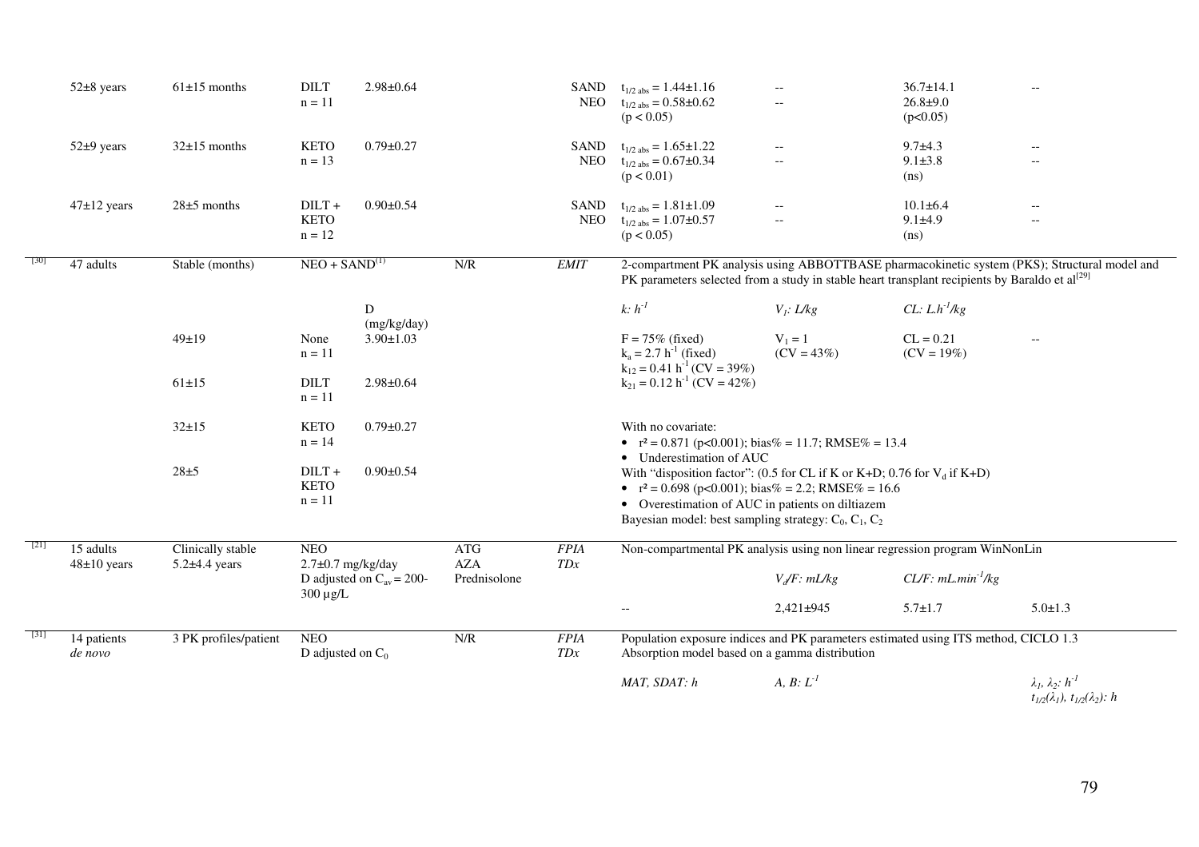| Ref | Patients | Time post-transplant | Co-medication | D (mg/kg/day) | Other immunosuppressants | Assay | PK parameters | | | |
|---|---|---|---|---|---|---|---|---|---|---|
| | 52±8 years | 61±15 months | DILT n = 11 | 2.98±0.64 | | SAND NEO | $t_{1/2\ abs}$ = 1.44±1.16; $t_{1/2\ abs}$ = 0.58±0.62 ($p < 0.05$) | --; -- | 36.7±14.1; 26.8±9.0 ($p<0.05$) | -- |
| | 52±9 years | 32±15 months | KETO n = 13 | 0.79±0.27 | | SAND NEO | $t_{1/2\ abs}$ = 1.65±1.22; $t_{1/2\ abs}$ = 0.67±0.34 ($p < 0.01$) | --; -- | 9.7±4.3; 9.1±3.8 (ns) | --; -- |
| | 47±12 years | 28±5 months | DILT + KETO n = 12 | 0.90±0.54 | | SAND NEO | $t_{1/2\ abs}$ = 1.81±1.09; $t_{1/2\ abs}$ = 1.07±0.57 ($p < 0.05$) | --; -- | 10.1±6.4; 9.1±4.9 (ns) | --; -- |
| [30] | 47 adults | Stable (months) | NEO + SAND[(1)] | | N/R | *EMIT* | 2-compartment PK analysis using ABBOTTBASE pharmacokinetic system (PKS); Structural model and PK parameters selected from a study in stable heart transplant recipients by Baraldo et al[29] | | | |
| | | | | D (mg/kg/day) | | | *k: $h^{-1}$* | *$V_1$: L/kg* | *CL: $L.h^{-1}/kg$* | |
| | | 49±19 | None n = 11 | 3.90±1.03 | | | F = 75% (fixed); $k_a = 2.7\ h^{-1}$ (fixed); $k_{12} = 0.41\ h^{-1}$ (CV = 39%); $k_{21} = 0.12\ h^{-1}$ (CV = 42%) | $V_1$ = 1 (CV = 43%) | CL = 0.21 (CV = 19%) | -- |
| | | 61±15 | DILT n = 11 | 2.98±0.64 | | | | | | |
| | | 32±15 | KETO n = 14 | 0.79±0.27 | | | With no covariate: • $r^2 = 0.871$ ($p<0.001$); bias% = 11.7; RMSE% = 13.4 • Underestimation of AUC | | | |
| | | 28±5 | DILT + KETO n = 11 | 0.90±0.54 | | | With "disposition factor": (0.5 for CL if K or K+D; 0.76 for $V_d$ if K+D) • $r^2 = 0.698$ ($p<0.001$); bias% = 2.2; RMSE% = 16.6 • Overestimation of AUC in patients on diltiazem. Bayesian model: best sampling strategy: $C_0$, $C_1$, $C_2$ | | | |
| [21] | 15 adults 48±10 years | Clinically stable 5.2±4.4 years | NEO 2.7±0.7 mg/kg/day D adjusted on $C_{av}$ = 200-300 µg/L | | ATG AZA Prednisolone | *FPIA TDx* | Non-compartmental PK analysis using non linear regression program WinNonLin | | | |
| | | | | | | | | *$V_d$/F: mL/kg* | *CL/F: $mL.min^{-1}/kg$* | |
| | | | | | | | -- | 2,421±945 | 5.7±1.7 | 5.0±1.3 |
| [31] | 14 patients *de novo* | 3 PK profiles/patient | NEO D adjusted on $C_0$ | | N/R | *FPIA TDx* | Population exposure indices and PK parameters estimated using ITS method, CICLO 1.3. Absorption model based on a gamma distribution | | | |
| | | | | | | | *MAT, SDAT: h* | *A, B: $L^{-1}$* | | *$\lambda_1$, $\lambda_2$: $h^{-1}$; $t_{1/2}(\lambda_1)$, $t_{1/2}(\lambda_2)$: h* |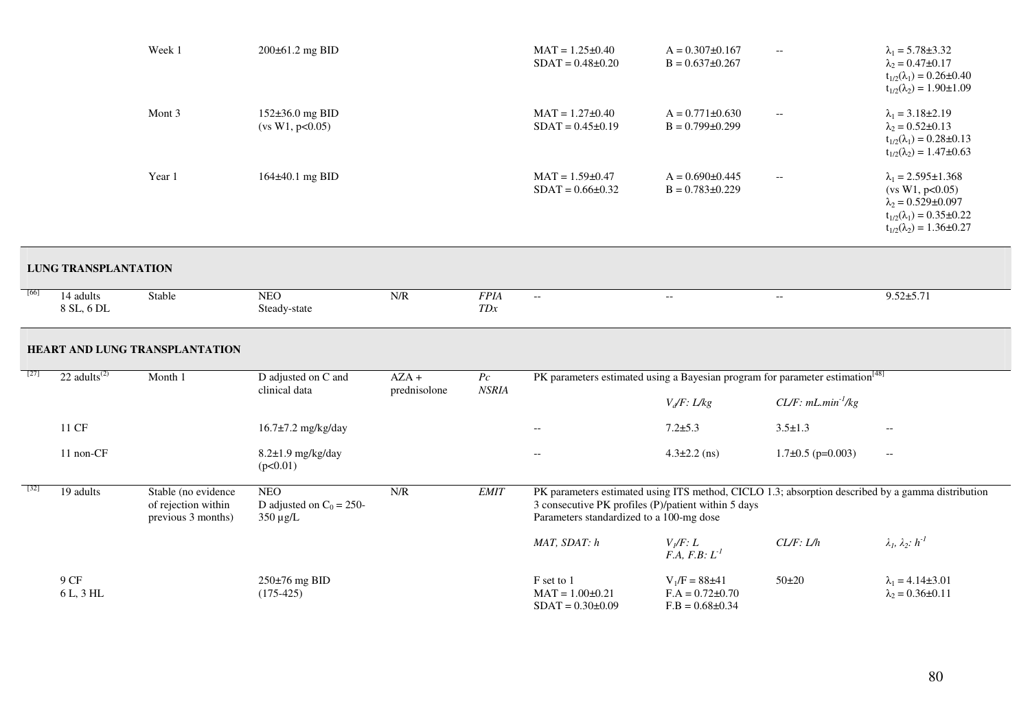| | | | | | | | | | |
|---|---|---|---|---|---|---|---|---|---|
| | | Week 1 | 200±61.2 mg BID | | | MAT = 1.25±0.40<br>SDAT = 0.48±0.20 | A = 0.307±0.167<br>B = 0.637±0.267 | -- | $\lambda_1$ = 5.78±3.32<br>$\lambda_2$ = 0.47±0.17<br>$t_{1/2}(\lambda_1)$ = 0.26±0.40<br>$t_{1/2}(\lambda_2)$ = 1.90±1.09 |
| | | Mont 3 | 152±36.0 mg BID<br>(vs W1, p<0.05) | | | MAT = 1.27±0.40<br>SDAT = 0.45±0.19 | A = 0.771±0.630<br>B = 0.799±0.299 | -- | $\lambda_1$ = 3.18±2.19<br>$\lambda_2$ = 0.52±0.13<br>$t_{1/2}(\lambda_1)$ = 0.28±0.13<br>$t_{1/2}(\lambda_2)$ = 1.47±0.63 |
| | | Year 1 | 164±40.1 mg BID | | | MAT = 1.59±0.47<br>SDAT = 0.66±0.32 | A = 0.690±0.445<br>B = 0.783±0.229 | -- | $\lambda_1$ = 2.595±1.368<br>(vs W1, p<0.05)<br>$\lambda_2$ = 0.529±0.097<br>$t_{1/2}(\lambda_1)$ = 0.35±0.22<br>$t_{1/2}(\lambda_2)$ = 1.36±0.27 |
| **LUNG TRANSPLANTATION** | | | | | | | | | |
| [66] | 14 adults<br>8 SL, 6 DL | Stable | NEO<br>Steady-state | N/R | *FPIA*<br>*TDx* | -- | -- | -- | 9.52±5.71 |
| **HEART AND LUNG TRANSPLANTATION** | | | | | | | | | |
| [27] | 22 adults[(2)] | Month 1 | D adjusted on C and clinical data | AZA + prednisolone | *Pc*<br>*NSRIA* | PK parameters estimated using a Bayesian program for parameter estimation[48] | | | |
| | | | | | | | *$V_d$/F: L/kg* | *CL/F: mL.min$^{-1}$/kg* | |
| | 11 CF | | 16.7±7.2 mg/kg/day | | | -- | 7.2±5.3 | 3.5±1.3 | -- |
| | 11 non-CF | | 8.2±1.9 mg/kg/day<br>(p<0.01) | | | -- | 4.3±2.2 (ns) | 1.7±0.5 (p=0.003) | -- |
| [32] | 19 adults | Stable (no evidence of rejection within previous 3 months) | NEO<br>D adjusted on $C_0$ = 250-350 µg/L | N/R | *EMIT* | PK parameters estimated using ITS method, CICLO 1.3; absorption described by a gamma distribution<br>3 consecutive PK profiles (P)/patient within 5 days<br>Parameters standardized to a 100-mg dose | | | |
| | | | | | | *MAT, SDAT: h* | *$V_1$/F: L*<br>*F.A, F.B: L$^{-1}$* | *CL/F: L/h* | *$\lambda_1$, $\lambda_2$: h$^{-1}$* |
| | 9 CF<br>6 L, 3 HL | | 250±76 mg BID<br>(175-425) | | | F set to 1<br>MAT = 1.00±0.21<br>SDAT = 0.30±0.09 | $V_1$/F = 88±41<br>F.A = 0.72±0.70<br>F.B = 0.68±0.34 | 50±20 | $\lambda_1$ = 4.14±3.01<br>$\lambda_2$ = 0.36±0.11 |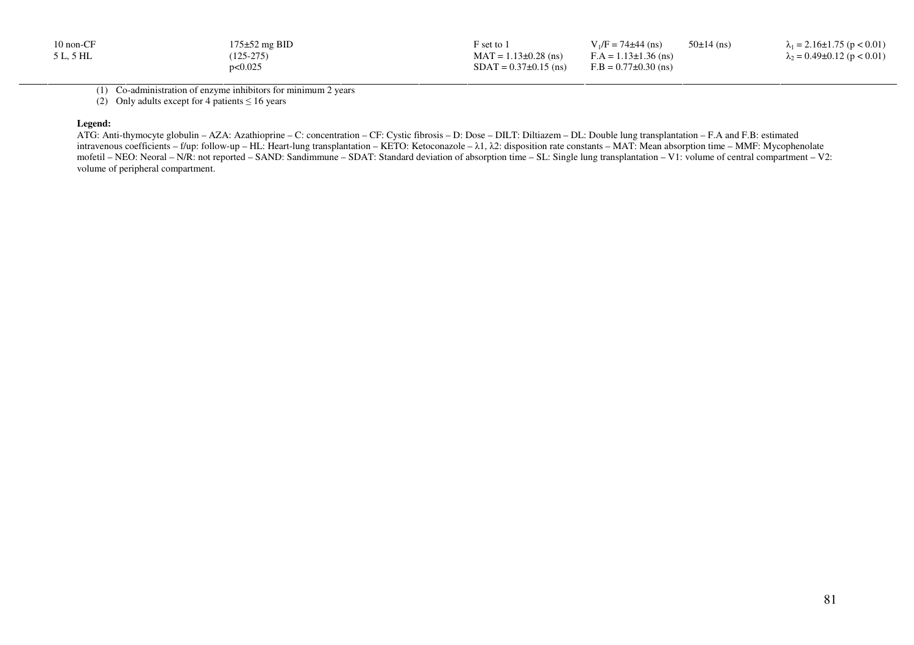| | | | | | | |
|---|---|---|---|---|---|---|
| 10 non-CF<br>5 L, 5 HL | $175\pm52$ mg BID<br>(125-275)<br>$p<0.025$ | | F set to 1<br>MAT = $1.13\pm0.28$ (ns)<br>SDAT = $0.37\pm0.15$ (ns) | $V_1/F = 74\pm44$ (ns)<br>F.A = $1.13\pm1.36$ (ns)<br>F.B = $0.77\pm0.30$ (ns) | $50\pm14$ (ns) | $\lambda_1 = 2.16\pm1.75$ ($p < 0.01$)<br>$\lambda_2 = 0.49\pm0.12$ ($p < 0.01$) |

(1) Co-administration of enzyme inhibitors for minimum 2 years
(2) Only adults except for 4 patients ≤ 16 years

**Legend:**
ATG: Anti-thymocyte globulin – AZA: Azathioprine – C: concentration – CF: Cystic fibrosis – D: Dose – DILT: Diltiazem – DL: Double lung transplantation – F.A and F.B: estimated intravenous coefficients – f/up: follow-up – HL: Heart-lung transplantation – KETO: Ketoconazole – λ1, λ2: disposition rate constants – MAT: Mean absorption time – MMF: Mycophenolate mofetil – NEO: Neoral – N/R: not reported – SAND: Sandimmune – SDAT: Standard deviation of absorption time – SL: Single lung transplantation – V1: volume of central compartment – V2: volume of peripheral compartment.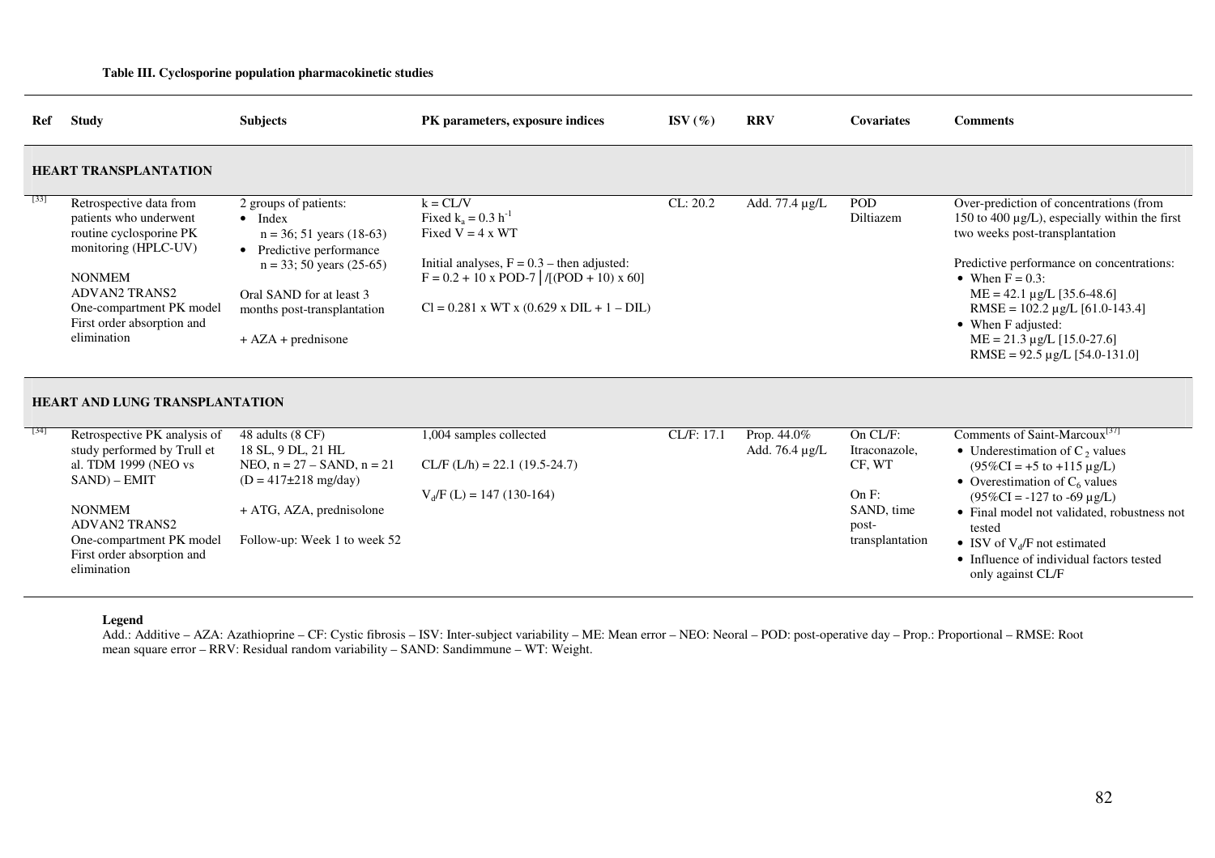**Table III. Cyclosporine population pharmacokinetic studies**

| Ref | Study | Subjects | PK parameters, exposure indices | ISV (%) | RRV | Covariates | Comments |
|---|---|---|---|---|---|---|---|
| **HEART TRANSPLANTATION** | | | | | | | |
| [33] | Retrospective data from patients who underwent routine cyclosporine PK monitoring (HPLC-UV)<br><br>NONMEM<br>ADVAN2 TRANS2<br>One-compartment PK model<br>First order absorption and elimination | 2 groups of patients:<br>• Index<br>n = 36; 51 years (18-63)<br>• Predictive performance<br>n = 33; 50 years (25-65)<br><br>Oral SAND for at least 3 months post-transplantation<br><br>+ AZA + prednisone | $k = CL/V$<br>Fixed $k_a = 0.3\ h^{-1}$<br>Fixed V = 4 x WT<br><br>Initial analyses, F = 0.3 – then adjusted:<br>F = 0.2 + 10 x POD-7 │/[(POD + 10) x 60]<br><br>Cl = 0.281 x WT x (0.629 x DIL + 1 – DIL) | CL: 20.2 | Add. 77.4 µg/L | POD<br>Diltiazem | Over-prediction of concentrations (from 150 to 400 µg/L), especially within the first two weeks post-transplantation<br><br>Predictive performance on concentrations:<br>• When F = 0.3:<br>ME = 42.1 µg/L [35.6-48.6]<br>RMSE = 102.2 µg/L [61.0-143.4]<br>• When F adjusted:<br>ME = 21.3 µg/L [15.0-27.6]<br>RMSE = 92.5 µg/L [54.0-131.0] |
| **HEART AND LUNG TRANSPLANTATION** | | | | | | | |
| [34] | Retrospective PK analysis of study performed by Trull et al. TDM 1999 (NEO vs SAND) – EMIT<br><br>NONMEM<br>ADVAN2 TRANS2<br>One-compartment PK model<br>First order absorption and elimination | 48 adults (8 CF)<br>18 SL, 9 DL, 21 HL<br>NEO, n = 27 – SAND, n = 21<br>(D = 417±218 mg/day)<br><br>+ ATG, AZA, prednisolone<br><br>Follow-up: Week 1 to week 52 | 1,004 samples collected<br><br>CL/F (L/h) = 22.1 (19.5-24.7)<br><br>$V_d/F$ (L) = 147 (130-164) | CL/F: 17.1 | Prop. 44.0%<br>Add. 76.4 µg/L | On CL/F:<br>Itraconazole, CF, WT<br><br>On F:<br>SAND, time post-transplantation | Comments of Saint-Marcoux[37]<br>• Underestimation of $C_2$ values (95%CI = +5 to +115 µg/L)<br>• Overestimation of $C_6$ values (95%CI = -127 to -69 µg/L)<br>• Final model not validated, robustness not tested<br>• ISV of $V_d/F$ not estimated<br>• Influence of individual factors tested only against CL/F |

**Legend**

Add.: Additive – AZA: Azathioprine – CF: Cystic fibrosis – ISV: Inter-subject variability – ME: Mean error – NEO: Neoral – POD: post-operative day – Prop.: Proportional – RMSE: Root mean square error – RRV: Residual random variability – SAND: Sandimmune – WT: Weight.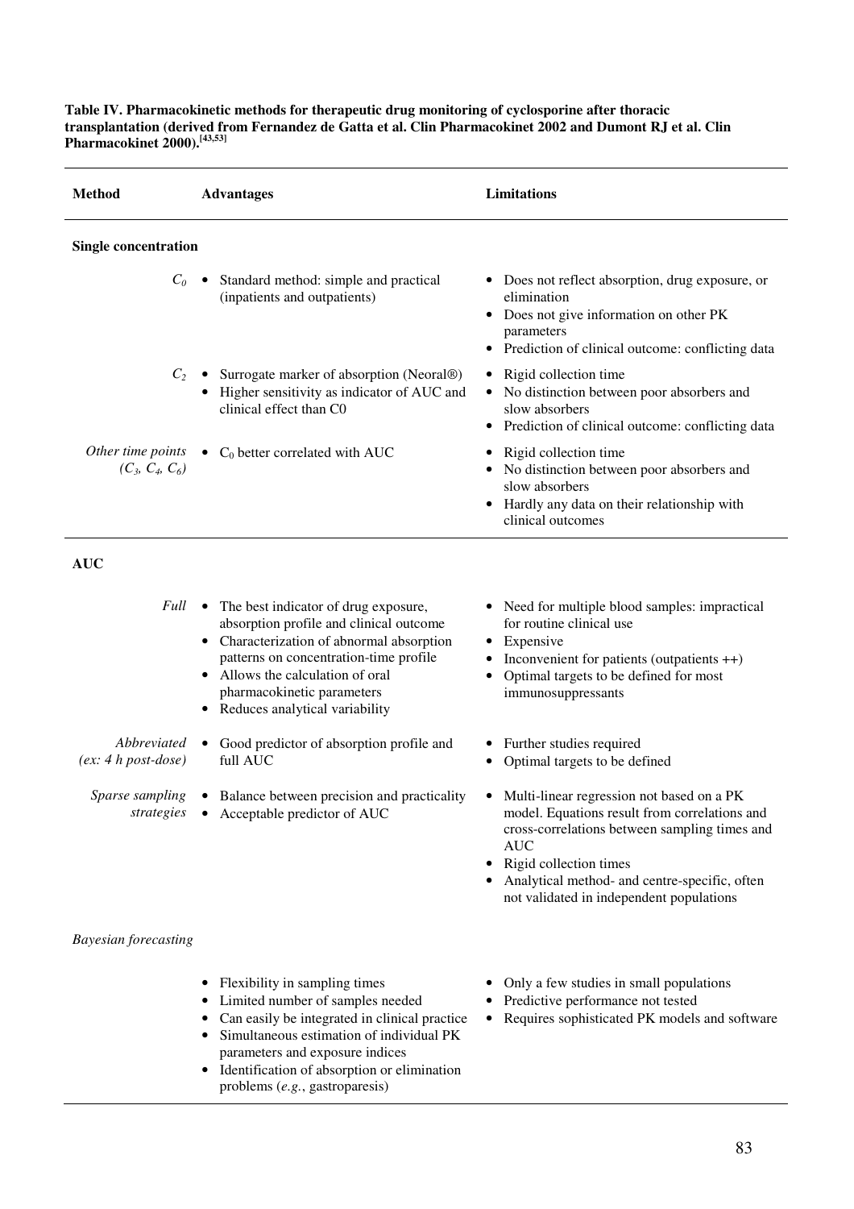**Table IV. Pharmacokinetic methods for therapeutic drug monitoring of cyclosporine after thoracic transplantation (derived from Fernandez de Gatta et al. Clin Pharmacokinet 2002 and Dumont RJ et al. Clin Pharmacokinet 2000).[43,53]**

| Method | Advantages | Limitations |
|---|---|---|
| **Single concentration** | | |
| *$C_0$* | • Standard method: simple and practical (inpatients and outpatients) | • Does not reflect absorption, drug exposure, or elimination<br>• Does not give information on other PK parameters<br>• Prediction of clinical outcome: conflicting data |
| *$C_2$* | • Surrogate marker of absorption (Neoral®)<br>• Higher sensitivity as indicator of AUC and clinical effect than C0 | • Rigid collection time<br>• No distinction between poor absorbers and slow absorbers<br>• Prediction of clinical outcome: conflicting data |
| *Other time points ($C_3$, $C_4$, $C_6$)* | • $C_0$ better correlated with AUC | • Rigid collection time<br>• No distinction between poor absorbers and slow absorbers<br>• Hardly any data on their relationship with clinical outcomes |
| **AUC** | | |
| *Full* | • The best indicator of drug exposure, absorption profile and clinical outcome<br>• Characterization of abnormal absorption patterns on concentration-time profile<br>• Allows the calculation of oral pharmacokinetic parameters<br>• Reduces analytical variability | • Need for multiple blood samples: impractical for routine clinical use<br>• Expensive<br>• Inconvenient for patients (outpatients ++)<br>• Optimal targets to be defined for most immunosuppressants |
| *Abbreviated (ex: 4 h post-dose)* | • Good predictor of absorption profile and full AUC | • Further studies required<br>• Optimal targets to be defined |
| *Sparse sampling strategies* | • Balance between precision and practicality<br>• Acceptable predictor of AUC | • Multi-linear regression not based on a PK model. Equations result from correlations and cross-correlations between sampling times and AUC<br>• Rigid collection times<br>• Analytical method- and centre-specific, often not validated in independent populations |
| *Bayesian forecasting* | | |
| | • Flexibility in sampling times<br>• Limited number of samples needed<br>• Can easily be integrated in clinical practice<br>• Simultaneous estimation of individual PK parameters and exposure indices<br>• Identification of absorption or elimination problems (*e.g.*, gastroparesis) | • Only a few studies in small populations<br>• Predictive performance not tested<br>• Requires sophisticated PK models and software |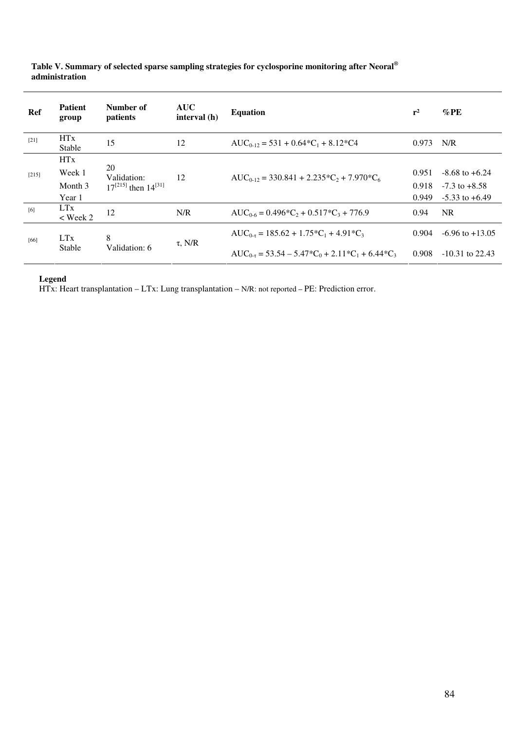**Table V. Summary of selected sparse sampling strategies for cyclosporine monitoring after Neoral® administration**

| Ref | Patient group | Number of patients | AUC interval (h) | Equation | r² | %PE |
|---|---|---|---|---|---|---|
| [21] | HTx Stable | 15 | 12 | $AUC_{0-12} = 531 + 0.64*C_1 + 8.12*C4$ | 0.973 | N/R |
| [215] | HTx<br>Week 1<br>Month 3<br>Year 1 | 20<br>Validation:<br>17[215] then 14[31] | 12 | $AUC_{0-12} = 330.841 + 2.235*C_2 + 7.970*C_6$ | 0.951<br>0.918<br>0.949 | -8.68 to +6.24<br>-7.3 to +8.58<br>-5.33 to +6.49 |
| [6] | LTx < Week 2 | 12 | N/R | $AUC_{0-6} = 0.496*C_2 + 0.517*C_3 + 776.9$ | 0.94 | NR |
| [66] | LTx Stable | 8<br>Validation: 6 | τ, N/R | $AUC_{0-\tau} = 185.62 + 1.75*C_1 + 4.91*C_3$ | 0.904 | -6.96 to +13.05 |
| | | | | $AUC_{0-\tau} = 53.54 - 5.47*C_0 + 2.11*C_1 + 6.44*C_3$ | 0.908 | -10.31 to 22.43 |

**Legend**

HTx: Heart transplantation – LTx: Lung transplantation – N/R: not reported – PE: Prediction error.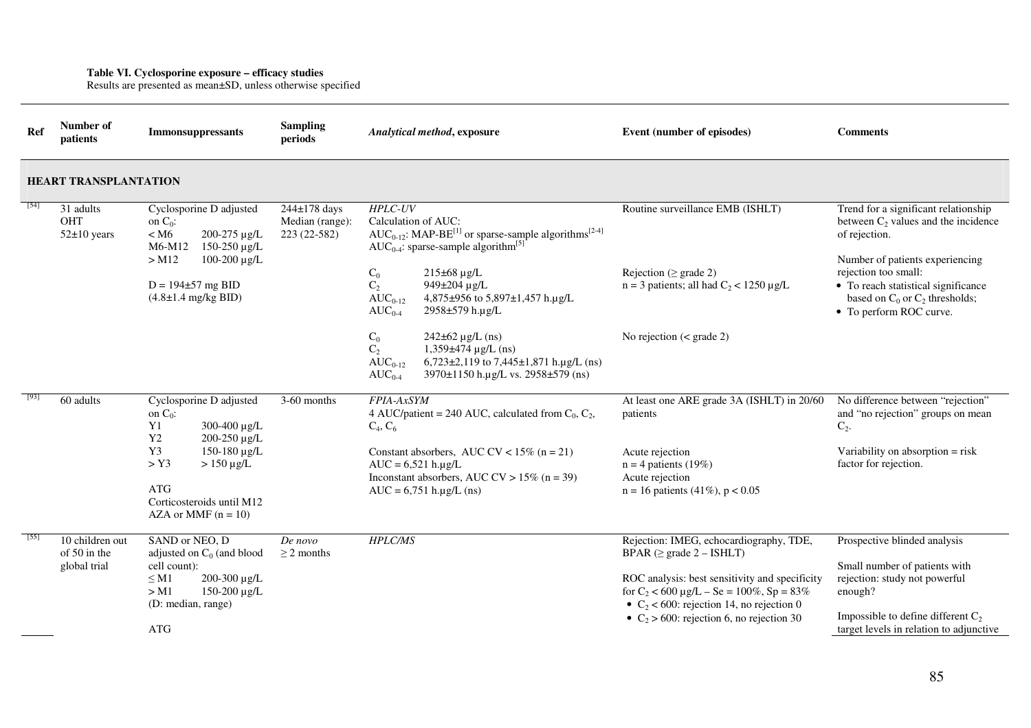**Table VI. Cyclosporine exposure – efficacy studies**
Results are presented as mean±SD, unless otherwise specified

| Ref | Number of patients | Immonsuppressants | Sampling periods | *Analytical method*, exposure | Event (number of episodes) | Comments |
|---|---|---|---|---|---|---|
| **HEART TRANSPLANTATION** | | | | | | |
| [54] | 31 adults<br>OHT<br>52±10 years | Cyclosporine D adjusted on $C_0$:<br>< M6 200-275 µg/L<br>M6-M12 150-250 µg/L<br>> M12 100-200 µg/L<br><br>D = 194±57 mg BID<br>(4.8±1.4 mg/kg BID) | 244±178 days<br>Median (range): 223 (22-582) | *HPLC-UV*<br>Calculation of AUC:<br>$AUC_{0-12}$: MAP-BE[1] or sparse-sample algorithms[2-4]<br>$AUC_{0-4}$: sparse-sample algorithm[5]<br><br>$C_0$ 215±68 µg/L<br>$C_2$ 949±204 µg/L<br>$AUC_{0-12}$ 4,875±956 to 5,897±1,457 h.µg/L<br>$AUC_{0-4}$ 2958±579 h.µg/L<br><br>$C_0$ 242±62 µg/L (ns)<br>$C_2$ 1,359±474 µg/L (ns)<br>$AUC_{0-12}$ 6,723±2,119 to 7,445±1,871 h.µg/L (ns)<br>$AUC_{0-4}$ 3970±1150 h.µg/L vs. 2958±579 (ns) | Routine surveillance EMB (ISHLT)<br><br>Rejection (≥ grade 2)<br>n = 3 patients; all had $C_2$ < 1250 µg/L<br><br>No rejection (< grade 2) | Trend for a significant relationship between $C_2$ values and the incidence of rejection.<br><br>Number of patients experiencing rejection too small:<br>• To reach statistical significance based on $C_0$ or $C_2$ thresholds;<br>• To perform ROC curve. |
| [93] | 60 adults | Cyclosporine D adjusted on $C_0$:<br>Y1 300-400 µg/L<br>Y2 200-250 µg/L<br>Y3 150-180 µg/L<br>> Y3 > 150 µg/L<br><br>ATG<br>Corticosteroids until M12<br>AZA or MMF (n = 10) | 3-60 months | *FPIA-AxSYM*<br>4 AUC/patient = 240 AUC, calculated from $C_0$, $C_2$, $C_4$, $C_6$<br><br>Constant absorbers, AUC CV < 15% (n = 21)<br>AUC = 6,521 h.µg/L<br>Inconstant absorbers, AUC CV > 15% (n = 39)<br>AUC = 6,751 h.µg/L (ns) | At least one ARE grade 3A (ISHLT) in 20/60 patients<br><br>Acute rejection<br>n = 4 patients (19%)<br>Acute rejection<br>n = 16 patients (41%), $p < 0.05$ | No difference between "rejection" and "no rejection" groups on mean $C_2$.<br><br>Variability on absorption = risk factor for rejection. |
| [55] | 10 children out of 50 in the global trial | SAND or NEO, D adjusted on $C_0$ (and blood cell count):<br>≤ M1 200-300 µg/L<br>> M1 150-200 µg/L<br>(D: median, range)<br><br>ATG | *De novo*<br>≥ 2 months | *HPLC/MS* | Rejection: IMEG, echocardiography, TDE, BPAR (≥ grade 2 – ISHLT)<br><br>ROC analysis: best sensitivity and specificity for $C_2$ < 600 µg/L – Se = 100%, Sp = 83%<br>• $C_2$ < 600: rejection 14, no rejection 0<br>• $C_2$ > 600: rejection 6, no rejection 30 | Prospective blinded analysis<br><br>Small number of patients with rejection: study not powerful enough?<br><br>Impossible to define different $C_2$ target levels in relation to adjunctive |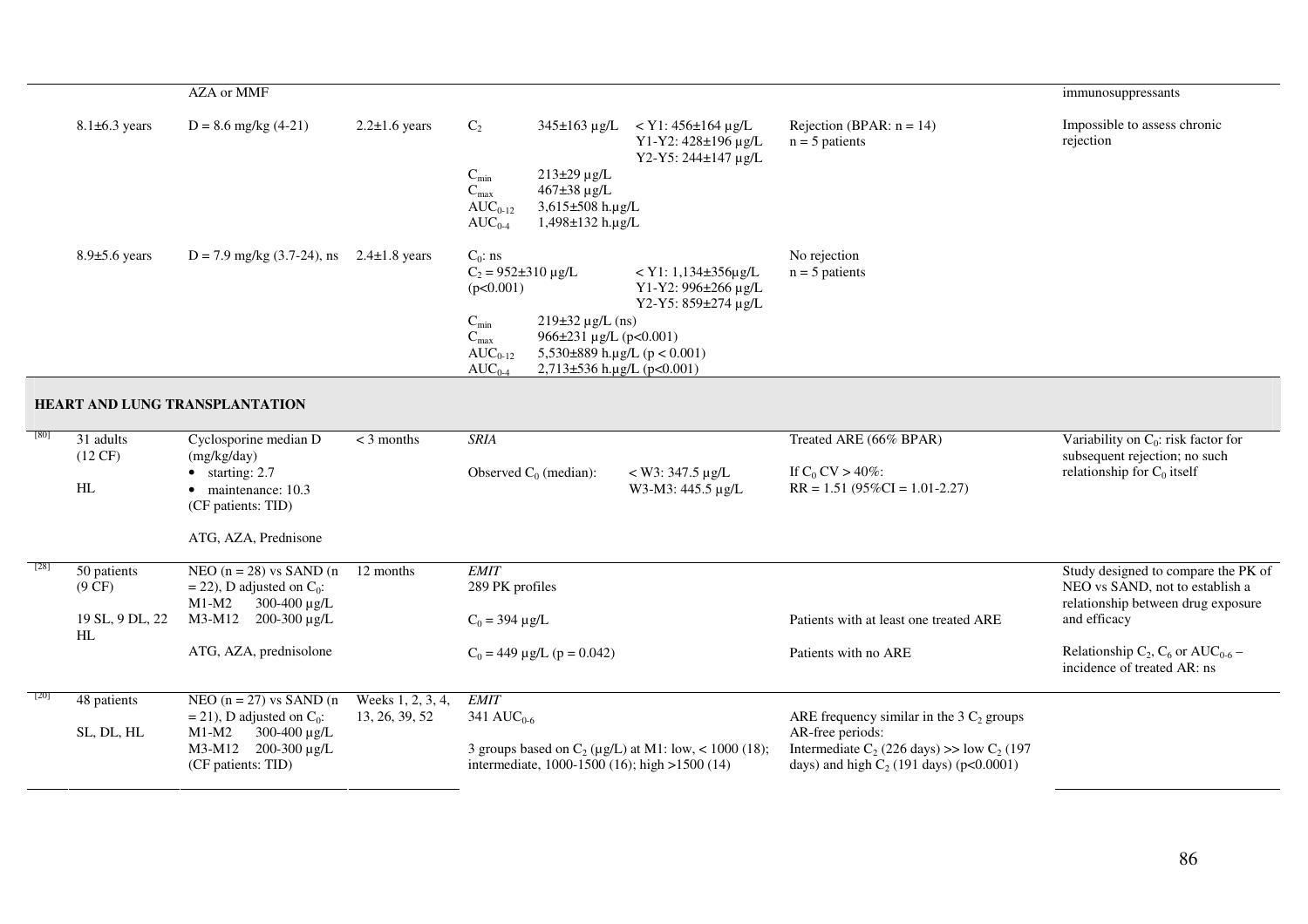| Ref | Patients | Treatment | Follow-up | PK | | | Outcome | Comments |
|---|---|---|---|---|---|---|---|---|
| | | AZA or MMF | | | | | | immunosuppressants |
| | 8.1±6.3 years | D = 8.6 mg/kg (4-21) | 2.2±1.6 years | $C_2$ | 345±163 µg/L | < Y1: 456±164 µg/L<br>Y1-Y2: 428±196 µg/L<br>Y2-Y5: 244±147 µg/L | Rejection (BPAR: n = 14)<br>n = 5 patients | Impossible to assess chronic rejection |
| | | | | $C_{min}$<br>$C_{max}$<br>$AUC_{0-12}$<br>$AUC_{0-4}$ | 213±29 µg/L<br>467±38 µg/L<br>3,615±508 h.µg/L<br>1,498±132 h.µg/L | | | |
| | 8.9±5.6 years | D = 7.9 mg/kg (3.7-24), ns | 2.4±1.8 years | $C_0$: ns<br>$C_2$ = 952±310 µg/L (p<0.001) | | < Y1: 1,134±356µg/L<br>Y1-Y2: 996±266 µg/L<br>Y2-Y5: 859±274 µg/L | No rejection<br>n = 5 patients | |
| | | | | $C_{min}$<br>$C_{max}$<br>$AUC_{0-12}$<br>$AUC_{0-4}$ | 219±32 µg/L (ns)<br>966±231 µg/L (p<0.001)<br>5,530±889 h.µg/L (p < 0.001)<br>2,713±536 h.µg/L (p<0.001) | | | |
| **HEART AND LUNG TRANSPLANTATION** | | | | | | | | |
| [80] | 31 adults (12 CF)<br><br>HL | Cyclosporine median D (mg/kg/day)<br>• starting: 2.7<br>• maintenance: 10.3<br>(CF patients: TID)<br><br>ATG, AZA, Prednisone | < 3 months | *SRIA*<br><br>Observed $C_0$ (median): | | < W3: 347.5 µg/L<br>W3-M3: 445.5 µg/L | Treated ARE (66% BPAR)<br><br>If $C_0$ CV > 40%:<br>RR = 1.51 (95%CI = 1.01-2.27) | Variability on $C_0$: risk factor for subsequent rejection; no such relationship for $C_0$ itself |
| [28] | 50 patients (9 CF)<br><br>19 SL, 9 DL, 22 HL | NEO (n = 28) vs SAND (n = 22), D adjusted on $C_0$:<br>M1-M2 300-400 µg/L<br>M3-M12 200-300 µg/L<br><br>ATG, AZA, prednisolone | 12 months | *EMIT*<br>289 PK profiles<br><br>$C_0$ = 394 µg/L<br><br>$C_0$ = 449 µg/L (p = 0.042) | | | <br><br><br>Patients with at least one treated ARE<br><br>Patients with no ARE | Study designed to compare the PK of NEO vs SAND, not to establish a relationship between drug exposure and efficacy<br><br>Relationship $C_2$, $C_6$ or $AUC_{0-6}$ – incidence of treated AR: ns |
| [20] | 48 patients<br><br>SL, DL, HL | NEO (n = 27) vs SAND (n = 21), D adjusted on $C_0$:<br>M1-M2 300-400 µg/L<br>M3-M12 200-300 µg/L<br>(CF patients: TID) | Weeks 1, 2, 3, 4, 13, 26, 39, 52 | *EMIT*<br>341 $AUC_{0-6}$<br><br>3 groups based on $C_2$ (µg/L) at M1: low, < 1000 (18); intermediate, 1000-1500 (16); high >1500 (14) | | | ARE frequency similar in the 3 $C_2$ groups<br>AR-free periods:<br>Intermediate $C_2$ (226 days) >> low $C_2$ (197 days) and high $C_2$ (191 days) (p<0.0001) | |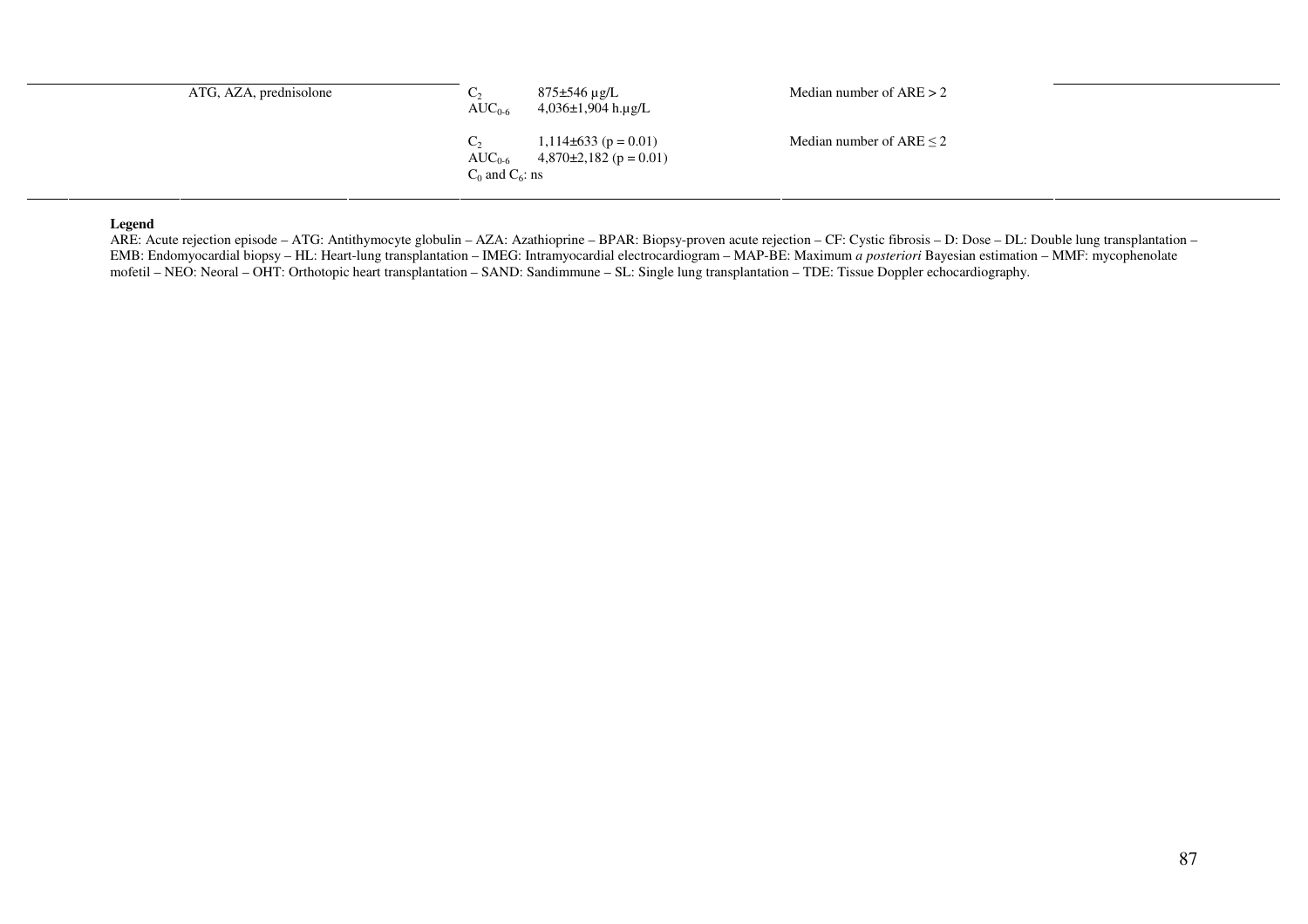| | | | | | |
|---|---|---|---|---|---|
| | ATG, AZA, prednisolone | $C_2$ | 875±546 µg/L | Median number of ARE > 2 | |
| | | $AUC_{0\text{-}6}$ | 4,036±1,904 h.µg/L | | |
| | | $C_2$ | 1,114±633 ($p = 0.01$) | Median number of ARE ≤ 2 | |
| | | $AUC_{0\text{-}6}$ | 4,870±2,182 ($p = 0.01$) | | |
| | | $C_0$ and $C_6$: ns | | | |

**Legend**

ARE: Acute rejection episode – ATG: Antithymocyte globulin – AZA: Azathioprine – BPAR: Biopsy-proven acute rejection – CF: Cystic fibrosis – D: Dose – DL: Double lung transplantation – EMB: Endomyocardial biopsy – HL: Heart-lung transplantation – IMEG: Intramyocardial electrocardiogram – MAP-BE: Maximum *a posteriori* Bayesian estimation – MMF: mycophenolate mofetil – NEO: Neoral – OHT: Orthotopic heart transplantation – SAND: Sandimmune – SL: Single lung transplantation – TDE: Tissue Doppler echocardiography.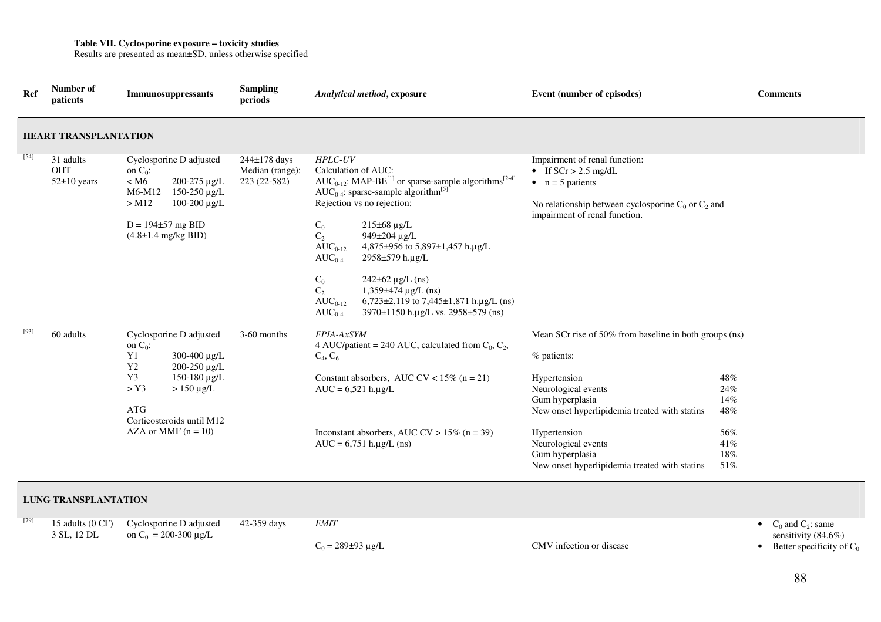**Table VII. Cyclosporine exposure – toxicity studies**
Results are presented as mean±SD, unless otherwise specified

| Ref | Number of patients | Immunosuppressants | Sampling periods | *Analytical method*, exposure | Event (number of episodes) | Comments |
|---|---|---|---|---|---|---|
| **HEART TRANSPLANTATION** | | | | | | |
| [54] | 31 adults<br>OHT<br>52±10 years | Cyclosporine D adjusted on $C_0$:<br>< M6 200-275 µg/L<br>M6-M12 150-250 µg/L<br>> M12 100-200 µg/L<br><br>D = 194±57 mg BID<br>(4.8±1.4 mg/kg BID) | 244±178 days<br>Median (range): 223 (22-582) | *HPLC-UV*<br>Calculation of AUC:<br>$AUC_{0-12}$: MAP-BE[1] or sparse-sample algorithms[2-4]<br>$AUC_{0-4}$: sparse-sample algorithm[5]<br>Rejection vs no rejection:<br><br>$C_0$ 215±68 µg/L<br>$C_2$ 949±204 µg/L<br>$AUC_{0-12}$ 4,875±956 to 5,897±1,457 h.µg/L<br>$AUC_{0-4}$ 2958±579 h.µg/L<br><br>$C_0$ 242±62 µg/L (ns)<br>$C_2$ 1,359±474 µg/L (ns)<br>$AUC_{0-12}$ 6,723±2,119 to 7,445±1,871 h.µg/L (ns)<br>$AUC_{0-4}$ 3970±1150 h.µg/L vs. 2958±579 (ns) | Impairment of renal function:<br>• If SCr > 2.5 mg/dL<br>• n = 5 patients<br><br>No relationship between cyclosporine $C_0$ or $C_2$ and impairment of renal function. | |
| [93] | 60 adults | Cyclosporine D adjusted on $C_0$:<br>Y1 300-400 µg/L<br>Y2 200-250 µg/L<br>Y3 150-180 µg/L<br>> Y3 > 150 µg/L<br><br>ATG<br>Corticosteroids until M12<br>AZA or MMF (n = 10) | 3-60 months | *FPIA-AxSYM*<br>4 AUC/patient = 240 AUC, calculated from $C_0$, $C_2$, $C_4$, $C_6$<br><br>Constant absorbers, AUC CV < 15% (n = 21)<br>AUC = 6,521 h.µg/L<br><br>Inconstant absorbers, AUC CV > 15% (n = 39)<br>AUC = 6,751 h.µg/L (ns) | Mean SCr rise of 50% from baseline in both groups (ns)<br><br>% patients:<br><br>Hypertension 48%<br>Neurological events 24%<br>Gum hyperplasia 14%<br>New onset hyperlipidemia treated with statins 48%<br><br>Hypertension 56%<br>Neurological events 41%<br>Gum hyperplasia 18%<br>New onset hyperlipidemia treated with statins 51% | |
| **LUNG TRANSPLANTATION** | | | | | | |
| [79] | 15 adults (0 CF)<br>3 SL, 12 DL | Cyclosporine D adjusted on $C_0$ = 200-300 µg/L | 42-359 days | *EMIT*<br><br>$C_0$ = 289±93 µg/L | CMV infection or disease | • $C_0$ and $C_2$: same sensitivity (84.6%)<br>• Better specificity of $C_0$ |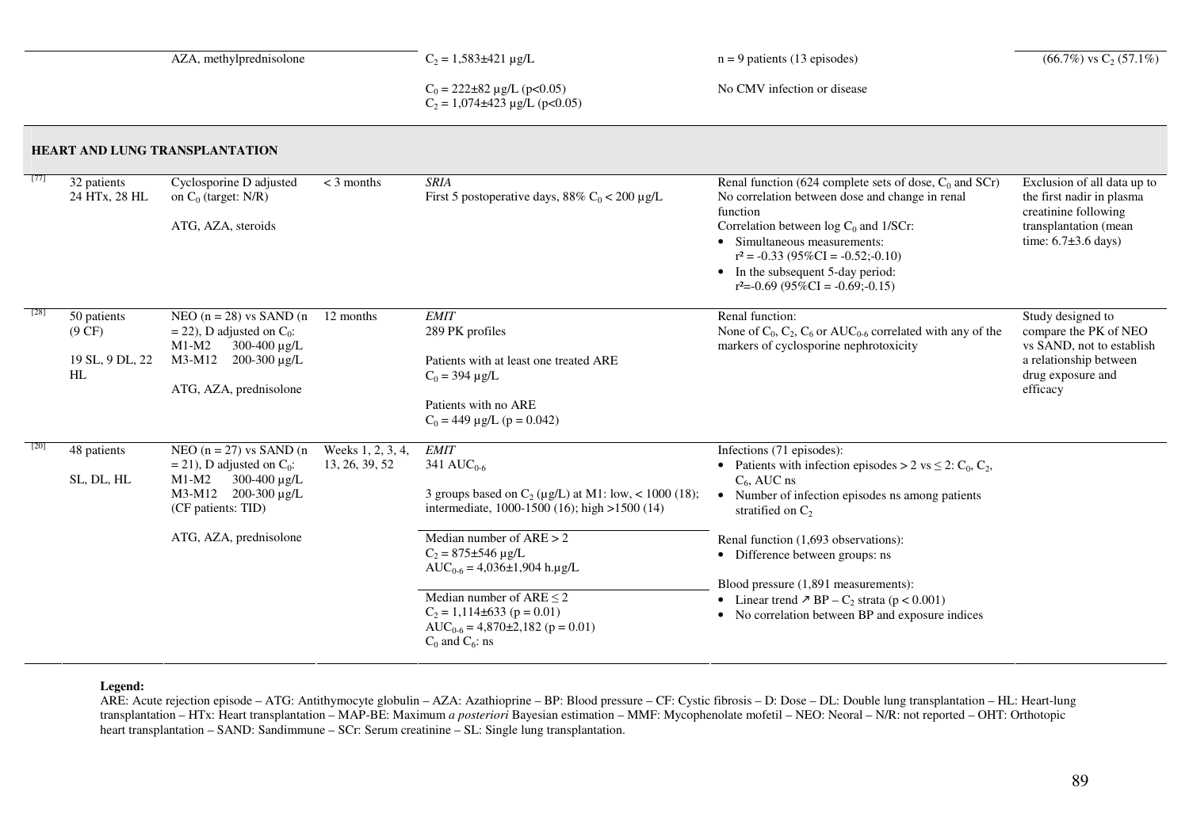| | | | | | | |
|---|---|---|---|---|---|---|
| | | AZA, methylprednisolone | | $C_2$ = 1,583±421 µg/L<br><br>$C_0$ = 222±82 µg/L ($p<0.05$)<br>$C_2$ = 1,074±423 µg/L ($p<0.05$) | n = 9 patients (13 episodes)<br><br>No CMV infection or disease | (66.7%) vs $C_2$ (57.1%) |
| **HEART AND LUNG TRANSPLANTATION** | | | | | | |
| [77] | 32 patients<br>24 HTx, 28 HL | Cyclosporine D adjusted on $C_0$ (target: N/R)<br><br>ATG, AZA, steroids | < 3 months | *SRIA*<br>First 5 postoperative days, 88% $C_0$ < 200 µg/L | Renal function (624 complete sets of dose, $C_0$ and SCr)<br>No correlation between dose and change in renal function<br>Correlation between log $C_0$ and 1/SCr:<br>• Simultaneous measurements: $r^2$ = -0.33 (95%CI = -0.52;-0.10)<br>• In the subsequent 5-day period: $r^2$=-0.69 (95%CI = -0.69;-0.15) | Exclusion of all data up to the first nadir in plasma creatinine following transplantation (mean time: 6.7±3.6 days) |
| [28] | 50 patients<br>(9 CF)<br><br>19 SL, 9 DL, 22 HL | NEO (n = 28) vs SAND (n = 22), D adjusted on $C_0$:<br>M1-M2 300-400 µg/L<br>M3-M12 200-300 µg/L<br><br>ATG, AZA, prednisolone | 12 months | *EMIT*<br>289 PK profiles<br><br>Patients with at least one treated ARE<br>$C_0$ = 394 µg/L<br><br>Patients with no ARE<br>$C_0$ = 449 µg/L (p = 0.042) | Renal function:<br>None of $C_0$, $C_2$, $C_6$ or $AUC_{0-6}$ correlated with any of the markers of cyclosporine nephrotoxicity | Study designed to compare the PK of NEO vs SAND, not to establish a relationship between drug exposure and efficacy |
| [20] | 48 patients<br><br>SL, DL, HL | NEO (n = 27) vs SAND (n = 21), D adjusted on $C_0$:<br>M1-M2 300-400 µg/L<br>M3-M12 200-300 µg/L<br>(CF patients: TID)<br><br>ATG, AZA, prednisolone | Weeks 1, 2, 3, 4, 13, 26, 39, 52 | *EMIT*<br>341 $AUC_{0-6}$<br><br>3 groups based on $C_2$ (µg/L) at M1: low, < 1000 (18); intermediate, 1000-1500 (16); high >1500 (14)<br><br>Median number of ARE > 2<br>$C_2$ = 875±546 µg/L<br>$AUC_{0-6}$ = 4,036±1,904 h.µg/L<br><br>Median number of ARE ≤ 2<br>$C_2$ = 1,114±633 (p = 0.01)<br>$AUC_{0-6}$ = 4,870±2,182 (p = 0.01)<br>$C_0$ and $C_6$: ns | Infections (71 episodes):<br>• Patients with infection episodes > 2 vs ≤ 2: $C_0$, $C_2$, $C_6$, AUC ns<br>• Number of infection episodes ns among patients stratified on $C_2$<br><br>Renal function (1,693 observations):<br>• Difference between groups: ns<br><br>Blood pressure (1,891 measurements):<br>• Linear trend ↗ BP – $C_2$ strata ($p < 0.001$)<br>• No correlation between BP and exposure indices | |

**Legend:**
ARE: Acute rejection episode – ATG: Antithymocyte globulin – AZA: Azathioprine – BP: Blood pressure – CF: Cystic fibrosis – D: Dose – DL: Double lung transplantation – HL: Heart-lung transplantation – HTx: Heart transplantation – MAP-BE: Maximum *a posteriori* Bayesian estimation – MMF: Mycophenolate mofetil – NEO: Neoral – N/R: not reported – OHT: Orthotopic heart transplantation – SAND: Sandimmune – SCr: Serum creatinine – SL: Single lung transplantation.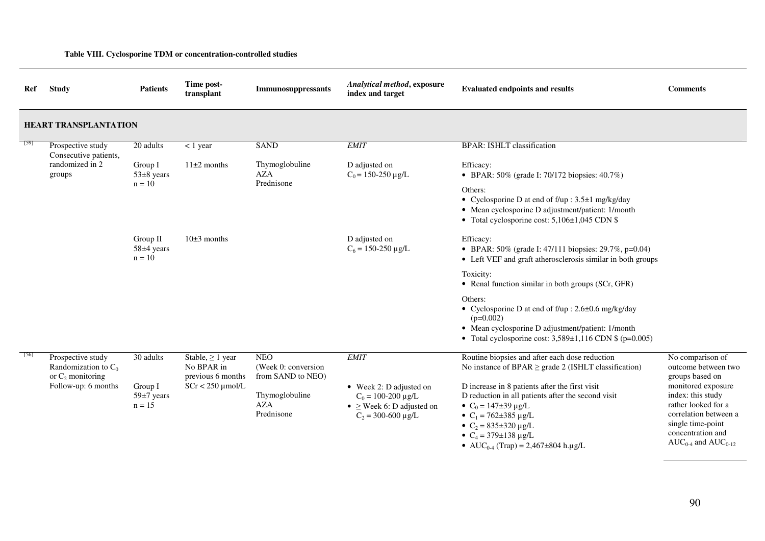**Table VIII. Cyclosporine TDM or concentration-controlled studies**

| Ref | Study | Patients | Time post-transplant | Immunosuppressants | *Analytical method*, exposure index and target | Evaluated endpoints and results | Comments |
|---|---|---|---|---|---|---|---|
| **HEART TRANSPLANTATION** | | | | | | | |
| [59] | Prospective study<br>Consecutive patients, randomized in 2 groups | 20 adults | < 1 year | SAND | *EMIT* | BPAR: ISHLT classification | |
| | | Group I<br>53±8 years<br>n = 10 | 11±2 months | Thymoglobuline<br>AZA<br>Prednisone | D adjusted on<br>$C_0$ = 150-250 µg/L | Efficacy:<br>• BPAR: 50% (grade I: 70/172 biopsies: 40.7%)<br>Others:<br>• Cyclosporine D at end of f/up : 3.5±1 mg/kg/day<br>• Mean cyclosporine D adjustment/patient: 1/month<br>• Total cyclosporine cost: 5,106±1,045 CDN $ | |
| | | Group II<br>58±4 years<br>n = 10 | 10±3 months | | D adjusted on<br>$C_6$ = 150-250 µg/L | Efficacy:<br>• BPAR: 50% (grade I: 47/111 biopsies: 29.7%, p=0.04)<br>• Left VEF and graft atherosclerosis similar in both groups<br>Toxicity:<br>• Renal function similar in both groups (SCr, GFR)<br>Others:<br>• Cyclosporine D at end of f/up : 2.6±0.6 mg/kg/day (p=0.002)<br>• Mean cyclosporine D adjustment/patient: 1/month<br>• Total cyclosporine cost: 3,589±1,116 CDN $ (p=0.005) | |
| [56] | Prospective study<br>Randomization to $C_0$ or $C_2$ monitoring<br>Follow-up: 6 months | 30 adults<br><br>Group I<br>59±7 years<br>n = 15 | Stable, ≥ 1 year<br>No BPAR in previous 6 months<br>SCr < 250 µmol/L | NEO<br>(Week 0: conversion from SAND to NEO)<br><br>Thymoglobuline<br>AZA<br>Prednisone | *EMIT*<br><br>• Week 2: D adjusted on $C_0$ = 100-200 µg/L<br>• ≥ Week 6: D adjusted on $C_2$ = 300-600 µg/L | Routine biopsies and after each dose reduction<br>No instance of BPAR ≥ grade 2 (ISHLT classification)<br><br>D increase in 8 patients after the first visit<br>D reduction in all patients after the second visit<br>• $C_0$ = 147±39 µg/L<br>• $C_1$ = 762±385 µg/L<br>• $C_2$ = 835±320 µg/L<br>• $C_4$ = 379±138 µg/L<br>• $AUC_{0\text{-}4}$ (Trap) = 2,467±804 h.µg/L | No comparison of outcome between two groups based on monitored exposure index: this study rather looked for a correlation between a single time-point concentration and $AUC_{0\text{-}4}$ and $AUC_{0\text{-}12}$ |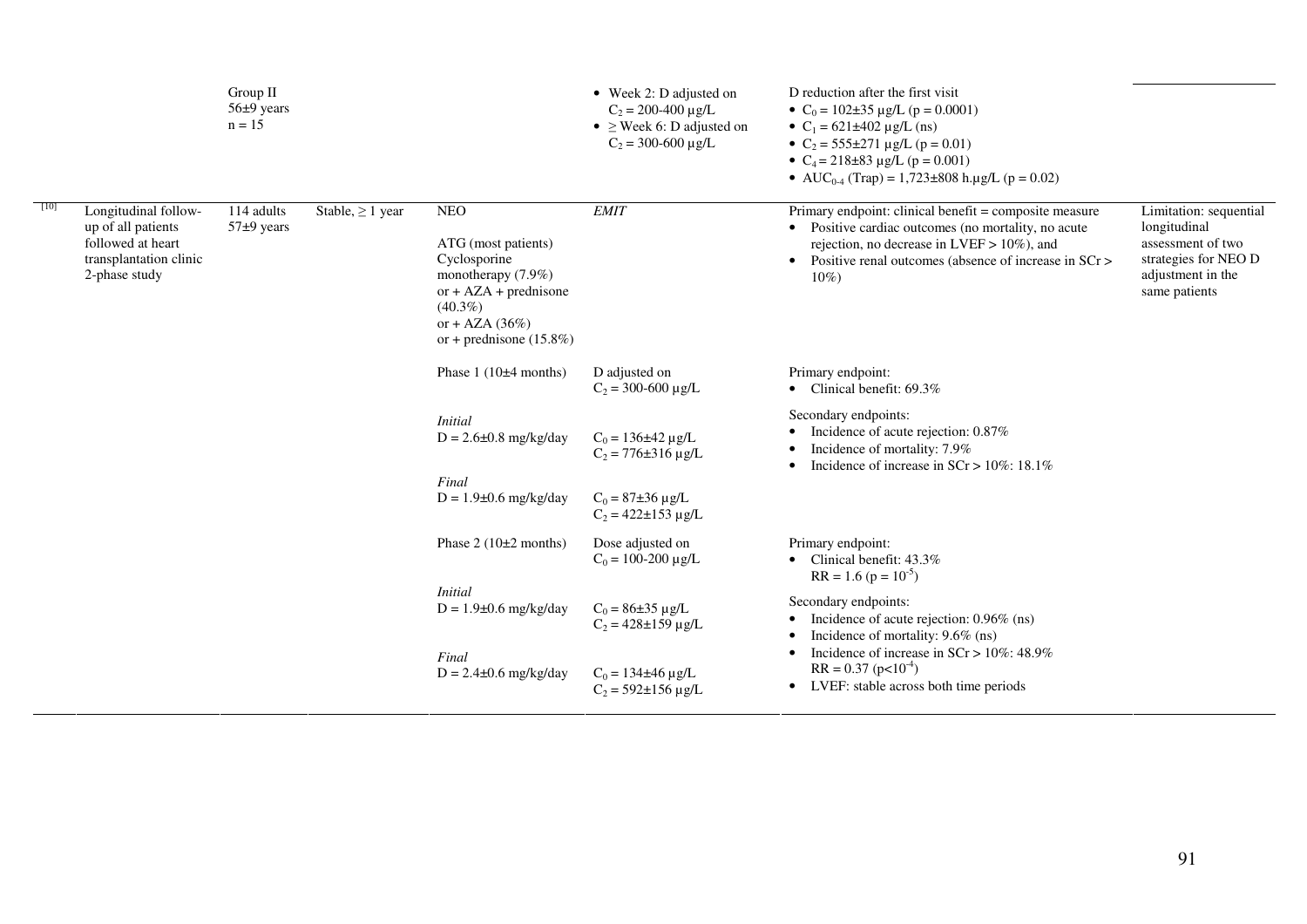| | | | | | | | |
|---|---|---|---|---|---|---|---|
| | | Group II<br>56±9 years<br>n = 15 | | | • Week 2: D adjusted on $C_2$ = 200-400 µg/L<br>• ≥ Week 6: D adjusted on $C_2$ = 300-600 µg/L | D reduction after the first visit<br>• $C_0$ = 102±35 µg/L (p = 0.0001)<br>• $C_1$ = 621±402 µg/L (ns)<br>• $C_2$ = 555±271 µg/L (p = 0.01)<br>• $C_4$ = 218±83 µg/L (p = 0.001)<br>• $AUC_{0-4}$ (Trap) = 1,723±808 h.µg/L (p = 0.02) | |
| [10] | Longitudinal follow-up of all patients followed at heart transplantation clinic 2-phase study | 114 adults<br>57±9 years | Stable, ≥ 1 year | NEO<br><br>ATG (most patients)<br>Cyclosporine monotherapy (7.9%)<br>or + AZA + prednisone (40.3%)<br>or + AZA (36%)<br>or + prednisone (15.8%) | *EMIT* | Primary endpoint: clinical benefit = composite measure<br>• Positive cardiac outcomes (no mortality, no acute rejection, no decrease in LVEF > 10%), and<br>• Positive renal outcomes (absence of increase in SCr > 10%) | Limitation: sequential longitudinal assessment of two strategies for NEO D adjustment in the same patients |
| | | | | Phase 1 (10±4 months)<br><br>*Initial*<br>D = 2.6±0.8 mg/kg/day<br><br>*Final*<br>D = 1.9±0.6 mg/kg/day | D adjusted on $C_2$ = 300-600 µg/L<br><br>$C_0$ = 136±42 µg/L<br>$C_2$ = 776±316 µg/L<br><br>$C_0$ = 87±36 µg/L<br>$C_2$ = 422±153 µg/L | Primary endpoint:<br>• Clinical benefit: 69.3%<br><br>Secondary endpoints:<br>• Incidence of acute rejection: 0.87%<br>• Incidence of mortality: 7.9%<br>• Incidence of increase in SCr > 10%: 18.1% | |
| | | | | Phase 2 (10±2 months)<br><br>*Initial*<br>D = 1.9±0.6 mg/kg/day<br><br>*Final*<br>D = 2.4±0.6 mg/kg/day | Dose adjusted on $C_0$ = 100-200 µg/L<br><br>$C_0$ = 86±35 µg/L<br>$C_2$ = 428±159 µg/L<br><br>$C_0$ = 134±46 µg/L<br>$C_2$ = 592±156 µg/L | Primary endpoint:<br>• Clinical benefit: 43.3%<br>RR = 1.6 ($p = 10^{-5}$)<br><br>Secondary endpoints:<br>• Incidence of acute rejection: 0.96% (ns)<br>• Incidence of mortality: 9.6% (ns)<br>• Incidence of increase in SCr > 10%: 48.9%<br>RR = 0.37 ($p<10^{-4}$)<br>• LVEF: stable across both time periods | |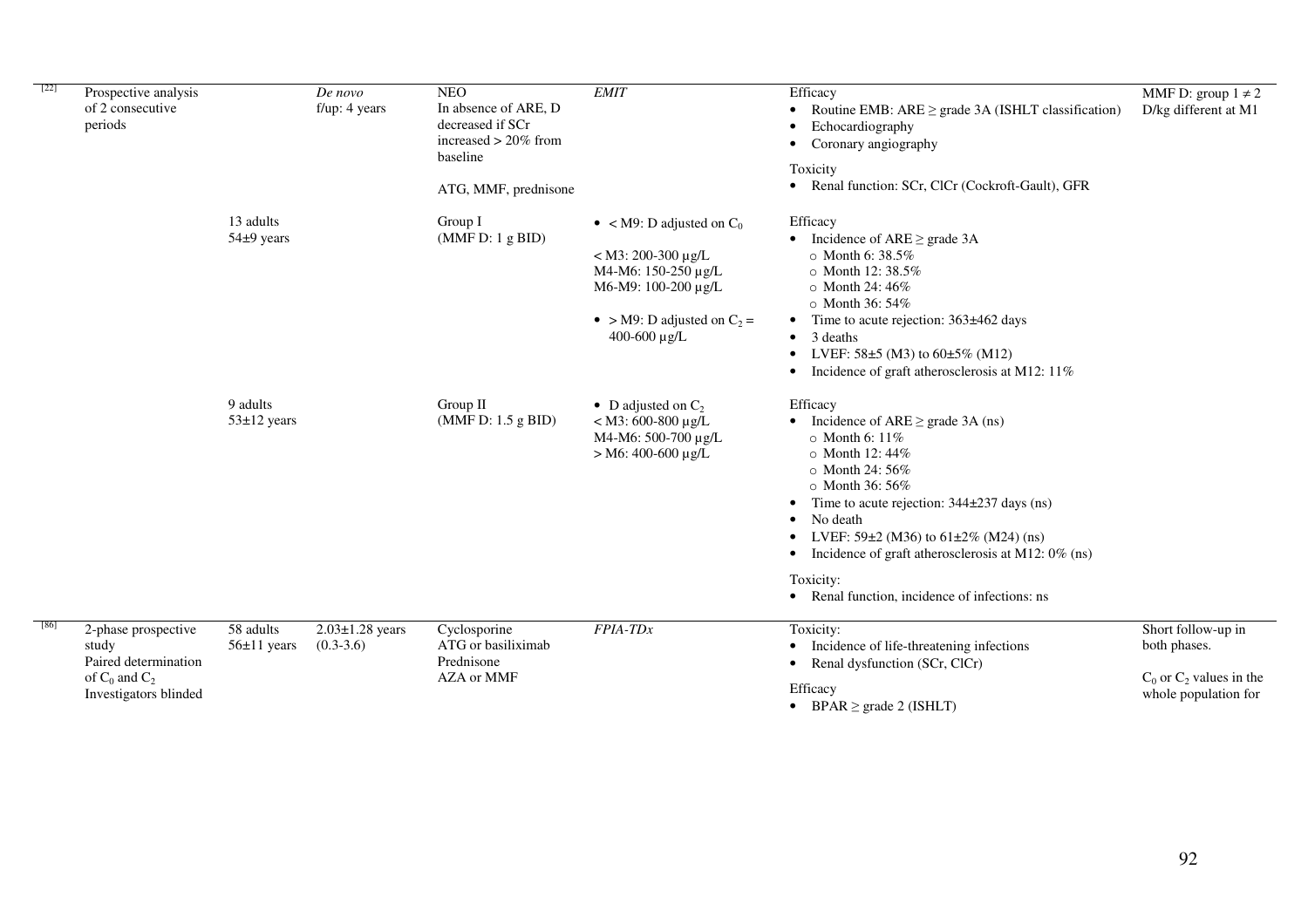| | | | | | | | |
|---|---|---|---|---|---|---|---|
| [22] | Prospective analysis of 2 consecutive periods | | *De novo* f/up: 4 years | NEO In absence of ARE, D decreased if SCr increased > 20% from baseline<br><br>ATG, MMF, prednisone | *EMIT* | Efficacy<br>• Routine EMB: ARE ≥ grade 3A (ISHLT classification)<br>• Echocardiography<br>• Coronary angiography<br><br>Toxicity<br>• Renal function: SCr, ClCr (Cockroft-Gault), GFR | MMF D: group 1 ≠ 2 D/kg different at M1 |
| | | 13 adults 54±9 years | | Group I (MMF D: 1 g BID) | • < M9: D adjusted on $C_0$<br><br>< M3: 200-300 µg/L<br>M4-M6: 150-250 µg/L<br>M6-M9: 100-200 µg/L<br><br>• > M9: D adjusted on $C_2$ = 400-600 µg/L | Efficacy<br>• Incidence of ARE ≥ grade 3A<br>○ Month 6: 38.5%<br>○ Month 12: 38.5%<br>○ Month 24: 46%<br>○ Month 36: 54%<br>• Time to acute rejection: 363±462 days<br>• 3 deaths<br>• LVEF: 58±5 (M3) to 60±5% (M12)<br>• Incidence of graft atherosclerosis at M12: 11% | |
| | | 9 adults 53±12 years | | Group II (MMF D: 1.5 g BID) | • D adjusted on $C_2$<br>< M3: 600-800 µg/L<br>M4-M6: 500-700 µg/L<br>> M6: 400-600 µg/L | Efficacy<br>• Incidence of ARE ≥ grade 3A (ns)<br>○ Month 6: 11%<br>○ Month 12: 44%<br>○ Month 24: 56%<br>○ Month 36: 56%<br>• Time to acute rejection: 344±237 days (ns)<br>• No death<br>• LVEF: 59±2 (M36) to 61±2% (M24) (ns)<br>• Incidence of graft atherosclerosis at M12: 0% (ns)<br><br>Toxicity:<br>• Renal function, incidence of infections: ns | |
| [86] | 2-phase prospective study<br>Paired determination of $C_0$ and $C_2$<br>Investigators blinded | 58 adults 56±11 years | 2.03±1.28 years (0.3-3.6) | Cyclosporine<br>ATG or basiliximab<br>Prednisone<br>AZA or MMF | *FPIA-TDx* | Toxicity:<br>• Incidence of life-threatening infections<br>• Renal dysfunction (SCr, ClCr)<br><br>Efficacy<br>• BPAR ≥ grade 2 (ISHLT) | Short follow-up in both phases.<br><br>$C_0$ or $C_2$ values in the whole population for |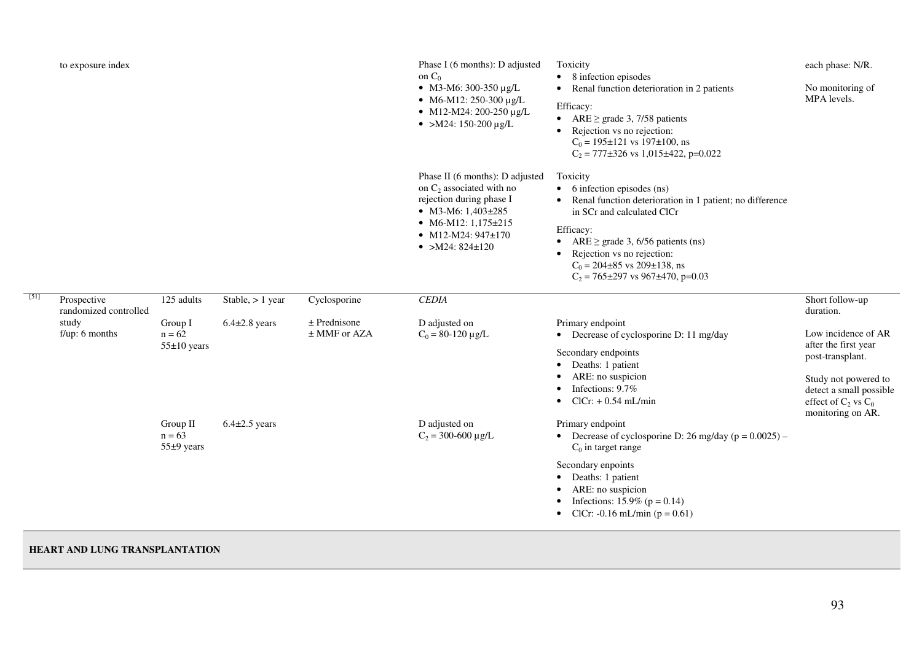| Ref | Study design | Patients | Population | Immunosuppression | Monitoring strategy | Outcomes | Limitations |
|---|---|---|---|---|---|---|---|
| | to exposure index | | | | Phase I (6 months): D adjusted on $C_0$<br>• M3-M6: 300-350 µg/L<br>• M6-M12: 250-300 µg/L<br>• M12-M24: 200-250 µg/L<br>• >M24: 150-200 µg/L | Toxicity<br>• 8 infection episodes<br>• Renal function deterioration in 2 patients<br>Efficacy:<br>• ARE ≥ grade 3, 7/58 patients<br>• Rejection vs no rejection:<br>$C_0$ = 195±121 vs 197±100, ns<br>$C_2$ = 777±326 vs 1,015±422, p=0.022 | each phase: N/R.<br><br>No monitoring of MPA levels. |
| | | | | | Phase II (6 months): D adjusted on $C_2$ associated with no rejection during phase I<br>• M3-M6: 1,403±285<br>• M6-M12: 1,175±215<br>• M12-M24: 947±170<br>• >M24: 824±120 | Toxicity<br>• 6 infection episodes (ns)<br>• Renal function deterioration in 1 patient; no difference in SCr and calculated ClCr<br>Efficacy:<br>• ARE ≥ grade 3, 6/56 patients (ns)<br>• Rejection vs no rejection:<br>$C_0$ = 204±85 vs 209±138, ns<br>$C_2$ = 765±297 vs 967±470, p=0.03 | |
| [51] | Prospective randomized controlled study<br>f/up: 6 months | 125 adults | Stable, > 1 year | Cyclosporine | *CEDIA* | | Short follow-up duration.<br><br>Low incidence of AR after the first year post-transplant.<br><br>Study not powered to detect a small possible effect of $C_2$ vs $C_0$ monitoring on AR. |
| | | Group I<br>n = 62<br>55±10 years | 6.4±2.8 years | ± Prednisone<br>± MMF or AZA | D adjusted on<br>$C_0$ = 80-120 µg/L | Primary endpoint<br>• Decrease of cyclosporine D: 11 mg/day<br>Secondary endpoints<br>• Deaths: 1 patient<br>• ARE: no suspicion<br>• Infections: 9.7%<br>• ClCr: + 0.54 mL/min | |
| | | Group II<br>n = 63<br>55±9 years | 6.4±2.5 years | | D adjusted on<br>$C_2$ = 300-600 µg/L | Primary endpoint<br>• Decrease of cyclosporine D: 26 mg/day (p = 0.0025) – $C_0$ in target range<br>Secondary enpoints<br>• Deaths: 1 patient<br>• ARE: no suspicion<br>• Infections: 15.9% (p = 0.14)<br>• ClCr: -0.16 mL/min (p = 0.61) | |
| **HEART AND LUNG TRANSPLANTATION** | | | | | | | |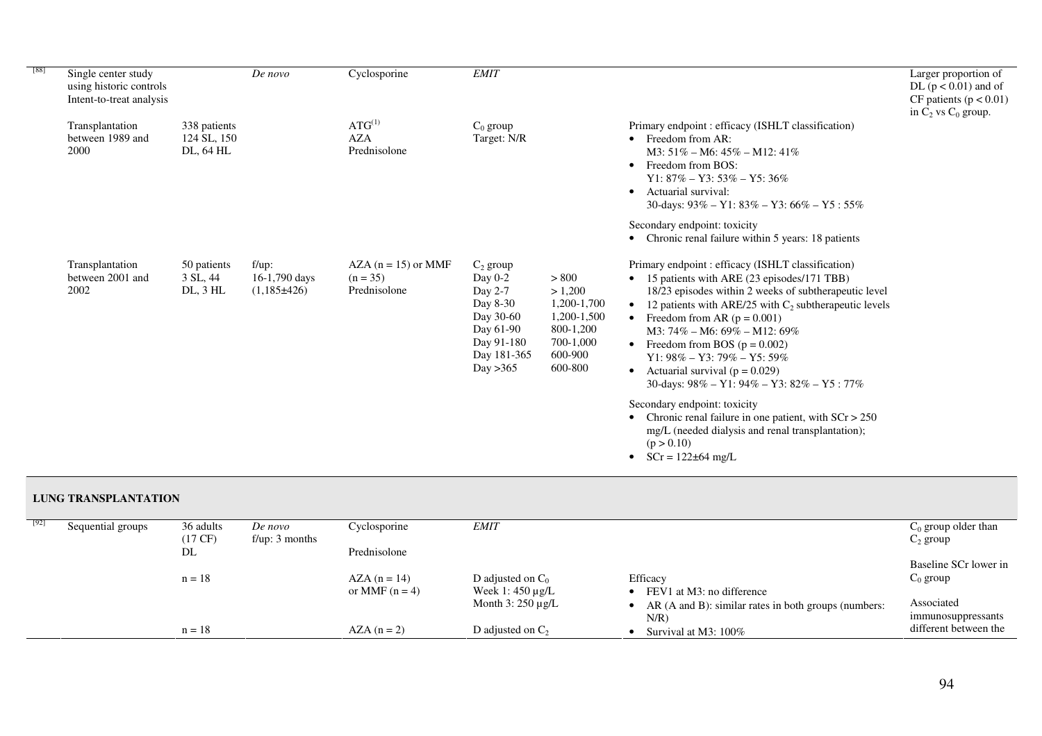| | | | | | | | | |
|---|---|---|---|---|---|---|---|---|
| [88] | Single center study using historic controls Intent-to-treat analysis | | *De novo* | Cyclosporine | *EMIT* | | | Larger proportion of DL ($p < 0.01$) and of CF patients ($p < 0.01$) in $C_2$ vs $C_0$ group. |
| | Transplantation between 1989 and 2000 | 338 patients 124 SL, 150 DL, 64 HL | | ATG[(1)] AZA Prednisolone | $C_0$ group Target: N/R | | Primary endpoint : efficacy (ISHLT classification) • Freedom from AR: M3: 51% – M6: 45% – M12: 41% • Freedom from BOS: Y1: 87% – Y3: 53% – Y5: 36% • Actuarial survival: 30-days: 93% – Y1: 83% – Y3: 66% – Y5 : 55% Secondary endpoint: toxicity • Chronic renal failure within 5 years: 18 patients | |
| | Transplantation between 2001 and 2002 | 50 patients 3 SL, 44 DL, 3 HL | f/up: 16-1,790 days (1,185±426) | AZA (n = 15) or MMF (n = 35) Prednisolone | $C_2$ group Day 0-2 Day 2-7 Day 8-30 Day 30-60 Day 61-90 Day 91-180 Day 181-365 Day >365 | > 800 > 1,200 1,200-1,700 1,200-1,500 800-1,200 700-1,000 600-900 600-800 | Primary endpoint : efficacy (ISHLT classification) • 15 patients with ARE (23 episodes/171 TBB) 18/23 episodes within 2 weeks of subtherapeutic level • 12 patients with ARE/25 with $C_2$ subtherapeutic levels • Freedom from AR ($p = 0.001$) M3: 74% – M6: 69% – M12: 69% • Freedom from BOS ($p = 0.002$) Y1: 98% – Y3: 79% – Y5: 59% • Actuarial survival ($p = 0.029$) 30-days: 98% – Y1: 94% – Y3: 82% – Y5 : 77% Secondary endpoint: toxicity • Chronic renal failure in one patient, with SCr > 250 mg/L (needed dialysis and renal transplantation); ($p > 0.10$) • SCr = 122±64 mg/L | |
| **LUNG TRANSPLANTATION** | | | | | | | | |
| [92] | Sequential groups | 36 adults (17 CF) DL | *De novo* f/up: 3 months | Cyclosporine Prednisolone | *EMIT* | | | $C_0$ group older than $C_2$ group Baseline SCr lower in $C_0$ group Associated immunosuppressants different between the |
| | | n = 18 | | AZA (n = 14) or MMF (n = 4) | D adjusted on $C_0$ Week 1: 450 µg/L Month 3: 250 µg/L | | Efficacy • FEV1 at M3: no difference • AR (A and B): similar rates in both groups (numbers: N/R) | |
| | | n = 18 | | AZA (n = 2) | D adjusted on $C_2$ | | • Survival at M3: 100% | |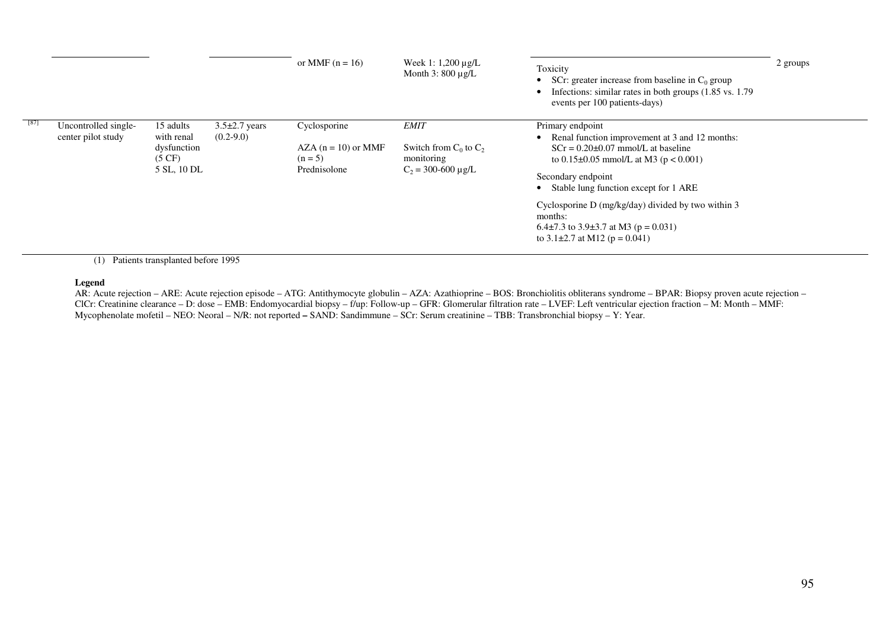| Ref | Study design | Population | Time post-transplant | Immunosuppression | Monitoring | Results | Comments |
|---|---|---|---|---|---|---|---|
| | | | | or MMF (n = 16) | Week 1: 1,200 µg/L<br>Month 3: 800 µg/L | Toxicity<br>• SCr: greater increase from baseline in $C_0$ group<br>• Infections: similar rates in both groups (1.85 vs. 1.79 events per 100 patients-days) | 2 groups |
| [87] | Uncontrolled single-center pilot study | 15 adults with renal dysfunction (5 CF)<br>5 SL, 10 DL | 3.5±2.7 years (0.2-9.0) | Cyclosporine<br>AZA (n = 10) or MMF (n = 5)<br>Prednisolone | *EMIT*<br>Switch from $C_0$ to $C_2$ monitoring<br>$C_2$ = 300-600 µg/L | Primary endpoint<br>• Renal function improvement at 3 and 12 months: SCr = 0.20±0.07 mmol/L at baseline to 0.15±0.05 mmol/L at M3 ($p < 0.001$)<br>Secondary endpoint<br>• Stable lung function except for 1 ARE<br>Cyclosporine D (mg/kg/day) divided by two within 3 months:<br>6.4±7.3 to 3.9±3.7 at M3 ($p = 0.031$)<br>to 3.1±2.7 at M12 ($p = 0.041$) | |

(1) Patients transplanted before 1995

**Legend**

AR: Acute rejection – ARE: Acute rejection episode – ATG: Antithymocyte globulin – AZA: Azathioprine – BOS: Bronchiolitis obliterans syndrome – BPAR: Biopsy proven acute rejection – ClCr: Creatinine clearance – D: dose – EMB: Endomyocardial biopsy – f/up: Follow-up – GFR: Glomerular filtration rate – LVEF: Left ventricular ejection fraction – M: Month – MMF: Mycophenolate mofetil – NEO: Neoral – N/R: not reported – SAND: Sandimmune – SCr: Serum creatinine – TBB: Transbronchial biopsy – Y: Year.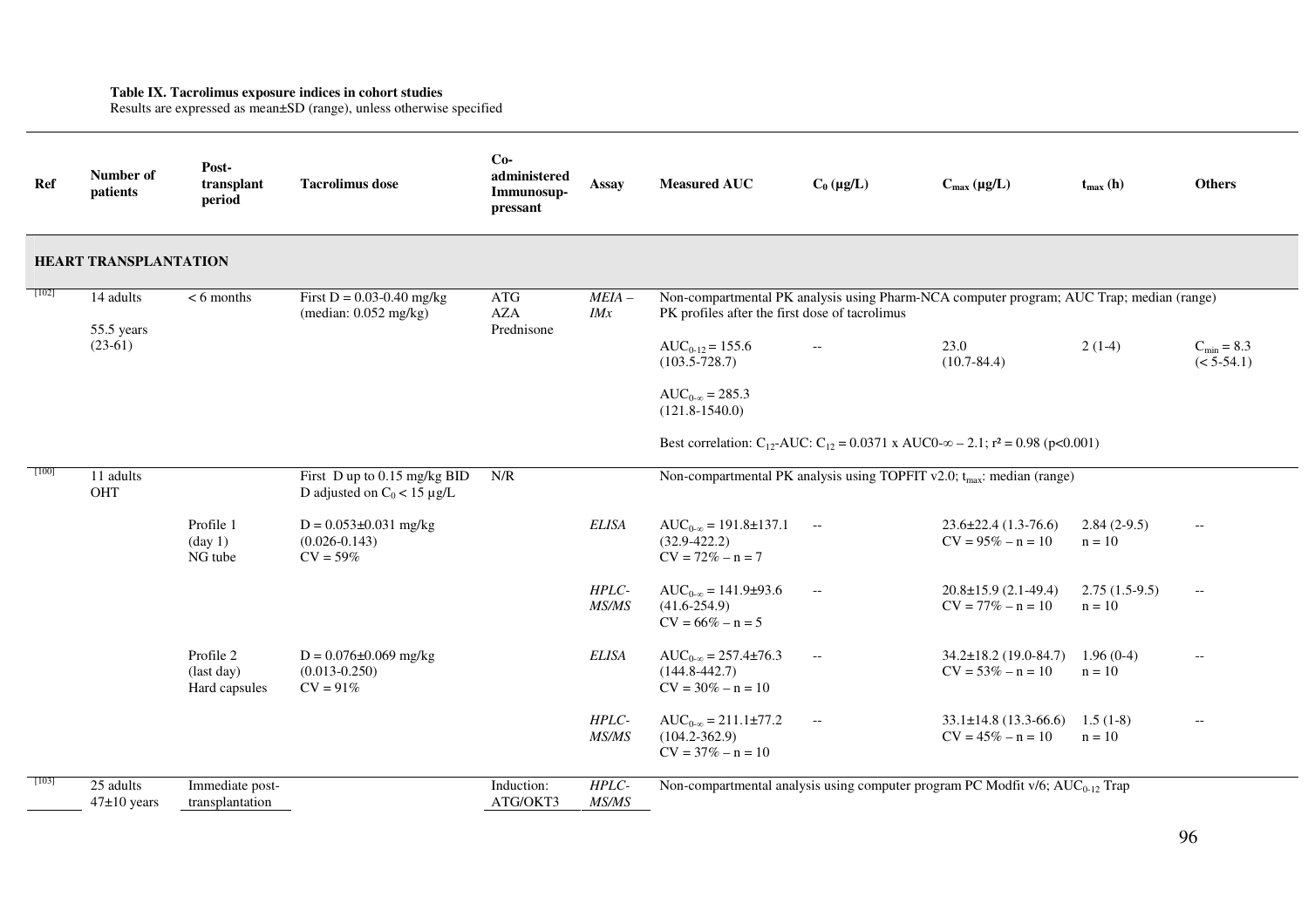**Table IX. Tacrolimus exposure indices in cohort studies**

Results are expressed as mean±SD (range), unless otherwise specified

| Ref | Number of patients | Post-transplant period | Tacrolimus dose | Co-administered Immunosup-pressant | Assay | Measured AUC | $C_0$ (µg/L) | $C_{max}$ (µg/L) | $t_{max}$ (h) | Others |
|---|---|---|---|---|---|---|---|---|---|---|
| **HEART TRANSPLANTATION** | | | | | | | | | | |
| [102] | 14 adults<br>55.5 years (23-61) | < 6 months | First D = 0.03-0.40 mg/kg (median: 0.052 mg/kg) | ATG<br>AZA<br>Prednisone | *MEIA – IMx* | Non-compartmental PK analysis using Pharm-NCA computer program; AUC Trap; median (range)<br>PK profiles after the first dose of tacrolimus | | | | |
| | | | | | | $AUC_{0-12}$ = 155.6 (103.5-728.7)<br><br>$AUC_{0-\infty}$ = 285.3 (121.8-1540.0) | -- | 23.0 (10.7-84.4) | 2 (1-4) | $C_{min}$ = 8.3 (< 5-54.1) |
| | | | | | | Best correlation: $C_{12}$-AUC: $C_{12}$ = 0.0371 x $AUC_{0-\infty}$ – 2.1; $r^2$ = 0.98 ($p$<0.001) | | | | |
| [100] | 11 adults<br>OHT | | First D up to 0.15 mg/kg BID<br>D adjusted on $C_0$ < 15 µg/L | N/R | | Non-compartmental PK analysis using TOPFIT v2.0; $t_{max}$: median (range) | | | | |
| | | Profile 1 (day 1)<br>NG tube | D = 0.053±0.031 mg/kg (0.026-0.143)<br>CV = 59% | | *ELISA* | $AUC_{0-\infty}$ = 191.8±137.1 (32.9-422.2)<br>CV = 72% – n = 7 | -- | 23.6±22.4 (1.3-76.6)<br>CV = 95% – n = 10 | 2.84 (2-9.5)<br>n = 10 | -- |
| | | | | | *HPLC-MS/MS* | $AUC_{0-\infty}$ = 141.9±93.6 (41.6-254.9)<br>CV = 66% – n = 5 | -- | 20.8±15.9 (2.1-49.4)<br>CV = 77% – n = 10 | 2.75 (1.5-9.5)<br>n = 10 | -- |
| | | Profile 2 (last day)<br>Hard capsules | D = 0.076±0.069 mg/kg (0.013-0.250)<br>CV = 91% | | *ELISA* | $AUC_{0-\infty}$ = 257.4±76.3 (144.8-442.7)<br>CV = 30% – n = 10 | -- | 34.2±18.2 (19.0-84.7)<br>CV = 53% – n = 10 | 1.96 (0-4)<br>n = 10 | -- |
| | | | | | *HPLC-MS/MS* | $AUC_{0-\infty}$ = 211.1±77.2 (104.2-362.9)<br>CV = 37% – n = 10 | -- | 33.1±14.8 (13.3-66.6)<br>CV = 45% – n = 10 | 1.5 (1-8)<br>n = 10 | -- |
| [103] | 25 adults<br>47±10 years | Immediate post-transplantation | | Induction: ATG/OKT3 | *HPLC-MS/MS* | Non-compartmental analysis using computer program PC Modfit v/6; $AUC_{0-12}$ Trap | | | | |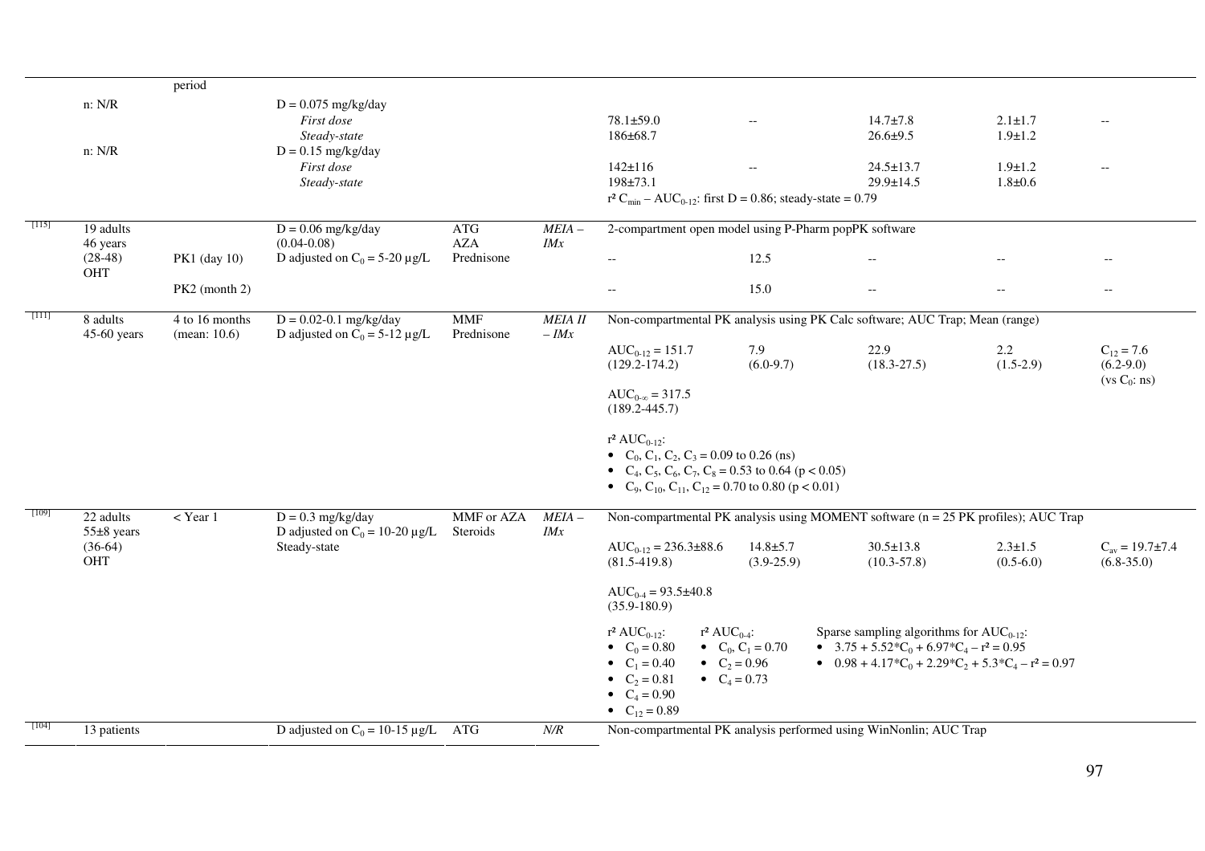| | | period | | | | | | | | |
|---|---|---|---|---|---|---|---|---|---|---|
| | n: N/R | | $D = 0.075$ mg/kg/day<br>*First dose*<br>*Steady-state* | | | 78.1±59.0<br>186±68.7 | -- | 14.7±7.8<br>26.6±9.5 | 2.1±1.7<br>1.9±1.2 | -- |
| | n: N/R | | $D = 0.15$ mg/kg/day<br>*First dose*<br>*Steady-state* | | | 142±116<br>198±73.1 | -- | 24.5±13.7<br>29.9±14.5 | 1.9±1.2<br>1.8±0.6 | -- |
| | | | | | | $r^2$ $C_{min}$ – $AUC_{0\text{-}12}$: first D = 0.86; steady-state = 0.79 | | | | |
| [115] | 19 adults<br>46 years<br>(28-48)<br>OHT | | $D = 0.06$ mg/kg/day<br>(0.04-0.08)<br>D adjusted on $C_0$ = 5-20 µg/L | ATG<br>AZA<br>Prednisone | *MEIA – IMx* | 2-compartment open model using P-Pharm popPK software | | | | |
| | | PK1 (day 10) | | | | -- | 12.5 | -- | -- | -- |
| | | PK2 (month 2) | | | | -- | 15.0 | -- | -- | -- |
| [111] | 8 adults<br>45-60 years | 4 to 16 months<br>(mean: 10.6) | $D = 0.02\text{-}0.1$ mg/kg/day<br>D adjusted on $C_0$ = 5-12 µg/L | MMF<br>Prednisone | *MEIA II – IMx* | Non-compartmental PK analysis using PK Calc software; AUC Trap; Mean (range) | | | | |
| | | | | | | $AUC_{0\text{-}12}$ = 151.7<br>(129.2-174.2)<br><br>$AUC_{0\text{-}\infty}$ = 317.5<br>(189.2-445.7) | 7.9<br>(6.0-9.7) | 22.9<br>(18.3-27.5) | 2.2<br>(1.5-2.9) | $C_{12}$ = 7.6<br>(6.2-9.0)<br>(vs $C_0$: ns) |
| | | | | | | $r^2$ $AUC_{0\text{-}12}$:<br>• $C_0$, $C_1$, $C_2$, $C_3$ = 0.09 to 0.26 (ns)<br>• $C_4$, $C_5$, $C_6$, $C_7$, $C_8$ = 0.53 to 0.64 ($p < 0.05$)<br>• $C_9$, $C_{10}$, $C_{11}$, $C_{12}$ = 0.70 to 0.80 ($p < 0.01$) | | | | |
| [109] | 22 adults<br>55±8 years<br>(36-64)<br>OHT | < Year 1 | $D = 0.3$ mg/kg/day<br>D adjusted on $C_0$ = 10-20 µg/L<br>Steady-state | MMF or AZA<br>Steroids | *MEIA – IMx* | Non-compartmental PK analysis using MOMENT software (n = 25 PK profiles); AUC Trap | | | | |
| | | | | | | $AUC_{0\text{-}12}$ = 236.3±88.6<br>(81.5-419.8)<br><br>$AUC_{0\text{-}4}$ = 93.5±40.8<br>(35.9-180.9) | 14.8±5.7<br>(3.9-25.9) | 30.5±13.8<br>(10.3-57.8) | 2.3±1.5<br>(0.5-6.0) | $C_{av}$ = 19.7±7.4<br>(6.8-35.0) |
| | | | | | | $r^2$ $AUC_{0\text{-}12}$:<br>• $C_0$ = 0.80<br>• $C_1$ = 0.40<br>• $C_2$ = 0.81<br>• $C_4$ = 0.90<br>• $C_{12}$ = 0.89 | $r^2$ $AUC_{0\text{-}4}$:<br>• $C_0$, $C_1$ = 0.70<br>• $C_2$ = 0.96<br>• $C_4$ = 0.73 | Sparse sampling algorithms for $AUC_{0\text{-}12}$:<br>• $3.75 + 5.52{*}C_0 + 6.97{*}C_4$ – $r^2$ = 0.95<br>• $0.98 + 4.17{*}C_0 + 2.29{*}C_2 + 5.3{*}C_4$ – $r^2$ = 0.97 | | |
| [104] | 13 patients | | D adjusted on $C_0$ = 10-15 µg/L | ATG | *N/R* | Non-compartmental PK analysis performed using WinNonlin; AUC Trap | | | | |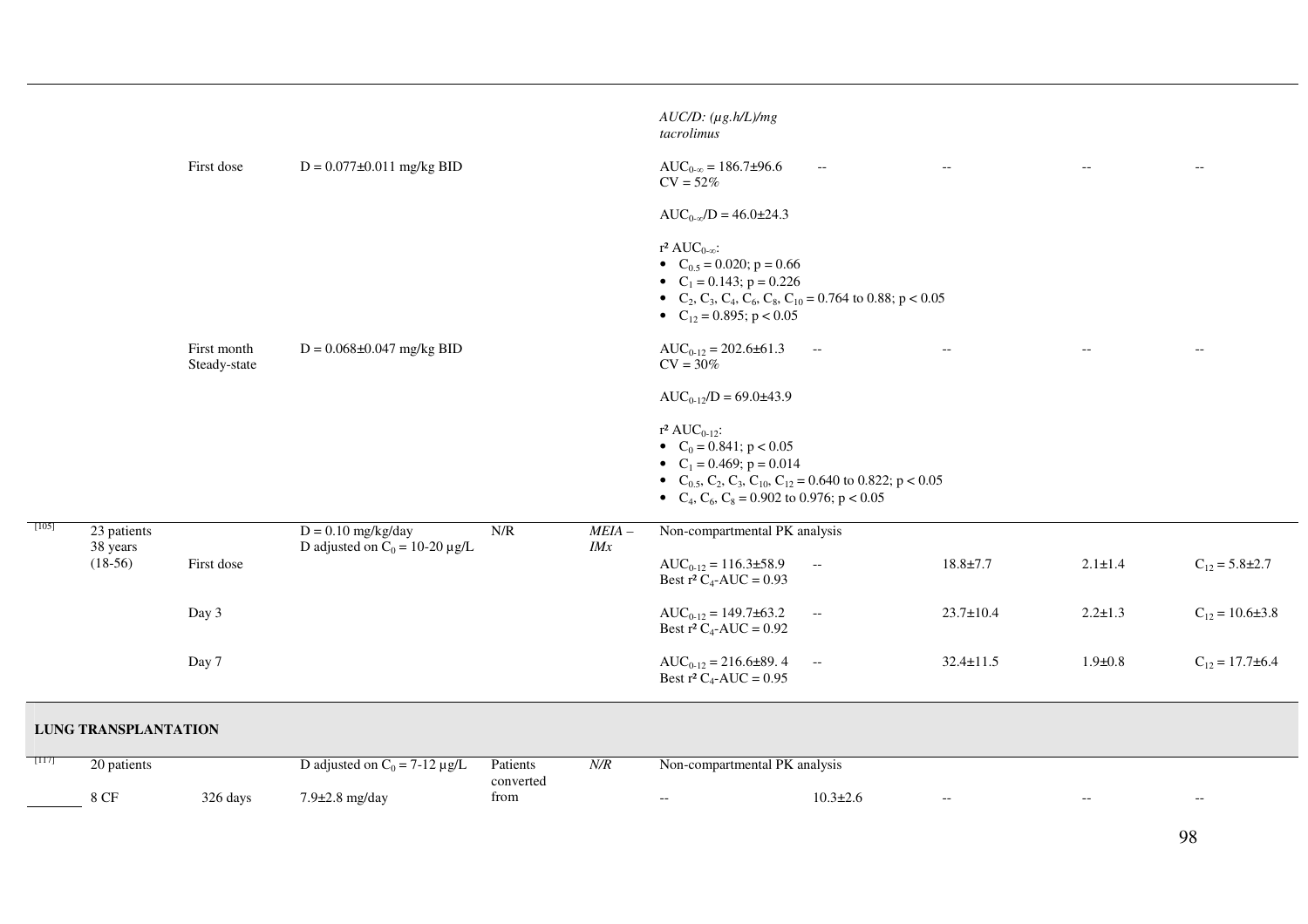| | | | | | | | | | | |
|---|---|---|---|---|---|---|---|---|---|---|
| | | | | | | *AUC/D: (µg.h/L)/mg tacrolimus* | | | | |
| | | First dose | $D = 0.077 \pm 0.011$ mg/kg BID | | | $AUC_{0-\infty} = 186.7 \pm 96.6$ CV = 52% <br> $AUC_{0-\infty}/D = 46.0 \pm 24.3$ <br> $r^2$ $AUC_{0-\infty}$: <br> • $C_{0.5} = 0.020$; $p = 0.66$ <br> • $C_1 = 0.143$; $p = 0.226$ <br> • $C_2$, $C_3$, $C_4$, $C_6$, $C_8$, $C_{10} = 0.764$ to $0.88$; $p < 0.05$ <br> • $C_{12} = 0.895$; $p < 0.05$ | -- | -- | -- | -- |
| | | First month Steady-state | $D = 0.068 \pm 0.047$ mg/kg BID | | | $AUC_{0-12} = 202.6 \pm 61.3$ CV = 30% <br> $AUC_{0-12}/D = 69.0 \pm 43.9$ <br> $r^2$ $AUC_{0-12}$: <br> • $C_0 = 0.841$; $p < 0.05$ <br> • $C_1 = 0.469$; $p = 0.014$ <br> • $C_{0.5}$, $C_2$, $C_3$, $C_{10}$, $C_{12} = 0.640$ to $0.822$; $p < 0.05$ <br> • $C_4$, $C_6$, $C_8 = 0.902$ to $0.976$; $p < 0.05$ | -- | -- | -- | -- |
| [105] | 23 patients 38 years (18-56) | | $D = 0.10$ mg/kg/day <br> D adjusted on $C_0 = 10$-$20$ µg/L | N/R | *MEIA – IMx* | Non-compartmental PK analysis | | | | |
| | | First dose | | | | $AUC_{0-12} = 116.3 \pm 58.9$ <br> Best $r^2$ $C_4$-AUC = 0.93 | -- | $18.8 \pm 7.7$ | $2.1 \pm 1.4$ | $C_{12} = 5.8 \pm 2.7$ |
| | | Day 3 | | | | $AUC_{0-12} = 149.7 \pm 63.2$ <br> Best $r^2$ $C_4$-AUC = 0.92 | -- | $23.7 \pm 10.4$ | $2.2 \pm 1.3$ | $C_{12} = 10.6 \pm 3.8$ |
| | | Day 7 | | | | $AUC_{0-12} = 216.6 \pm 89.4$ <br> Best $r^2$ $C_4$-AUC = 0.95 | -- | $32.4 \pm 11.5$ | $1.9 \pm 0.8$ | $C_{12} = 17.7 \pm 6.4$ |
| **LUNG TRANSPLANTATION** | | | | | | | | | | |
| [117] | 20 patients | | D adjusted on $C_0 = 7$-$12$ µg/L | Patients converted from | *N/R* | Non-compartmental PK analysis | | | | |
| | 8 CF | 326 days | $7.9 \pm 2.8$ mg/day | | | -- | $10.3 \pm 2.6$ | -- | -- | -- |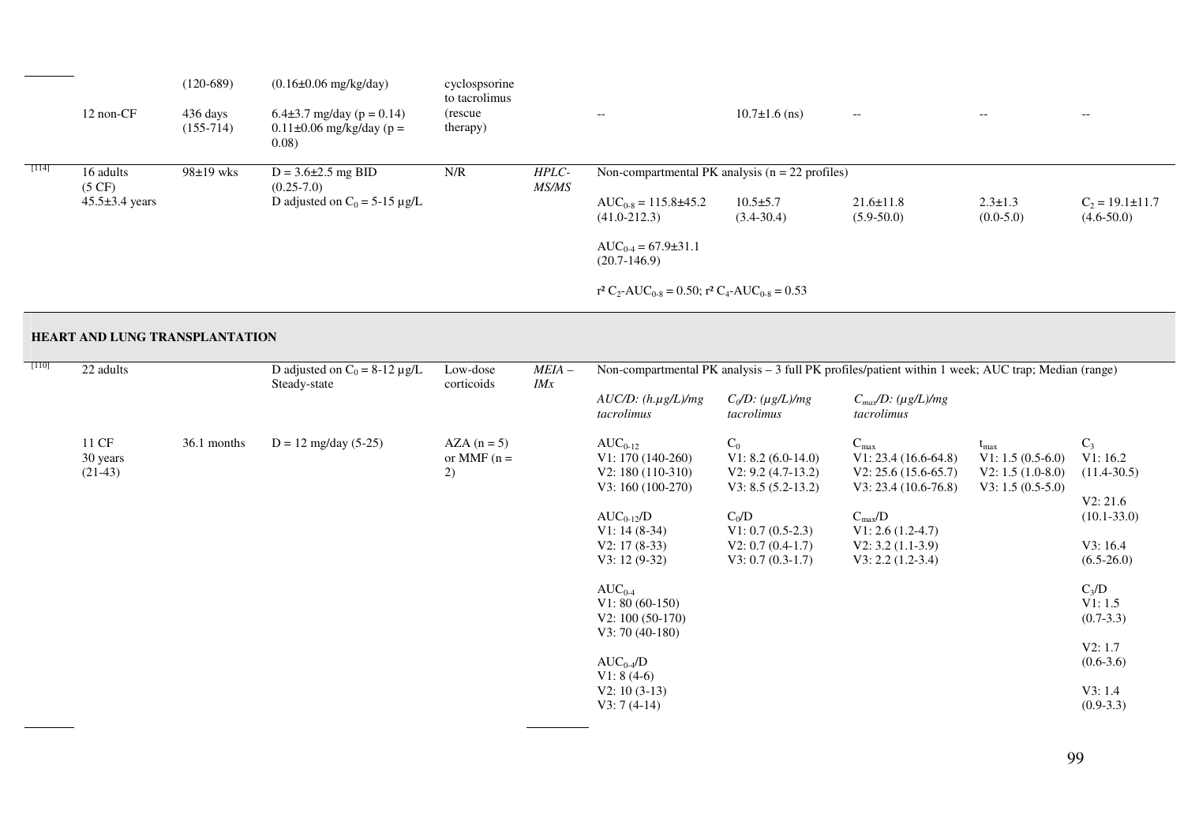| Ref | Patients | Time post-transplant | Dose | Co-medication | Assay | AUC | $C_0$ | $C_{max}$ | $t_{max}$ | Other |
|---|---|---|---|---|---|---|---|---|---|---|
| | | (120-689) | (0.16±0.06 mg/kg/day) | cyclspsorine to tacrolimus | | | | | | |
| | 12 non-CF | 436 days (155-714) | 6.4±3.7 mg/day ($p = 0.14$) 0.11±0.06 mg/kg/day ($p = 0.08$) | (rescue therapy) | | -- | 10.7±1.6 (ns) | -- | -- | -- |
| [114] | 16 adults (5 CF) 45.5±3.4 years | 98±19 wks | D = 3.6±2.5 mg BID (0.25-7.0) D adjusted on $C_0$ = 5-15 µg/L | N/R | *HPLC-MS/MS* | Non-compartmental PK analysis (n = 22 profiles) | | | | |
| | | | | | | $AUC_{0-8}$ = 115.8±45.2 (41.0-212.3) | 10.5±5.7 (3.4-30.4) | 21.6±11.8 (5.9-50.0) | 2.3±1.3 (0.0-5.0) | $C_2$ = 19.1±11.7 (4.6-50.0) |
| | | | | | | $AUC_{0-4}$ = 67.9±31.1 (20.7-146.9) | | | | |
| | | | | | | $r^2$ $C_2$-$AUC_{0-8}$ = 0.50; $r^2$ $C_4$-$AUC_{0-8}$ = 0.53 | | | | |
| **HEART AND LUNG TRANSPLANTATION** | | | | | | | | | | |
| [110] | 22 adults | | D adjusted on $C_0$ = 8-12 µg/L Steady-state | Low-dose corticoids | *MEIA – IMx* | Non-compartmental PK analysis – 3 full PK profiles/patient within 1 week; AUC trap; Median (range) | | | | |
| | | | | | | *AUC/D: (h.µg/L)/mg tacrolimus* | *$C_0$/D: (µg/L)/mg tacrolimus* | *$C_{max}$/D: (µg/L)/mg tacrolimus* | | |
| | 11 CF 30 years (21-43) | 36.1 months | D = 12 mg/day (5-25) | AZA (n = 5) or MMF (n = 2) | | $AUC_{0-12}$ V1: 170 (140-260) V2: 180 (110-310) V3: 160 (100-270) | $C_0$ V1: 8.2 (6.0-14.0) V2: 9.2 (4.7-13.2) V3: 8.5 (5.2-13.2) | $C_{max}$ V1: 23.4 (16.6-64.8) V2: 25.6 (15.6-65.7) V3: 23.4 (10.6-76.8) | $t_{max}$ V1: 1.5 (0.5-6.0) V2: 1.5 (1.0-8.0) V3: 1.5 (0.5-5.0) | $C_3$ V1: 16.2 (11.4-30.5) V2: 21.6 (10.1-33.0) V3: 16.4 (6.5-26.0) |
| | | | | | | $AUC_{0-12}$/D V1: 14 (8-34) V2: 17 (8-33) V3: 12 (9-32) | $C_0$/D V1: 0.7 (0.5-2.3) V2: 0.7 (0.4-1.7) V3: 0.7 (0.3-1.7) | $C_{max}$/D V1: 2.6 (1.2-4.7) V2: 3.2 (1.1-3.9) V3: 2.2 (1.2-3.4) | | $C_3$/D V1: 1.5 (0.7-3.3) V2: 1.7 (0.6-3.6) V3: 1.4 (0.9-3.3) |
| | | | | | | $AUC_{0-4}$ V1: 80 (60-150) V2: 100 (50-170) V3: 70 (40-180) | | | | |
| | | | | | | $AUC_{0-4}$/D V1: 8 (4-6) V2: 10 (3-13) V3: 7 (4-14) | | | | |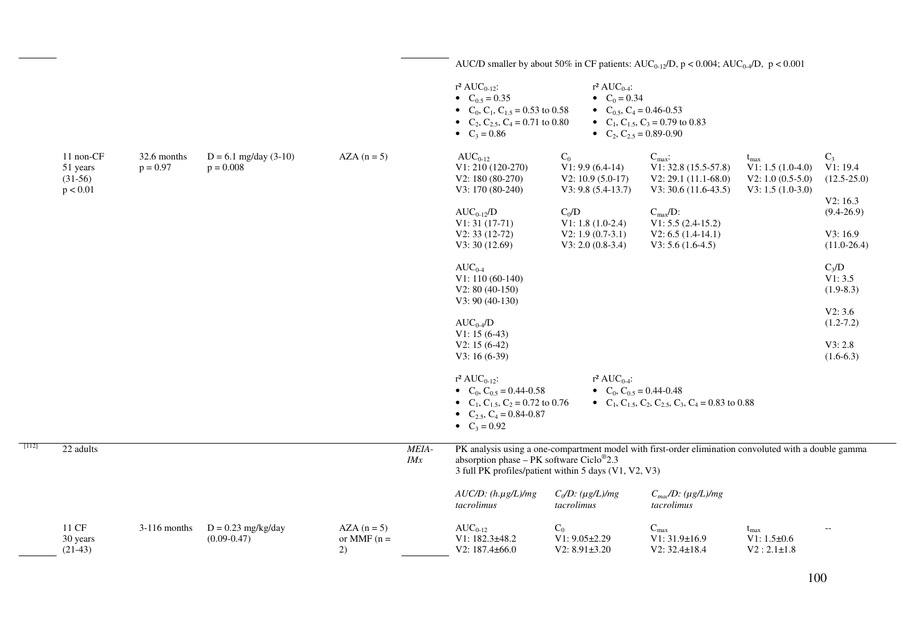| Ref | Population | Time post-transplant | Dose | Co-medication | Assay | PK results | | | | |
|---|---|---|---|---|---|---|---|---|---|---|
| | | | | | | AUC/D smaller by about 50% in CF patients: $AUC_{0-12}/D$, $p < 0.004$; $AUC_{0-4}/D$, $p < 0.001$ | | | | |
| | | | | | | $r^2$ $AUC_{0-12}$:<br>• $C_{0.5} = 0.35$<br>• $C_0$, $C_1$, $C_{1.5} = 0.53$ to $0.58$<br>• $C_2$, $C_{2.5}$, $C_4 = 0.71$ to $0.80$<br>• $C_3 = 0.86$ | $r^2$ $AUC_{0-4}$:<br>• $C_0 = 0.34$<br>• $C_{0.5}$, $C_4 = 0.46$-$0.53$<br>• $C_1$, $C_{1.5}$, $C_3 = 0.79$ to $0.83$<br>• $C_2$, $C_{2.5} = 0.89$-$0.90$ | | | |
| | 11 non-CF<br>51 years<br>(31-56)<br>$p < 0.01$ | 32.6 months<br>$p = 0.97$ | D = 6.1 mg/day (3-10)<br>$p = 0.008$ | AZA (n = 5) | | $AUC_{0-12}$<br>V1: 210 (120-270)<br>V2: 180 (80-270)<br>V3: 170 (80-240)<br><br>$AUC_{0-12}/D$<br>V1: 31 (17-71)<br>V2: 33 (12-72)<br>V3: 30 (12.69)<br><br>$AUC_{0-4}$<br>V1: 110 (60-140)<br>V2: 80 (40-150)<br>V3: 90 (40-130)<br><br>$AUC_{0-4}/D$<br>V1: 15 (6-43)<br>V2: 15 (6-42)<br>V3: 16 (6-39) | $C_0$<br>V1: 9.9 (6.4-14)<br>V2: 10.9 (5.0-17)<br>V3: 9.8 (5.4-13.7)<br><br>$C_0/D$<br>V1: 1.8 (1.0-2.4)<br>V2: 1.9 (0.7-3.1)<br>V3: 2.0 (0.8-3.4) | $C_{max}$:<br>V1: 32.8 (15.5-57.8)<br>V2: 29.1 (11.1-68.0)<br>V3: 30.6 (11.6-43.5)<br><br>$C_{max}/D$:<br>V1: 5.5 (2.4-15.2)<br>V2: 6.5 (1.4-14.1)<br>V3: 5.6 (1.6-4.5) | $t_{max}$<br>V1: 1.5 (1.0-4.0)<br>V2: 1.0 (0.5-5.0)<br>V3: 1.5 (1.0-3.0) | $C_3$<br>V1: 19.4<br>(12.5-25.0)<br><br>V2: 16.3<br>(9.4-26.9)<br><br>V3: 16.9<br>(11.0-26.4)<br><br>$C_3/D$<br>V1: 3.5<br>(1.9-8.3)<br><br>V2: 3.6<br>(1.2-7.2)<br><br>V3: 2.8<br>(1.6-6.3) |
| | | | | | | $r^2$ $AUC_{0-12}$:<br>• $C_0$, $C_{0.5} = 0.44$-$0.58$<br>• $C_1$, $C_{1.5}$, $C_2 = 0.72$ to $0.76$<br>• $C_{2.5}$, $C_4 = 0.84$-$0.87$<br>• $C_3 = 0.92$ | $r^2$ $AUC_{0-4}$:<br>• $C_0$, $C_{0.5} = 0.44$-$0.48$<br>• $C_1$, $C_{1.5}$, $C_2$, $C_{2.5}$, $C_3$, $C_4 = 0.83$ to $0.88$ | | | |
| [112] | 22 adults | | | | *MEIA-IMx* | PK analysis using a one-compartment model with first-order elimination convoluted with a double gamma absorption phase – PK software Ciclo®2.3<br>3 full PK profiles/patient within 5 days (V1, V2, V3)<br><br>*AUC/D: (h.µg/L)/mg tacrolimus* | *$C_0$/D: (µg/L)/mg tacrolimus* | *$C_{max}$/D: (µg/L)/mg tacrolimus* | | |
| | 11 CF<br>30 years<br>(21-43) | 3-116 months | D = 0.23 mg/kg/day<br>(0.09-0.47) | AZA (n = 5)<br>or MMF (n = 2) | | $AUC_{0-12}$<br>V1: 182.3±48.2<br>V2: 187.4±66.0 | $C_0$<br>V1: 9.05±2.29<br>V2: 8.91±3.20 | $C_{max}$<br>V1: 31.9±16.9<br>V2: 32.4±18.4 | $t_{max}$<br>V1: 1.5±0.6<br>V2 : 2.1±1.8 | -- |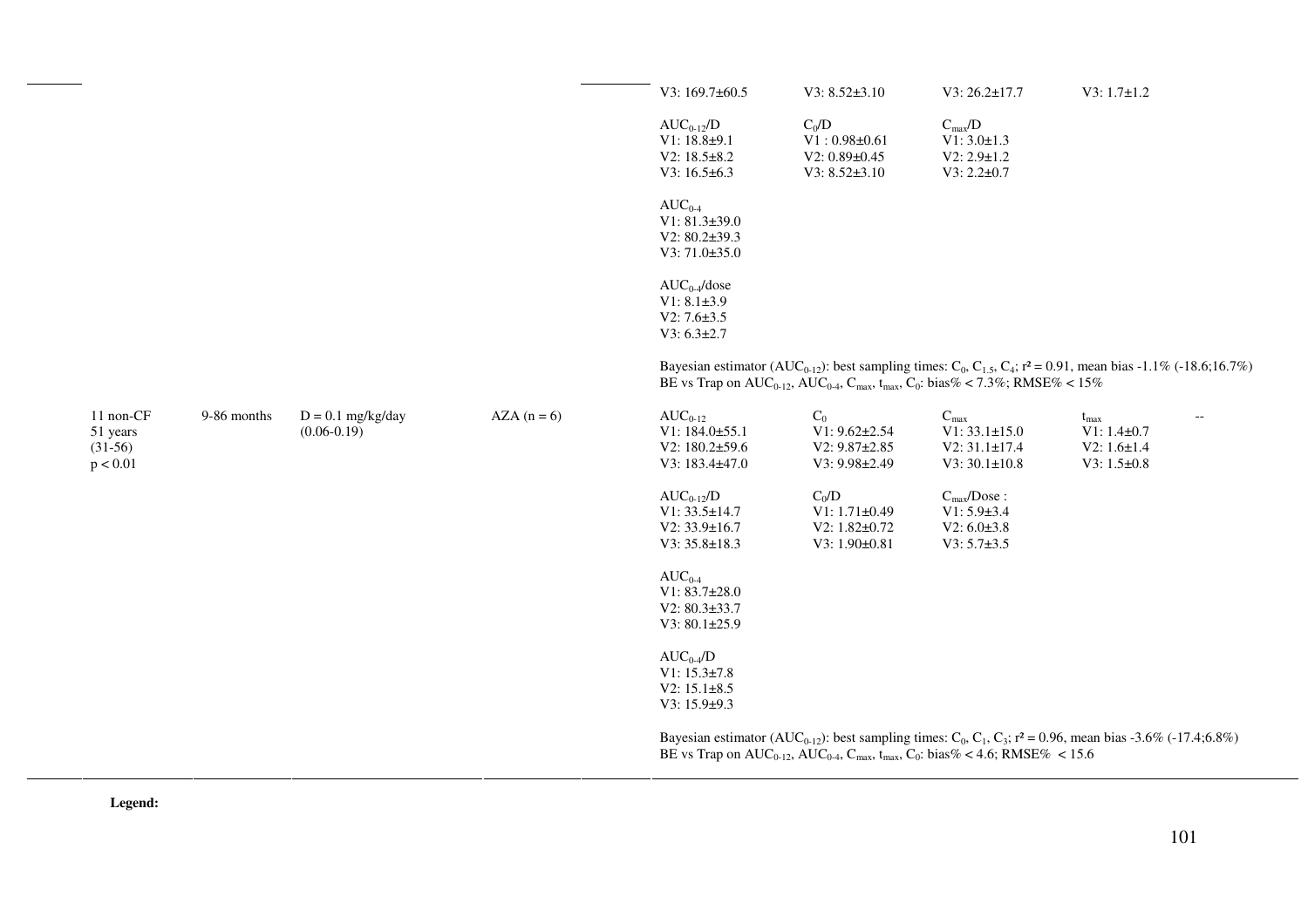| | | | | | | | | | |
|---|---|---|---|---|---|---|---|---|---|
| | | | | | V3: 169.7±60.5 | V3: 8.52±3.10 | V3: 26.2±17.7 | V3: 1.7±1.2 | |
| | | | | | $AUC_{0-12}$/D<br>V1: 18.8±9.1<br>V2: 18.5±8.2<br>V3: 16.5±6.3 | $C_0$/D<br>V1 : 0.98±0.61<br>V2: 0.89±0.45<br>V3: 8.52±3.10 | $C_{max}$/D<br>V1: 3.0±1.3<br>V2: 2.9±1.2<br>V3: 2.2±0.7 | | |
| | | | | | $AUC_{0-4}$<br>V1: 81.3±39.0<br>V2: 80.2±39.3<br>V3: 71.0±35.0 | | | | |
| | | | | | $AUC_{0-4}$/dose<br>V1: 8.1±3.9<br>V2: 7.6±3.5<br>V3: 6.3±2.7 | | | | |
| | | | | | Bayesian estimator ($AUC_{0-12}$): best sampling times: $C_0$, $C_{1.5}$, $C_4$; $r^2 = 0.91$, mean bias -1.1% (-18.6;16.7%)<br>BE vs Trap on $AUC_{0-12}$, $AUC_{0-4}$, $C_{max}$, $t_{max}$, $C_0$: bias% < 7.3%; RMSE% < 15% | | | | |
| 11 non-CF<br>51 years<br>(31-56)<br>$p < 0.01$ | 9-86 months | D = 0.1 mg/kg/day<br>(0.06-0.19) | AZA (n = 6) | | $AUC_{0-12}$<br>V1: 184.0±55.1<br>V2: 180.2±59.6<br>V3: 183.4±47.0 | $C_0$<br>V1: 9.62±2.54<br>V2: 9.87±2.85<br>V3: 9.98±2.49 | $C_{max}$<br>V1: 33.1±15.0<br>V2: 31.1±17.4<br>V3: 30.1±10.8 | $t_{max}$<br>V1: 1.4±0.7<br>V2: 1.6±1.4<br>V3: 1.5±0.8 | -- |
| | | | | | $AUC_{0-12}$/D<br>V1: 33.5±14.7<br>V2: 33.9±16.7<br>V3: 35.8±18.3 | $C_0$/D<br>V1: 1.71±0.49<br>V2: 1.82±0.72<br>V3: 1.90±0.81 | $C_{max}$/Dose :<br>V1: 5.9±3.4<br>V2: 6.0±3.8<br>V3: 5.7±3.5 | | |
| | | | | | $AUC_{0-4}$<br>V1: 83.7±28.0<br>V2: 80.3±33.7<br>V3: 80.1±25.9 | | | | |
| | | | | | $AUC_{0-4}$/D<br>V1: 15.3±7.8<br>V2: 15.1±8.5<br>V3: 15.9±9.3 | | | | |
| | | | | | Bayesian estimator ($AUC_{0-12}$): best sampling times: $C_0$, $C_1$, $C_3$; $r^2 = 0.96$, mean bias -3.6% (-17.4;6.8%)<br>BE vs Trap on $AUC_{0-12}$, $AUC_{0-4}$, $C_{max}$, $t_{max}$, $C_0$: bias% < 4.6; RMSE% < 15.6 | | | | |

**Legend:**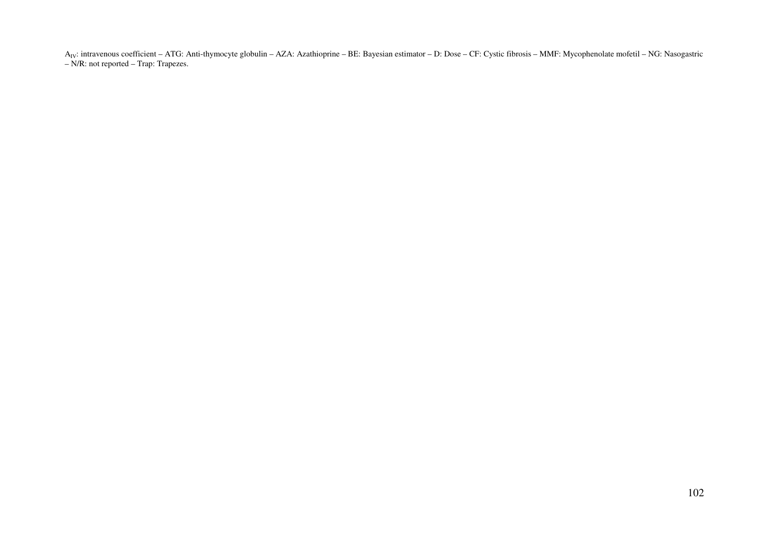$A_{IV}$: intravenous coefficient – ATG: Anti-thymocyte globulin – AZA: Azathioprine – BE: Bayesian estimator – D: Dose – CF: Cystic fibrosis – MMF: Mycophenolate mofetil – NG: Nasogastric – N/R: not reported – Trap: Trapezes.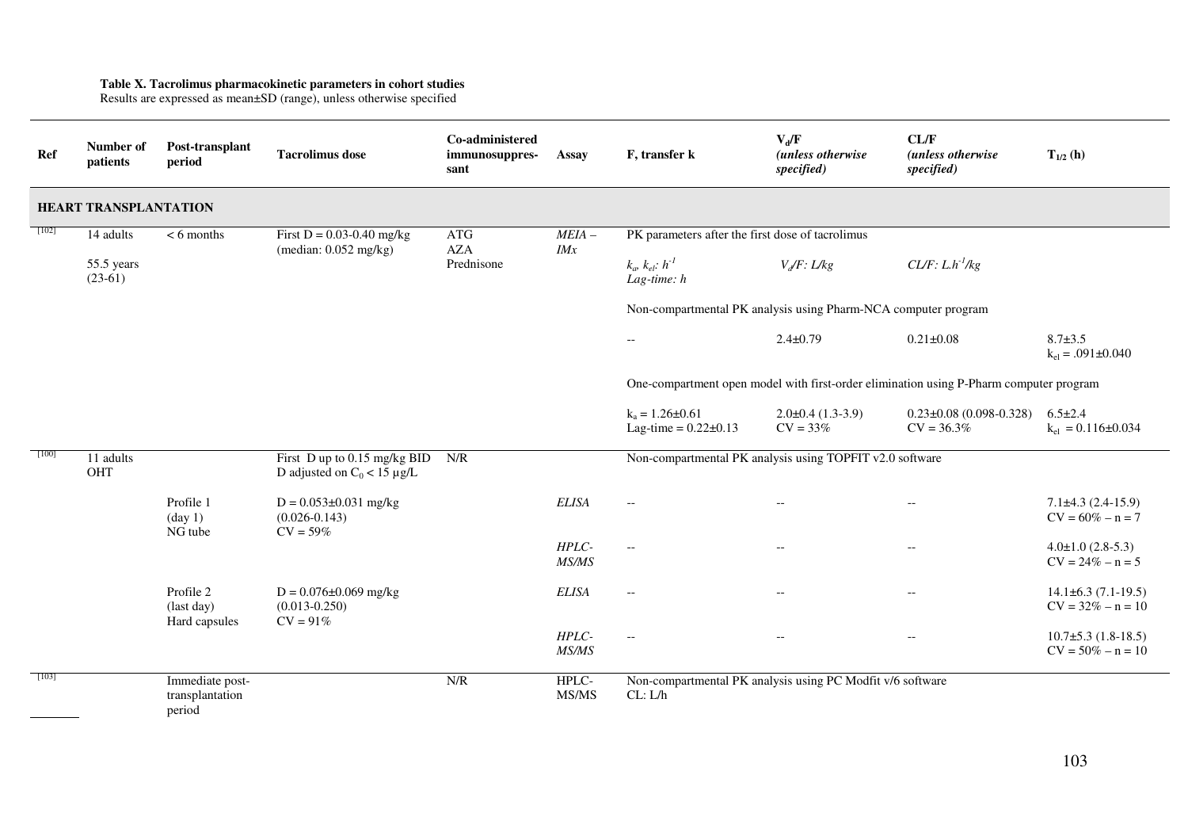**Table X. Tacrolimus pharmacokinetic parameters in cohort studies**
Results are expressed as mean±SD (range), unless otherwise specified

| Ref | Number of patients | Post-transplant period | Tacrolimus dose | Co-administered immunosuppressant | Assay | F, transfer k | $V_d/F$ *(unless otherwise specified)* | CL/F *(unless otherwise specified)* | $T_{1/2}$ (h) |
|---|---|---|---|---|---|---|---|---|---|
| **HEART TRANSPLANTATION** | | | | | | | | | |
| [102] | 14 adults<br>55.5 years (23-61) | < 6 months | First D = 0.03-0.40 mg/kg (median: 0.052 mg/kg) | ATG<br>AZA<br>Prednisone | *MEIA – IMx* | PK parameters after the first dose of tacrolimus | | | |
| | | | | | | *$k_a$, $k_{el}$: $h^{-1}$*<br>*Lag-time: h* | *$V_d/F$: L/kg* | *CL/F: $L.h^{-1}/kg$* | |
| | | | | | | Non-compartmental PK analysis using Pharm-NCA computer program | | | |
| | | | | | | -- | 2.4±0.79 | 0.21±0.08 | 8.7±3.5<br>$k_{el}$ = .091±0.040 |
| | | | | | | One-compartment open model with first-order elimination using P-Pharm computer program | | | |
| | | | | | | $k_a$ = 1.26±0.61<br>Lag-time = 0.22±0.13 | 2.0±0.4 (1.3-3.9)<br>CV = 33% | 0.23±0.08 (0.098-0.328)<br>CV = 36.3% | 6.5±2.4<br>$k_{el}$ = 0.116±0.034 |
| [100] | 11 adults<br>OHT | | First D up to 0.15 mg/kg BID<br>D adjusted on $C_0$ < 15 µg/L | N/R | | Non-compartmental PK analysis using TOPFIT v2.0 software | | | |
| | | Profile 1 (day 1)<br>NG tube | D = 0.053±0.031 mg/kg (0.026-0.143)<br>CV = 59% | | *ELISA* | -- | -- | -- | 7.1±4.3 (2.4-15.9)<br>CV = 60% – n = 7 |
| | | | | | *HPLC-MS/MS* | -- | -- | -- | 4.0±1.0 (2.8-5.3)<br>CV = 24% – n = 5 |
| | | Profile 2 (last day)<br>Hard capsules | D = 0.076±0.069 mg/kg (0.013-0.250)<br>CV = 91% | | *ELISA* | -- | -- | -- | 14.1±6.3 (7.1-19.5)<br>CV = 32% – n = 10 |
| | | | | | *HPLC-MS/MS* | -- | -- | -- | 10.7±5.3 (1.8-18.5)<br>CV = 50% – n = 10 |
| [103] | | Immediate post-transplantation period | | N/R | HPLC-MS/MS | Non-compartmental PK analysis using PC Modfit v/6 software<br>CL: L/h | | | |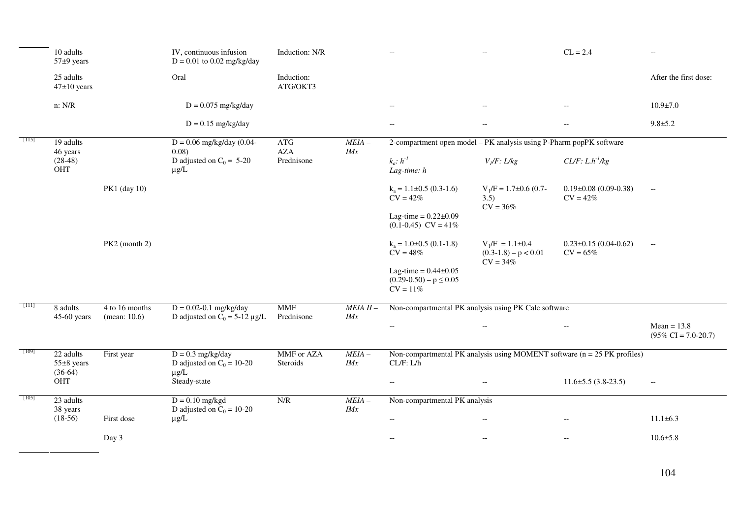| | | | | | | | | | |
|---|---|---|---|---|---|---|---|---|---|
| | 10 adults<br>57±9 years | | IV, continuous infusion<br>D = 0.01 to 0.02 mg/kg/day | Induction: N/R | | -- | -- | CL = 2.4 | -- |
| | 25 adults<br>47±10 years | | Oral | Induction:<br>ATG/OKT3 | | | | | After the first dose: |
| | n: N/R | | D = 0.075 mg/kg/day | | | -- | -- | -- | 10.9±7.0 |
| | | | D = 0.15 mg/kg/day | | | -- | -- | -- | 9.8±5.2 |
| [115] | 19 adults<br>46 years<br>(28-48)<br>OHT | | D = 0.06 mg/kg/day (0.04-0.08)<br>D adjusted on $C_0$ = 5-20 µg/L | ATG<br>AZA<br>Prednisone | *MEIA – IMx* | 2-compartment open model – PK analysis using P-Pharm popPK software | | | |
| | | | | | | *$k_a$: $h^{-1}$*<br>*Lag-time: h* | *$V_1$/F: L/kg* | *CL/F: $L.h^{-1}/kg$* | |
| | | PK1 (day 10) | | | | $k_a$ = 1.1±0.5 (0.3-1.6)<br>CV = 42%<br>Lag-time = 0.22±0.09 (0.1-0.45) CV = 41% | $V_1$/F = 1.7±0.6 (0.7-3.5)<br>CV = 36% | 0.19±0.08 (0.09-0.38)<br>CV = 42% | -- |
| | | PK2 (month 2) | | | | $k_a$ = 1.0±0.5 (0.1-1.8)<br>CV = 48%<br>Lag-time = 0.44±0.05 (0.29-0.50) – $p \leq 0.05$<br>CV = 11% | $V_1$/F = 1.1±0.4 (0.3-1.8) – $p < 0.01$<br>CV = 34% | 0.23±0.15 (0.04-0.62)<br>CV = 65% | -- |
| [111] | 8 adults<br>45-60 years | 4 to 16 months<br>(mean: 10.6) | D = 0.02-0.1 mg/kg/day<br>D adjusted on $C_0$ = 5-12 µg/L | MMF<br>Prednisone | *MEIA II – IMx* | Non-compartmental PK analysis using PK Calc software | | | |
| | | | | | | -- | -- | -- | Mean = 13.8<br>(95% CI = 7.0-20.7) |
| [109] | 22 adults<br>55±8 years<br>(36-64)<br>OHT | First year | D = 0.3 mg/kg/day<br>D adjusted on $C_0$ = 10-20 µg/L<br>Steady-state | MMF or AZA<br>Steroids | *MEIA – IMx* | Non-compartmental PK analysis using MOMENT software (n = 25 PK profiles)<br>CL/F: L/h | | | |
| | | | | | | -- | -- | 11.6±5.5 (3.8-23.5) | -- |
| [105] | 23 adults<br>38 years<br>(18-56) | | D = 0.10 mg/kgd<br>D adjusted on $C_0$ = 10-20 µg/L | N/R | *MEIA – IMx* | Non-compartmental PK analysis | | | |
| | | First dose | | | | -- | -- | -- | 11.1±6.3 |
| | | Day 3 | | | | -- | -- | -- | 10.6±5.8 |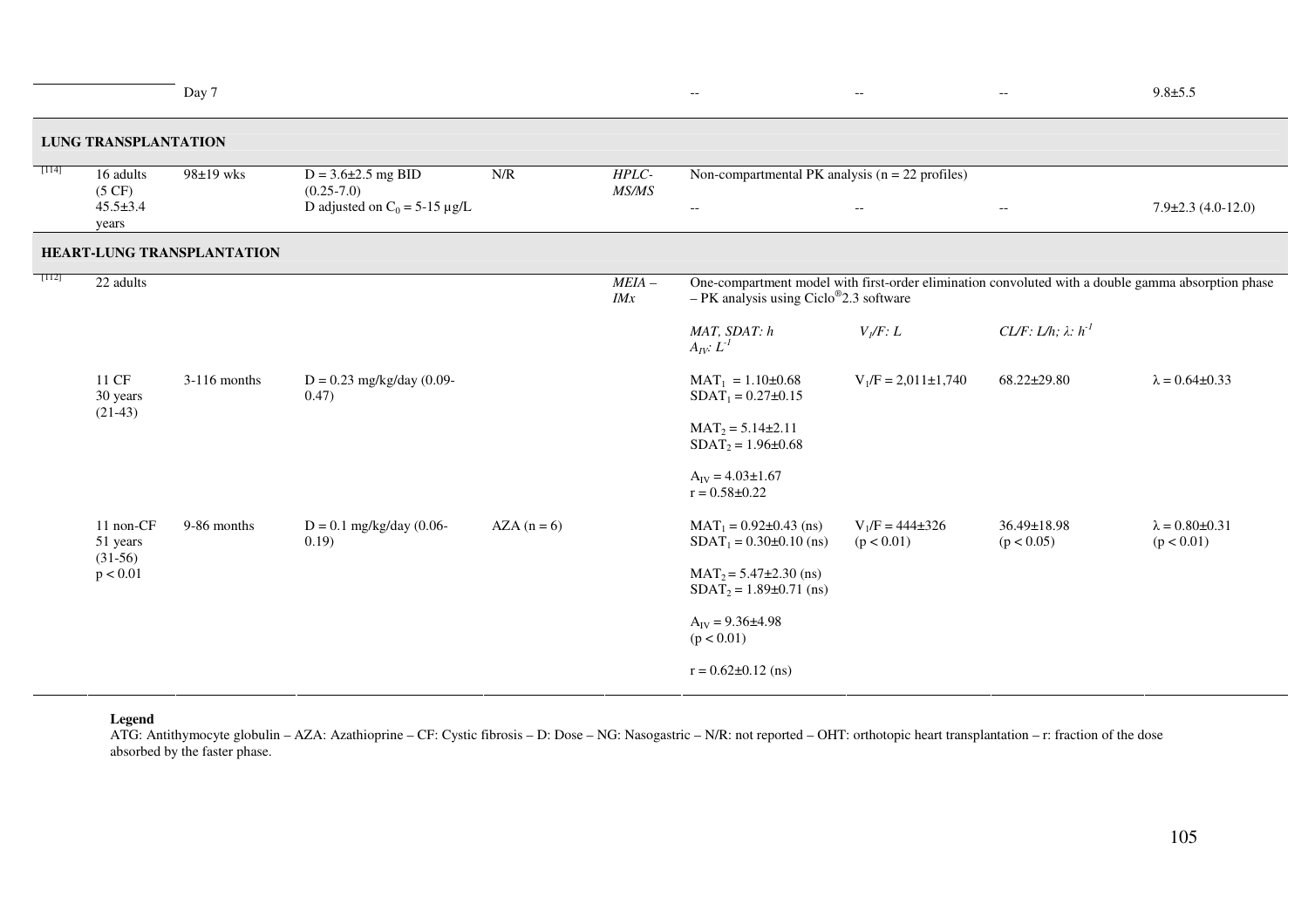| | | | | | | | | |
|---|---|---|---|---|---|---|---|---|
| | Day 7 | | | | -- | -- | -- | 9.8±5.5 |
| **LUNG TRANSPLANTATION** | | | | | | | | |
| [114] 16 adults (5 CF) 45.5±3.4 years | 98±19 wks | $D = 3.6±2.5$ mg BID (0.25-7.0) D adjusted on $C_0 = 5\text{-}15$ µg/L | N/R | *HPLC-MS/MS* | Non-compartmental PK analysis (n = 22 profiles) -- | -- | -- | 7.9±2.3 (4.0-12.0) |
| **HEART-LUNG TRANSPLANTATION** | | | | | | | | |
| [112] 22 adults | | | | *MEIA – IMx* | One-compartment model with first-order elimination convoluted with a double gamma absorption phase – PK analysis using Ciclo®2.3 software | | | |
| | | | | | *MAT, SDAT: h* *$A_{IV}$: $L^{-1}$* | *$V_1/F$: L* | *CL/F: L/h; λ: $h^{-1}$* | |
| 11 CF 30 years (21-43) | 3-116 months | $D = 0.23$ mg/kg/day (0.09-0.47) | | | $MAT_1 = 1.10±0.68$ $SDAT_1 = 0.27±0.15$ $MAT_2 = 5.14±2.11$ $SDAT_2 = 1.96±0.68$ $A_{IV} = 4.03±1.67$ $r = 0.58±0.22$ | $V_1/F = 2{,}011±1{,}740$ | 68.22±29.80 | $λ = 0.64±0.33$ |
| 11 non-CF 51 years (31-56) $p < 0.01$ | 9-86 months | $D = 0.1$ mg/kg/day (0.06-0.19) | AZA (n = 6) | | $MAT_1 = 0.92±0.43$ (ns) $SDAT_1 = 0.30±0.10$ (ns) $MAT_2 = 5.47±2.30$ (ns) $SDAT_2 = 1.89±0.71$ (ns) $A_{IV} = 9.36±4.98$ ($p < 0.01$) $r = 0.62±0.12$ (ns) | $V_1/F = 444±326$ ($p < 0.01$) | 36.49±18.98 ($p < 0.05$) | $λ = 0.80±0.31$ ($p < 0.01$) |

**Legend**
ATG: Antithymocyte globulin – AZA: Azathioprine – CF: Cystic fibrosis – D: Dose – NG: Nasogastric – N/R: not reported – OHT: orthotopic heart transplantation – r: fraction of the dose absorbed by the faster phase.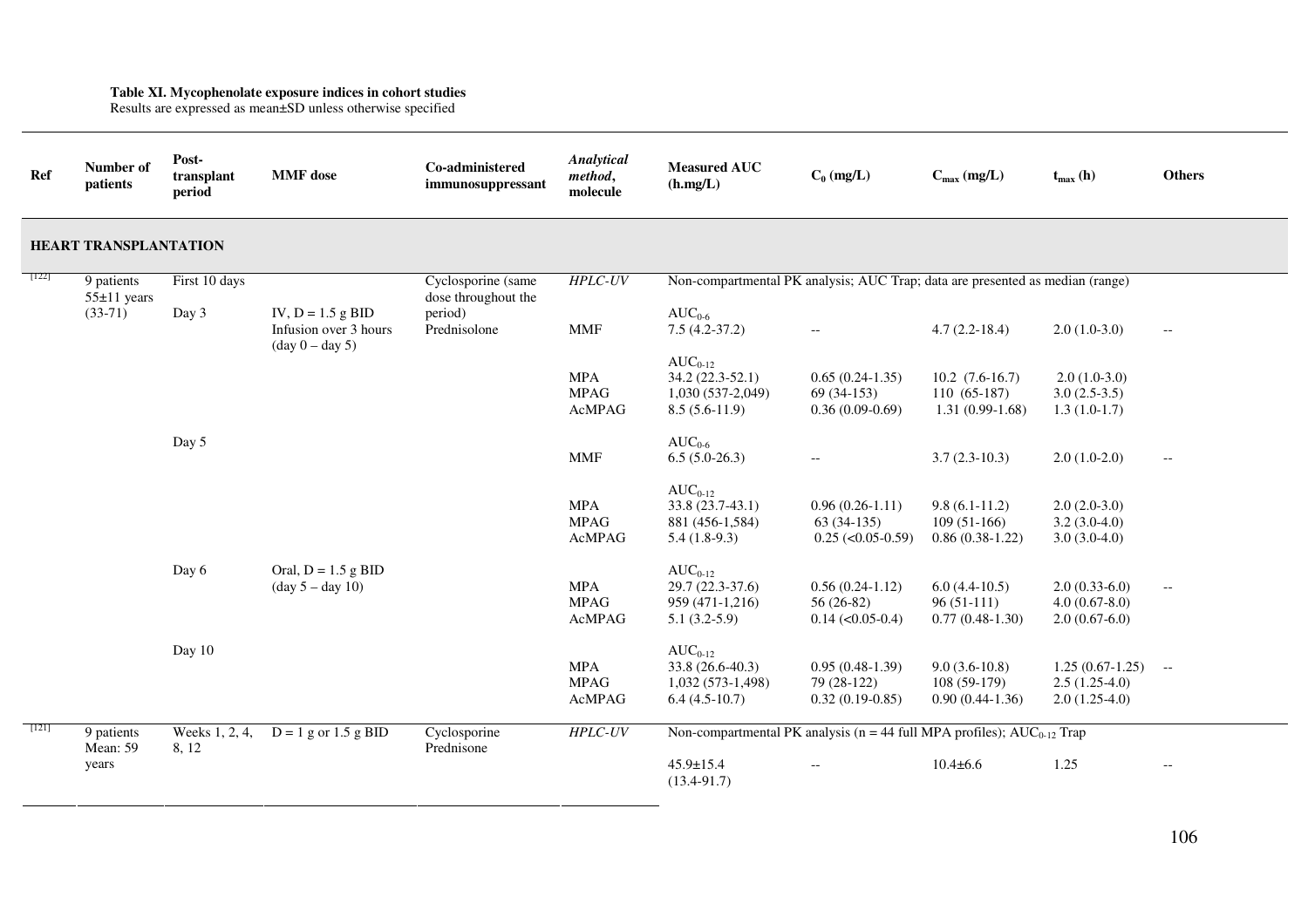**Table XI. Mycophenolate exposure indices in cohort studies**
Results are expressed as mean±SD unless otherwise specified

| Ref | Number of patients | Post-transplant period | MMF dose | Co-administered immunosuppressant | *Analytical method*, molecule | Measured AUC (h.mg/L) | $C_0$ (mg/L) | $C_{max}$ (mg/L) | $t_{max}$ (h) | Others |
|---|---|---|---|---|---|---|---|---|---|---|
| **HEART TRANSPLANTATION** | | | | | | | | | | |
| [122] | 9 patients 55±11 years (33-71) | First 10 days | | Cyclosporine (same dose throughout the period) Prednisolone | *HPLC-UV* | Non-compartmental PK analysis; AUC Trap; data are presented as median (range) | | | | |
| | | Day 3 | IV, D = 1.5 g BID Infusion over 3 hours (day 0 – day 5) | | | $AUC_{0-6}$ | | | | |
| | | | | | MMF | 7.5 (4.2-37.2) | -- | 4.7 (2.2-18.4) | 2.0 (1.0-3.0) | -- |
| | | | | | | $AUC_{0-12}$ | | | | |
| | | | | | MPA | 34.2 (22.3-52.1) | 0.65 (0.24-1.35) | 10.2 (7.6-16.7) | 2.0 (1.0-3.0) | |
| | | | | | MPAG | 1,030 (537-2,049) | 69 (34-153) | 110 (65-187) | 3.0 (2.5-3.5) | |
| | | | | | AcMPAG | 8.5 (5.6-11.9) | 0.36 (0.09-0.69) | 1.31 (0.99-1.68) | 1.3 (1.0-1.7) | |
| | | Day 5 | | | | $AUC_{0-6}$ | | | | |
| | | | | | MMF | 6.5 (5.0-26.3) | -- | 3.7 (2.3-10.3) | 2.0 (1.0-2.0) | -- |
| | | | | | | $AUC_{0-12}$ | | | | |
| | | | | | MPA | 33.8 (23.7-43.1) | 0.96 (0.26-1.11) | 9.8 (6.1-11.2) | 2.0 (2.0-3.0) | |
| | | | | | MPAG | 881 (456-1,584) | 63 (34-135) | 109 (51-166) | 3.2 (3.0-4.0) | |
| | | | | | AcMPAG | 5.4 (1.8-9.3) | 0.25 (<0.05-0.59) | 0.86 (0.38-1.22) | 3.0 (3.0-4.0) | |
| | | Day 6 | Oral, D = 1.5 g BID (day 5 – day 10) | | | $AUC_{0-12}$ | | | | |
| | | | | | MPA | 29.7 (22.3-37.6) | 0.56 (0.24-1.12) | 6.0 (4.4-10.5) | 2.0 (0.33-6.0) | -- |
| | | | | | MPAG | 959 (471-1,216) | 56 (26-82) | 96 (51-111) | 4.0 (0.67-8.0) | |
| | | | | | AcMPAG | 5.1 (3.2-5.9) | 0.14 (<0.05-0.4) | 0.77 (0.48-1.30) | 2.0 (0.67-6.0) | |
| | | Day 10 | | | | $AUC_{0-12}$ | | | | |
| | | | | | MPA | 33.8 (26.6-40.3) | 0.95 (0.48-1.39) | 9.0 (3.6-10.8) | 1.25 (0.67-1.25) | -- |
| | | | | | MPAG | 1,032 (573-1,498) | 79 (28-122) | 108 (59-179) | 2.5 (1.25-4.0) | |
| | | | | | AcMPAG | 6.4 (4.5-10.7) | 0.32 (0.19-0.85) | 0.90 (0.44-1.36) | 2.0 (1.25-4.0) | |
| [121] | 9 patients Mean: 59 years | Weeks 1, 2, 4, 8, 12 | D = 1 g or 1.5 g BID | Cyclosporine Prednisone | *HPLC-UV* | Non-compartmental PK analysis (n = 44 full MPA profiles); $AUC_{0-12}$ Trap | | | | |
| | | | | | | 45.9±15.4 (13.4-91.7) | -- | 10.4±6.6 | 1.25 | -- |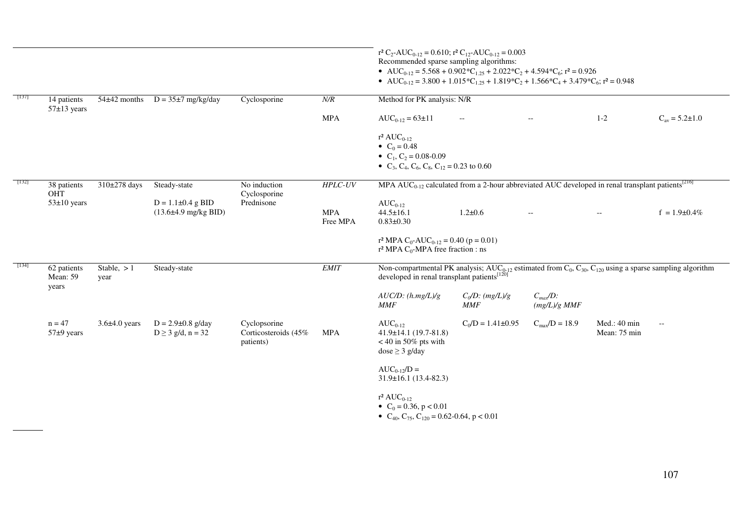| | | | | | | | | | |
|---|---|---|---|---|---|---|---|---|---|
| | | | | | $r^2$ $C_2$-$AUC_{0-12}$ = 0.610; $r^2$ $C_{12}$-$AUC_{0-12}$ = 0.003<br>Recommended sparse sampling algorithms:<br>• $AUC_{0-12} = 5.568 + 0.902{*}C_{1.25} + 2.022{*}C_2 + 4.594{*}C_6$; $r^2 = 0.926$<br>• $AUC_{0-12} = 3.800 + 1.015{*}C_{1.25} + 1.819{*}C_2 + 1.566{*}C_4 + 3.479{*}C_6$; $r^2 = 0.948$ | | | | |
| [137] | 14 patients<br>57±13 years | 54±42 months | D = 35±7 mg/kg/day | Cyclosporine | *N/R* | Method for PK analysis: N/R | | | | |
| | | | | | MPA | $AUC_{0-12}$ = 63±11 | -- | -- | 1-2 | $C_{av}$ = 5.2±1.0 |
| | | | | | | $r^2$ $AUC_{0-12}$<br>• $C_0$ = 0.48<br>• $C_1$, $C_2$ = 0.08-0.09<br>• $C_3$, $C_4$, $C_6$, $C_8$, $C_{12}$ = 0.23 to 0.60 | | | | |
| [132] | 38 patients<br>OHT<br>53±10 years | 310±278 days | Steady-state<br><br>D = 1.1±0.4 g BID<br>(13.6±4.9 mg/kg BID) | No induction<br>Cyclosporine<br>Prednisone | *HPLC-UV* | MPA $AUC_{0-12}$ calculated from a 2-hour abbreviated AUC developed in renal transplant patients[216] | | | | |
| | | | | | MPA<br>Free MPA | $AUC_{0-12}$<br>44.5±16.1<br>0.83±0.30 | 1.2±0.6 | -- | -- | f = 1.9±0.4% |
| | | | | | | $r^2$ MPA $C_0$-$AUC_{0-12}$ = 0.40 (p = 0.01)<br>$r^2$ MPA $C_0$-MPA free fraction : ns | | | | |
| [134] | 62 patients<br>Mean: 59 years | Stable, > 1 year | Steady-state | | *EMIT* | Non-compartmental PK analysis; $AUC_{0-12}$ estimated from $C_0$, $C_{30}$, $C_{120}$ using a sparse sampling algorithm developed in renal transplant patients[120] | | | | |
| | | | | | | *AUC/D: (h.mg/L)/g MMF* | *$C_0$/D: (mg/L)/g MMF* | *$C_{max}$/D: (mg/L)/g MMF* | | |
| | n = 47<br>57±9 years | 3.6±4.0 years | D = 2.9±0.8 g/day<br>D ≥ 3 g/d, n = 32 | Cyclopsorine<br>Corticosteroids (45% patients) | MPA | $AUC_{0-12}$<br>41.9±14.1 (19.7-81.8)<br>< 40 in 50% pts with dose ≥ 3 g/day | $C_0$/D = 1.41±0.95 | $C_{max}$/D = 18.9 | Med.: 40 min<br>Mean: 75 min | -- |
| | | | | | | $AUC_{0-12}$/D =<br>31.9±16.1 (13.4-82.3) | | | | |
| | | | | | | $r^2$ $AUC_{0-12}$<br>• $C_0$ = 0.36, p < 0.01<br>• $C_{40}$, $C_{75}$, $C_{120}$ = 0.62-0.64, p < 0.01 | | | | |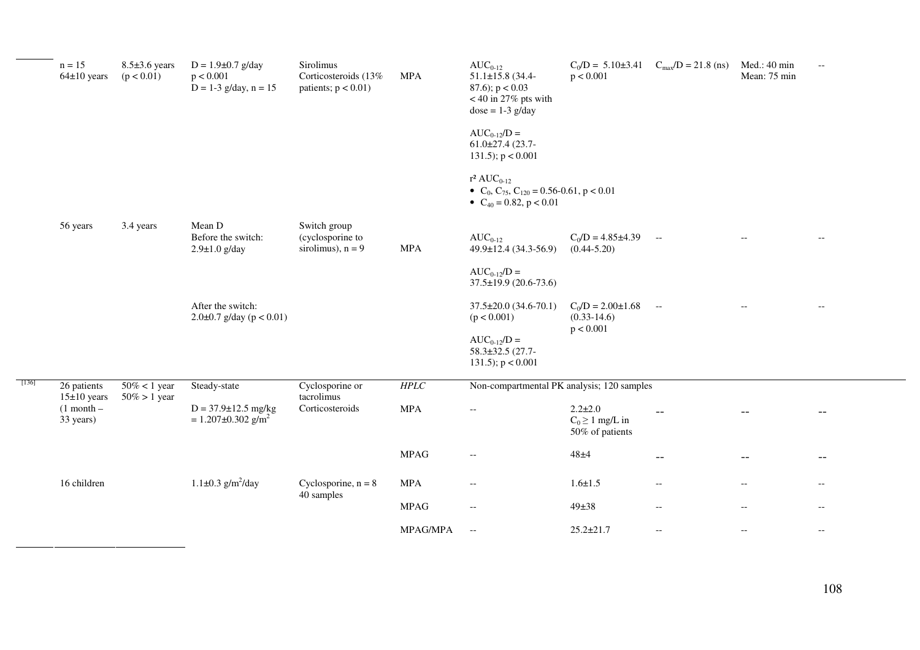| | | | | | | | | | | |
|---|---|---|---|---|---|---|---|---|---|---|
| | n = 15<br>64±10 years | 8.5±3.6 years<br>($p < 0.01$) | D = 1.9±0.7 g/day<br>$p < 0.001$<br>D = 1-3 g/day, n = 15 | Sirolimus<br>Corticosteroids (13% patients; $p < 0.01$) | MPA | $AUC_{0-12}$<br>51.1±15.8 (34.4-87.6); $p < 0.03$<br>< 40 in 27% pts with dose = 1-3 g/day<br><br>$AUC_{0-12}/D$ = 61.0±27.4 (23.7-131.5); $p < 0.001$<br><br>$r^2$ $AUC_{0-12}$<br>• $C_0$, $C_{75}$, $C_{120}$ = 0.56-0.61, $p < 0.01$<br>• $C_{40}$ = 0.82, $p < 0.01$ | $C_0/D$ = 5.10±3.41<br>$p < 0.001$ | $C_{max}/D$ = 21.8 (ns) | Med.: 40 min<br>Mean: 75 min | -- |
| | 56 years | 3.4 years | Mean D<br>Before the switch:<br>2.9±1.0 g/day | Switch group (cyclosporine to sirolimus), n = 9 | MPA | $AUC_{0-12}$<br>49.9±12.4 (34.3-56.9)<br><br>$AUC_{0-12}/D$ = 37.5±19.9 (20.6-73.6) | $C_0/D$ = 4.85±4.39<br>(0.44-5.20) | -- | -- | -- |
| | | | After the switch:<br>2.0±0.7 g/day ($p < 0.01$) | | | 37.5±20.0 (34.6-70.1)<br>($p < 0.001$)<br><br>$AUC_{0-12}/D$ = 58.3±32.5 (27.7-131.5); $p < 0.001$ | $C_0/D$ = 2.00±1.68<br>(0.33-14.6)<br>$p < 0.001$ | -- | -- | -- |
| [136] | 26 patients<br>15±10 years<br>(1 month – 33 years) | 50% < 1 year<br>50% > 1 year | Steady-state | Cyclosporine or tacrolimus | *HPLC* | Non-compartmental PK analysis; 120 samples | | | | |
| | | | D = 37.9±12.5 mg/kg = 1.207±0.302 g/m$^2$ | Corticosteroids | MPA | -- | 2.2±2.0<br>$C_0 \geq 1$ mg/L in 50% of patients | -- | -- | -- |
| | | | | | MPAG | -- | 48±4 | -- | -- | -- |
| | 16 children | | 1.1±0.3 g/m$^2$/day | Cyclosporine, n = 8<br>40 samples | MPA | -- | 1.6±1.5 | -- | -- | -- |
| | | | | | MPAG | -- | 49±38 | -- | -- | -- |
| | | | | | MPAG/MPA | -- | 25.2±21.7 | -- | -- | -- |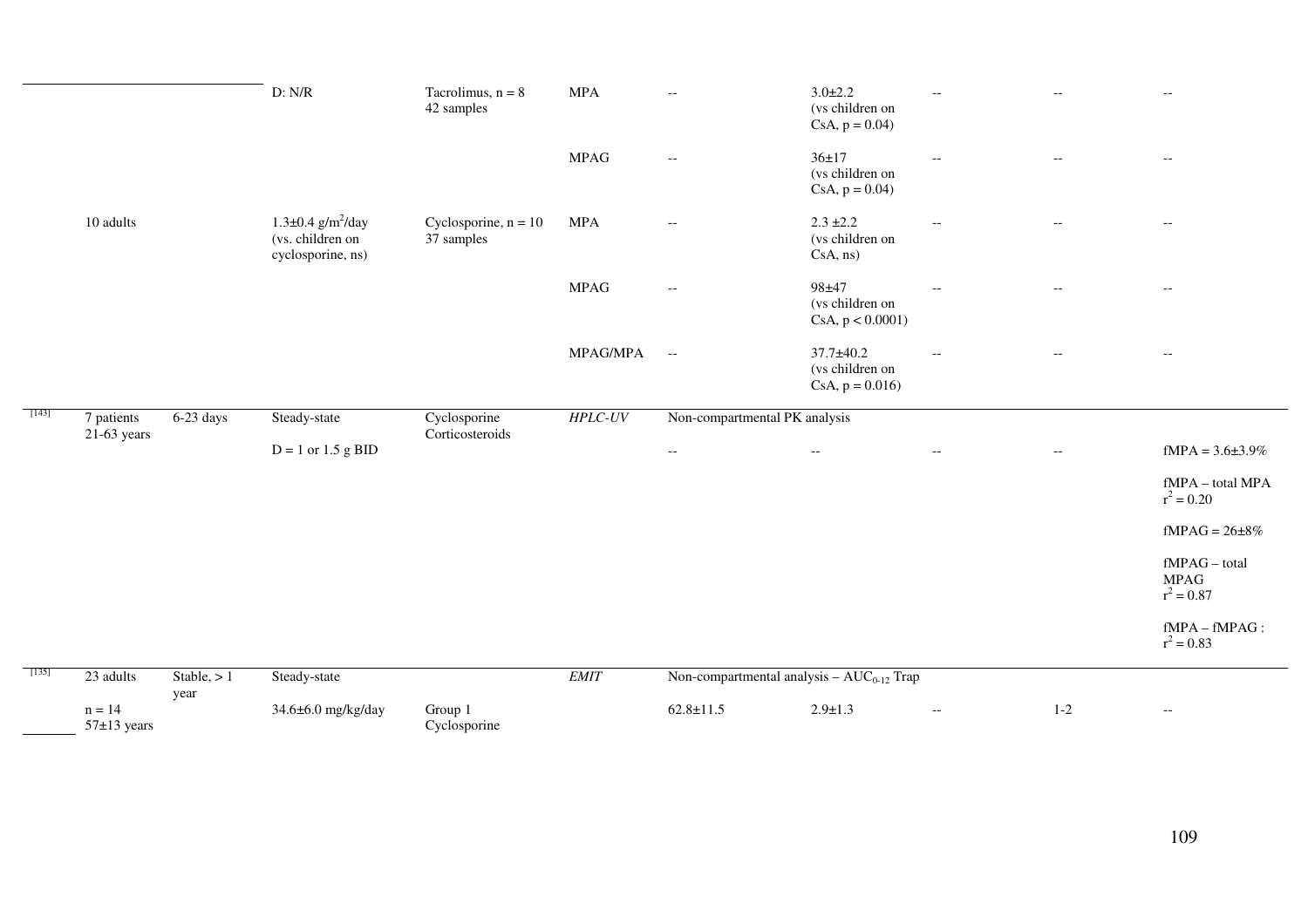| | | | | | | | | | | |
|---|---|---|---|---|---|---|---|---|---|---|
| | | | D: N/R | Tacrolimus, n = 8<br>42 samples | MPA | -- | 3.0±2.2<br>(vs children on CsA, p = 0.04) | -- | -- | -- |
| | | | | | MPAG | -- | 36±17<br>(vs children on CsA, p = 0.04) | -- | -- | -- |
| | 10 adults | | 1.3±0.4 $g/m^2/day$<br>(vs. children on cyclosporine, ns) | Cyclosporine, n = 10<br>37 samples | MPA | -- | 2.3 ±2.2<br>(vs children on CsA, ns) | -- | -- | -- |
| | | | | | MPAG | -- | 98±47<br>(vs children on CsA, p < 0.0001) | -- | -- | -- |
| | | | | | MPAG/MPA | -- | 37.7±40.2<br>(vs children on CsA, p = 0.016) | -- | -- | -- |
| [143] | 7 patients<br>21-63 years | 6-23 days | Steady-state | Cyclosporine<br>Corticosteroids | *HPLC-UV* | Non-compartmental PK analysis | | | | |
| | | | D = 1 or 1.5 g BID | | | -- | -- | -- | -- | fMPA = 3.6±3.9%<br><br>fMPA – total MPA $r^2 = 0.20$<br><br>fMPAG = 26±8%<br><br>fMPAG – total MPAG $r^2 = 0.87$<br><br>fMPA – fMPAG : $r^2 = 0.83$ |
| [135] | 23 adults | Stable, > 1 year | Steady-state | | *EMIT* | Non-compartmental analysis – $AUC_{0-12}$ Trap | | | | |
| | n = 14<br>57±13 years | | 34.6±6.0 mg/kg/day | Group 1<br>Cyclosporine | | 62.8±11.5 | 2.9±1.3 | -- | 1-2 | -- |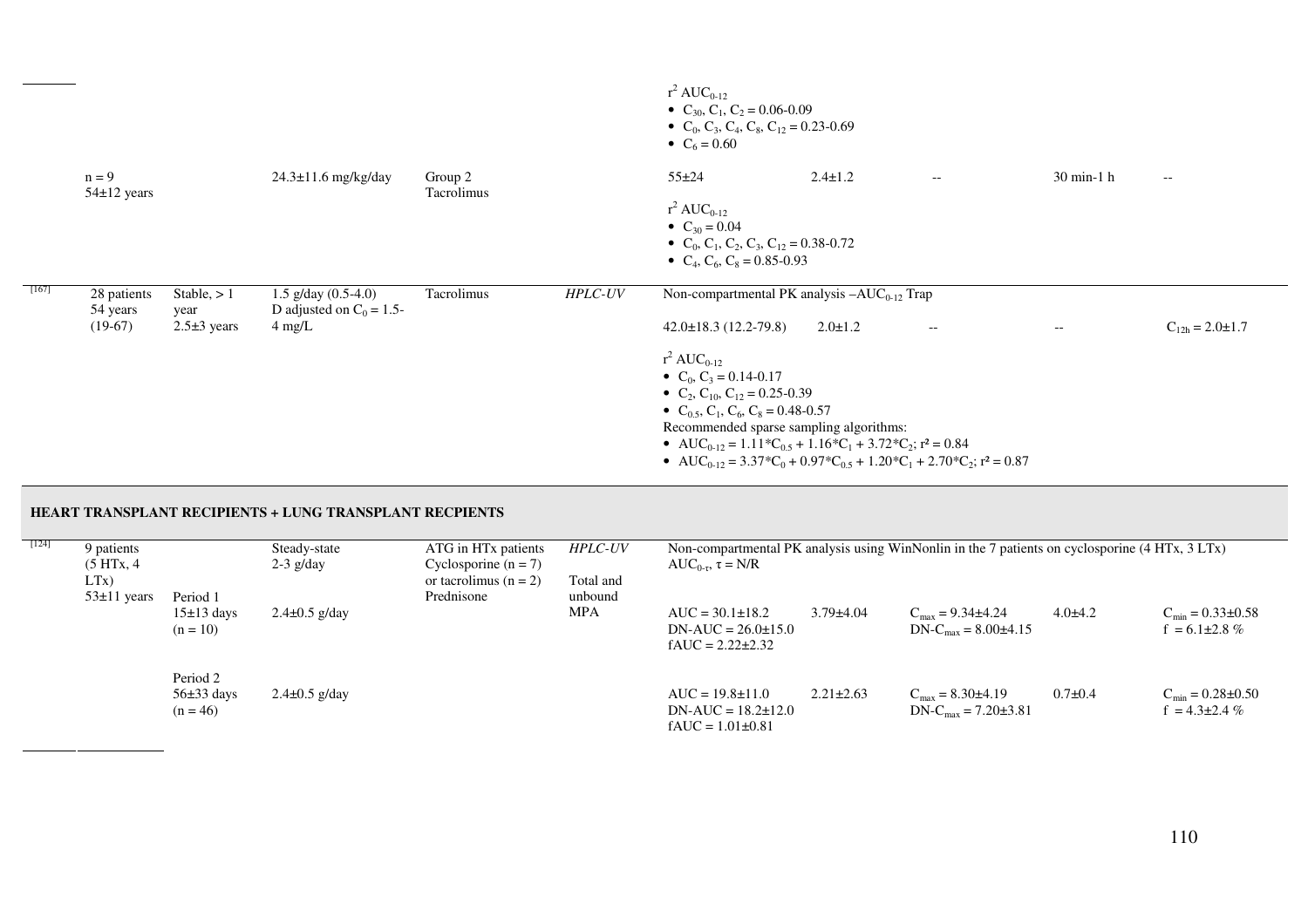| Ref | Patients | Time post-transplant | MMF dose | Co-medication | Assay | PK analysis | | | | |
|---|---|---|---|---|---|---|---|---|---|---|
| | | | | | | $r^2$ $AUC_{0-12}$<br>• $C_{30}$, $C_1$, $C_2$ = 0.06-0.09<br>• $C_0$, $C_3$, $C_4$, $C_8$, $C_{12}$ = 0.23-0.69<br>• $C_6$ = 0.60 | | | | |
| | n = 9<br>54±12 years | | 24.3±11.6 mg/kg/day | Group 2<br>Tacrolimus | | 55±24<br><br>$r^2$ $AUC_{0-12}$<br>• $C_{30}$ = 0.04<br>• $C_0$, $C_1$, $C_2$, $C_3$, $C_{12}$ = 0.38-0.72<br>• $C_4$, $C_6$, $C_8$ = 0.85-0.93 | 2.4±1.2 | -- | 30 min-1 h | -- |
| [167] | 28 patients<br>54 years<br>(19-67) | Stable, > 1 year<br>2.5±3 years | 1.5 g/day (0.5-4.0)<br>D adjusted on $C_0$ = 1.5-4 mg/L | Tacrolimus | *HPLC-UV* | Non-compartmental PK analysis –$AUC_{0-12}$ Trap<br><br>42.0±18.3 (12.2-79.8)<br><br>$r^2$ $AUC_{0-12}$<br>• $C_0$, $C_3$ = 0.14-0.17<br>• $C_2$, $C_{10}$, $C_{12}$ = 0.25-0.39<br>• $C_{0.5}$, $C_1$, $C_6$, $C_8$ = 0.48-0.57<br>Recommended sparse sampling algorithms:<br>• $AUC_{0-12} = 1.11{*}C_{0.5} + 1.16{*}C_1 + 3.72{*}C_2$; $r^2 = 0.84$<br>• $AUC_{0-12} = 3.37{*}C_0 + 0.97{*}C_{0.5} + 1.20{*}C_1 + 2.70{*}C_2$; $r^2 = 0.87$ | 2.0±1.2 | -- | -- | $C_{12h}$ = 2.0±1.7 |
| **HEART TRANSPLANT RECIPIENTS + LUNG TRANSPLANT RECPIENTS** | | | | | | | | | | |
| [124] | 9 patients<br>(5 HTx, 4 LTx)<br>53±11 years | | Steady-state<br>2-3 g/day | ATG in HTx patients<br>Cyclosporine (n = 7)<br>or tacrolimus (n = 2)<br>Prednisone | *HPLC-UV*<br><br>Total and unbound MPA | Non-compartmental PK analysis using WinNonlin in the 7 patients on cyclosporine (4 HTx, 3 LTx)<br>$AUC_{0-\tau}$, τ = N/R | | | | |
| | | Period 1<br>15±13 days<br>(n = 10) | 2.4±0.5 g/day | | | AUC = 30.1±18.2<br>DN-AUC = 26.0±15.0<br>fAUC = 2.22±2.32 | 3.79±4.04 | $C_{max}$ = 9.34±4.24<br>DN-$C_{max}$ = 8.00±4.15 | 4.0±4.2 | $C_{min}$ = 0.33±0.58<br>f = 6.1±2.8 % |
| | | Period 2<br>56±33 days<br>(n = 46) | 2.4±0.5 g/day | | | AUC = 19.8±11.0<br>DN-AUC = 18.2±12.0<br>fAUC = 1.01±0.81 | 2.21±2.63 | $C_{max}$ = 8.30±4.19<br>DN-$C_{max}$ = 7.20±3.81 | 0.7±0.4 | $C_{min}$ = 0.28±0.50<br>f = 4.3±2.4 % |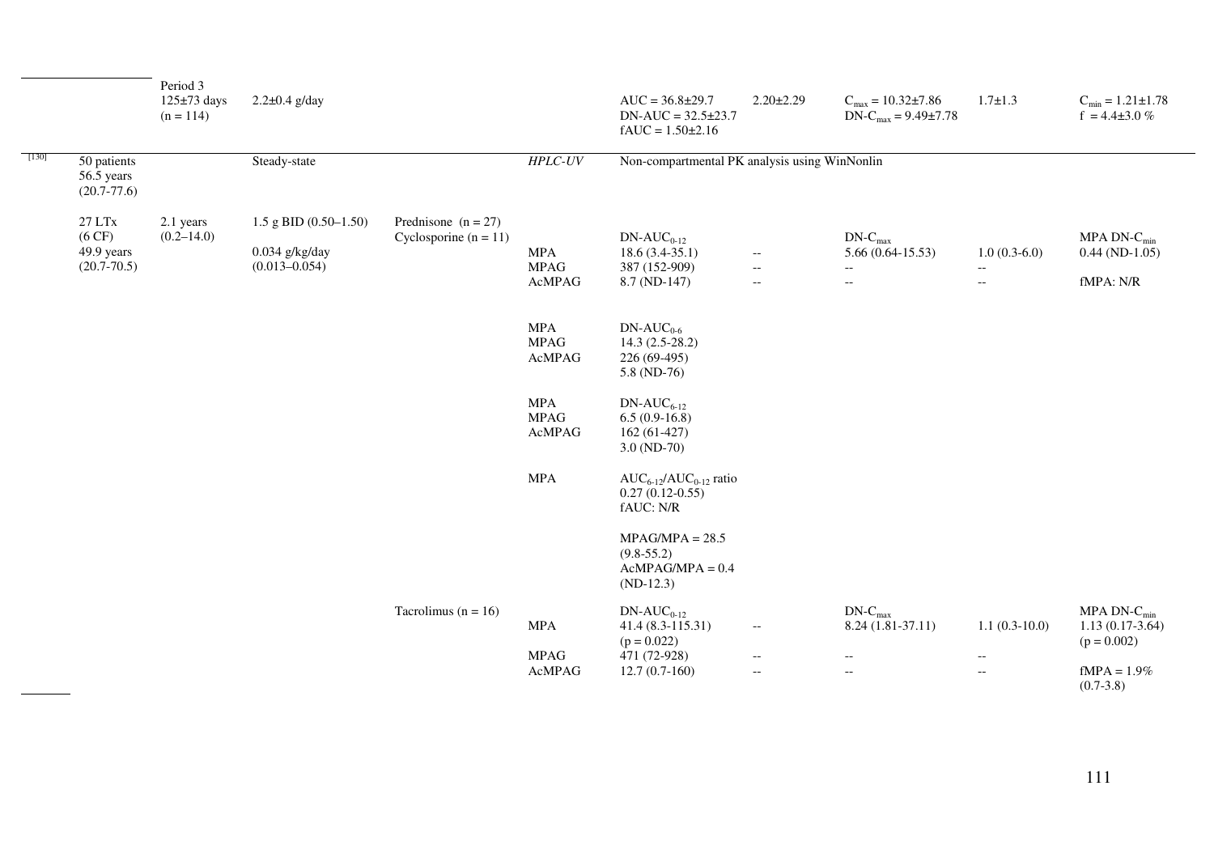| Ref | Patients | Period / Time post-Tx | MMF dose | Co-medication | Analyte / Method | AUC | t½ | Cmax | Tmax | Cmin / fMPA |
|---|---|---|---|---|---|---|---|---|---|---|
| | | Period 3<br>125±73 days<br>(n = 114) | 2.2±0.4 g/day | | | AUC = 36.8±29.7<br>DN-AUC = 32.5±23.7<br>fAUC = 1.50±2.16 | 2.20±2.29 | $C_{max}$ = 10.32±7.86<br>DN-$C_{max}$ = 9.49±7.78 | 1.7±1.3 | $C_{min}$ = 1.21±1.78<br>f = 4.4±3.0 % |
| [130] | 50 patients<br>56.5 years<br>(20.7-77.6) | | Steady-state | | *HPLC-UV* | Non-compartmental PK analysis using WinNonlin | | | | |
| | 27 LTx<br>(6 CF)<br>49.9 years<br>(20.7-70.5) | 2.1 years<br>(0.2–14.0) | 1.5 g BID (0.50–1.50)<br><br>0.034 g/kg/day<br>(0.013–0.054) | Prednisone (n = 27)<br>Cyclosporine (n = 11) | <br>MPA<br>MPAG<br>AcMPAG | DN-$AUC_{0-12}$<br>18.6 (3.4-35.1)<br>387 (152-909)<br>8.7 (ND-147) | <br>--<br>--<br>-- | DN-$C_{max}$<br>5.66 (0.64-15.53)<br>--<br>-- | <br>1.0 (0.3-6.0)<br>--<br>-- | MPA DN-$C_{min}$<br>0.44 (ND-1.05)<br><br>fMPA: N/R |
| | | | | | MPA<br>MPAG<br>AcMPAG | DN-$AUC_{0-6}$<br>14.3 (2.5-28.2)<br>226 (69-495)<br>5.8 (ND-76) | | | | |
| | | | | | MPA<br>MPAG<br>AcMPAG | DN-$AUC_{6-12}$<br>6.5 (0.9-16.8)<br>162 (61-427)<br>3.0 (ND-70) | | | | |
| | | | | | MPA | $AUC_{6-12}/AUC_{0-12}$ ratio<br>0.27 (0.12-0.55)<br>fAUC: N/R<br><br>MPAG/MPA = 28.5<br>(9.8-55.2)<br>AcMPAG/MPA = 0.4<br>(ND-12.3) | | | | |
| | | | | Tacrolimus (n = 16) | <br>MPA<br><br>MPAG<br>AcMPAG | DN-$AUC_{0-12}$<br>41.4 (8.3-115.31)<br>(p = 0.022)<br>471 (72-928)<br>12.7 (0.7-160) | <br>--<br><br>--<br>-- | DN-$C_{max}$<br>8.24 (1.81-37.11)<br><br>--<br>-- | <br>1.1 (0.3-10.0)<br><br>--<br>-- | MPA DN-$C_{min}$<br>1.13 (0.17-3.64)<br>(p = 0.002)<br><br>fMPA = 1.9%<br>(0.7-3.8) |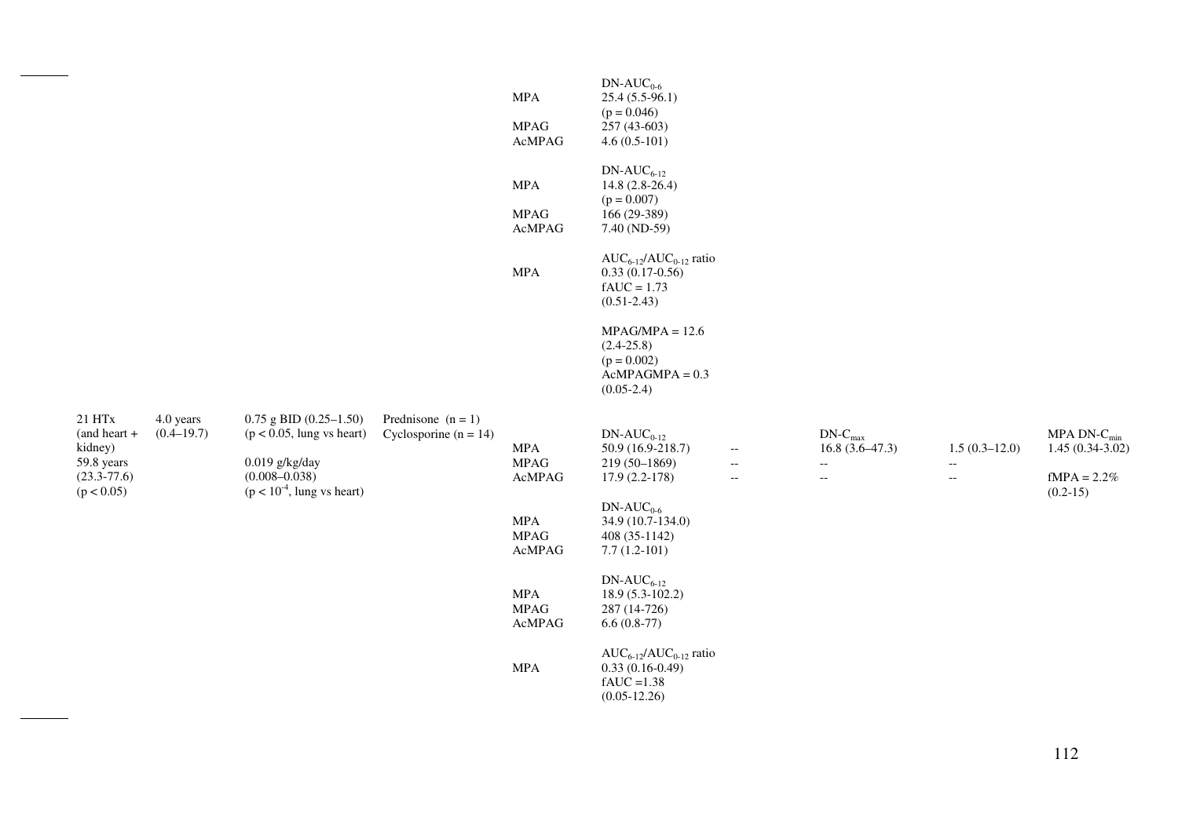| | | | | | | | | | |
|---|---|---|---|---|---|---|---|---|---|
| | | | | | $DN\text{-}AUC_{0\text{-}6}$ | | | | |
| | | | | MPA | 25.4 (5.5-96.1) ($p = 0.046$) | | | | |
| | | | | MPAG | 257 (43-603) | | | | |
| | | | | AcMPAG | 4.6 (0.5-101) | | | | |
| | | | | | $DN\text{-}AUC_{6\text{-}12}$ | | | | |
| | | | | MPA | 14.8 (2.8-26.4) ($p = 0.007$) | | | | |
| | | | | MPAG | 166 (29-389) | | | | |
| | | | | AcMPAG | 7.40 (ND-59) | | | | |
| | | | | | $AUC_{6\text{-}12}/AUC_{0\text{-}12}$ ratio | | | | |
| | | | | MPA | 0.33 (0.17-0.56) fAUC = 1.73 (0.51-2.43) | | | | |
| | | | | | MPAG/MPA = 12.6 (2.4-25.8) ($p = 0.002$) AcMPAGMPA = 0.3 (0.05-2.4) | | | | |
| 21 HTx (and heart + kidney) 59.8 years (23.3-77.6) ($p < 0.05$) | 4.0 years (0.4–19.7) | 0.75 g BID (0.25–1.50) ($p < 0.05$, lung vs heart) 0.019 g/kg/day (0.008–0.038) ($p < 10^{-4}$, lung vs heart) | Prednisone (n = 1) Cyclosporine (n = 14) | | $DN\text{-}AUC_{0\text{-}12}$ | | $DN\text{-}C_{max}$ | | MPA $DN\text{-}C_{min}$ |
| | | | | MPA | 50.9 (16.9-218.7) | -- | 16.8 (3.6–47.3) | 1.5 (0.3–12.0) | 1.45 (0.34-3.02) |
| | | | | MPAG | 219 (50–1869) | -- | -- | -- | |
| | | | | AcMPAG | 17.9 (2.2-178) | -- | -- | -- | fMPA = 2.2% (0.2-15) |
| | | | | | $DN\text{-}AUC_{0\text{-}6}$ | | | | |
| | | | | MPA | 34.9 (10.7-134.0) | | | | |
| | | | | MPAG | 408 (35-1142) | | | | |
| | | | | AcMPAG | 7.7 (1.2-101) | | | | |
| | | | | | $DN\text{-}AUC_{6\text{-}12}$ | | | | |
| | | | | MPA | 18.9 (5.3-102.2) | | | | |
| | | | | MPAG | 287 (14-726) | | | | |
| | | | | AcMPAG | 6.6 (0.8-77) | | | | |
| | | | | | $AUC_{6\text{-}12}/AUC_{0\text{-}12}$ ratio | | | | |
| | | | | MPA | 0.33 (0.16-0.49) fAUC =1.38 (0.05-12.26) | | | | |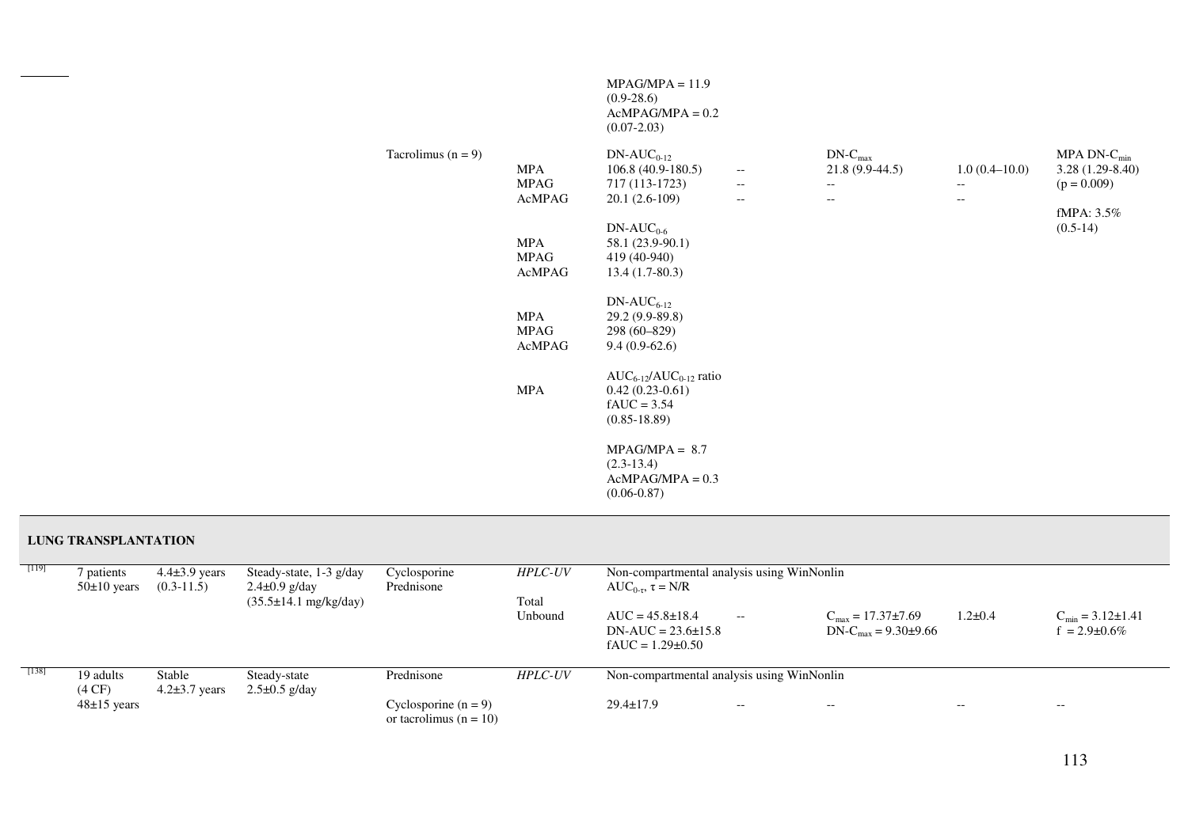| | | | | | | | | | | |
|---|---|---|---|---|---|---|---|---|---|---|
| | | | | | | MPAG/MPA = 11.9 (0.9-28.6) AcMPAG/MPA = 0.2 (0.07-2.03) | | | | |
| | | | | Tacrolimus (n = 9) | | $DN\text{-}AUC_{0\text{-}12}$ | | $DN\text{-}C_{max}$ | | MPA $DN\text{-}C_{min}$ |
| | | | | | MPA | 106.8 (40.9-180.5) | -- | 21.8 (9.9-44.5) | 1.0 (0.4–10.0) | 3.28 (1.29-8.40) (p = 0.009) |
| | | | | | MPAG | 717 (113-1723) | -- | -- | -- | |
| | | | | | AcMPAG | 20.1 (2.6-109) | -- | -- | -- | fMPA: 3.5% (0.5-14) |
| | | | | | | $DN\text{-}AUC_{0\text{-}6}$ | | | | |
| | | | | | MPA | 58.1 (23.9-90.1) | | | | |
| | | | | | MPAG | 419 (40-940) | | | | |
| | | | | | AcMPAG | 13.4 (1.7-80.3) | | | | |
| | | | | | | $DN\text{-}AUC_{6\text{-}12}$ | | | | |
| | | | | | MPA | 29.2 (9.9-89.8) | | | | |
| | | | | | MPAG | 298 (60–829) | | | | |
| | | | | | AcMPAG | 9.4 (0.9-62.6) | | | | |
| | | | | | | $AUC_{6\text{-}12}/AUC_{0\text{-}12}$ ratio | | | | |
| | | | | | MPA | 0.42 (0.23-0.61) fAUC = 3.54 (0.85-18.89) | | | | |
| | | | | | | MPAG/MPA = 8.7 (2.3-13.4) AcMPAG/MPA = 0.3 (0.06-0.87) | | | | |
| **LUNG TRANSPLANTATION** | | | | | | | | | | |
| [119] | 7 patients 50±10 years | 4.4±3.9 years (0.3-11.5) | Steady-state, 1-3 g/day 2.4±0.9 g/day (35.5±14.1 mg/kg/day) | Cyclosporine Prednisone | *HPLC-UV* | Non-compartmental analysis using WinNonlin $AUC_{0\text{-}\tau}$, τ = N/R | | | | |
| | | | | | Total Unbound | AUC = 45.8±18.4 DN-AUC = 23.6±15.8 fAUC = 1.29±0.50 | -- | $C_{max}$ = 17.37±7.69 $DN\text{-}C_{max}$ = 9.30±9.66 | 1.2±0.4 | $C_{min}$ = 3.12±1.41 f = 2.9±0.6% |
| [138] | 19 adults (4 CF) 48±15 years | Stable 4.2±3.7 years | Steady-state 2.5±0.5 g/day | Prednisone | *HPLC-UV* | Non-compartmental analysis using WinNonlin | | | | |
| | | | | Cyclosporine (n = 9) or tacrolimus (n = 10) | | 29.4±17.9 | -- | -- | -- | -- |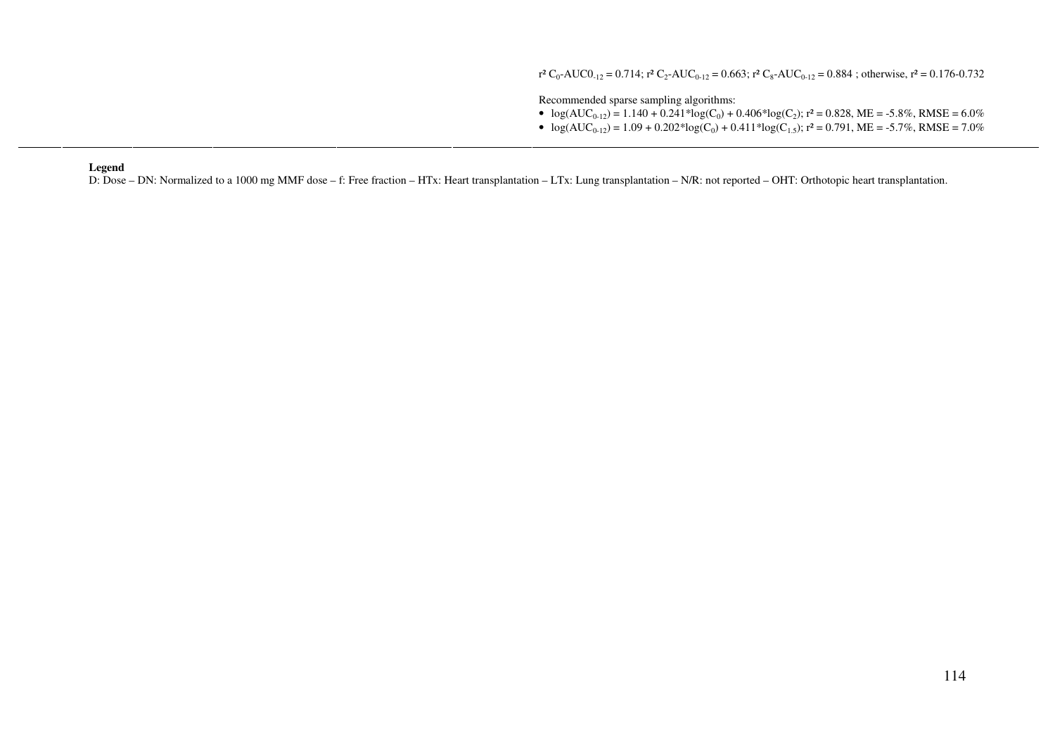$r^2$ $C_0$-AUC$0_{-12}$ = 0.714; $r^2$ $C_2$-$AUC_{0-12}$ = 0.663; $r^2$ $C_8$-$AUC_{0-12}$ = 0.884 ; otherwise, $r^2$ = 0.176-0.732

Recommended sparse sampling algorithms:

- $\log(AUC_{0-12}) = 1.140 + 0.241*\log(C_0) + 0.406*\log(C_2)$; $r^2$ = 0.828, ME = -5.8%, RMSE = 6.0%
- $\log(AUC_{0-12}) = 1.09 + 0.202*\log(C_0) + 0.411*\log(C_{1.5})$; $r^2$ = 0.791, ME = -5.7%, RMSE = 7.0%

**Legend**

D: Dose – DN: Normalized to a 1000 mg MMF dose – f: Free fraction – HTx: Heart transplantation – LTx: Lung transplantation – N/R: not reported – OHT: Orthotopic heart transplantation.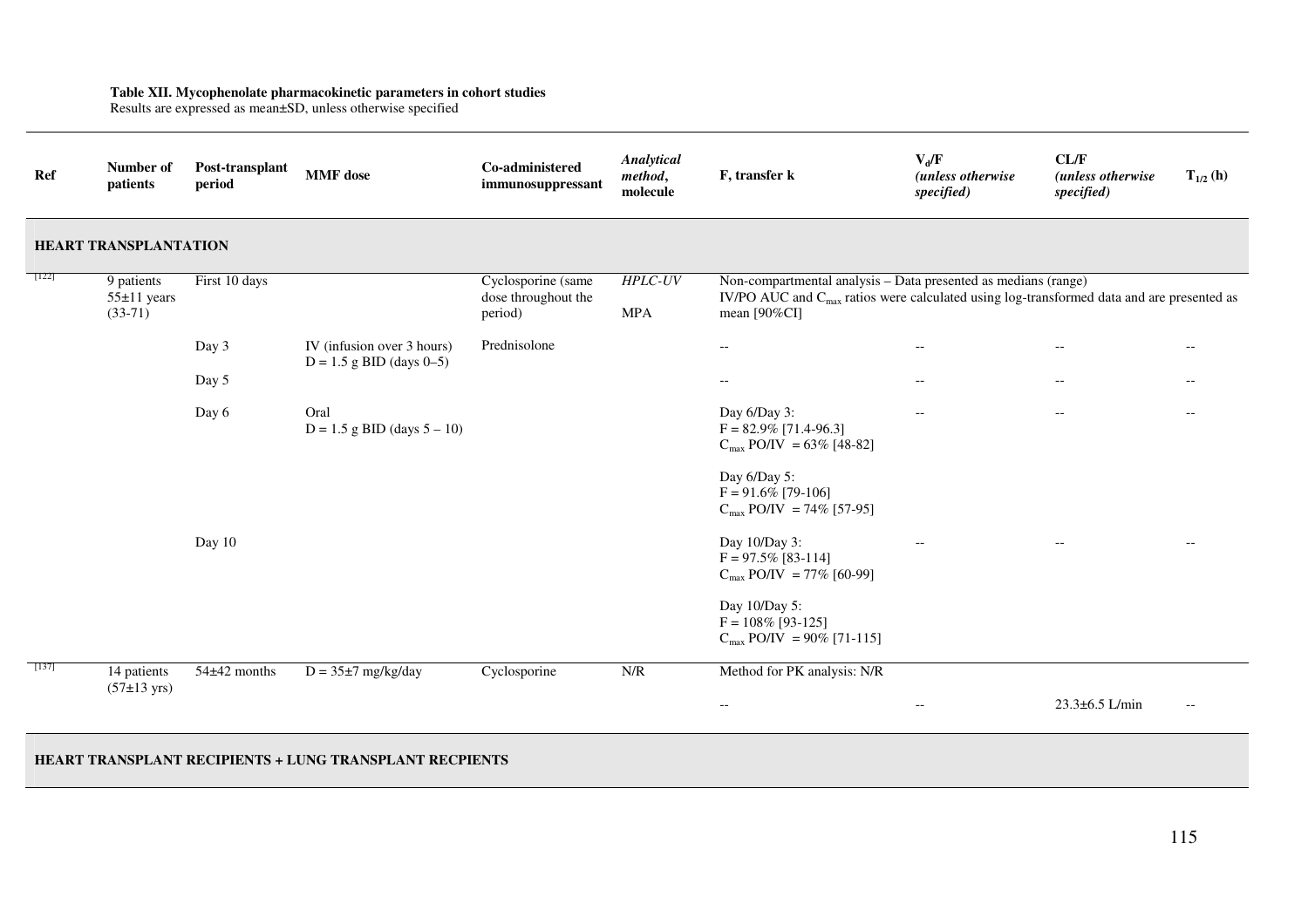**Table XII. Mycophenolate pharmacokinetic parameters in cohort studies**
Results are expressed as mean±SD, unless otherwise specified

| Ref | Number of patients | Post-transplant period | MMF dose | Co-administered immunosuppressant | *Analytical method*, molecule | F, transfer k | $V_d$/F *(unless otherwise specified)* | CL/F *(unless otherwise specified)* | $T_{1/2}$ (h) |
|---|---|---|---|---|---|---|---|---|---|
| **HEART TRANSPLANTATION** | | | | | | | | | |
| [122] | 9 patients 55±11 years (33-71) | First 10 days | | Cyclosporine (same dose throughout the period) | *HPLC-UV* MPA | Non-compartmental analysis – Data presented as medians (range) IV/PO AUC and $C_{max}$ ratios were calculated using log-transformed data and are presented as mean [90%CI] | | | |
| | | Day 3 | IV (infusion over 3 hours) D = 1.5 g BID (days 0–5) | Prednisolone | | -- | -- | -- | -- |
| | | Day 5 | | | | -- | -- | -- | -- |
| | | Day 6 | Oral D = 1.5 g BID (days 5 – 10) | | | Day 6/Day 3: F = 82.9% [71.4-96.3] $C_{max}$ PO/IV = 63% [48-82] Day 6/Day 5: F = 91.6% [79-106] $C_{max}$ PO/IV = 74% [57-95] | -- | -- | -- |
| | | Day 10 | | | | Day 10/Day 3: F = 97.5% [83-114] $C_{max}$ PO/IV = 77% [60-99] Day 10/Day 5: F = 108% [93-125] $C_{max}$ PO/IV = 90% [71-115] | -- | -- | -- |
| [137] | 14 patients (57±13 yrs) | 54±42 months | D = 35±7 mg/kg/day | Cyclosporine | N/R | Method for PK analysis: N/R -- | -- | 23.3±6.5 L/min | -- |
| **HEART TRANSPLANT RECIPIENTS + LUNG TRANSPLANT RECPIENTS** | | | | | | | | | |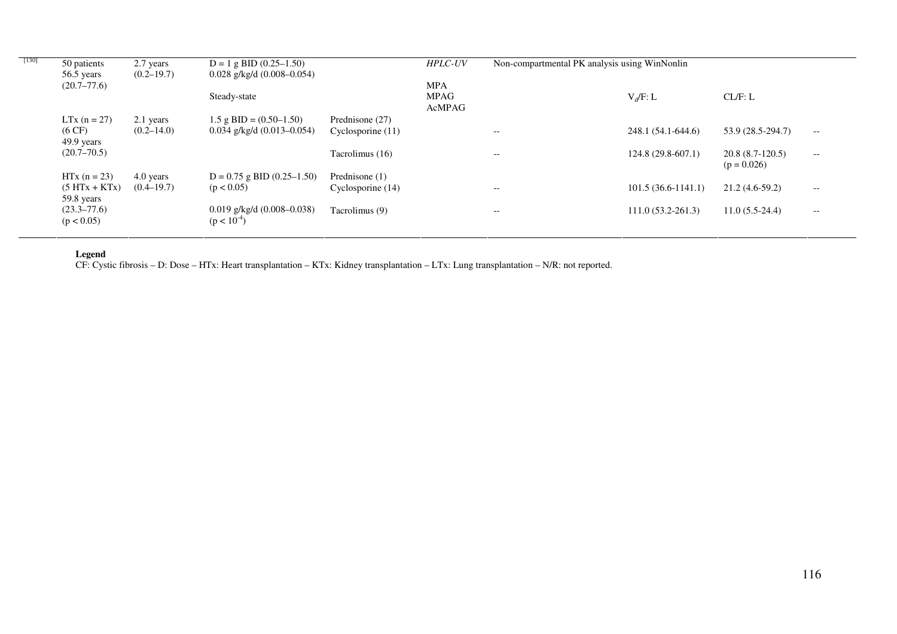| | | | | | | | | | |
|---|---|---|---|---|---|---|---|---|---|
| [130] | 50 patients<br>56.5 years<br>(20.7–77.6) | 2.7 years<br>(0.2–19.7) | D = 1 g BID (0.25–1.50)<br>0.028 g/kg/d (0.008–0.054) | | *HPLC-UV* | Non-compartmental PK analysis using WinNonlin | | | |
| | | | Steady-state | | MPA<br>MPAG<br>AcMPAG | | $V_d/F$: L | CL/F: L | |
| | LTx (n = 27)<br>(6 CF)<br>49.9 years<br>(20.7–70.5) | 2.1 years<br>(0.2–14.0) | 1.5 g BID = (0.50–1.50)<br>0.034 g/kg/d (0.013–0.054) | Prednisone (27)<br>Cyclosporine (11) | | -- | 248.1 (54.1-644.6) | 53.9 (28.5-294.7) | -- |
| | | | | Tacrolimus (16) | | -- | 124.8 (29.8-607.1) | 20.8 (8.7-120.5)<br>($p = 0.026$) | -- |
| | HTx (n = 23)<br>(5 HTx + KTx)<br>59.8 years<br>(23.3–77.6)<br>($p < 0.05$) | 4.0 years<br>(0.4–19.7) | D = 0.75 g BID (0.25–1.50)<br>($p < 0.05$) | Prednisone (1)<br>Cyclosporine (14) | | -- | 101.5 (36.6-1141.1) | 21.2 (4.6-59.2) | -- |
| | | | 0.019 g/kg/d (0.008–0.038)<br>($p < 10^{-4}$) | Tacrolimus (9) | | -- | 111.0 (53.2-261.3) | 11.0 (5.5-24.4) | -- |

**Legend**
CF: Cystic fibrosis – D: Dose – HTx: Heart transplantation – KTx: Kidney transplantation – LTx: Lung transplantation – N/R: not reported.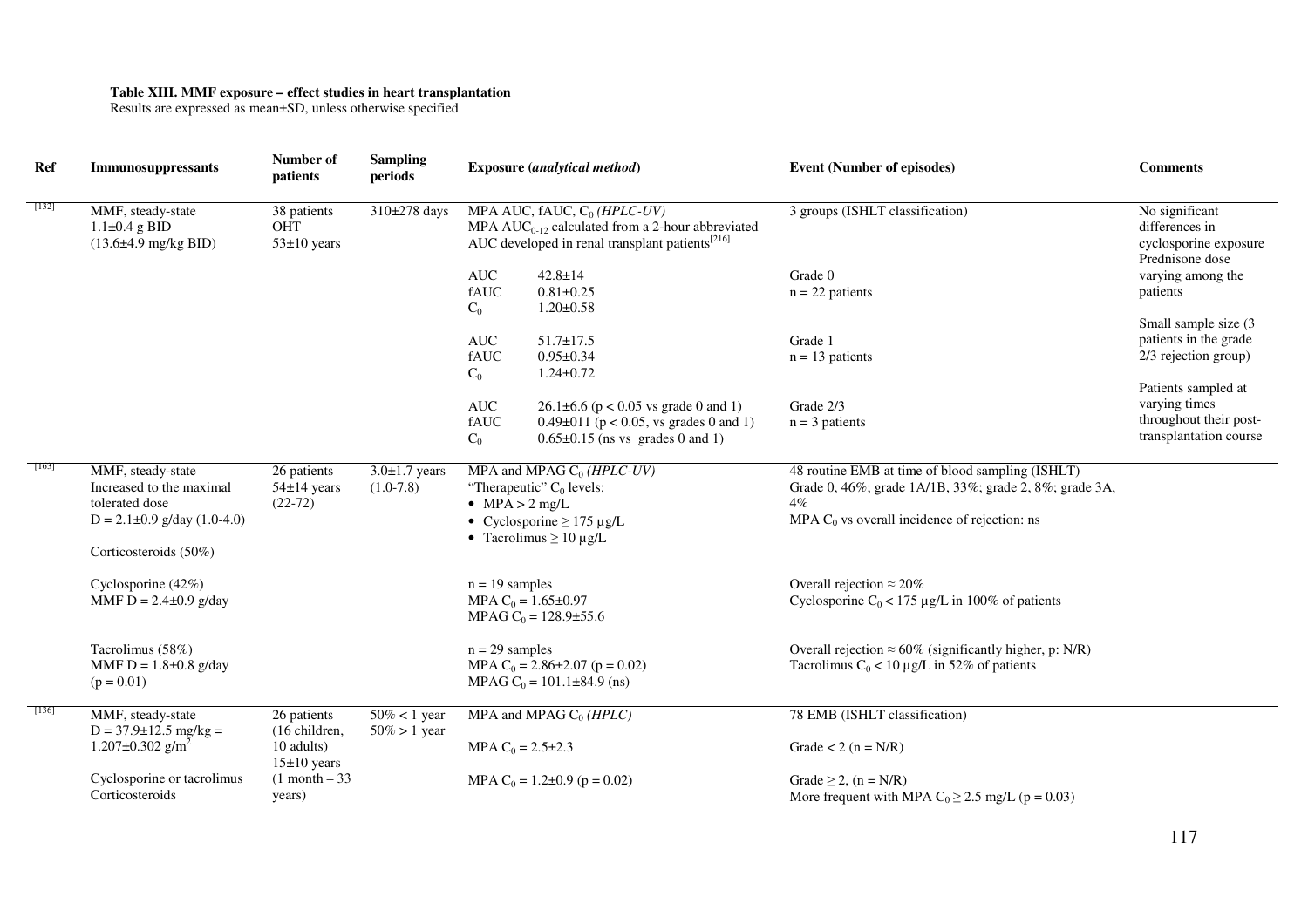**Table XIII. MMF exposure – effect studies in heart transplantation**
Results are expressed as mean±SD, unless otherwise specified

| Ref | Immunosuppressants | Number of patients | Sampling periods | Exposure (*analytical method*) | Event (Number of episodes) | Comments |
|---|---|---|---|---|---|---|
| [132] | MMF, steady-state<br>1.1±0.4 g BID<br>(13.6±4.9 mg/kg BID) | 38 patients<br>OHT<br>53±10 years | 310±278 days | MPA AUC, fAUC, $C_0$ (*HPLC-UV*)<br>MPA $AUC_{0\text{-}12}$ calculated from a 2-hour abbreviated AUC developed in renal transplant patients[216] | 3 groups (ISHLT classification) | No significant differences in cyclosporine exposure<br>Prednisone dose varying among the patients |
| | | | | AUC 42.8±14<br>fAUC 0.81±0.25<br>$C_0$ 1.20±0.58 | Grade 0<br>n = 22 patients | Small sample size (3 patients in the grade 2/3 rejection group) |
| | | | | AUC 51.7±17.5<br>fAUC 0.95±0.34<br>$C_0$ 1.24±0.72 | Grade 1<br>n = 13 patients | Patients sampled at varying times throughout their post-transplantation course |
| | | | | AUC 26.1±6.6 ($p < 0.05$ vs grade 0 and 1)<br>fAUC 0.49±011 ($p < 0.05$, vs grades 0 and 1)<br>$C_0$ 0.65±0.15 (ns vs grades 0 and 1) | Grade 2/3<br>n = 3 patients | |
| [163] | MMF, steady-state<br>Increased to the maximal tolerated dose<br>D = 2.1±0.9 g/day (1.0-4.0)<br>Corticosteroids (50%) | 26 patients<br>54±14 years<br>(22-72) | 3.0±1.7 years<br>(1.0-7.8) | MPA and MPAG $C_0$ (*HPLC-UV*)<br>"Therapeutic" $C_0$ levels:<br>• MPA > 2 mg/L<br>• Cyclosporine ≥ 175 µg/L<br>• Tacrolimus ≥ 10 µg/L | 48 routine EMB at time of blood sampling (ISHLT)<br>Grade 0, 46%; grade 1A/1B, 33%; grade 2, 8%; grade 3A, 4%<br>MPA $C_0$ vs overall incidence of rejection: ns | |
| | Cyclosporine (42%)<br>MMF D = 2.4±0.9 g/day | | | n = 19 samples<br>MPA $C_0$ = 1.65±0.97<br>MPAG $C_0$ = 128.9±55.6 | Overall rejection ≈ 20%<br>Cyclosporine $C_0$ < 175 µg/L in 100% of patients | |
| | Tacrolimus (58%)<br>MMF D = 1.8±0.8 g/day<br>($p = 0.01$) | | | n = 29 samples<br>MPA $C_0$ = 2.86±2.07 ($p = 0.02$)<br>MPAG $C_0$ = 101.1±84.9 (ns) | Overall rejection ≈ 60% (significantly higher, p: N/R)<br>Tacrolimus $C_0$ < 10 µg/L in 52% of patients | |
| [136] | MMF, steady-state<br>D = 37.9±12.5 mg/kg = 1.207±0.302 g/m$^2$ | 26 patients<br>(16 children, 10 adults)<br>15±10 years<br>(1 month – 33 years) | 50% < 1 year<br>50% > 1 year | MPA and MPAG $C_0$ (*HPLC*) | 78 EMB (ISHLT classification) | |
| | | | | MPA $C_0$ = 2.5±2.3 | Grade < 2 (n = N/R) | |
| | Cyclosporine or tacrolimus<br>Corticosteroids | | | MPA $C_0$ = 1.2±0.9 ($p = 0.02$) | Grade ≥ 2, (n = N/R)<br>More frequent with MPA $C_0$ ≥ 2.5 mg/L ($p = 0.03$) | |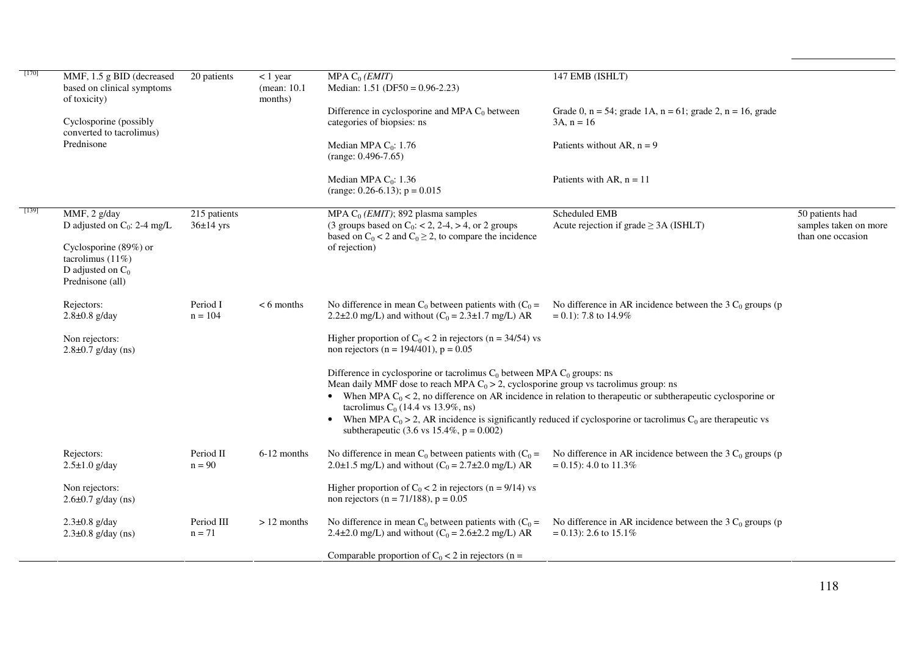| | | | | | | |
|---|---|---|---|---|---|---|
| [170] | MMF, 1.5 g BID (decreased based on clinical symptoms of toxicity)<br><br>Cyclosporine (possibly converted to tacrolimus)<br>Prednisone | 20 patients | < 1 year (mean: 10.1 months) | MPA $C_0$ *(EMIT)*<br>Median: 1.51 (DF50 = 0.96-2.23) | 147 EMB (ISHLT) | |
| | | | | Difference in cyclosporine and MPA $C_0$ between categories of biopsies: ns | Grade 0, n = 54; grade 1A, n = 61; grade 2, n = 16, grade 3A, n = 16 | |
| | | | | Median MPA $C_0$: 1.76 (range: 0.496-7.65) | Patients without AR, n = 9 | |
| | | | | Median MPA $C_0$: 1.36 (range: 0.26-6.13); p = 0.015 | Patients with AR, n = 11 | |
| [139] | MMF, 2 g/day<br>D adjusted on $C_0$: 2-4 mg/L<br><br>Cyclosporine (89%) or tacrolimus (11%)<br>D adjusted on $C_0$<br>Prednisone (all) | 215 patients<br>36±14 yrs | | MPA $C_0$ *(EMIT)*; 892 plasma samples<br>(3 groups based on $C_0$: < 2, 2-4, > 4, or 2 groups based on $C_0$ < 2 and $C_0 \geq 2$, to compare the incidence of rejection) | Scheduled EMB<br>Acute rejection if grade ≥ 3A (ISHLT) | 50 patients had samples taken on more than one occasion |
| | Rejectors:<br>2.8±0.8 g/day<br><br>Non rejectors:<br>2.8±0.7 g/day (ns) | Period I<br>n = 104 | < 6 months | No difference in mean $C_0$ between patients with ($C_0$ = 2.2±2.0 mg/L) and without ($C_0$ = 2.3±1.7 mg/L) AR<br><br>Higher proportion of $C_0$ < 2 in rejectors (n = 34/54) vs non rejectors (n = 194/401), p = 0.05 | No difference in AR incidence between the 3 $C_0$ groups (p = 0.1): 7.8 to 14.9% | |
| | | | | Difference in cyclosporine or tacrolimus $C_0$ between MPA $C_0$ groups: ns<br>Mean daily MMF dose to reach MPA $C_0$ > 2, cyclosporine group vs tacrolimus group: ns<br>• When MPA $C_0$ < 2, no difference on AR incidence in relation to therapeutic or subtherapeutic cyclosporine or tacrolimus $C_0$ (14.4 vs 13.9%, ns)<br>• When MPA $C_0$ > 2, AR incidence is significantly reduced if cyclosporine or tacrolimus $C_0$ are therapeutic vs subtherapeutic (3.6 vs 15.4%, p = 0.002) | | |
| | Rejectors:<br>2.5±1.0 g/day<br><br>Non rejectors:<br>2.6±0.7 g/day (ns) | Period II<br>n = 90 | 6-12 months | No difference in mean $C_0$ between patients with ($C_0$ = 2.0±1.5 mg/L) and without ($C_0$ = 2.7±2.0 mg/L) AR<br><br>Higher proportion of $C_0$ < 2 in rejectors (n = 9/14) vs non rejectors (n = 71/188), p = 0.05 | No difference in AR incidence between the 3 $C_0$ groups (p = 0.15): 4.0 to 11.3% | |
| | 2.3±0.8 g/day<br>2.3±0.8 g/day (ns) | Period III<br>n = 71 | > 12 months | No difference in mean $C_0$ between patients with ($C_0$ = 2.4±2.0 mg/L) and without ($C_0$ = 2.6±2.2 mg/L) AR<br><br>Comparable proportion of $C_0$ < 2 in rejectors (n = | No difference in AR incidence between the 3 $C_0$ groups (p = 0.13): 2.6 to 15.1% | |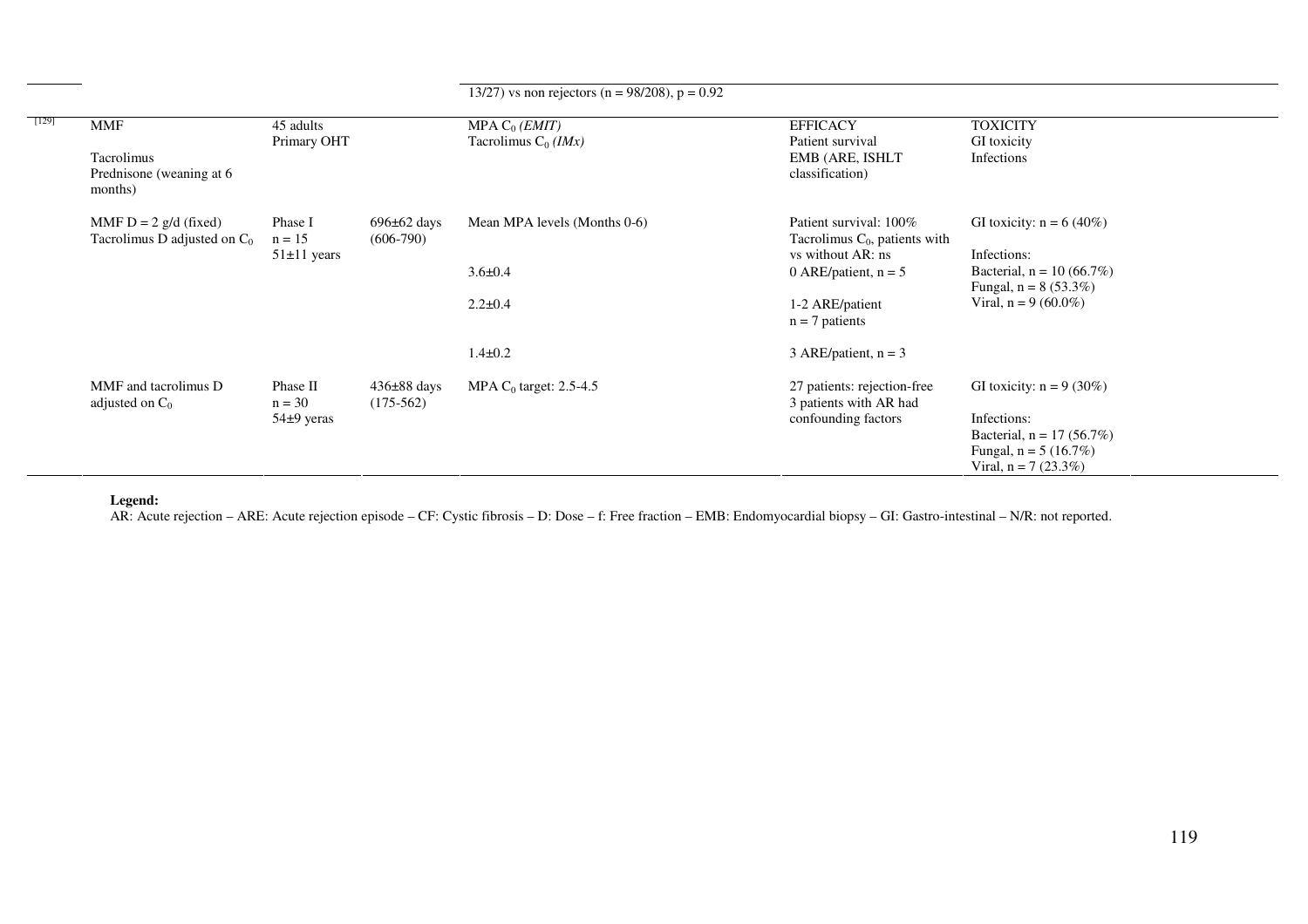| | | | | | | |
|---|---|---|---|---|---|---|
| | | | | 13/27) vs non rejectors (n = 98/208), p = 0.92 | | |
| [129] | MMF<br><br>Tacrolimus<br>Prednisone (weaning at 6 months) | 45 adults<br>Primary OHT | | MPA $C_0$ *(EMIT)*<br>Tacrolimus $C_0$ *(IMx)* | EFFICACY<br>Patient survival<br>EMB (ARE, ISHLT classification) | TOXICITY<br>GI toxicity<br>Infections |
| | MMF D = 2 g/d (fixed)<br>Tacrolimus D adjusted on $C_0$ | Phase I<br>n = 15<br>51±11 years | 696±62 days<br>(606-790) | Mean MPA levels (Months 0-6) | Patient survival: 100%<br>Tacrolimus $C_0$, patients with vs without AR: ns | GI toxicity: n = 6 (40%) |
| | | | | 3.6±0.4 | 0 ARE/patient, n = 5 | Infections:<br>Bacterial, n = 10 (66.7%)<br>Fungal, n = 8 (53.3%)<br>Viral, n = 9 (60.0%) |
| | | | | 2.2±0.4 | 1-2 ARE/patient<br>n = 7 patients | |
| | | | | 1.4±0.2 | 3 ARE/patient, n = 3 | |
| | MMF and tacrolimus D adjusted on $C_0$ | Phase II<br>n = 30<br>54±9 yeras | 436±88 days<br>(175-562) | MPA $C_0$ target: 2.5-4.5 | 27 patients: rejection-free<br>3 patients with AR had confounding factors | GI toxicity: n = 9 (30%)<br><br>Infections:<br>Bacterial, n = 17 (56.7%)<br>Fungal, n = 5 (16.7%)<br>Viral, n = 7 (23.3%) |

**Legend:**
AR: Acute rejection – ARE: Acute rejection episode – CF: Cystic fibrosis – D: Dose – f: Free fraction – EMB: Endomyocardial biopsy – GI: Gastro-intestinal – N/R: not reported.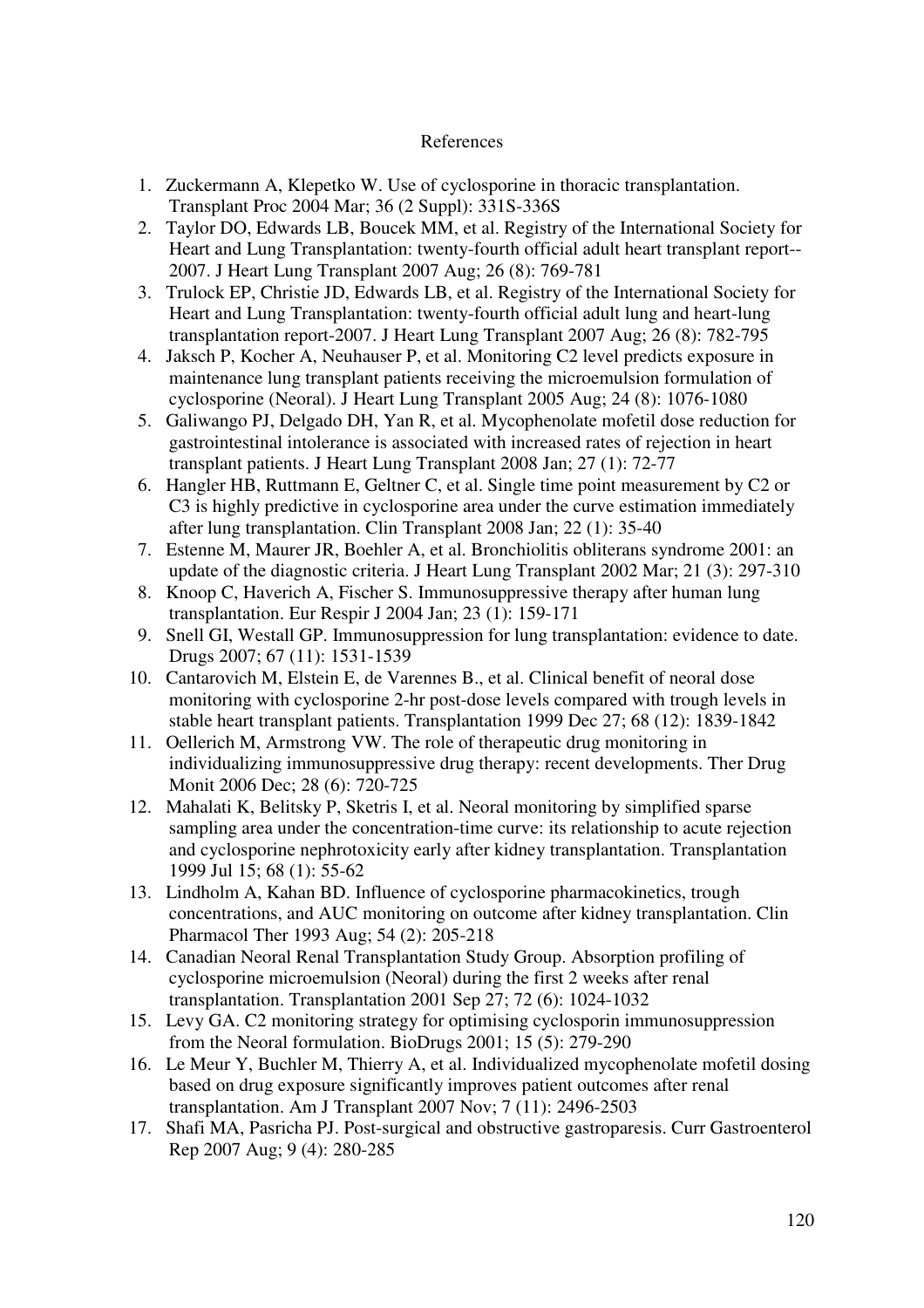References

1. Zuckermann A, Klepetko W. Use of cyclosporine in thoracic transplantation. Transplant Proc 2004 Mar; 36 (2 Suppl): 331S-336S
2. Taylor DO, Edwards LB, Boucek MM, et al. Registry of the International Society for Heart and Lung Transplantation: twenty-fourth official adult heart transplant report--2007. J Heart Lung Transplant 2007 Aug; 26 (8): 769-781
3. Trulock EP, Christie JD, Edwards LB, et al. Registry of the International Society for Heart and Lung Transplantation: twenty-fourth official adult lung and heart-lung transplantation report-2007. J Heart Lung Transplant 2007 Aug; 26 (8): 782-795
4. Jaksch P, Kocher A, Neuhauser P, et al. Monitoring C2 level predicts exposure in maintenance lung transplant patients receiving the microemulsion formulation of cyclosporine (Neoral). J Heart Lung Transplant 2005 Aug; 24 (8): 1076-1080
5. Galiwango PJ, Delgado DH, Yan R, et al. Mycophenolate mofetil dose reduction for gastrointestinal intolerance is associated with increased rates of rejection in heart transplant patients. J Heart Lung Transplant 2008 Jan; 27 (1): 72-77
6. Hangler HB, Ruttmann E, Geltner C, et al. Single time point measurement by C2 or C3 is highly predictive in cyclosporine area under the curve estimation immediately after lung transplantation. Clin Transplant 2008 Jan; 22 (1): 35-40
7. Estenne M, Maurer JR, Boehler A, et al. Bronchiolitis obliterans syndrome 2001: an update of the diagnostic criteria. J Heart Lung Transplant 2002 Mar; 21 (3): 297-310
8. Knoop C, Haverich A, Fischer S. Immunosuppressive therapy after human lung transplantation. Eur Respir J 2004 Jan; 23 (1): 159-171
9. Snell GI, Westall GP. Immunosuppression for lung transplantation: evidence to date. Drugs 2007; 67 (11): 1531-1539
10. Cantarovich M, Elstein E, de Varennes B., et al. Clinical benefit of neoral dose monitoring with cyclosporine 2-hr post-dose levels compared with trough levels in stable heart transplant patients. Transplantation 1999 Dec 27; 68 (12): 1839-1842
11. Oellerich M, Armstrong VW. The role of therapeutic drug monitoring in individualizing immunosuppressive drug therapy: recent developments. Ther Drug Monit 2006 Dec; 28 (6): 720-725
12. Mahalati K, Belitsky P, Sketris I, et al. Neoral monitoring by simplified sparse sampling area under the concentration-time curve: its relationship to acute rejection and cyclosporine nephrotoxicity early after kidney transplantation. Transplantation 1999 Jul 15; 68 (1): 55-62
13. Lindholm A, Kahan BD. Influence of cyclosporine pharmacokinetics, trough concentrations, and AUC monitoring on outcome after kidney transplantation. Clin Pharmacol Ther 1993 Aug; 54 (2): 205-218
14. Canadian Neoral Renal Transplantation Study Group. Absorption profiling of cyclosporine microemulsion (Neoral) during the first 2 weeks after renal transplantation. Transplantation 2001 Sep 27; 72 (6): 1024-1032
15. Levy GA. C2 monitoring strategy for optimising cyclosporin immunosuppression from the Neoral formulation. BioDrugs 2001; 15 (5): 279-290
16. Le Meur Y, Buchler M, Thierry A, et al. Individualized mycophenolate mofetil dosing based on drug exposure significantly improves patient outcomes after renal transplantation. Am J Transplant 2007 Nov; 7 (11): 2496-2503
17. Shafi MA, Pasricha PJ. Post-surgical and obstructive gastroparesis. Curr Gastroenterol Rep 2007 Aug; 9 (4): 280-285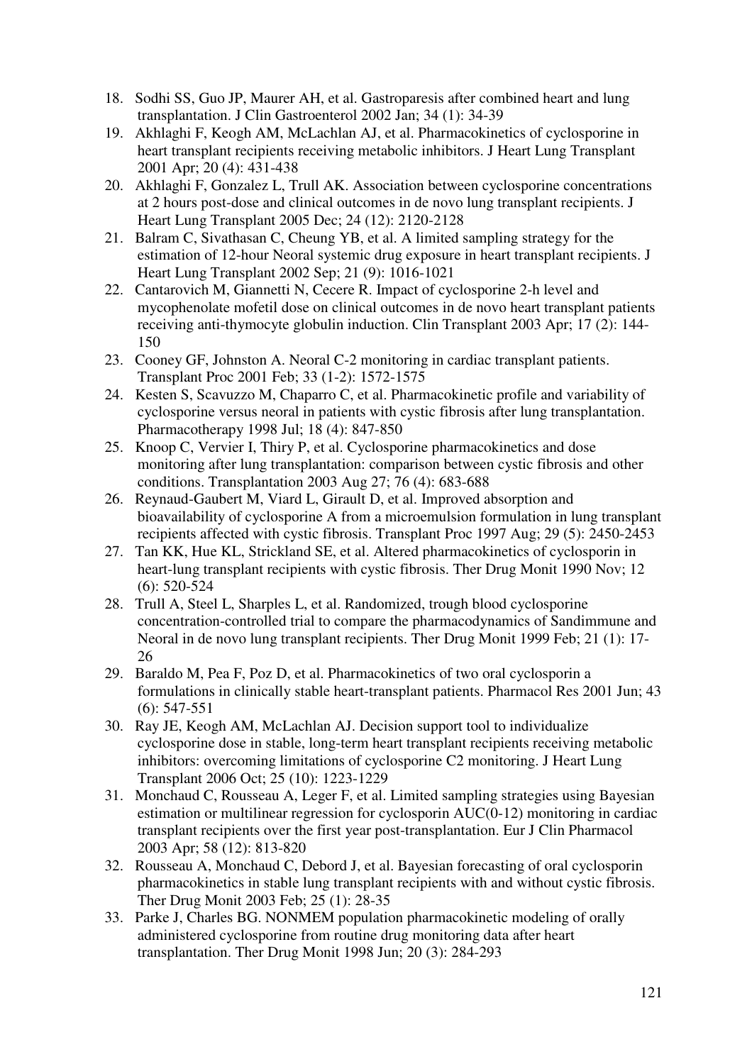18. Sodhi SS, Guo JP, Maurer AH, et al. Gastroparesis after combined heart and lung transplantation. J Clin Gastroenterol 2002 Jan; 34 (1): 34-39
19. Akhlaghi F, Keogh AM, McLachlan AJ, et al. Pharmacokinetics of cyclosporine in heart transplant recipients receiving metabolic inhibitors. J Heart Lung Transplant 2001 Apr; 20 (4): 431-438
20. Akhlaghi F, Gonzalez L, Trull AK. Association between cyclosporine concentrations at 2 hours post-dose and clinical outcomes in de novo lung transplant recipients. J Heart Lung Transplant 2005 Dec; 24 (12): 2120-2128
21. Balram C, Sivathasan C, Cheung YB, et al. A limited sampling strategy for the estimation of 12-hour Neoral systemic drug exposure in heart transplant recipients. J Heart Lung Transplant 2002 Sep; 21 (9): 1016-1021
22. Cantarovich M, Giannetti N, Cecere R. Impact of cyclosporine 2-h level and mycophenolate mofetil dose on clinical outcomes in de novo heart transplant patients receiving anti-thymocyte globulin induction. Clin Transplant 2003 Apr; 17 (2): 144-150
23. Cooney GF, Johnston A. Neoral C-2 monitoring in cardiac transplant patients. Transplant Proc 2001 Feb; 33 (1-2): 1572-1575
24. Kesten S, Scavuzzo M, Chaparro C, et al. Pharmacokinetic profile and variability of cyclosporine versus neoral in patients with cystic fibrosis after lung transplantation. Pharmacotherapy 1998 Jul; 18 (4): 847-850
25. Knoop C, Vervier I, Thiry P, et al. Cyclosporine pharmacokinetics and dose monitoring after lung transplantation: comparison between cystic fibrosis and other conditions. Transplantation 2003 Aug 27; 76 (4): 683-688
26. Reynaud-Gaubert M, Viard L, Girault D, et al. Improved absorption and bioavailability of cyclosporine A from a microemulsion formulation in lung transplant recipients affected with cystic fibrosis. Transplant Proc 1997 Aug; 29 (5): 2450-2453
27. Tan KK, Hue KL, Strickland SE, et al. Altered pharmacokinetics of cyclosporin in heart-lung transplant recipients with cystic fibrosis. Ther Drug Monit 1990 Nov; 12 (6): 520-524
28. Trull A, Steel L, Sharples L, et al. Randomized, trough blood cyclosporine concentration-controlled trial to compare the pharmacodynamics of Sandimmune and Neoral in de novo lung transplant recipients. Ther Drug Monit 1999 Feb; 21 (1): 17-26
29. Baraldo M, Pea F, Poz D, et al. Pharmacokinetics of two oral cyclosporin a formulations in clinically stable heart-transplant patients. Pharmacol Res 2001 Jun; 43 (6): 547-551
30. Ray JE, Keogh AM, McLachlan AJ. Decision support tool to individualize cyclosporine dose in stable, long-term heart transplant recipients receiving metabolic inhibitors: overcoming limitations of cyclosporine C2 monitoring. J Heart Lung Transplant 2006 Oct; 25 (10): 1223-1229
31. Monchaud C, Rousseau A, Leger F, et al. Limited sampling strategies using Bayesian estimation or multilinear regression for cyclosporin AUC(0-12) monitoring in cardiac transplant recipients over the first year post-transplantation. Eur J Clin Pharmacol 2003 Apr; 58 (12): 813-820
32. Rousseau A, Monchaud C, Debord J, et al. Bayesian forecasting of oral cyclosporin pharmacokinetics in stable lung transplant recipients with and without cystic fibrosis. Ther Drug Monit 2003 Feb; 25 (1): 28-35
33. Parke J, Charles BG. NONMEM population pharmacokinetic modeling of orally administered cyclosporine from routine drug monitoring data after heart transplantation. Ther Drug Monit 1998 Jun; 20 (3): 284-293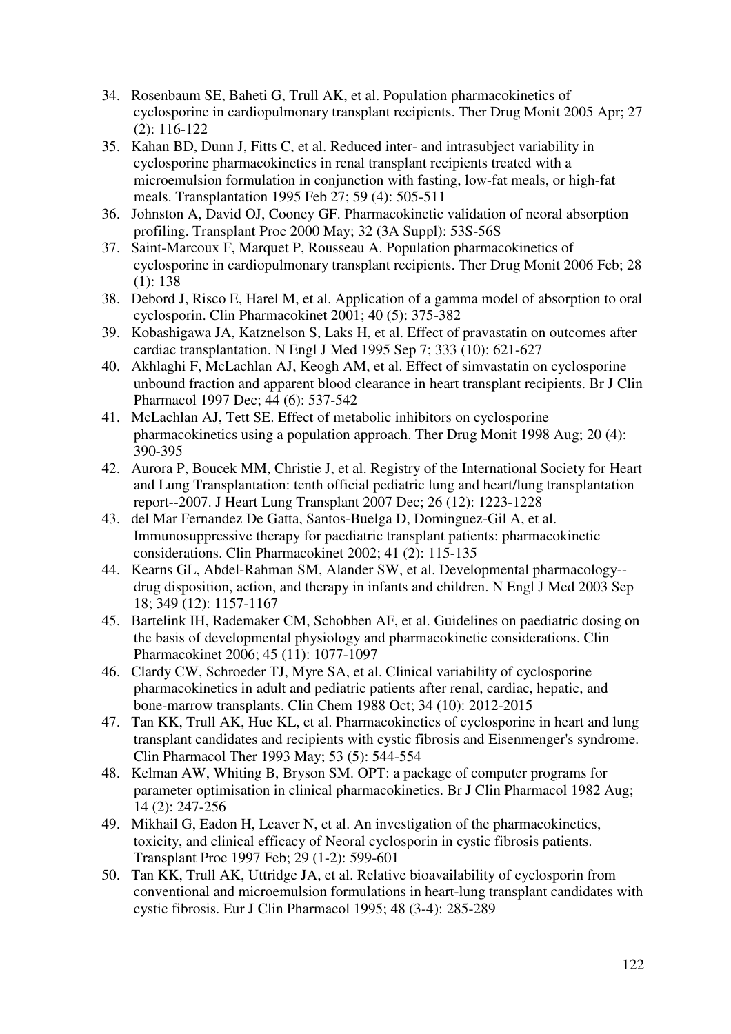34. Rosenbaum SE, Baheti G, Trull AK, et al. Population pharmacokinetics of cyclosporine in cardiopulmonary transplant recipients. Ther Drug Monit 2005 Apr; 27 (2): 116-122
35. Kahan BD, Dunn J, Fitts C, et al. Reduced inter- and intrasubject variability in cyclosporine pharmacokinetics in renal transplant recipients treated with a microemulsion formulation in conjunction with fasting, low-fat meals, or high-fat meals. Transplantation 1995 Feb 27; 59 (4): 505-511
36. Johnston A, David OJ, Cooney GF. Pharmacokinetic validation of neoral absorption profiling. Transplant Proc 2000 May; 32 (3A Suppl): 53S-56S
37. Saint-Marcoux F, Marquet P, Rousseau A. Population pharmacokinetics of cyclosporine in cardiopulmonary transplant recipients. Ther Drug Monit 2006 Feb; 28 (1): 138
38. Debord J, Risco E, Harel M, et al. Application of a gamma model of absorption to oral cyclosporin. Clin Pharmacokinet 2001; 40 (5): 375-382
39. Kobashigawa JA, Katznelson S, Laks H, et al. Effect of pravastatin on outcomes after cardiac transplantation. N Engl J Med 1995 Sep 7; 333 (10): 621-627
40. Akhlaghi F, McLachlan AJ, Keogh AM, et al. Effect of simvastatin on cyclosporine unbound fraction and apparent blood clearance in heart transplant recipients. Br J Clin Pharmacol 1997 Dec; 44 (6): 537-542
41. McLachlan AJ, Tett SE. Effect of metabolic inhibitors on cyclosporine pharmacokinetics using a population approach. Ther Drug Monit 1998 Aug; 20 (4): 390-395
42. Aurora P, Boucek MM, Christie J, et al. Registry of the International Society for Heart and Lung Transplantation: tenth official pediatric lung and heart/lung transplantation report--2007. J Heart Lung Transplant 2007 Dec; 26 (12): 1223-1228
43. del Mar Fernandez De Gatta, Santos-Buelga D, Dominguez-Gil A, et al. Immunosuppressive therapy for paediatric transplant patients: pharmacokinetic considerations. Clin Pharmacokinet 2002; 41 (2): 115-135
44. Kearns GL, Abdel-Rahman SM, Alander SW, et al. Developmental pharmacology--drug disposition, action, and therapy in infants and children. N Engl J Med 2003 Sep 18; 349 (12): 1157-1167
45. Bartelink IH, Rademaker CM, Schobben AF, et al. Guidelines on paediatric dosing on the basis of developmental physiology and pharmacokinetic considerations. Clin Pharmacokinet 2006; 45 (11): 1077-1097
46. Clardy CW, Schroeder TJ, Myre SA, et al. Clinical variability of cyclosporine pharmacokinetics in adult and pediatric patients after renal, cardiac, hepatic, and bone-marrow transplants. Clin Chem 1988 Oct; 34 (10): 2012-2015
47. Tan KK, Trull AK, Hue KL, et al. Pharmacokinetics of cyclosporine in heart and lung transplant candidates and recipients with cystic fibrosis and Eisenmenger's syndrome. Clin Pharmacol Ther 1993 May; 53 (5): 544-554
48. Kelman AW, Whiting B, Bryson SM. OPT: a package of computer programs for parameter optimisation in clinical pharmacokinetics. Br J Clin Pharmacol 1982 Aug; 14 (2): 247-256
49. Mikhail G, Eadon H, Leaver N, et al. An investigation of the pharmacokinetics, toxicity, and clinical efficacy of Neoral cyclosporin in cystic fibrosis patients. Transplant Proc 1997 Feb; 29 (1-2): 599-601
50. Tan KK, Trull AK, Uttridge JA, et al. Relative bioavailability of cyclosporin from conventional and microemulsion formulations in heart-lung transplant candidates with cystic fibrosis. Eur J Clin Pharmacol 1995; 48 (3-4): 285-289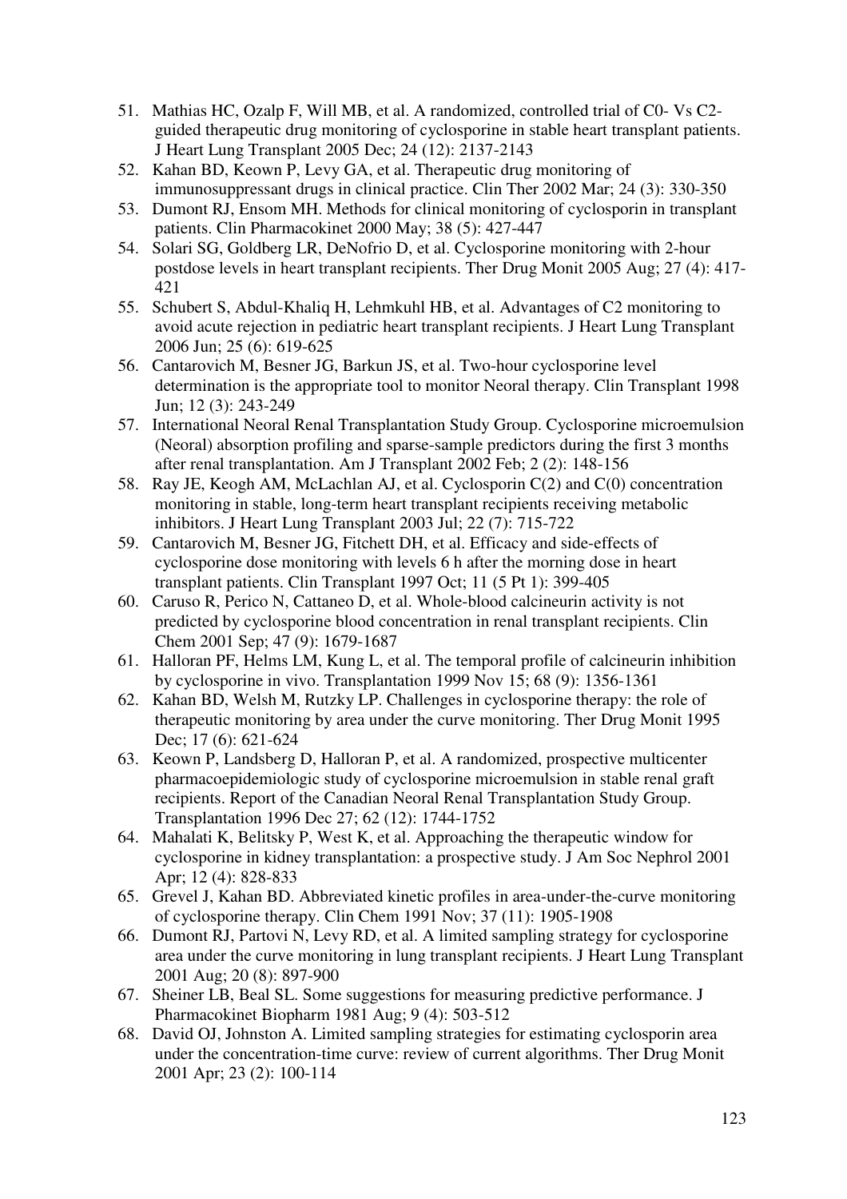51. Mathias HC, Ozalp F, Will MB, et al. A randomized, controlled trial of C0- Vs C2-guided therapeutic drug monitoring of cyclosporine in stable heart transplant patients. J Heart Lung Transplant 2005 Dec; 24 (12): 2137-2143
52. Kahan BD, Keown P, Levy GA, et al. Therapeutic drug monitoring of immunosuppressant drugs in clinical practice. Clin Ther 2002 Mar; 24 (3): 330-350
53. Dumont RJ, Ensom MH. Methods for clinical monitoring of cyclosporin in transplant patients. Clin Pharmacokinet 2000 May; 38 (5): 427-447
54. Solari SG, Goldberg LR, DeNofrio D, et al. Cyclosporine monitoring with 2-hour postdose levels in heart transplant recipients. Ther Drug Monit 2005 Aug; 27 (4): 417-421
55. Schubert S, Abdul-Khaliq H, Lehmkuhl HB, et al. Advantages of C2 monitoring to avoid acute rejection in pediatric heart transplant recipients. J Heart Lung Transplant 2006 Jun; 25 (6): 619-625
56. Cantarovich M, Besner JG, Barkun JS, et al. Two-hour cyclosporine level determination is the appropriate tool to monitor Neoral therapy. Clin Transplant 1998 Jun; 12 (3): 243-249
57. International Neoral Renal Transplantation Study Group. Cyclosporine microemulsion (Neoral) absorption profiling and sparse-sample predictors during the first 3 months after renal transplantation. Am J Transplant 2002 Feb; 2 (2): 148-156
58. Ray JE, Keogh AM, McLachlan AJ, et al. Cyclosporin C(2) and C(0) concentration monitoring in stable, long-term heart transplant recipients receiving metabolic inhibitors. J Heart Lung Transplant 2003 Jul; 22 (7): 715-722
59. Cantarovich M, Besner JG, Fitchett DH, et al. Efficacy and side-effects of cyclosporine dose monitoring with levels 6 h after the morning dose in heart transplant patients. Clin Transplant 1997 Oct; 11 (5 Pt 1): 399-405
60. Caruso R, Perico N, Cattaneo D, et al. Whole-blood calcineurin activity is not predicted by cyclosporine blood concentration in renal transplant recipients. Clin Chem 2001 Sep; 47 (9): 1679-1687
61. Halloran PF, Helms LM, Kung L, et al. The temporal profile of calcineurin inhibition by cyclosporine in vivo. Transplantation 1999 Nov 15; 68 (9): 1356-1361
62. Kahan BD, Welsh M, Rutzky LP. Challenges in cyclosporine therapy: the role of therapeutic monitoring by area under the curve monitoring. Ther Drug Monit 1995 Dec; 17 (6): 621-624
63. Keown P, Landsberg D, Halloran P, et al. A randomized, prospective multicenter pharmacoepidemiologic study of cyclosporine microemulsion in stable renal graft recipients. Report of the Canadian Neoral Renal Transplantation Study Group. Transplantation 1996 Dec 27; 62 (12): 1744-1752
64. Mahalati K, Belitsky P, West K, et al. Approaching the therapeutic window for cyclosporine in kidney transplantation: a prospective study. J Am Soc Nephrol 2001 Apr; 12 (4): 828-833
65. Grevel J, Kahan BD. Abbreviated kinetic profiles in area-under-the-curve monitoring of cyclosporine therapy. Clin Chem 1991 Nov; 37 (11): 1905-1908
66. Dumont RJ, Partovi N, Levy RD, et al. A limited sampling strategy for cyclosporine area under the curve monitoring in lung transplant recipients. J Heart Lung Transplant 2001 Aug; 20 (8): 897-900
67. Sheiner LB, Beal SL. Some suggestions for measuring predictive performance. J Pharmacokinet Biopharm 1981 Aug; 9 (4): 503-512
68. David OJ, Johnston A. Limited sampling strategies for estimating cyclosporin area under the concentration-time curve: review of current algorithms. Ther Drug Monit 2001 Apr; 23 (2): 100-114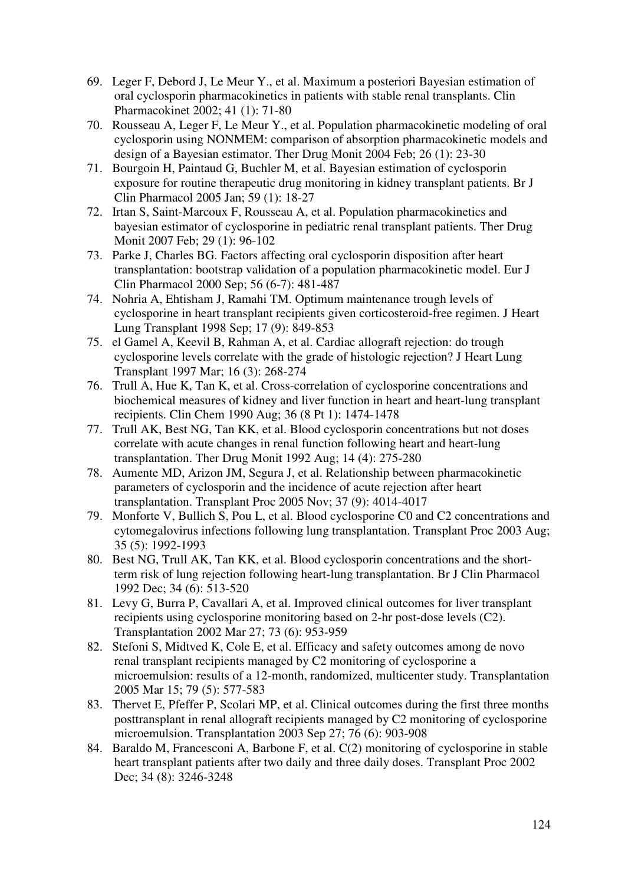69. Leger F, Debord J, Le Meur Y., et al. Maximum a posteriori Bayesian estimation of oral cyclosporin pharmacokinetics in patients with stable renal transplants. Clin Pharmacokinet 2002; 41 (1): 71-80
70. Rousseau A, Leger F, Le Meur Y., et al. Population pharmacokinetic modeling of oral cyclosporin using NONMEM: comparison of absorption pharmacokinetic models and design of a Bayesian estimator. Ther Drug Monit 2004 Feb; 26 (1): 23-30
71. Bourgoin H, Paintaud G, Buchler M, et al. Bayesian estimation of cyclosporin exposure for routine therapeutic drug monitoring in kidney transplant patients. Br J Clin Pharmacol 2005 Jan; 59 (1): 18-27
72. Irtan S, Saint-Marcoux F, Rousseau A, et al. Population pharmacokinetics and bayesian estimator of cyclosporine in pediatric renal transplant patients. Ther Drug Monit 2007 Feb; 29 (1): 96-102
73. Parke J, Charles BG. Factors affecting oral cyclosporin disposition after heart transplantation: bootstrap validation of a population pharmacokinetic model. Eur J Clin Pharmacol 2000 Sep; 56 (6-7): 481-487
74. Nohria A, Ehtisham J, Ramahi TM. Optimum maintenance trough levels of cyclosporine in heart transplant recipients given corticosteroid-free regimen. J Heart Lung Transplant 1998 Sep; 17 (9): 849-853
75. el Gamel A, Keevil B, Rahman A, et al. Cardiac allograft rejection: do trough cyclosporine levels correlate with the grade of histologic rejection? J Heart Lung Transplant 1997 Mar; 16 (3): 268-274
76. Trull A, Hue K, Tan K, et al. Cross-correlation of cyclosporine concentrations and biochemical measures of kidney and liver function in heart and heart-lung transplant recipients. Clin Chem 1990 Aug; 36 (8 Pt 1): 1474-1478
77. Trull AK, Best NG, Tan KK, et al. Blood cyclosporin concentrations but not doses correlate with acute changes in renal function following heart and heart-lung transplantation. Ther Drug Monit 1992 Aug; 14 (4): 275-280
78. Aumente MD, Arizon JM, Segura J, et al. Relationship between pharmacokinetic parameters of cyclosporin and the incidence of acute rejection after heart transplantation. Transplant Proc 2005 Nov; 37 (9): 4014-4017
79. Monforte V, Bullich S, Pou L, et al. Blood cyclosporine C0 and C2 concentrations and cytomegalovirus infections following lung transplantation. Transplant Proc 2003 Aug; 35 (5): 1992-1993
80. Best NG, Trull AK, Tan KK, et al. Blood cyclosporin concentrations and the short-term risk of lung rejection following heart-lung transplantation. Br J Clin Pharmacol 1992 Dec; 34 (6): 513-520
81. Levy G, Burra P, Cavallari A, et al. Improved clinical outcomes for liver transplant recipients using cyclosporine monitoring based on 2-hr post-dose levels (C2). Transplantation 2002 Mar 27; 73 (6): 953-959
82. Stefoni S, Midtved K, Cole E, et al. Efficacy and safety outcomes among de novo renal transplant recipients managed by C2 monitoring of cyclosporine a microemulsion: results of a 12-month, randomized, multicenter study. Transplantation 2005 Mar 15; 79 (5): 577-583
83. Thervet E, Pfeffer P, Scolari MP, et al. Clinical outcomes during the first three months posttransplant in renal allograft recipients managed by C2 monitoring of cyclosporine microemulsion. Transplantation 2003 Sep 27; 76 (6): 903-908
84. Baraldo M, Francesconi A, Barbone F, et al. C(2) monitoring of cyclosporine in stable heart transplant patients after two daily and three daily doses. Transplant Proc 2002 Dec; 34 (8): 3246-3248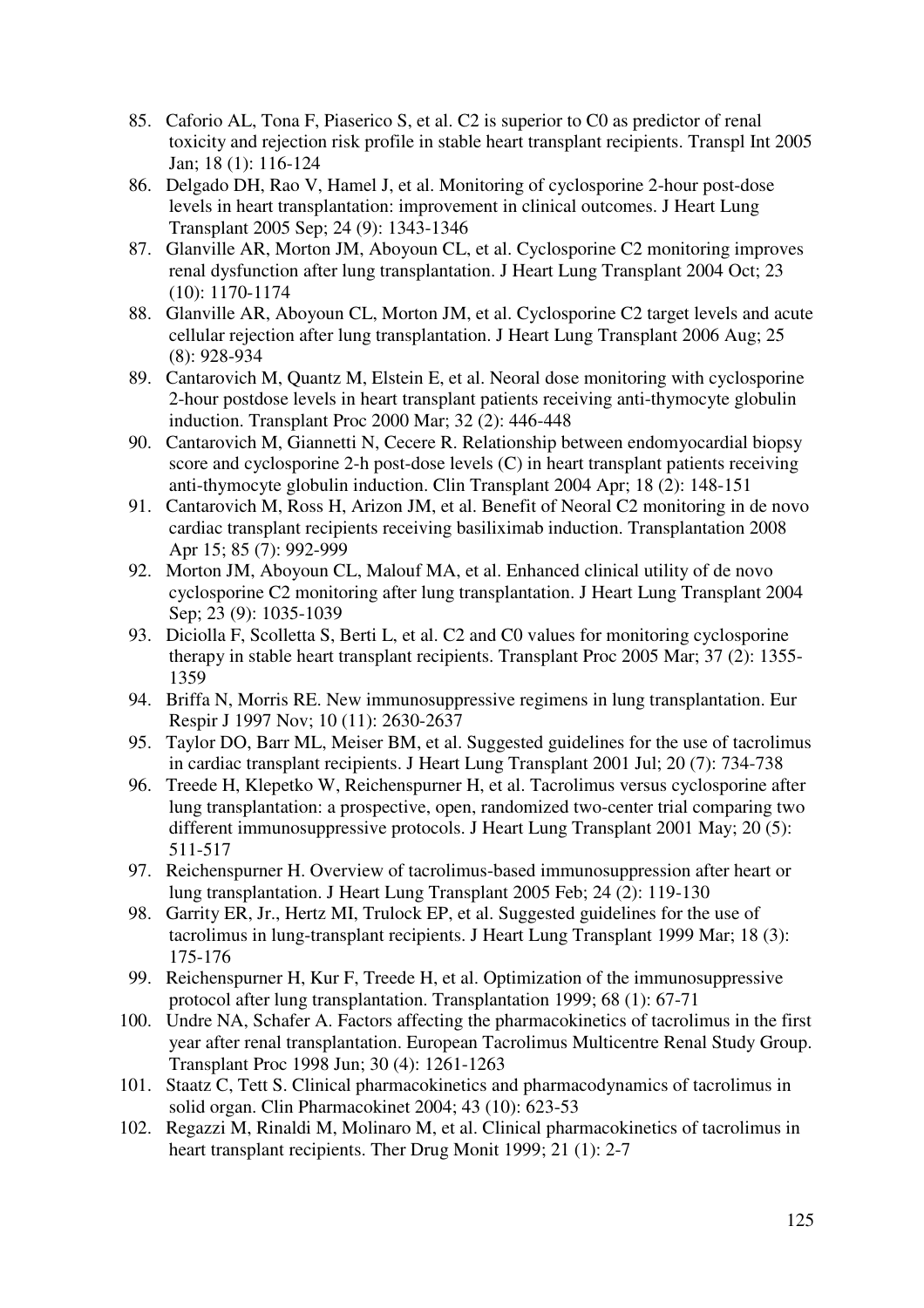85. Caforio AL, Tona F, Piaserico S, et al. C2 is superior to C0 as predictor of renal toxicity and rejection risk profile in stable heart transplant recipients. Transpl Int 2005 Jan; 18 (1): 116-124
86. Delgado DH, Rao V, Hamel J, et al. Monitoring of cyclosporine 2-hour post-dose levels in heart transplantation: improvement in clinical outcomes. J Heart Lung Transplant 2005 Sep; 24 (9): 1343-1346
87. Glanville AR, Morton JM, Aboyoun CL, et al. Cyclosporine C2 monitoring improves renal dysfunction after lung transplantation. J Heart Lung Transplant 2004 Oct; 23 (10): 1170-1174
88. Glanville AR, Aboyoun CL, Morton JM, et al. Cyclosporine C2 target levels and acute cellular rejection after lung transplantation. J Heart Lung Transplant 2006 Aug; 25 (8): 928-934
89. Cantarovich M, Quantz M, Elstein E, et al. Neoral dose monitoring with cyclosporine 2-hour postdose levels in heart transplant patients receiving anti-thymocyte globulin induction. Transplant Proc 2000 Mar; 32 (2): 446-448
90. Cantarovich M, Giannetti N, Cecere R. Relationship between endomyocardial biopsy score and cyclosporine 2-h post-dose levels (C) in heart transplant patients receiving anti-thymocyte globulin induction. Clin Transplant 2004 Apr; 18 (2): 148-151
91. Cantarovich M, Ross H, Arizon JM, et al. Benefit of Neoral C2 monitoring in de novo cardiac transplant recipients receiving basiliximab induction. Transplantation 2008 Apr 15; 85 (7): 992-999
92. Morton JM, Aboyoun CL, Malouf MA, et al. Enhanced clinical utility of de novo cyclosporine C2 monitoring after lung transplantation. J Heart Lung Transplant 2004 Sep; 23 (9): 1035-1039
93. Diciolla F, Scolletta S, Berti L, et al. C2 and C0 values for monitoring cyclosporine therapy in stable heart transplant recipients. Transplant Proc 2005 Mar; 37 (2): 1355-1359
94. Briffa N, Morris RE. New immunosuppressive regimens in lung transplantation. Eur Respir J 1997 Nov; 10 (11): 2630-2637
95. Taylor DO, Barr ML, Meiser BM, et al. Suggested guidelines for the use of tacrolimus in cardiac transplant recipients. J Heart Lung Transplant 2001 Jul; 20 (7): 734-738
96. Treede H, Klepetko W, Reichenspurner H, et al. Tacrolimus versus cyclosporine after lung transplantation: a prospective, open, randomized two-center trial comparing two different immunosuppressive protocols. J Heart Lung Transplant 2001 May; 20 (5): 511-517
97. Reichenspurner H. Overview of tacrolimus-based immunosuppression after heart or lung transplantation. J Heart Lung Transplant 2005 Feb; 24 (2): 119-130
98. Garrity ER, Jr., Hertz MI, Trulock EP, et al. Suggested guidelines for the use of tacrolimus in lung-transplant recipients. J Heart Lung Transplant 1999 Mar; 18 (3): 175-176
99. Reichenspurner H, Kur F, Treede H, et al. Optimization of the immunosuppressive protocol after lung transplantation. Transplantation 1999; 68 (1): 67-71
100. Undre NA, Schafer A. Factors affecting the pharmacokinetics of tacrolimus in the first year after renal transplantation. European Tacrolimus Multicentre Renal Study Group. Transplant Proc 1998 Jun; 30 (4): 1261-1263
101. Staatz C, Tett S. Clinical pharmacokinetics and pharmacodynamics of tacrolimus in solid organ. Clin Pharmacokinet 2004; 43 (10): 623-53
102. Regazzi M, Rinaldi M, Molinaro M, et al. Clinical pharmacokinetics of tacrolimus in heart transplant recipients. Ther Drug Monit 1999; 21 (1): 2-7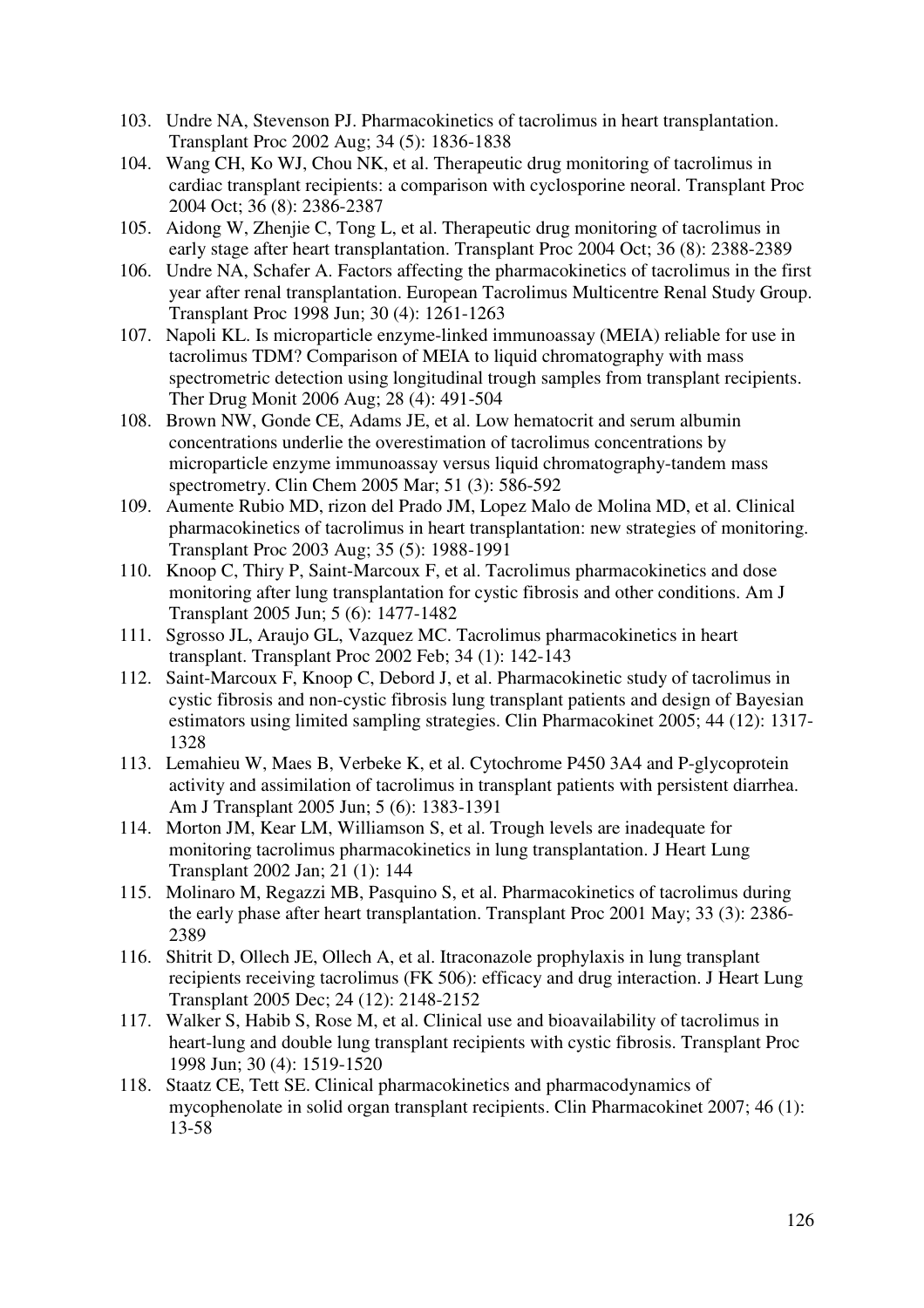103. Undre NA, Stevenson PJ. Pharmacokinetics of tacrolimus in heart transplantation. Transplant Proc 2002 Aug; 34 (5): 1836-1838
104. Wang CH, Ko WJ, Chou NK, et al. Therapeutic drug monitoring of tacrolimus in cardiac transplant recipients: a comparison with cyclosporine neoral. Transplant Proc 2004 Oct; 36 (8): 2386-2387
105. Aidong W, Zhenjie C, Tong L, et al. Therapeutic drug monitoring of tacrolimus in early stage after heart transplantation. Transplant Proc 2004 Oct; 36 (8): 2388-2389
106. Undre NA, Schafer A. Factors affecting the pharmacokinetics of tacrolimus in the first year after renal transplantation. European Tacrolimus Multicentre Renal Study Group. Transplant Proc 1998 Jun; 30 (4): 1261-1263
107. Napoli KL. Is microparticle enzyme-linked immunoassay (MEIA) reliable for use in tacrolimus TDM? Comparison of MEIA to liquid chromatography with mass spectrometric detection using longitudinal trough samples from transplant recipients. Ther Drug Monit 2006 Aug; 28 (4): 491-504
108. Brown NW, Gonde CE, Adams JE, et al. Low hematocrit and serum albumin concentrations underlie the overestimation of tacrolimus concentrations by microparticle enzyme immunoassay versus liquid chromatography-tandem mass spectrometry. Clin Chem 2005 Mar; 51 (3): 586-592
109. Aumente Rubio MD, rizon del Prado JM, Lopez Malo de Molina MD, et al. Clinical pharmacokinetics of tacrolimus in heart transplantation: new strategies of monitoring. Transplant Proc 2003 Aug; 35 (5): 1988-1991
110. Knoop C, Thiry P, Saint-Marcoux F, et al. Tacrolimus pharmacokinetics and dose monitoring after lung transplantation for cystic fibrosis and other conditions. Am J Transplant 2005 Jun; 5 (6): 1477-1482
111. Sgrosso JL, Araujo GL, Vazquez MC. Tacrolimus pharmacokinetics in heart transplant. Transplant Proc 2002 Feb; 34 (1): 142-143
112. Saint-Marcoux F, Knoop C, Debord J, et al. Pharmacokinetic study of tacrolimus in cystic fibrosis and non-cystic fibrosis lung transplant patients and design of Bayesian estimators using limited sampling strategies. Clin Pharmacokinet 2005; 44 (12): 1317-1328
113. Lemahieu W, Maes B, Verbeke K, et al. Cytochrome P450 3A4 and P-glycoprotein activity and assimilation of tacrolimus in transplant patients with persistent diarrhea. Am J Transplant 2005 Jun; 5 (6): 1383-1391
114. Morton JM, Kear LM, Williamson S, et al. Trough levels are inadequate for monitoring tacrolimus pharmacokinetics in lung transplantation. J Heart Lung Transplant 2002 Jan; 21 (1): 144
115. Molinaro M, Regazzi MB, Pasquino S, et al. Pharmacokinetics of tacrolimus during the early phase after heart transplantation. Transplant Proc 2001 May; 33 (3): 2386-2389
116. Shitrit D, Ollech JE, Ollech A, et al. Itraconazole prophylaxis in lung transplant recipients receiving tacrolimus (FK 506): efficacy and drug interaction. J Heart Lung Transplant 2005 Dec; 24 (12): 2148-2152
117. Walker S, Habib S, Rose M, et al. Clinical use and bioavailability of tacrolimus in heart-lung and double lung transplant recipients with cystic fibrosis. Transplant Proc 1998 Jun; 30 (4): 1519-1520
118. Staatz CE, Tett SE. Clinical pharmacokinetics and pharmacodynamics of mycophenolate in solid organ transplant recipients. Clin Pharmacokinet 2007; 46 (1): 13-58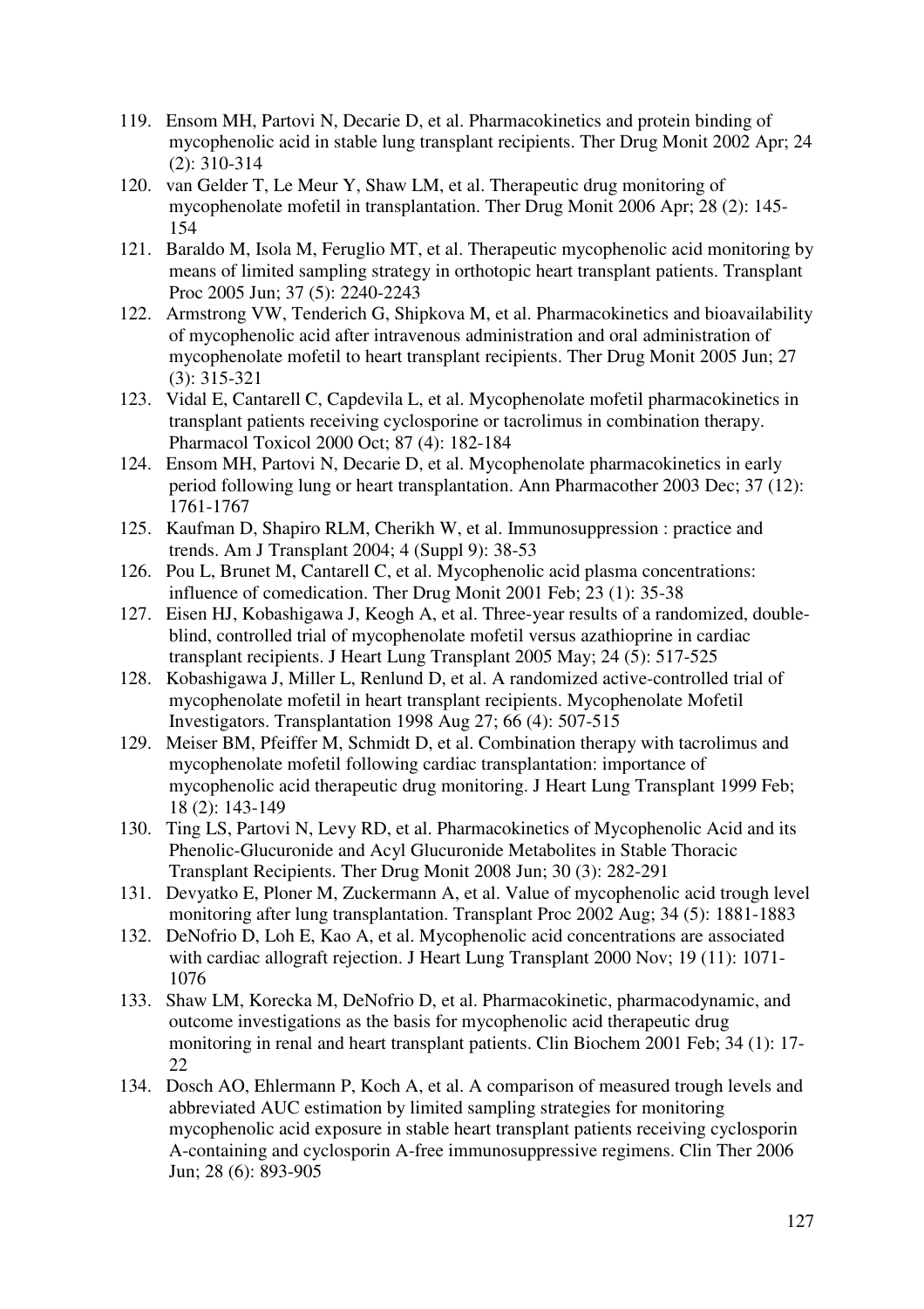119. Ensom MH, Partovi N, Decarie D, et al. Pharmacokinetics and protein binding of mycophenolic acid in stable lung transplant recipients. Ther Drug Monit 2002 Apr; 24 (2): 310-314
120. van Gelder T, Le Meur Y, Shaw LM, et al. Therapeutic drug monitoring of mycophenolate mofetil in transplantation. Ther Drug Monit 2006 Apr; 28 (2): 145-154
121. Baraldo M, Isola M, Feruglio MT, et al. Therapeutic mycophenolic acid monitoring by means of limited sampling strategy in orthotopic heart transplant patients. Transplant Proc 2005 Jun; 37 (5): 2240-2243
122. Armstrong VW, Tenderich G, Shipkova M, et al. Pharmacokinetics and bioavailability of mycophenolic acid after intravenous administration and oral administration of mycophenolate mofetil to heart transplant recipients. Ther Drug Monit 2005 Jun; 27 (3): 315-321
123. Vidal E, Cantarell C, Capdevila L, et al. Mycophenolate mofetil pharmacokinetics in transplant patients receiving cyclosporine or tacrolimus in combination therapy. Pharmacol Toxicol 2000 Oct; 87 (4): 182-184
124. Ensom MH, Partovi N, Decarie D, et al. Mycophenolate pharmacokinetics in early period following lung or heart transplantation. Ann Pharmacother 2003 Dec; 37 (12): 1761-1767
125. Kaufman D, Shapiro RLM, Cherikh W, et al. Immunosuppression : practice and trends. Am J Transplant 2004; 4 (Suppl 9): 38-53
126. Pou L, Brunet M, Cantarell C, et al. Mycophenolic acid plasma concentrations: influence of comedication. Ther Drug Monit 2001 Feb; 23 (1): 35-38
127. Eisen HJ, Kobashigawa J, Keogh A, et al. Three-year results of a randomized, double-blind, controlled trial of mycophenolate mofetil versus azathioprine in cardiac transplant recipients. J Heart Lung Transplant 2005 May; 24 (5): 517-525
128. Kobashigawa J, Miller L, Renlund D, et al. A randomized active-controlled trial of mycophenolate mofetil in heart transplant recipients. Mycophenolate Mofetil Investigators. Transplantation 1998 Aug 27; 66 (4): 507-515
129. Meiser BM, Pfeiffer M, Schmidt D, et al. Combination therapy with tacrolimus and mycophenolate mofetil following cardiac transplantation: importance of mycophenolic acid therapeutic drug monitoring. J Heart Lung Transplant 1999 Feb; 18 (2): 143-149
130. Ting LS, Partovi N, Levy RD, et al. Pharmacokinetics of Mycophenolic Acid and its Phenolic-Glucuronide and Acyl Glucuronide Metabolites in Stable Thoracic Transplant Recipients. Ther Drug Monit 2008 Jun; 30 (3): 282-291
131. Devyatko E, Ploner M, Zuckermann A, et al. Value of mycophenolic acid trough level monitoring after lung transplantation. Transplant Proc 2002 Aug; 34 (5): 1881-1883
132. DeNofrio D, Loh E, Kao A, et al. Mycophenolic acid concentrations are associated with cardiac allograft rejection. J Heart Lung Transplant 2000 Nov; 19 (11): 1071-1076
133. Shaw LM, Korecka M, DeNofrio D, et al. Pharmacokinetic, pharmacodynamic, and outcome investigations as the basis for mycophenolic acid therapeutic drug monitoring in renal and heart transplant patients. Clin Biochem 2001 Feb; 34 (1): 17-22
134. Dosch AO, Ehlermann P, Koch A, et al. A comparison of measured trough levels and abbreviated AUC estimation by limited sampling strategies for monitoring mycophenolic acid exposure in stable heart transplant patients receiving cyclosporin A-containing and cyclosporin A-free immunosuppressive regimens. Clin Ther 2006 Jun; 28 (6): 893-905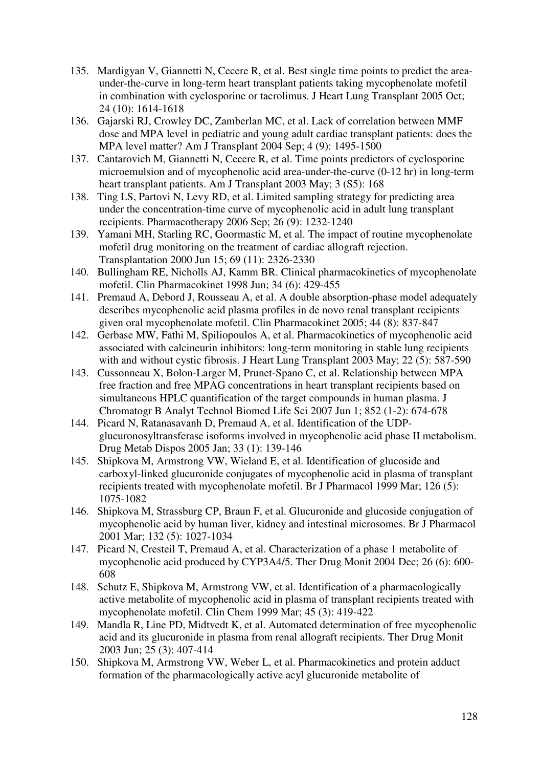135. Mardigyan V, Giannetti N, Cecere R, et al. Best single time points to predict the area-under-the-curve in long-term heart transplant patients taking mycophenolate mofetil in combination with cyclosporine or tacrolimus. J Heart Lung Transplant 2005 Oct; 24 (10): 1614-1618
136. Gajarski RJ, Crowley DC, Zamberlan MC, et al. Lack of correlation between MMF dose and MPA level in pediatric and young adult cardiac transplant patients: does the MPA level matter? Am J Transplant 2004 Sep; 4 (9): 1495-1500
137. Cantarovich M, Giannetti N, Cecere R, et al. Time points predictors of cyclosporine microemulsion and of mycophenolic acid area-under-the-curve (0-12 hr) in long-term heart transplant patients. Am J Transplant 2003 May; 3 (S5): 168
138. Ting LS, Partovi N, Levy RD, et al. Limited sampling strategy for predicting area under the concentration-time curve of mycophenolic acid in adult lung transplant recipients. Pharmacotherapy 2006 Sep; 26 (9): 1232-1240
139. Yamani MH, Starling RC, Goormastic M, et al. The impact of routine mycophenolate mofetil drug monitoring on the treatment of cardiac allograft rejection. Transplantation 2000 Jun 15; 69 (11): 2326-2330
140. Bullingham RE, Nicholls AJ, Kamm BR. Clinical pharmacokinetics of mycophenolate mofetil. Clin Pharmacokinet 1998 Jun; 34 (6): 429-455
141. Premaud A, Debord J, Rousseau A, et al. A double absorption-phase model adequately describes mycophenolic acid plasma profiles in de novo renal transplant recipients given oral mycophenolate mofetil. Clin Pharmacokinet 2005; 44 (8): 837-847
142. Gerbase MW, Fathi M, Spiliopoulos A, et al. Pharmacokinetics of mycophenolic acid associated with calcineurin inhibitors: long-term monitoring in stable lung recipients with and without cystic fibrosis. J Heart Lung Transplant 2003 May; 22 (5): 587-590
143. Cussonneau X, Bolon-Larger M, Prunet-Spano C, et al. Relationship between MPA free fraction and free MPAG concentrations in heart transplant recipients based on simultaneous HPLC quantification of the target compounds in human plasma. J Chromatogr B Analyt Technol Biomed Life Sci 2007 Jun 1; 852 (1-2): 674-678
144. Picard N, Ratanasavanh D, Premaud A, et al. Identification of the UDP-glucuronosyltransferase isoforms involved in mycophenolic acid phase II metabolism. Drug Metab Dispos 2005 Jan; 33 (1): 139-146
145. Shipkova M, Armstrong VW, Wieland E, et al. Identification of glucoside and carboxyl-linked glucuronide conjugates of mycophenolic acid in plasma of transplant recipients treated with mycophenolate mofetil. Br J Pharmacol 1999 Mar; 126 (5): 1075-1082
146. Shipkova M, Strassburg CP, Braun F, et al. Glucuronide and glucoside conjugation of mycophenolic acid by human liver, kidney and intestinal microsomes. Br J Pharmacol 2001 Mar; 132 (5): 1027-1034
147. Picard N, Cresteil T, Premaud A, et al. Characterization of a phase 1 metabolite of mycophenolic acid produced by CYP3A4/5. Ther Drug Monit 2004 Dec; 26 (6): 600-608
148. Schutz E, Shipkova M, Armstrong VW, et al. Identification of a pharmacologically active metabolite of mycophenolic acid in plasma of transplant recipients treated with mycophenolate mofetil. Clin Chem 1999 Mar; 45 (3): 419-422
149. Mandla R, Line PD, Midtvedt K, et al. Automated determination of free mycophenolic acid and its glucuronide in plasma from renal allograft recipients. Ther Drug Monit 2003 Jun; 25 (3): 407-414
150. Shipkova M, Armstrong VW, Weber L, et al. Pharmacokinetics and protein adduct formation of the pharmacologically active acyl glucuronide metabolite of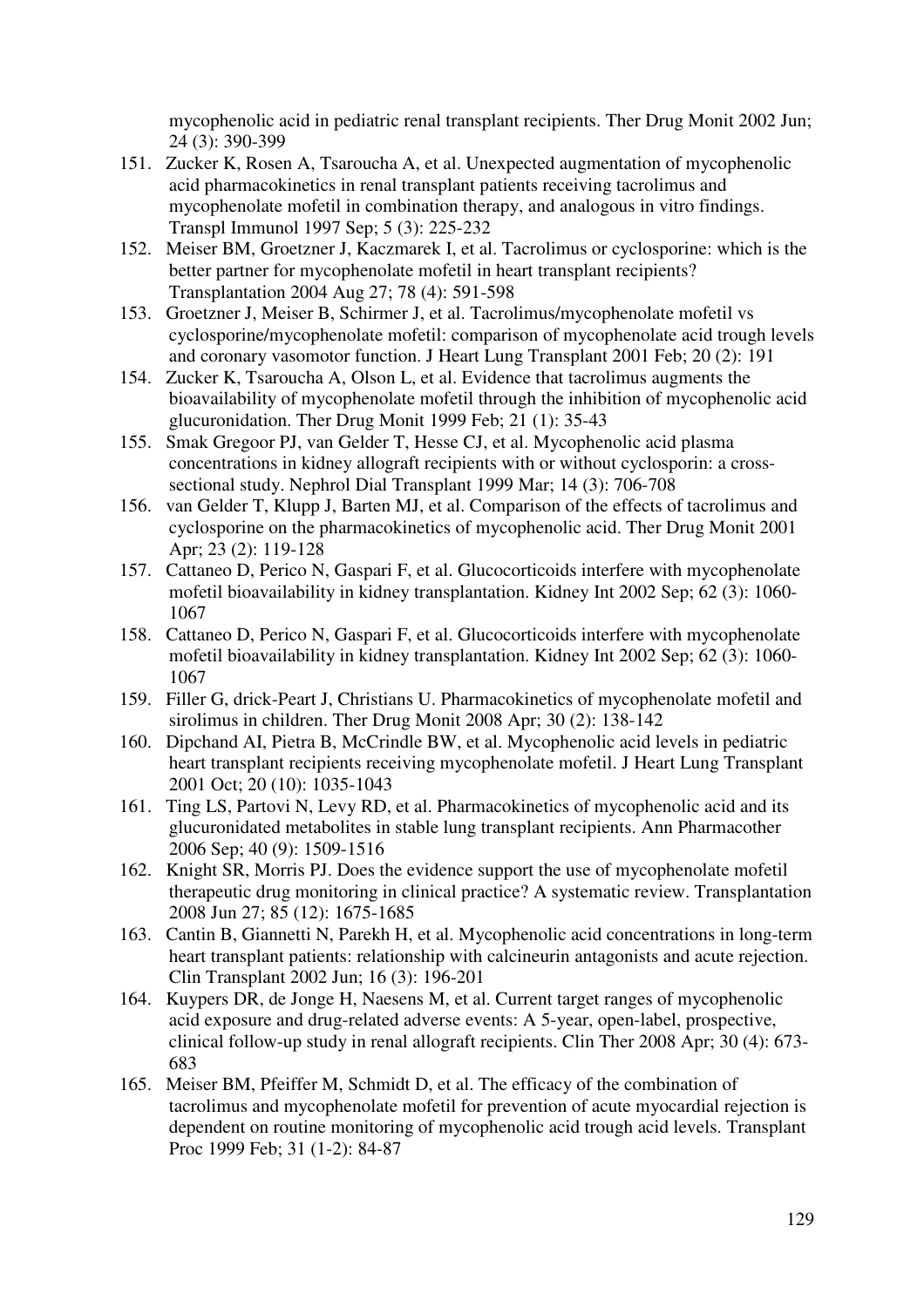mycophenolic acid in pediatric renal transplant recipients. Ther Drug Monit 2002 Jun; 24 (3): 390-399

151. Zucker K, Rosen A, Tsaroucha A, et al. Unexpected augmentation of mycophenolic acid pharmacokinetics in renal transplant patients receiving tacrolimus and mycophenolate mofetil in combination therapy, and analogous in vitro findings. Transpl Immunol 1997 Sep; 5 (3): 225-232
152. Meiser BM, Groetzner J, Kaczmarek I, et al. Tacrolimus or cyclosporine: which is the better partner for mycophenolate mofetil in heart transplant recipients? Transplantation 2004 Aug 27; 78 (4): 591-598
153. Groetzner J, Meiser B, Schirmer J, et al. Tacrolimus/mycophenolate mofetil vs cyclosporine/mycophenolate mofetil: comparison of mycophenolate acid trough levels and coronary vasomotor function. J Heart Lung Transplant 2001 Feb; 20 (2): 191
154. Zucker K, Tsaroucha A, Olson L, et al. Evidence that tacrolimus augments the bioavailability of mycophenolate mofetil through the inhibition of mycophenolic acid glucuronidation. Ther Drug Monit 1999 Feb; 21 (1): 35-43
155. Smak Gregoor PJ, van Gelder T, Hesse CJ, et al. Mycophenolic acid plasma concentrations in kidney allograft recipients with or without cyclosporin: a cross-sectional study. Nephrol Dial Transplant 1999 Mar; 14 (3): 706-708
156. van Gelder T, Klupp J, Barten MJ, et al. Comparison of the effects of tacrolimus and cyclosporine on the pharmacokinetics of mycophenolic acid. Ther Drug Monit 2001 Apr; 23 (2): 119-128
157. Cattaneo D, Perico N, Gaspari F, et al. Glucocorticoids interfere with mycophenolate mofetil bioavailability in kidney transplantation. Kidney Int 2002 Sep; 62 (3): 1060-1067
158. Cattaneo D, Perico N, Gaspari F, et al. Glucocorticoids interfere with mycophenolate mofetil bioavailability in kidney transplantation. Kidney Int 2002 Sep; 62 (3): 1060-1067
159. Filler G, drick-Peart J, Christians U. Pharmacokinetics of mycophenolate mofetil and sirolimus in children. Ther Drug Monit 2008 Apr; 30 (2): 138-142
160. Dipchand AI, Pietra B, McCrindle BW, et al. Mycophenolic acid levels in pediatric heart transplant recipients receiving mycophenolate mofetil. J Heart Lung Transplant 2001 Oct; 20 (10): 1035-1043
161. Ting LS, Partovi N, Levy RD, et al. Pharmacokinetics of mycophenolic acid and its glucuronidated metabolites in stable lung transplant recipients. Ann Pharmacother 2006 Sep; 40 (9): 1509-1516
162. Knight SR, Morris PJ. Does the evidence support the use of mycophenolate mofetil therapeutic drug monitoring in clinical practice? A systematic review. Transplantation 2008 Jun 27; 85 (12): 1675-1685
163. Cantin B, Giannetti N, Parekh H, et al. Mycophenolic acid concentrations in long-term heart transplant patients: relationship with calcineurin antagonists and acute rejection. Clin Transplant 2002 Jun; 16 (3): 196-201
164. Kuypers DR, de Jonge H, Naesens M, et al. Current target ranges of mycophenolic acid exposure and drug-related adverse events: A 5-year, open-label, prospective, clinical follow-up study in renal allograft recipients. Clin Ther 2008 Apr; 30 (4): 673-683
165. Meiser BM, Pfeiffer M, Schmidt D, et al. The efficacy of the combination of tacrolimus and mycophenolate mofetil for prevention of acute myocardial rejection is dependent on routine monitoring of mycophenolic acid trough acid levels. Transplant Proc 1999 Feb; 31 (1-2): 84-87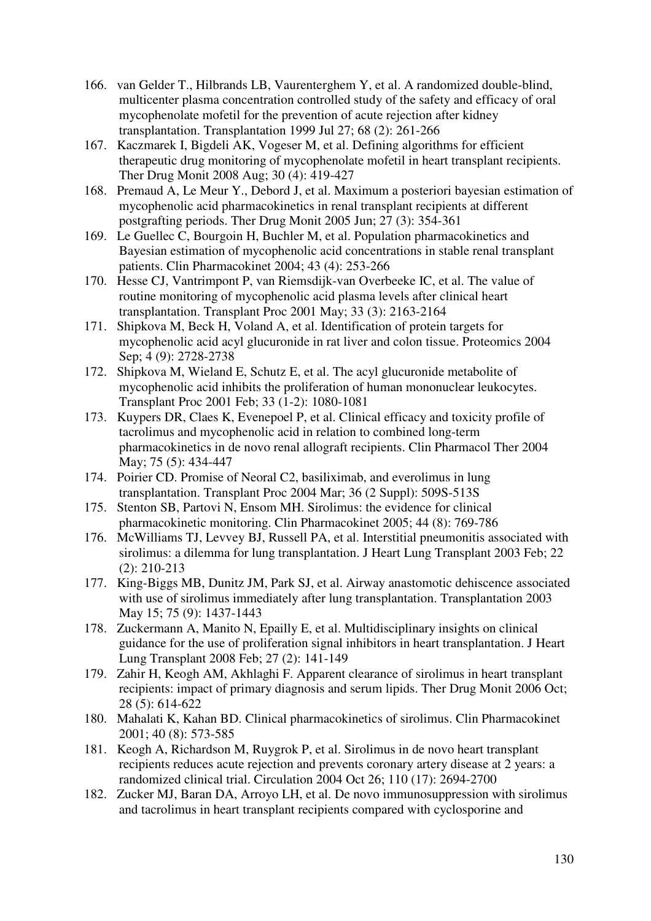166. van Gelder T., Hilbrands LB, Vaurenterghem Y, et al. A randomized double-blind, multicenter plasma concentration controlled study of the safety and efficacy of oral mycophenolate mofetil for the prevention of acute rejection after kidney transplantation. Transplantation 1999 Jul 27; 68 (2): 261-266
167. Kaczmarek I, Bigdeli AK, Vogeser M, et al. Defining algorithms for efficient therapeutic drug monitoring of mycophenolate mofetil in heart transplant recipients. Ther Drug Monit 2008 Aug; 30 (4): 419-427
168. Premaud A, Le Meur Y., Debord J, et al. Maximum a posteriori bayesian estimation of mycophenolic acid pharmacokinetics in renal transplant recipients at different postgrafting periods. Ther Drug Monit 2005 Jun; 27 (3): 354-361
169. Le Guellec C, Bourgoin H, Buchler M, et al. Population pharmacokinetics and Bayesian estimation of mycophenolic acid concentrations in stable renal transplant patients. Clin Pharmacokinet 2004; 43 (4): 253-266
170. Hesse CJ, Vantrimpont P, van Riemsdijk-van Overbeeke IC, et al. The value of routine monitoring of mycophenolic acid plasma levels after clinical heart transplantation. Transplant Proc 2001 May; 33 (3): 2163-2164
171. Shipkova M, Beck H, Voland A, et al. Identification of protein targets for mycophenolic acid acyl glucuronide in rat liver and colon tissue. Proteomics 2004 Sep; 4 (9): 2728-2738
172. Shipkova M, Wieland E, Schutz E, et al. The acyl glucuronide metabolite of mycophenolic acid inhibits the proliferation of human mononuclear leukocytes. Transplant Proc 2001 Feb; 33 (1-2): 1080-1081
173. Kuypers DR, Claes K, Evenepoel P, et al. Clinical efficacy and toxicity profile of tacrolimus and mycophenolic acid in relation to combined long-term pharmacokinetics in de novo renal allograft recipients. Clin Pharmacol Ther 2004 May; 75 (5): 434-447
174. Poirier CD. Promise of Neoral C2, basiliximab, and everolimus in lung transplantation. Transplant Proc 2004 Mar; 36 (2 Suppl): 509S-513S
175. Stenton SB, Partovi N, Ensom MH. Sirolimus: the evidence for clinical pharmacokinetic monitoring. Clin Pharmacokinet 2005; 44 (8): 769-786
176. McWilliams TJ, Levvey BJ, Russell PA, et al. Interstitial pneumonitis associated with sirolimus: a dilemma for lung transplantation. J Heart Lung Transplant 2003 Feb; 22 (2): 210-213
177. King-Biggs MB, Dunitz JM, Park SJ, et al. Airway anastomotic dehiscence associated with use of sirolimus immediately after lung transplantation. Transplantation 2003 May 15; 75 (9): 1437-1443
178. Zuckermann A, Manito N, Epailly E, et al. Multidisciplinary insights on clinical guidance for the use of proliferation signal inhibitors in heart transplantation. J Heart Lung Transplant 2008 Feb; 27 (2): 141-149
179. Zahir H, Keogh AM, Akhlaghi F. Apparent clearance of sirolimus in heart transplant recipients: impact of primary diagnosis and serum lipids. Ther Drug Monit 2006 Oct; 28 (5): 614-622
180. Mahalati K, Kahan BD. Clinical pharmacokinetics of sirolimus. Clin Pharmacokinet 2001; 40 (8): 573-585
181. Keogh A, Richardson M, Ruygrok P, et al. Sirolimus in de novo heart transplant recipients reduces acute rejection and prevents coronary artery disease at 2 years: a randomized clinical trial. Circulation 2004 Oct 26; 110 (17): 2694-2700
182. Zucker MJ, Baran DA, Arroyo LH, et al. De novo immunosuppression with sirolimus and tacrolimus in heart transplant recipients compared with cyclosporine and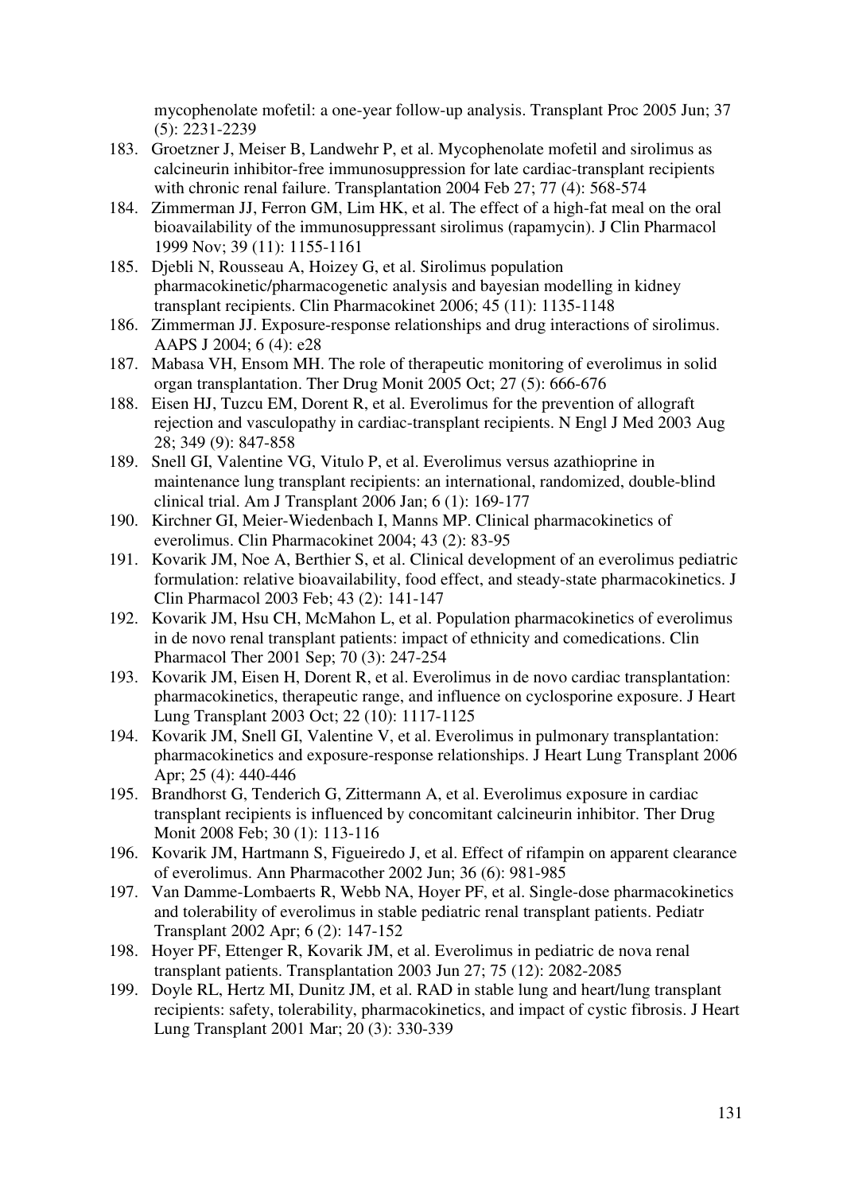mycophenolate mofetil: a one-year follow-up analysis. Transplant Proc 2005 Jun; 37 (5): 2231-2239

183. Groetzner J, Meiser B, Landwehr P, et al. Mycophenolate mofetil and sirolimus as calcineurin inhibitor-free immunosuppression for late cardiac-transplant recipients with chronic renal failure. Transplantation 2004 Feb 27; 77 (4): 568-574
184. Zimmerman JJ, Ferron GM, Lim HK, et al. The effect of a high-fat meal on the oral bioavailability of the immunosuppressant sirolimus (rapamycin). J Clin Pharmacol 1999 Nov; 39 (11): 1155-1161
185. Djebli N, Rousseau A, Hoizey G, et al. Sirolimus population pharmacokinetic/pharmacogenetic analysis and bayesian modelling in kidney transplant recipients. Clin Pharmacokinet 2006; 45 (11): 1135-1148
186. Zimmerman JJ. Exposure-response relationships and drug interactions of sirolimus. AAPS J 2004; 6 (4): e28
187. Mabasa VH, Ensom MH. The role of therapeutic monitoring of everolimus in solid organ transplantation. Ther Drug Monit 2005 Oct; 27 (5): 666-676
188. Eisen HJ, Tuzcu EM, Dorent R, et al. Everolimus for the prevention of allograft rejection and vasculopathy in cardiac-transplant recipients. N Engl J Med 2003 Aug 28; 349 (9): 847-858
189. Snell GI, Valentine VG, Vitulo P, et al. Everolimus versus azathioprine in maintenance lung transplant recipients: an international, randomized, double-blind clinical trial. Am J Transplant 2006 Jan; 6 (1): 169-177
190. Kirchner GI, Meier-Wiedenbach I, Manns MP. Clinical pharmacokinetics of everolimus. Clin Pharmacokinet 2004; 43 (2): 83-95
191. Kovarik JM, Noe A, Berthier S, et al. Clinical development of an everolimus pediatric formulation: relative bioavailability, food effect, and steady-state pharmacokinetics. J Clin Pharmacol 2003 Feb; 43 (2): 141-147
192. Kovarik JM, Hsu CH, McMahon L, et al. Population pharmacokinetics of everolimus in de novo renal transplant patients: impact of ethnicity and comedications. Clin Pharmacol Ther 2001 Sep; 70 (3): 247-254
193. Kovarik JM, Eisen H, Dorent R, et al. Everolimus in de novo cardiac transplantation: pharmacokinetics, therapeutic range, and influence on cyclosporine exposure. J Heart Lung Transplant 2003 Oct; 22 (10): 1117-1125
194. Kovarik JM, Snell GI, Valentine V, et al. Everolimus in pulmonary transplantation: pharmacokinetics and exposure-response relationships. J Heart Lung Transplant 2006 Apr; 25 (4): 440-446
195. Brandhorst G, Tenderich G, Zittermann A, et al. Everolimus exposure in cardiac transplant recipients is influenced by concomitant calcineurin inhibitor. Ther Drug Monit 2008 Feb; 30 (1): 113-116
196. Kovarik JM, Hartmann S, Figueiredo J, et al. Effect of rifampin on apparent clearance of everolimus. Ann Pharmacother 2002 Jun; 36 (6): 981-985
197. Van Damme-Lombaerts R, Webb NA, Hoyer PF, et al. Single-dose pharmacokinetics and tolerability of everolimus in stable pediatric renal transplant patients. Pediatr Transplant 2002 Apr; 6 (2): 147-152
198. Hoyer PF, Ettenger R, Kovarik JM, et al. Everolimus in pediatric de nova renal transplant patients. Transplantation 2003 Jun 27; 75 (12): 2082-2085
199. Doyle RL, Hertz MI, Dunitz JM, et al. RAD in stable lung and heart/lung transplant recipients: safety, tolerability, pharmacokinetics, and impact of cystic fibrosis. J Heart Lung Transplant 2001 Mar; 20 (3): 330-339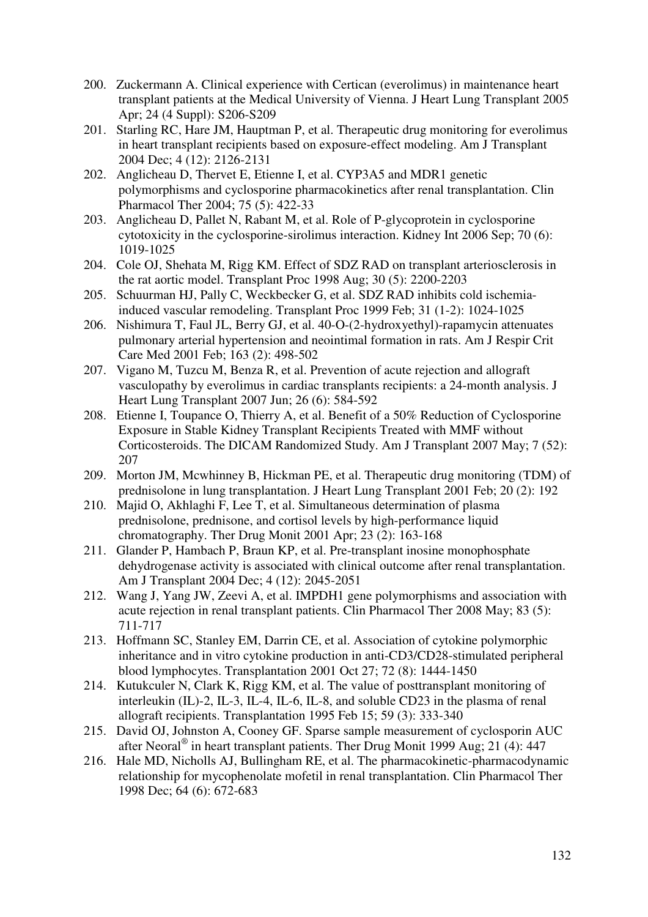200. Zuckermann A. Clinical experience with Certican (everolimus) in maintenance heart transplant patients at the Medical University of Vienna. J Heart Lung Transplant 2005 Apr; 24 (4 Suppl): S206-S209
201. Starling RC, Hare JM, Hauptman P, et al. Therapeutic drug monitoring for everolimus in heart transplant recipients based on exposure-effect modeling. Am J Transplant 2004 Dec; 4 (12): 2126-2131
202. Anglicheau D, Thervet E, Etienne I, et al. CYP3A5 and MDR1 genetic polymorphisms and cyclosporine pharmacokinetics after renal transplantation. Clin Pharmacol Ther 2004; 75 (5): 422-33
203. Anglicheau D, Pallet N, Rabant M, et al. Role of P-glycoprotein in cyclosporine cytotoxicity in the cyclosporine-sirolimus interaction. Kidney Int 2006 Sep; 70 (6): 1019-1025
204. Cole OJ, Shehata M, Rigg KM. Effect of SDZ RAD on transplant arteriosclerosis in the rat aortic model. Transplant Proc 1998 Aug; 30 (5): 2200-2203
205. Schuurman HJ, Pally C, Weckbecker G, et al. SDZ RAD inhibits cold ischemia-induced vascular remodeling. Transplant Proc 1999 Feb; 31 (1-2): 1024-1025
206. Nishimura T, Faul JL, Berry GJ, et al. 40-O-(2-hydroxyethyl)-rapamycin attenuates pulmonary arterial hypertension and neointimal formation in rats. Am J Respir Crit Care Med 2001 Feb; 163 (2): 498-502
207. Vigano M, Tuzcu M, Benza R, et al. Prevention of acute rejection and allograft vasculopathy by everolimus in cardiac transplants recipients: a 24-month analysis. J Heart Lung Transplant 2007 Jun; 26 (6): 584-592
208. Etienne I, Toupance O, Thierry A, et al. Benefit of a 50% Reduction of Cyclosporine Exposure in Stable Kidney Transplant Recipients Treated with MMF without Corticosteroids. The DICAM Randomized Study. Am J Transplant 2007 May; 7 (52): 207
209. Morton JM, Mcwhinney B, Hickman PE, et al. Therapeutic drug monitoring (TDM) of prednisolone in lung transplantation. J Heart Lung Transplant 2001 Feb; 20 (2): 192
210. Majid O, Akhlaghi F, Lee T, et al. Simultaneous determination of plasma prednisolone, prednisone, and cortisol levels by high-performance liquid chromatography. Ther Drug Monit 2001 Apr; 23 (2): 163-168
211. Glander P, Hambach P, Braun KP, et al. Pre-transplant inosine monophosphate dehydrogenase activity is associated with clinical outcome after renal transplantation. Am J Transplant 2004 Dec; 4 (12): 2045-2051
212. Wang J, Yang JW, Zeevi A, et al. IMPDH1 gene polymorphisms and association with acute rejection in renal transplant patients. Clin Pharmacol Ther 2008 May; 83 (5): 711-717
213. Hoffmann SC, Stanley EM, Darrin CE, et al. Association of cytokine polymorphic inheritance and in vitro cytokine production in anti-CD3/CD28-stimulated peripheral blood lymphocytes. Transplantation 2001 Oct 27; 72 (8): 1444-1450
214. Kutukculer N, Clark K, Rigg KM, et al. The value of posttransplant monitoring of interleukin (IL)-2, IL-3, IL-4, IL-6, IL-8, and soluble CD23 in the plasma of renal allograft recipients. Transplantation 1995 Feb 15; 59 (3): 333-340
215. David OJ, Johnston A, Cooney GF. Sparse sample measurement of cyclosporin AUC after Neoral® in heart transplant patients. Ther Drug Monit 1999 Aug; 21 (4): 447
216. Hale MD, Nicholls AJ, Bullingham RE, et al. The pharmacokinetic-pharmacodynamic relationship for mycophenolate mofetil in renal transplantation. Clin Pharmacol Ther 1998 Dec; 64 (6): 672-683